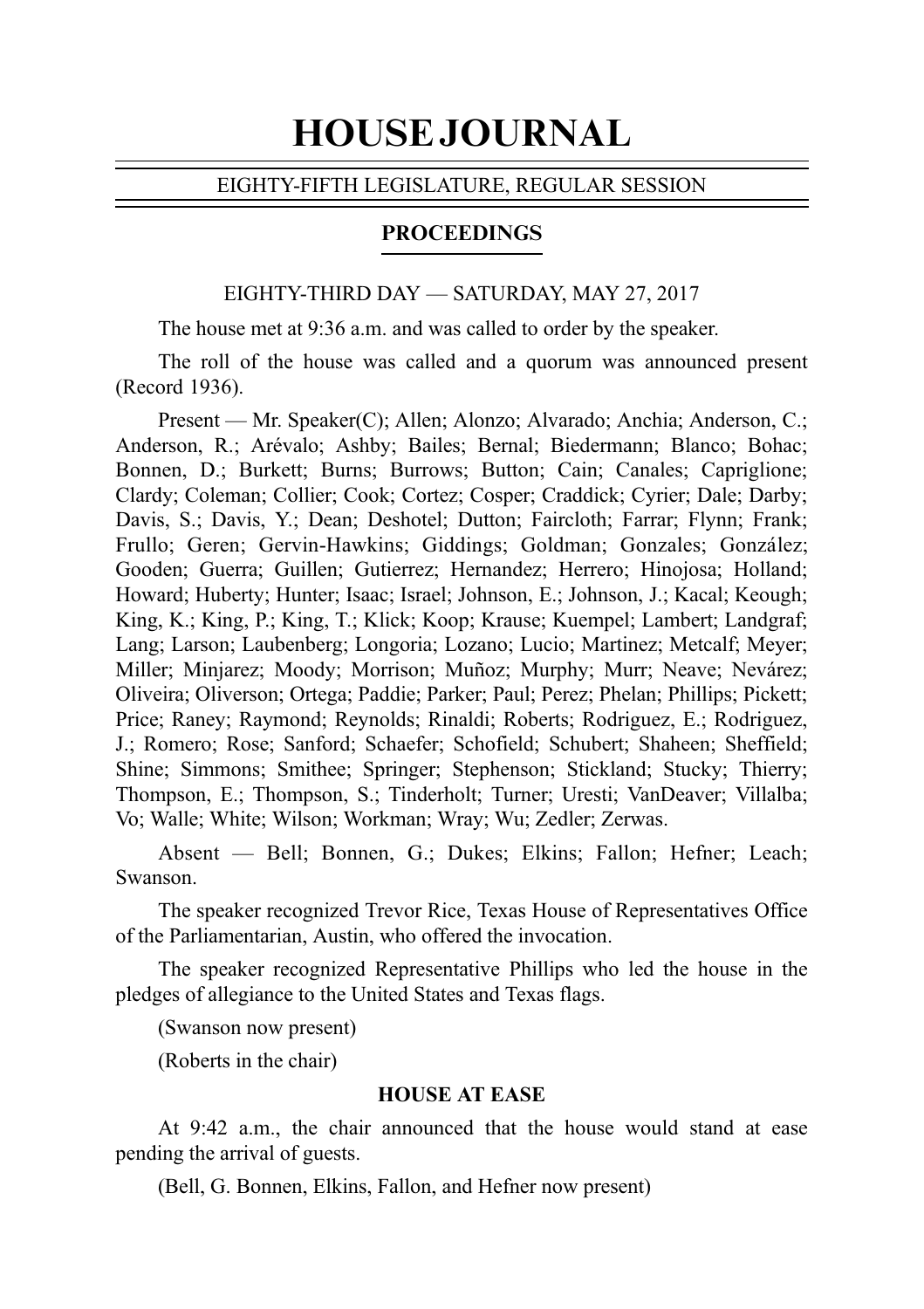# HOUSE JOURNAL

EIGHTY-FIFTH LEGISLATURE, REGULAR SESSION

## PROCEEDINGS

EIGHTY-THIRD DAY — SATURDAY, MAY 27, 2017

The house met at 9:36 a.m. and was called to order by the speaker.

The roll of the house was called and a quorum was announced present (Record 1936).

Present — Mr. Speaker(C); Allen; Alonzo; Alvarado; Anchia; Anderson, C.; Anderson, R.; Arévalo; Ashby; Bailes; Bernal; Biedermann; Blanco; Bohac; Bonnen, D.; Burkett; Burns; Burrows; Button; Cain; Canales; Capriglione; Clardy; Coleman; Collier; Cook; Cortez; Cosper; Craddick; Cyrier; Dale; Darby; Davis, S.; Davis, Y.; Dean; Deshotel; Dutton; Faircloth; Farrar; Flynn; Frank; Frullo; Geren; Gervin-Hawkins; Giddings; Goldman; Gonzales; González; Gooden; Guerra; Guillen; Gutierrez; Hernandez; Herrero; Hinojosa; Holland; Howard; Huberty; Hunter; Isaac; Israel; Johnson, E.; Johnson, J.; Kacal; Keough; King, K.; King, P.; King, T.; Klick; Koop; Krause; Kuempel; Lambert; Landgraf; Lang; Larson; Laubenberg; Longoria; Lozano; Lucio; Martinez; Metcalf; Meyer; Miller; Minjarez; Moody; Morrison; Muñoz; Murphy; Murr; Neave; Nevárez; Oliveira; Oliverson; Ortega; Paddie; Parker; Paul; Perez; Phelan; Phillips; Pickett; Price; Raney; Raymond; Reynolds; Rinaldi; Roberts; Rodriguez, E.; Rodriguez, J.; Romero; Rose; Sanford; Schaefer; Schofield; Schubert; Shaheen; Sheffield; Shine; Simmons; Smithee; Springer; Stephenson; Stickland; Stucky; Thierry; Thompson, E.; Thompson, S.; Tinderholt; Turner; Uresti; VanDeaver; Villalba; Vo; Walle; White; Wilson; Workman; Wray; Wu; Zedler; Zerwas.

Absent — Bell; Bonnen, G.; Dukes; Elkins; Fallon; Hefner; Leach; Swanson.

The speaker recognized Trevor Rice, Texas House of Representatives Office of the Parliamentarian, Austin, who offered the invocation.

The speaker recognized Representative Phillips who led the house in the pledges of allegiance to the United States and Texas flags.

(Swanson now present)

(Roberts in the chair)

### HOUSE AT EASE

At 9:42 a.m., the chair announced that the house would stand at ease pending the arrival of guests.

(Bell, G. Bonnen, Elkins, Fallon, and Hefner now present)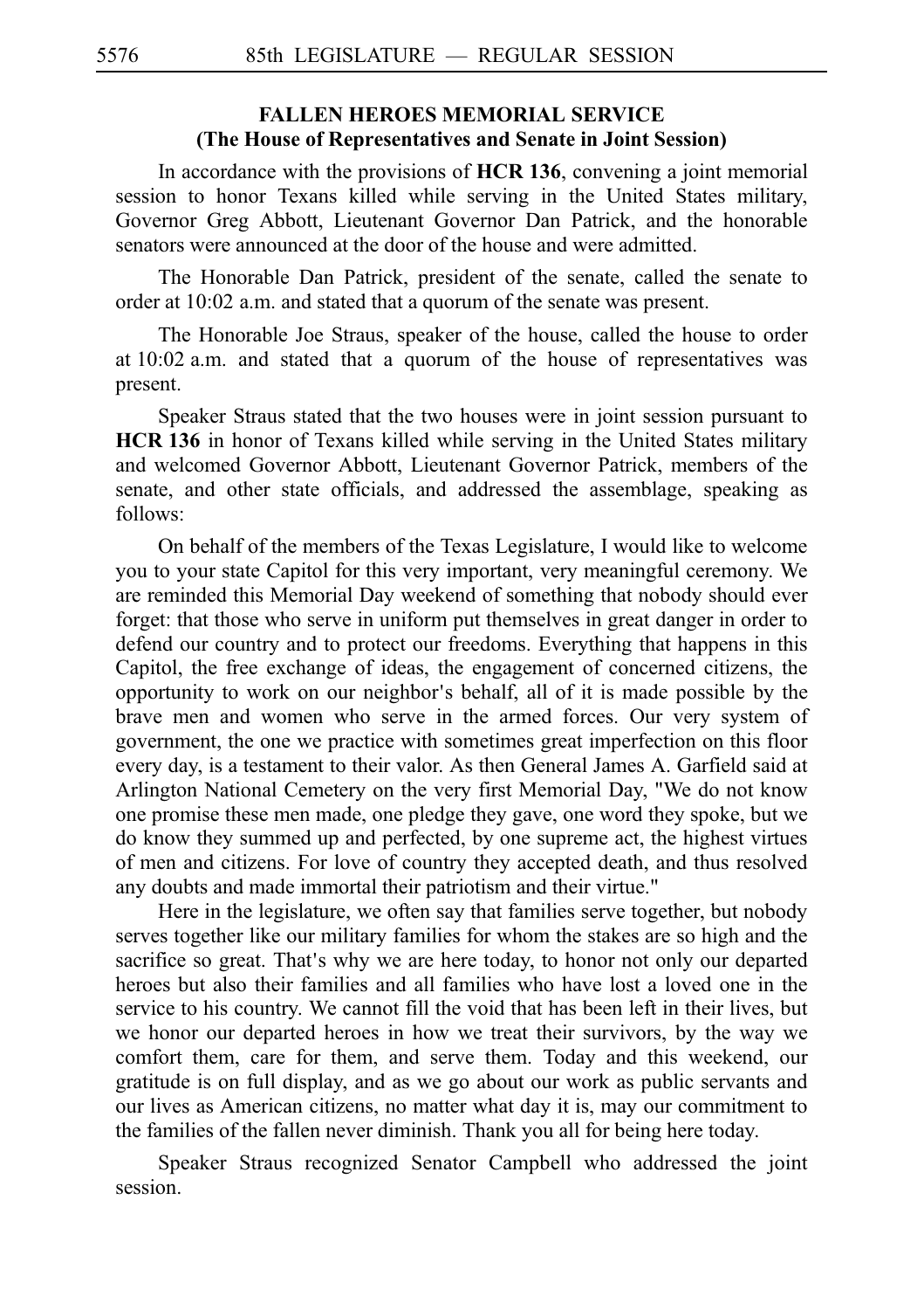## FALLEN HEROES MEMORIAL SERVICE
### (The House of Representatives and Senate in Joint Session)

In accordance with the provisions of **HCR 136**, convening a joint memorial session to honor Texans killed while serving in the United States military, Governor Greg Abbott, Lieutenant Governor Dan Patrick, and the honorable senators were announced at the door of the house and were admitted.

The Honorable Dan Patrick, president of the senate, called the senate to order at 10:02 a.m. and stated that a quorum of the senate was present.

The Honorable Joe Straus, speaker of the house, called the house to order at 10:02 a.m. and stated that a quorum of the house of representatives was present.

Speaker Straus stated that the two houses were in joint session pursuant to **HCR 136** in honor of Texans killed while serving in the United States military and welcomed Governor Abbott, Lieutenant Governor Patrick, members of the senate, and other state officials, and addressed the assemblage, speaking as follows:

On behalf of the members of the Texas Legislature, I would like to welcome you to your state Capitol for this very important, very meaningful ceremony. We are reminded this Memorial Day weekend of something that nobody should ever forget: that those who serve in uniform put themselves in great danger in order to defend our country and to protect our freedoms. Everything that happens in this Capitol, the free exchange of ideas, the engagement of concerned citizens, the opportunity to work on our neighbor's behalf, all of it is made possible by the brave men and women who serve in the armed forces. Our very system of government, the one we practice with sometimes great imperfection on this floor every day, is a testament to their valor. As then General James A. Garfield said at Arlington National Cemetery on the very first Memorial Day, "We do not know one promise these men made, one pledge they gave, one word they spoke, but we do know they summed up and perfected, by one supreme act, the highest virtues of men and citizens. For love of country they accepted death, and thus resolved any doubts and made immortal their patriotism and their virtue."

Here in the legislature, we often say that families serve together, but nobody serves together like our military families for whom the stakes are so high and the sacrifice so great. That's why we are here today, to honor not only our departed heroes but also their families and all families who have lost a loved one in the service to his country. We cannot fill the void that has been left in their lives, but we honor our departed heroes in how we treat their survivors, by the way we comfort them, care for them, and serve them. Today and this weekend, our gratitude is on full display, and as we go about our work as public servants and our lives as American citizens, no matter what day it is, may our commitment to the families of the fallen never diminish. Thank you all for being here today.

Speaker Straus recognized Senator Campbell who addressed the joint session.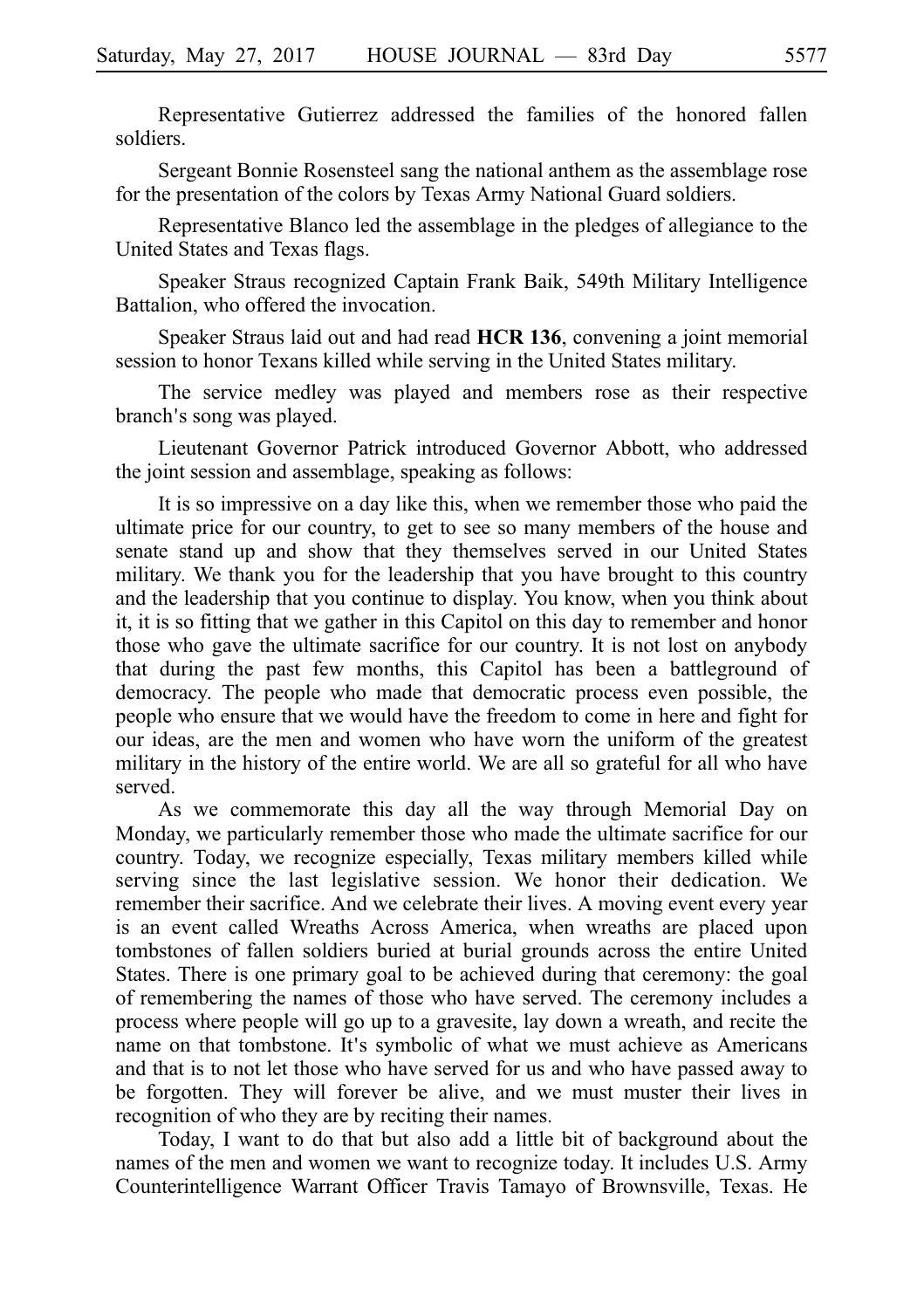Representative Gutierrez addressed the families of the honored fallen soldiers.

Sergeant Bonnie Rosensteel sang the national anthem as the assemblage rose for the presentation of the colors by Texas Army National Guard soldiers.

Representative Blanco led the assemblage in the pledges of allegiance to the United States and Texas flags.

Speaker Straus recognized Captain Frank Baik, 549th Military Intelligence Battalion, who offered the invocation.

Speaker Straus laid out and had read **HCR 136**, convening a joint memorial session to honor Texans killed while serving in the United States military.

The service medley was played and members rose as their respective branch's song was played.

Lieutenant Governor Patrick introduced Governor Abbott, who addressed the joint session and assemblage, speaking as follows:

It is so impressive on a day like this, when we remember those who paid the ultimate price for our country, to get to see so many members of the house and senate stand up and show that they themselves served in our United States military. We thank you for the leadership that you have brought to this country and the leadership that you continue to display. You know, when you think about it, it is so fitting that we gather in this Capitol on this day to remember and honor those who gave the ultimate sacrifice for our country. It is not lost on anybody that during the past few months, this Capitol has been a battleground of democracy. The people who made that democratic process even possible, the people who ensure that we would have the freedom to come in here and fight for our ideas, are the men and women who have worn the uniform of the greatest military in the history of the entire world. We are all so grateful for all who have served.

As we commemorate this day all the way through Memorial Day on Monday, we particularly remember those who made the ultimate sacrifice for our country. Today, we recognize especially, Texas military members killed while serving since the last legislative session. We honor their dedication. We remember their sacrifice. And we celebrate their lives. A moving event every year is an event called Wreaths Across America, when wreaths are placed upon tombstones of fallen soldiers buried at burial grounds across the entire United States. There is one primary goal to be achieved during that ceremony: the goal of remembering the names of those who have served. The ceremony includes a process where people will go up to a gravesite, lay down a wreath, and recite the name on that tombstone. It's symbolic of what we must achieve as Americans and that is to not let those who have served for us and who have passed away to be forgotten. They will forever be alive, and we must muster their lives in recognition of who they are by reciting their names.

Today, I want to do that but also add a little bit of background about the names of the men and women we want to recognize today. It includes U.S. Army Counterintelligence Warrant Officer Travis Tamayo of Brownsville, Texas. He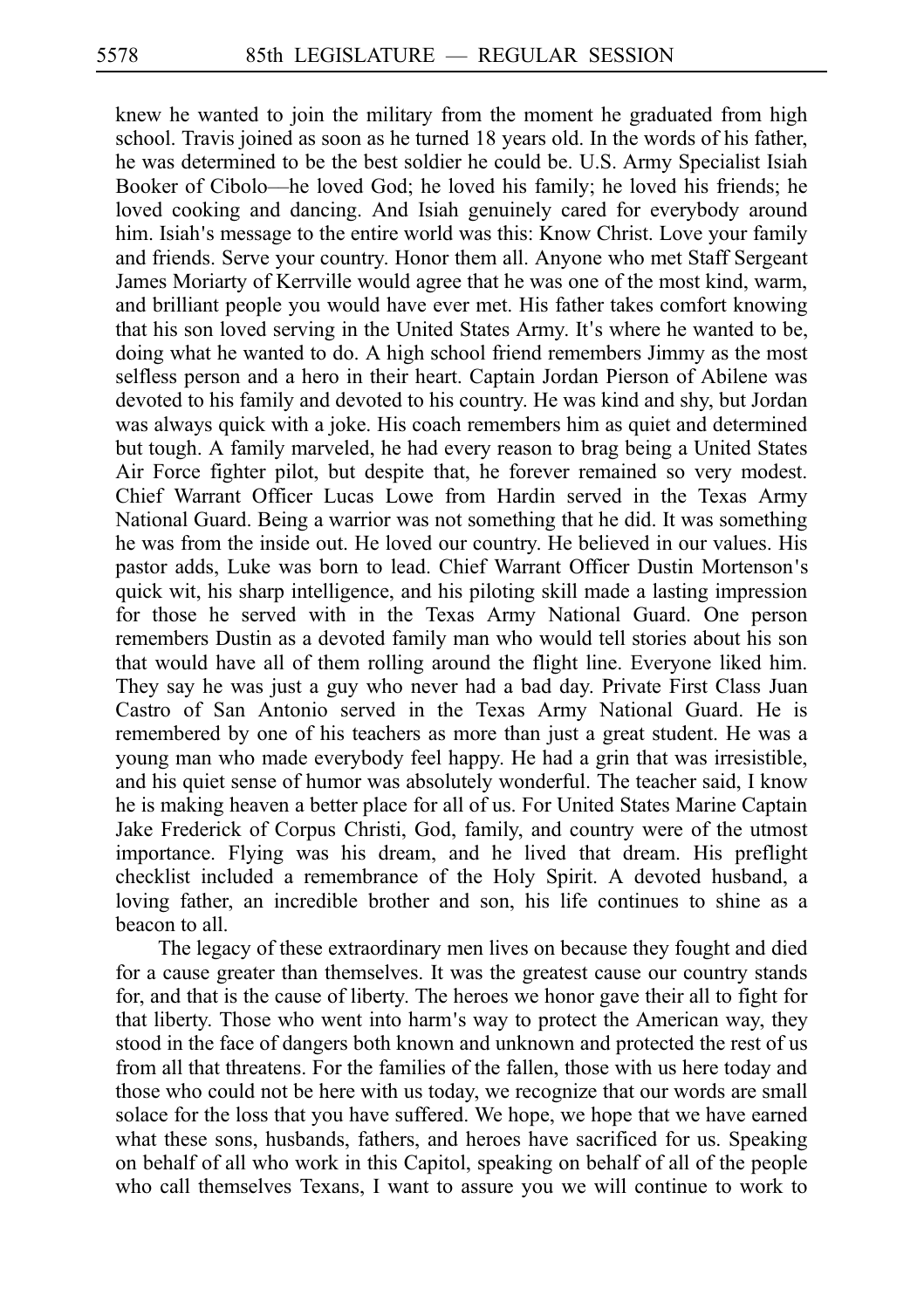knew he wanted to join the military from the moment he graduated from high school. Travis joined as soon as he turned 18 years old. In the words of his father, he was determined to be the best soldier he could be. U.S. Army Specialist Isiah Booker of Cibolo—he loved God; he loved his family; he loved his friends; he loved cooking and dancing. And Isiah genuinely cared for everybody around him. Isiah's message to the entire world was this: Know Christ. Love your family and friends. Serve your country. Honor them all. Anyone who met Staff Sergeant James Moriarty of Kerrville would agree that he was one of the most kind, warm, and brilliant people you would have ever met. His father takes comfort knowing that his son loved serving in the United States Army. It's where he wanted to be, doing what he wanted to do. A high school friend remembers Jimmy as the most selfless person and a hero in their heart. Captain Jordan Pierson of Abilene was devoted to his family and devoted to his country. He was kind and shy, but Jordan was always quick with a joke. His coach remembers him as quiet and determined but tough. A family marveled, he had every reason to brag being a United States Air Force fighter pilot, but despite that, he forever remained so very modest. Chief Warrant Officer Lucas Lowe from Hardin served in the Texas Army National Guard. Being a warrior was not something that he did. It was something he was from the inside out. He loved our country. He believed in our values. His pastor adds, Luke was born to lead. Chief Warrant Officer Dustin Mortenson's quick wit, his sharp intelligence, and his piloting skill made a lasting impression for those he served with in the Texas Army National Guard. One person remembers Dustin as a devoted family man who would tell stories about his son that would have all of them rolling around the flight line. Everyone liked him. They say he was just a guy who never had a bad day. Private First Class Juan Castro of San Antonio served in the Texas Army National Guard. He is remembered by one of his teachers as more than just a great student. He was a young man who made everybody feel happy. He had a grin that was irresistible, and his quiet sense of humor was absolutely wonderful. The teacher said, I know he is making heaven a better place for all of us. For United States Marine Captain Jake Frederick of Corpus Christi, God, family, and country were of the utmost importance. Flying was his dream, and he lived that dream. His preflight checklist included a remembrance of the Holy Spirit. A devoted husband, a loving father, an incredible brother and son, his life continues to shine as a beacon to all.

The legacy of these extraordinary men lives on because they fought and died for a cause greater than themselves. It was the greatest cause our country stands for, and that is the cause of liberty. The heroes we honor gave their all to fight for that liberty. Those who went into harm's way to protect the American way, they stood in the face of dangers both known and unknown and protected the rest of us from all that threatens. For the families of the fallen, those with us here today and those who could not be here with us today, we recognize that our words are small solace for the loss that you have suffered. We hope, we hope that we have earned what these sons, husbands, fathers, and heroes have sacrificed for us. Speaking on behalf of all who work in this Capitol, speaking on behalf of all of the people who call themselves Texans, I want to assure you we will continue to work to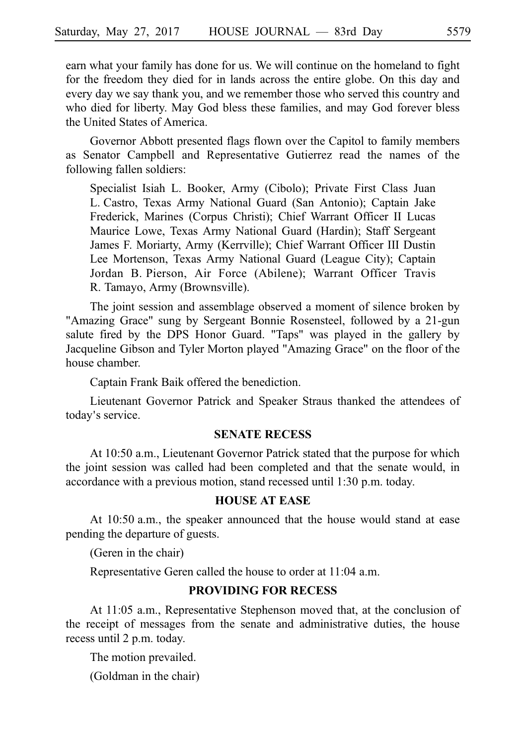earn what your family has done for us. We will continue on the homeland to fight for the freedom they died for in lands across the entire globe. On this day and every day we say thank you, and we remember those who served this country and who died for liberty. May God bless these families, and may God forever bless the United States of America.

Governor Abbott presented flags flown over the Capitol to family members as Senator Campbell and Representative Gutierrez read the names of the following fallen soldiers:

> Specialist Isiah L. Booker, Army (Cibolo); Private First Class Juan L. Castro, Texas Army National Guard (San Antonio); Captain Jake Frederick, Marines (Corpus Christi); Chief Warrant Officer II Lucas Maurice Lowe, Texas Army National Guard (Hardin); Staff Sergeant James F. Moriarty, Army (Kerrville); Chief Warrant Officer III Dustin Lee Mortenson, Texas Army National Guard (League City); Captain Jordan B. Pierson, Air Force (Abilene); Warrant Officer Travis R. Tamayo, Army (Brownsville).

The joint session and assemblage observed a moment of silence broken by "Amazing Grace" sung by Sergeant Bonnie Rosensteel, followed by a 21-gun salute fired by the DPS Honor Guard. "Taps" was played in the gallery by Jacqueline Gibson and Tyler Morton played "Amazing Grace" on the floor of the house chamber.

Captain Frank Baik offered the benediction.

Lieutenant Governor Patrick and Speaker Straus thanked the attendees of today's service.

## SENATE RECESS

At 10:50 a.m., Lieutenant Governor Patrick stated that the purpose for which the joint session was called had been completed and that the senate would, in accordance with a previous motion, stand recessed until 1:30 p.m. today.

## HOUSE AT EASE

At 10:50 a.m., the speaker announced that the house would stand at ease pending the departure of guests.

(Geren in the chair)

Representative Geren called the house to order at 11:04 a.m.

## PROVIDING FOR RECESS

At 11:05 a.m., Representative Stephenson moved that, at the conclusion of the receipt of messages from the senate and administrative duties, the house recess until 2 p.m. today.

The motion prevailed.

(Goldman in the chair)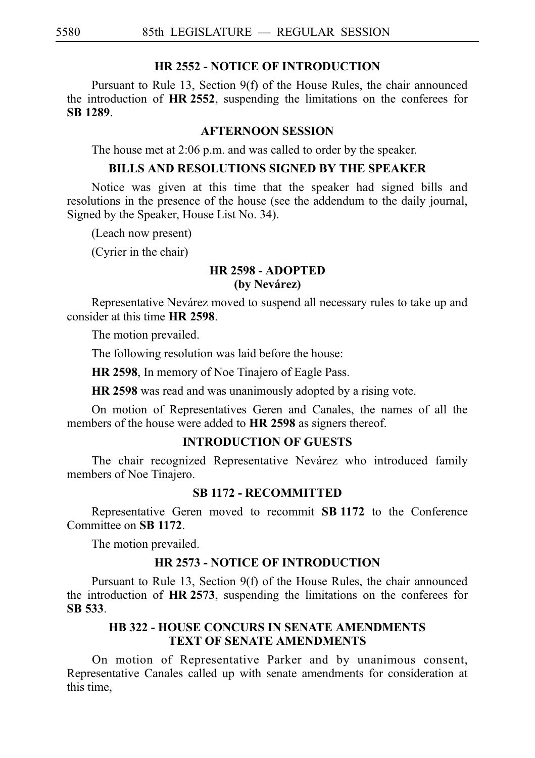## HR 2552 - NOTICE OF INTRODUCTION

Pursuant to Rule 13, Section 9(f) of the House Rules, the chair announced the introduction of **HR 2552**, suspending the limitations on the conferees for **SB 1289**.

## AFTERNOON SESSION

The house met at 2:06 p.m. and was called to order by the speaker.

## BILLS AND RESOLUTIONS SIGNED BY THE SPEAKER

Notice was given at this time that the speaker had signed bills and resolutions in the presence of the house (see the addendum to the daily journal, Signed by the Speaker, House List No. 34).

(Leach now present)

(Cyrier in the chair)

## HR 2598 - ADOPTED (by Nevárez)

Representative Nevárez moved to suspend all necessary rules to take up and consider at this time **HR 2598**.

The motion prevailed.

The following resolution was laid before the house:

**HR 2598**, In memory of Noe Tinajero of Eagle Pass.

**HR 2598** was read and was unanimously adopted by a rising vote.

On motion of Representatives Geren and Canales, the names of all the members of the house were added to **HR 2598** as signers thereof.

## INTRODUCTION OF GUESTS

The chair recognized Representative Nevárez who introduced family members of Noe Tinajero.

## SB 1172 - RECOMMITTED

Representative Geren moved to recommit **SB 1172** to the Conference Committee on **SB 1172**.

The motion prevailed.

## HR 2573 - NOTICE OF INTRODUCTION

Pursuant to Rule 13, Section 9(f) of the House Rules, the chair announced the introduction of **HR 2573**, suspending the limitations on the conferees for **SB 533**.

## HB 322 - HOUSE CONCURS IN SENATE AMENDMENTS TEXT OF SENATE AMENDMENTS

On motion of Representative Parker and by unanimous consent, Representative Canales called up with senate amendments for consideration at this time,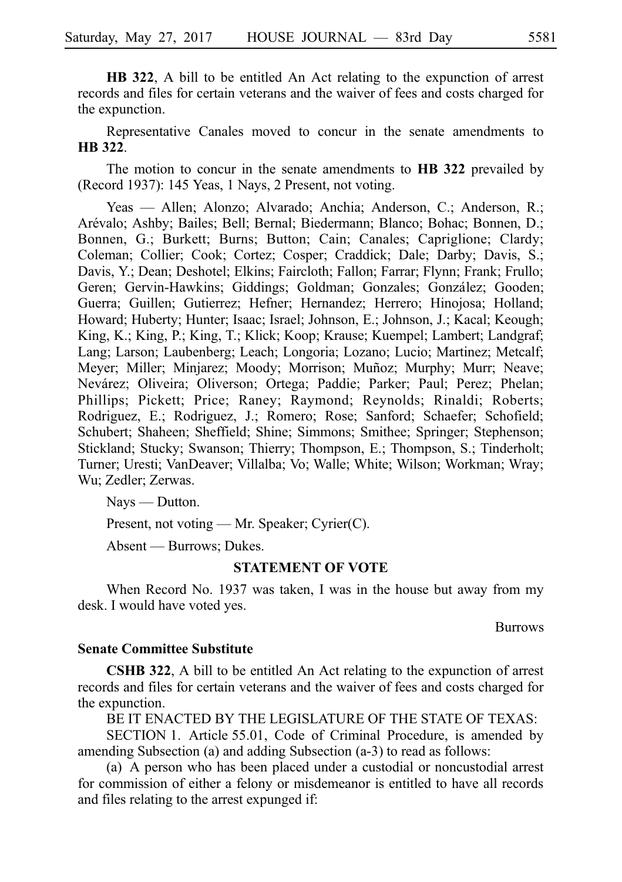**HB 322**, A bill to be entitled An Act relating to the expunction of arrest records and files for certain veterans and the waiver of fees and costs charged for the expunction.

Representative Canales moved to concur in the senate amendments to **HB 322**.

The motion to concur in the senate amendments to **HB 322** prevailed by (Record 1937): 145 Yeas, 1 Nays, 2 Present, not voting.

Yeas — Allen; Alonzo; Alvarado; Anchia; Anderson, C.; Anderson, R.; Arévalo; Ashby; Bailes; Bell; Bernal; Biedermann; Blanco; Bohac; Bonnen, D.; Bonnen, G.; Burkett; Burns; Button; Cain; Canales; Capriglione; Clardy; Coleman; Collier; Cook; Cortez; Cosper; Craddick; Dale; Darby; Davis, S.; Davis, Y.; Dean; Deshotel; Elkins; Faircloth; Fallon; Farrar; Flynn; Frank; Frullo; Geren; Gervin-Hawkins; Giddings; Goldman; Gonzales; González; Gooden; Guerra; Guillen; Gutierrez; Hefner; Hernandez; Herrero; Hinojosa; Holland; Howard; Huberty; Hunter; Isaac; Israel; Johnson, E.; Johnson, J.; Kacal; Keough; King, K.; King, P.; King, T.; Klick; Koop; Krause; Kuempel; Lambert; Landgraf; Lang; Larson; Laubenberg; Leach; Longoria; Lozano; Lucio; Martinez; Metcalf; Meyer; Miller; Minjarez; Moody; Morrison; Muñoz; Murphy; Murr; Neave; Nevárez; Oliveira; Oliverson; Ortega; Paddie; Parker; Paul; Perez; Phelan; Phillips; Pickett; Price; Raney; Raymond; Reynolds; Rinaldi; Roberts; Rodriguez, E.; Rodriguez, J.; Romero; Rose; Sanford; Schaefer; Schofield; Schubert; Shaheen; Sheffield; Shine; Simmons; Smithee; Springer; Stephenson; Stickland; Stucky; Swanson; Thierry; Thompson, E.; Thompson, S.; Tinderholt; Turner; Uresti; VanDeaver; Villalba; Vo; Walle; White; Wilson; Workman; Wray; Wu; Zedler; Zerwas.

Nays — Dutton.

Present, not voting — Mr. Speaker; Cyrier(C).

Absent — Burrows; Dukes.

## STATEMENT OF VOTE

When Record No. 1937 was taken, I was in the house but away from my desk. I would have voted yes.

Burrows

**Senate Committee Substitute**

**CSHB 322**, A bill to be entitled An Act relating to the expunction of arrest records and files for certain veterans and the waiver of fees and costs charged for the expunction.

BE IT ENACTED BY THE LEGISLATURE OF THE STATE OF TEXAS:

SECTION 1. Article 55.01, Code of Criminal Procedure, is amended by amending Subsection (a) and adding Subsection (a-3) to read as follows:

(a) A person who has been placed under a custodial or noncustodial arrest for commission of either a felony or misdemeanor is entitled to have all records and files relating to the arrest expunged if: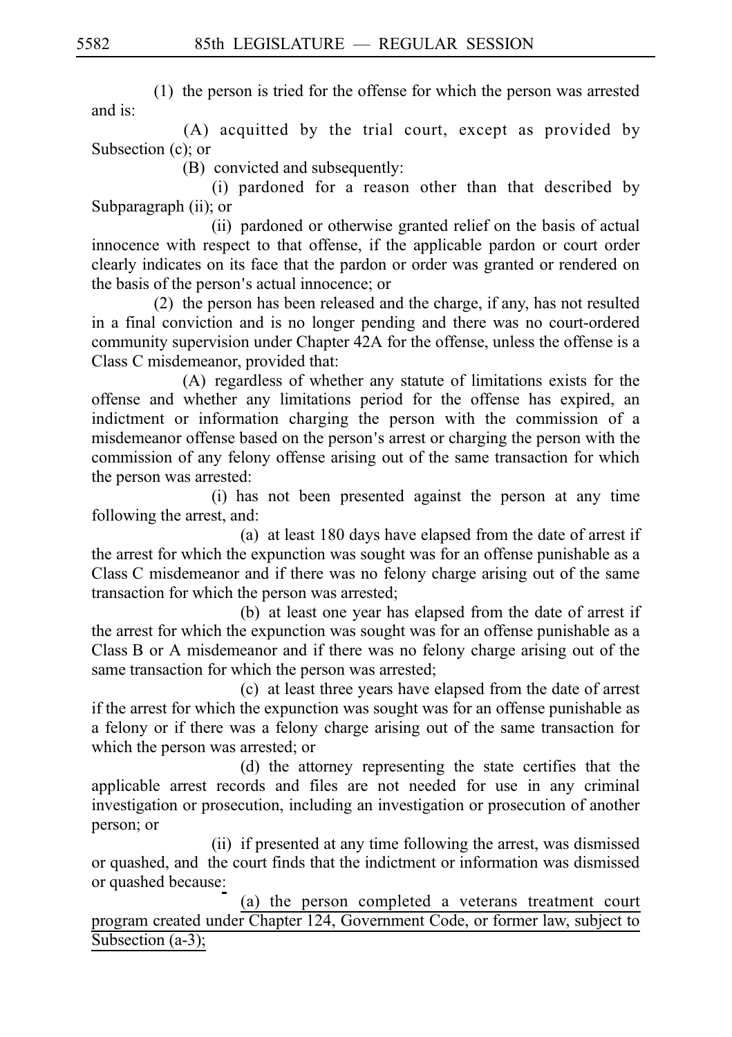(1) the person is tried for the offense for which the person was arrested and is:

(A) acquitted by the trial court, except as provided by Subsection (c); or

(B) convicted and subsequently:

(i) pardoned for a reason other than that described by Subparagraph (ii); or

(ii) pardoned or otherwise granted relief on the basis of actual innocence with respect to that offense, if the applicable pardon or court order clearly indicates on its face that the pardon or order was granted or rendered on the basis of the person's actual innocence; or

(2) the person has been released and the charge, if any, has not resulted in a final conviction and is no longer pending and there was no court-ordered community supervision under Chapter 42A for the offense, unless the offense is a Class C misdemeanor, provided that:

(A) regardless of whether any statute of limitations exists for the offense and whether any limitations period for the offense has expired, an indictment or information charging the person with the commission of a misdemeanor offense based on the person's arrest or charging the person with the commission of any felony offense arising out of the same transaction for which the person was arrested:

(i) has not been presented against the person at any time following the arrest, and:

(a) at least 180 days have elapsed from the date of arrest if the arrest for which the expunction was sought was for an offense punishable as a Class C misdemeanor and if there was no felony charge arising out of the same transaction for which the person was arrested;

(b) at least one year has elapsed from the date of arrest if the arrest for which the expunction was sought was for an offense punishable as a Class B or A misdemeanor and if there was no felony charge arising out of the same transaction for which the person was arrested;

(c) at least three years have elapsed from the date of arrest if the arrest for which the expunction was sought was for an offense punishable as a felony or if there was a felony charge arising out of the same transaction for which the person was arrested; or

(d) the attorney representing the state certifies that the applicable arrest records and files are not needed for use in any criminal investigation or prosecution, including an investigation or prosecution of another person; or

(ii) if presented at any time following the arrest, was dismissed or quashed, and the court finds that the indictment or information was dismissed or quashed because:

(a) the person completed a veterans treatment court program created under Chapter 124, Government Code, or former law, subject to Subsection (a-3);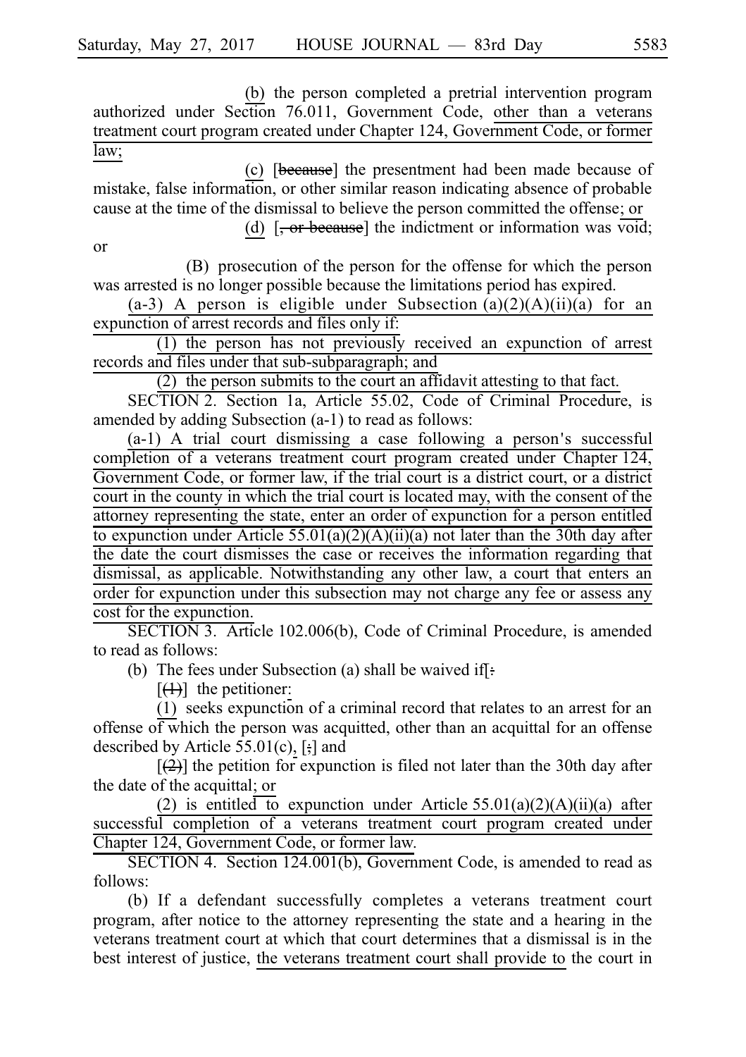(b) the person completed a pretrial intervention program authorized under Section 76.011, Government Code, other than a veterans treatment court program created under Chapter 124, Government Code, or former law;

(c) [because] the presentment had been made because of mistake, false information, or other similar reason indicating absence of probable cause at the time of the dismissal to believe the person committed the offense; or

(d) [, or because] the indictment or information was void; or

(B) prosecution of the person for the offense for which the person was arrested is no longer possible because the limitations period has expired.

(a-3) A person is eligible under Subsection (a)(2)(A)(ii)(a) for an expunction of arrest records and files only if:

(1) the person has not previously received an expunction of arrest records and files under that sub-subparagraph; and

(2) the person submits to the court an affidavit attesting to that fact.

SECTION 2. Section 1a, Article 55.02, Code of Criminal Procedure, is amended by adding Subsection (a-1) to read as follows:

(a-1) A trial court dismissing a case following a person's successful completion of a veterans treatment court program created under Chapter 124, Government Code, or former law, if the trial court is a district court, or a district court in the county in which the trial court is located may, with the consent of the attorney representing the state, enter an order of expunction for a person entitled to expunction under Article 55.01(a)(2)(A)(ii)(a) not later than the 30th day after the date the court dismisses the case or receives the information regarding that dismissal, as applicable. Notwithstanding any other law, a court that enters an order for expunction under this subsection may not charge any fee or assess any cost for the expunction.

SECTION 3. Article 102.006(b), Code of Criminal Procedure, is amended to read as follows:

(b) The fees under Subsection (a) shall be waived if[:]

[(1)] the petitioner:

(1) seeks expunction of a criminal record that relates to an arrest for an offense of which the person was acquitted, other than an acquittal for an offense described by Article 55.01(c), [;] and

[(2)] the petition for expunction is filed not later than the 30th day after the date of the acquittal; or

(2) is entitled to expunction under Article 55.01(a)(2)(A)(ii)(a) after successful completion of a veterans treatment court program created under Chapter 124, Government Code, or former law.

SECTION 4. Section 124.001(b), Government Code, is amended to read as follows:

(b) If a defendant successfully completes a veterans treatment court program, after notice to the attorney representing the state and a hearing in the veterans treatment court at which that court determines that a dismissal is in the best interest of justice, the veterans treatment court shall provide to the court in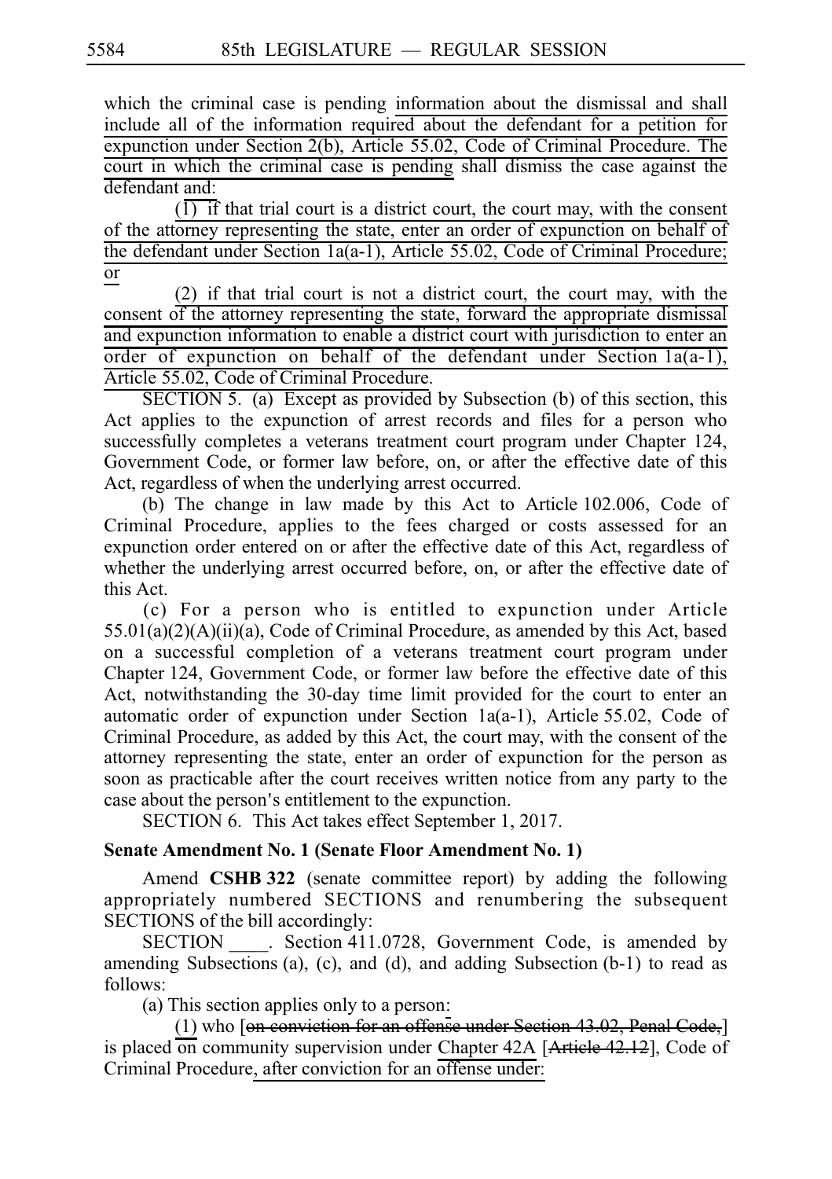which the criminal case is pending information about the dismissal and shall include all of the information required about the defendant for a petition for expunction under Section 2(b), Article 55.02, Code of Criminal Procedure. The court in which the criminal case is pending shall dismiss the case against the defendant and:

(1) if that trial court is a district court, the court may, with the consent of the attorney representing the state, enter an order of expunction on behalf of the defendant under Section 1a(a-1), Article 55.02, Code of Criminal Procedure; or

(2) if that trial court is not a district court, the court may, with the consent of the attorney representing the state, forward the appropriate dismissal and expunction information to enable a district court with jurisdiction to enter an order of expunction on behalf of the defendant under Section 1a(a-1), Article 55.02, Code of Criminal Procedure.

SECTION 5. (a) Except as provided by Subsection (b) of this section, this Act applies to the expunction of arrest records and files for a person who successfully completes a veterans treatment court program under Chapter 124, Government Code, or former law before, on, or after the effective date of this Act, regardless of when the underlying arrest occurred.

(b) The change in law made by this Act to Article 102.006, Code of Criminal Procedure, applies to the fees charged or costs assessed for an expunction order entered on or after the effective date of this Act, regardless of whether the underlying arrest occurred before, on, or after the effective date of this Act.

(c) For a person who is entitled to expunction under Article 55.01(a)(2)(A)(ii)(a), Code of Criminal Procedure, as amended by this Act, based on a successful completion of a veterans treatment court program under Chapter 124, Government Code, or former law before the effective date of this Act, notwithstanding the 30-day time limit provided for the court to enter an automatic order of expunction under Section 1a(a-1), Article 55.02, Code of Criminal Procedure, as added by this Act, the court may, with the consent of the attorney representing the state, enter an order of expunction for the person as soon as practicable after the court receives written notice from any party to the case about the person's entitlement to the expunction.

SECTION 6. This Act takes effect September 1, 2017.

**Senate Amendment No. 1 (Senate Floor Amendment No. 1)**

Amend **CSHB 322** (senate committee report) by adding the following appropriately numbered SECTIONS and renumbering the subsequent SECTIONS of the bill accordingly:

SECTION ____. Section 411.0728, Government Code, is amended by amending Subsections (a), (c), and (d), and adding Subsection (b-1) to read as follows:

(a) This section applies only to a person:

(1) who [~~on conviction for an offense under Section 43.02, Penal Code,~~] is placed on community supervision under Chapter 42A [~~Article 42.12~~], Code of Criminal Procedure, after conviction for an offense under: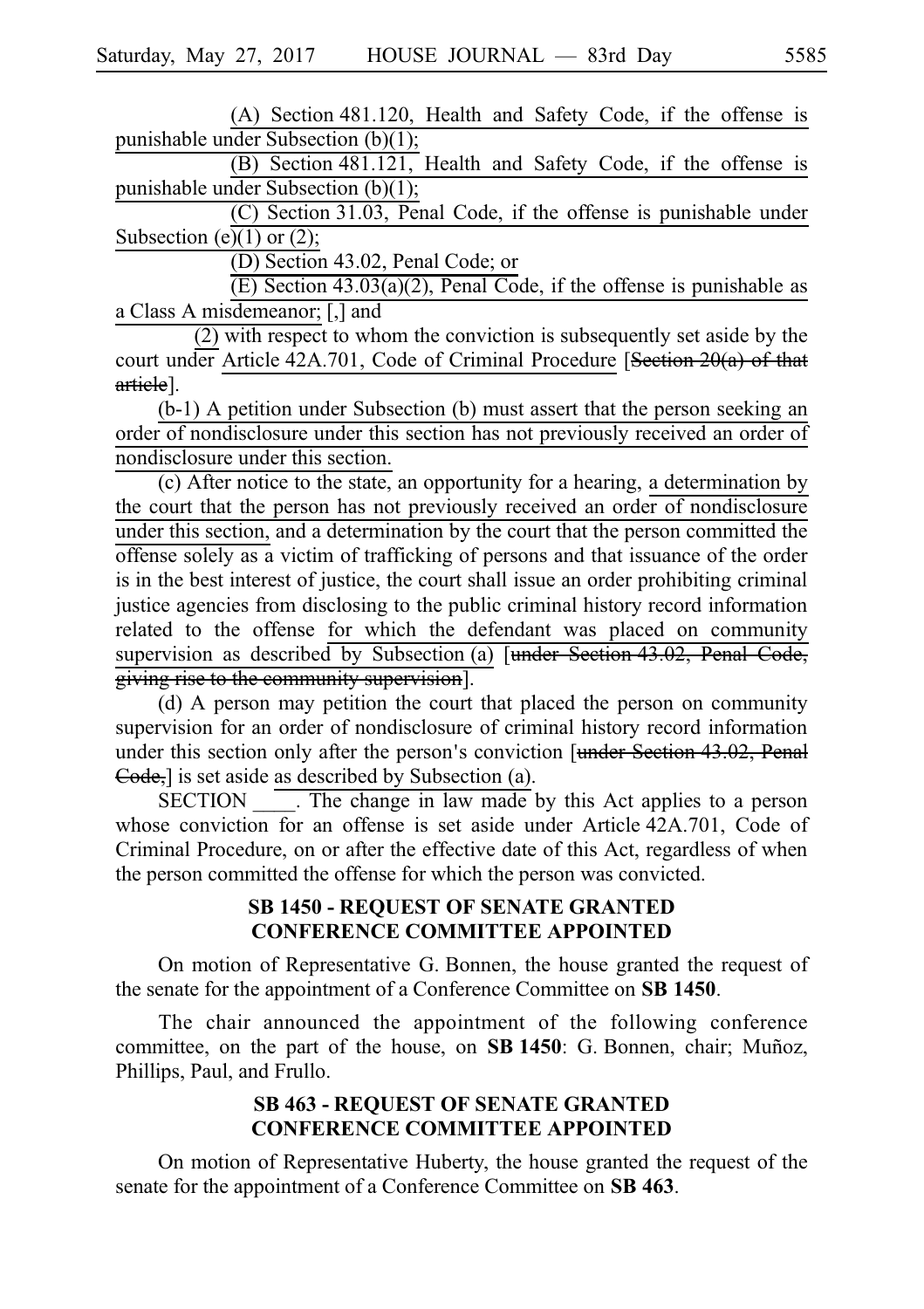(A) Section 481.120, Health and Safety Code, if the offense is punishable under Subsection (b)(1);

(B) Section 481.121, Health and Safety Code, if the offense is punishable under Subsection (b)(1);

(C) Section 31.03, Penal Code, if the offense is punishable under Subsection (e)(1) or (2);

(D) Section 43.02, Penal Code; or

(E) Section 43.03(a)(2), Penal Code, if the offense is punishable as a Class A misdemeanor; [,] and

(2) with respect to whom the conviction is subsequently set aside by the court under Article 42A.701, Code of Criminal Procedure [~~Section 20(a) of that article~~].

(b-1) A petition under Subsection (b) must assert that the person seeking an order of nondisclosure under this section has not previously received an order of nondisclosure under this section.

(c) After notice to the state, an opportunity for a hearing, a determination by the court that the person has not previously received an order of nondisclosure under this section, and a determination by the court that the person committed the offense solely as a victim of trafficking of persons and that issuance of the order is in the best interest of justice, the court shall issue an order prohibiting criminal justice agencies from disclosing to the public criminal history record information related to the offense for which the defendant was placed on community supervision as described by Subsection (a) [~~under Section 43.02, Penal Code, giving rise to the community supervision~~].

(d) A person may petition the court that placed the person on community supervision for an order of nondisclosure of criminal history record information under this section only after the person's conviction [~~under Section 43.02, Penal Code,~~] is set aside as described by Subsection (a).

SECTION \_\_\_\_. The change in law made by this Act applies to a person whose conviction for an offense is set aside under Article 42A.701, Code of Criminal Procedure, on or after the effective date of this Act, regardless of when the person committed the offense for which the person was convicted.

### SB 1450 - REQUEST OF SENATE GRANTED CONFERENCE COMMITTEE APPOINTED

On motion of Representative G. Bonnen, the house granted the request of the senate for the appointment of a Conference Committee on **SB 1450**.

The chair announced the appointment of the following conference committee, on the part of the house, on **SB 1450**: G. Bonnen, chair; Muñoz, Phillips, Paul, and Frullo.

### SB 463 - REQUEST OF SENATE GRANTED CONFERENCE COMMITTEE APPOINTED

On motion of Representative Huberty, the house granted the request of the senate for the appointment of a Conference Committee on **SB 463**.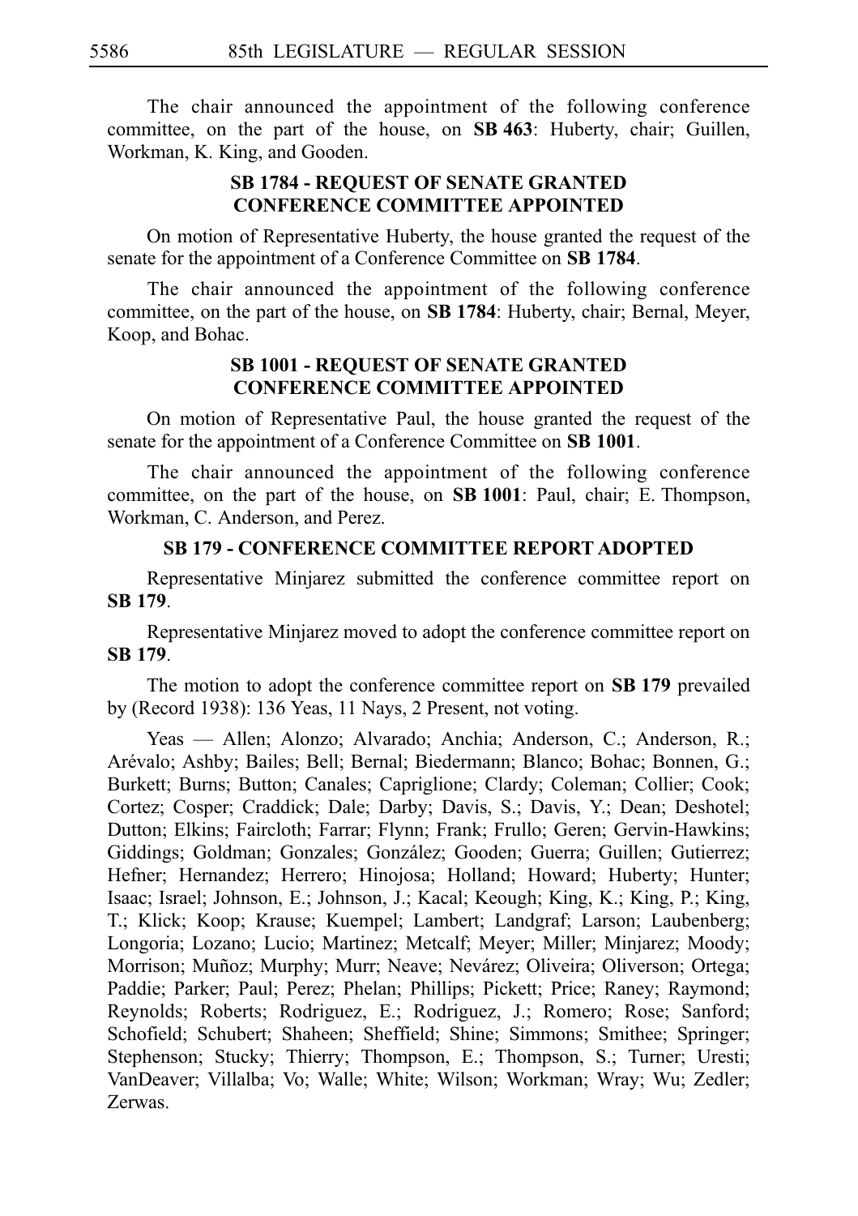The chair announced the appointment of the following conference committee, on the part of the house, on **SB 463**: Huberty, chair; Guillen, Workman, K. King, and Gooden.

### SB 1784 - REQUEST OF SENATE GRANTED CONFERENCE COMMITTEE APPOINTED

On motion of Representative Huberty, the house granted the request of the senate for the appointment of a Conference Committee on **SB 1784**.

The chair announced the appointment of the following conference committee, on the part of the house, on **SB 1784**: Huberty, chair; Bernal, Meyer, Koop, and Bohac.

### SB 1001 - REQUEST OF SENATE GRANTED CONFERENCE COMMITTEE APPOINTED

On motion of Representative Paul, the house granted the request of the senate for the appointment of a Conference Committee on **SB 1001**.

The chair announced the appointment of the following conference committee, on the part of the house, on **SB 1001**: Paul, chair; E. Thompson, Workman, C. Anderson, and Perez.

### SB 179 - CONFERENCE COMMITTEE REPORT ADOPTED

Representative Minjarez submitted the conference committee report on **SB 179**.

Representative Minjarez moved to adopt the conference committee report on **SB 179**.

The motion to adopt the conference committee report on **SB 179** prevailed by (Record 1938): 136 Yeas, 11 Nays, 2 Present, not voting.

Yeas — Allen; Alonzo; Alvarado; Anchia; Anderson, C.; Anderson, R.; Arévalo; Ashby; Bailes; Bell; Bernal; Biedermann; Blanco; Bohac; Bonnen, G.; Burkett; Burns; Button; Canales; Capriglione; Clardy; Coleman; Collier; Cook; Cortez; Cosper; Craddick; Dale; Darby; Davis, S.; Davis, Y.; Dean; Deshotel; Dutton; Elkins; Faircloth; Farrar; Flynn; Frank; Frullo; Geren; Gervin-Hawkins; Giddings; Goldman; Gonzales; González; Gooden; Guerra; Guillen; Gutierrez; Hefner; Hernandez; Herrero; Hinojosa; Holland; Howard; Huberty; Hunter; Isaac; Israel; Johnson, E.; Johnson, J.; Kacal; Keough; King, K.; King, P.; King, T.; Klick; Koop; Krause; Kuempel; Lambert; Landgraf; Larson; Laubenberg; Longoria; Lozano; Lucio; Martinez; Metcalf; Meyer; Miller; Minjarez; Moody; Morrison; Muñoz; Murphy; Murr; Neave; Nevárez; Oliveira; Oliverson; Ortega; Paddie; Parker; Paul; Perez; Phelan; Phillips; Pickett; Price; Raney; Raymond; Reynolds; Roberts; Rodriguez, E.; Rodriguez, J.; Romero; Rose; Sanford; Schofield; Schubert; Shaheen; Sheffield; Shine; Simmons; Smithee; Springer; Stephenson; Stucky; Thierry; Thompson, E.; Thompson, S.; Turner; Uresti; VanDeaver; Villalba; Vo; Walle; White; Wilson; Workman; Wray; Wu; Zedler; Zerwas.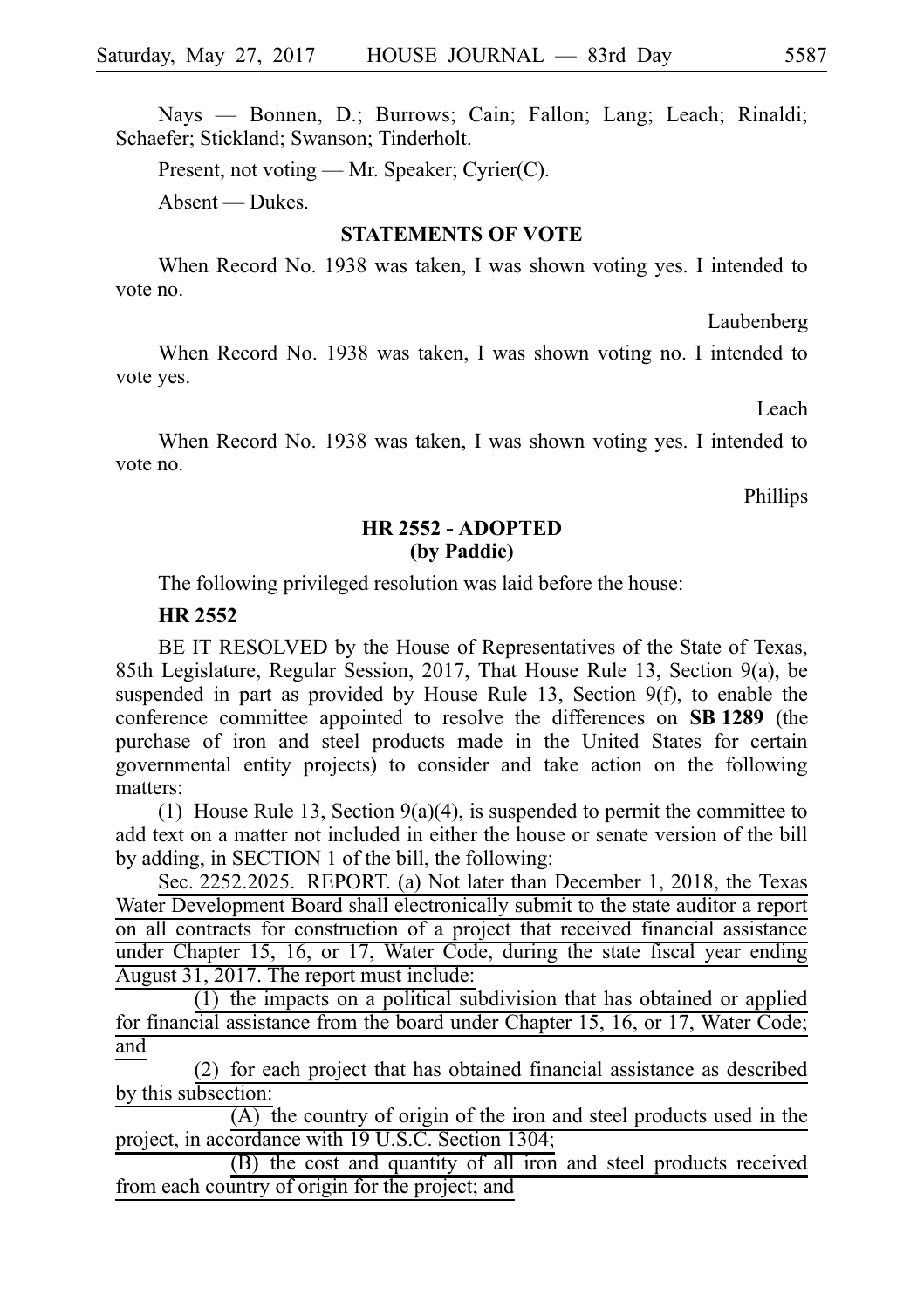Nays — Bonnen, D.; Burrows; Cain; Fallon; Lang; Leach; Rinaldi; Schaefer; Stickland; Swanson; Tinderholt.

Present, not voting — Mr. Speaker; Cyrier(C).

Absent — Dukes.

## STATEMENTS OF VOTE

When Record No. 1938 was taken, I was shown voting yes. I intended to vote no.

Laubenberg

When Record No. 1938 was taken, I was shown voting no. I intended to vote yes.

Leach

When Record No. 1938 was taken, I was shown voting yes. I intended to vote no.

Phillips

## HR 2552 - ADOPTED
## (by Paddie)

The following privileged resolution was laid before the house:

**HR 2552**

BE IT RESOLVED by the House of Representatives of the State of Texas, 85th Legislature, Regular Session, 2017, That House Rule 13, Section 9(a), be suspended in part as provided by House Rule 13, Section 9(f), to enable the conference committee appointed to resolve the differences on **SB 1289** (the purchase of iron and steel products made in the United States for certain governmental entity projects) to consider and take action on the following matters:

(1) House Rule 13, Section 9(a)(4), is suspended to permit the committee to add text on a matter not included in either the house or senate version of the bill by adding, in SECTION 1 of the bill, the following:

Sec. 2252.2025. REPORT. (a) Not later than December 1, 2018, the Texas Water Development Board shall electronically submit to the state auditor a report on all contracts for construction of a project that received financial assistance under Chapter 15, 16, or 17, Water Code, during the state fiscal year ending August 31, 2017. The report must include:

(1) the impacts on a political subdivision that has obtained or applied for financial assistance from the board under Chapter 15, 16, or 17, Water Code; and

(2) for each project that has obtained financial assistance as described by this subsection:

(A) the country of origin of the iron and steel products used in the project, in accordance with 19 U.S.C. Section 1304;

(B) the cost and quantity of all iron and steel products received from each country of origin for the project; and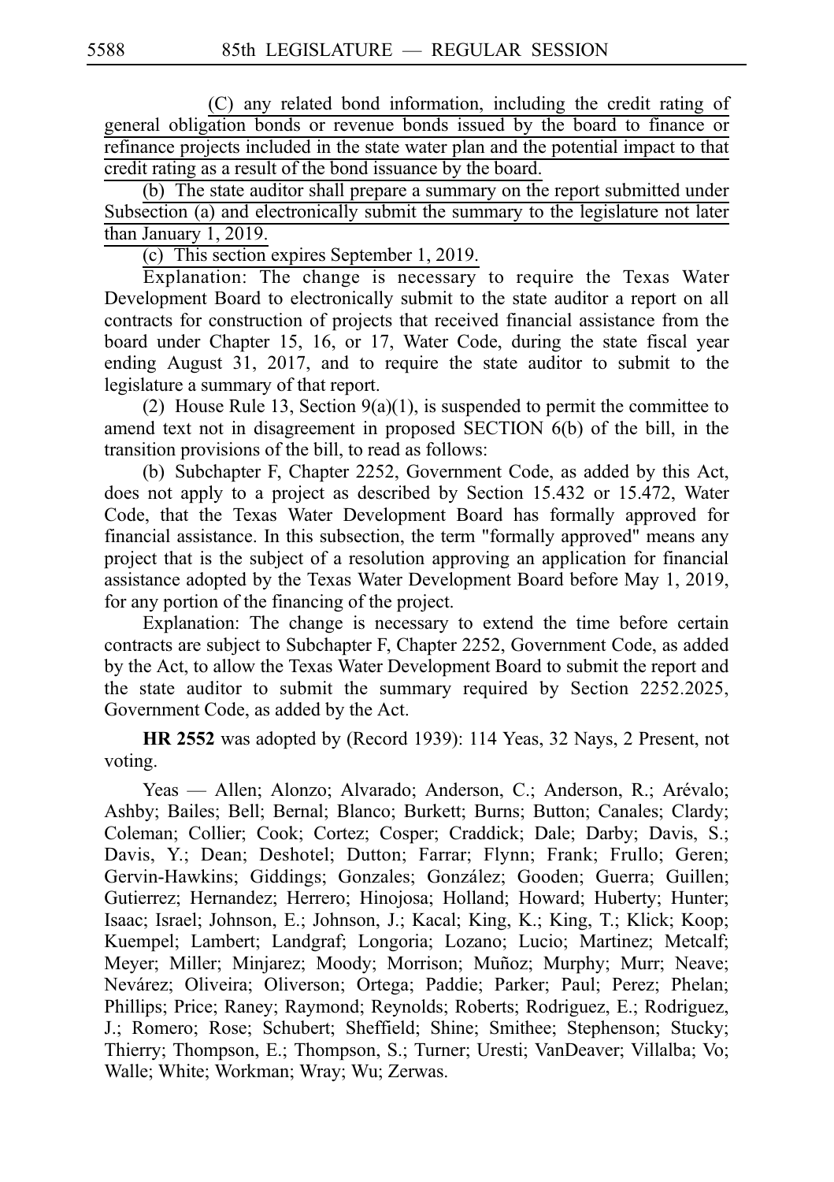(C) any related bond information, including the credit rating of general obligation bonds or revenue bonds issued by the board to finance or refinance projects included in the state water plan and the potential impact to that credit rating as a result of the bond issuance by the board.

(b) The state auditor shall prepare a summary on the report submitted under Subsection (a) and electronically submit the summary to the legislature not later than January 1, 2019.

(c) This section expires September 1, 2019.

Explanation: The change is necessary to require the Texas Water Development Board to electronically submit to the state auditor a report on all contracts for construction of projects that received financial assistance from the board under Chapter 15, 16, or 17, Water Code, during the state fiscal year ending August 31, 2017, and to require the state auditor to submit to the legislature a summary of that report.

(2) House Rule 13, Section 9(a)(1), is suspended to permit the committee to amend text not in disagreement in proposed SECTION 6(b) of the bill, in the transition provisions of the bill, to read as follows:

(b) Subchapter F, Chapter 2252, Government Code, as added by this Act, does not apply to a project as described by Section 15.432 or 15.472, Water Code, that the Texas Water Development Board has formally approved for financial assistance. In this subsection, the term "formally approved" means any project that is the subject of a resolution approving an application for financial assistance adopted by the Texas Water Development Board before May 1, 2019, for any portion of the financing of the project.

Explanation: The change is necessary to extend the time before certain contracts are subject to Subchapter F, Chapter 2252, Government Code, as added by the Act, to allow the Texas Water Development Board to submit the report and the state auditor to submit the summary required by Section 2252.2025, Government Code, as added by the Act.

**HR 2552** was adopted by (Record 1939): 114 Yeas, 32 Nays, 2 Present, not voting.

Yeas — Allen; Alonzo; Alvarado; Anderson, C.; Anderson, R.; Arévalo; Ashby; Bailes; Bell; Bernal; Blanco; Burkett; Burns; Button; Canales; Clardy; Coleman; Collier; Cook; Cortez; Cosper; Craddick; Dale; Darby; Davis, S.; Davis, Y.; Dean; Deshotel; Dutton; Farrar; Flynn; Frank; Frullo; Geren; Gervin-Hawkins; Giddings; Gonzales; González; Gooden; Guerra; Guillen; Gutierrez; Hernandez; Herrero; Hinojosa; Holland; Howard; Huberty; Hunter; Isaac; Israel; Johnson, E.; Johnson, J.; Kacal; King, K.; King, T.; Klick; Koop; Kuempel; Lambert; Landgraf; Longoria; Lozano; Lucio; Martinez; Metcalf; Meyer; Miller; Minjarez; Moody; Morrison; Muñoz; Murphy; Murr; Neave; Nevárez; Oliveira; Oliverson; Ortega; Paddie; Parker; Paul; Perez; Phelan; Phillips; Price; Raney; Raymond; Reynolds; Roberts; Rodriguez, E.; Rodriguez, J.; Romero; Rose; Schubert; Sheffield; Shine; Smithee; Stephenson; Stucky; Thierry; Thompson, E.; Thompson, S.; Turner; Uresti; VanDeaver; Villalba; Vo; Walle; White; Workman; Wray; Wu; Zerwas.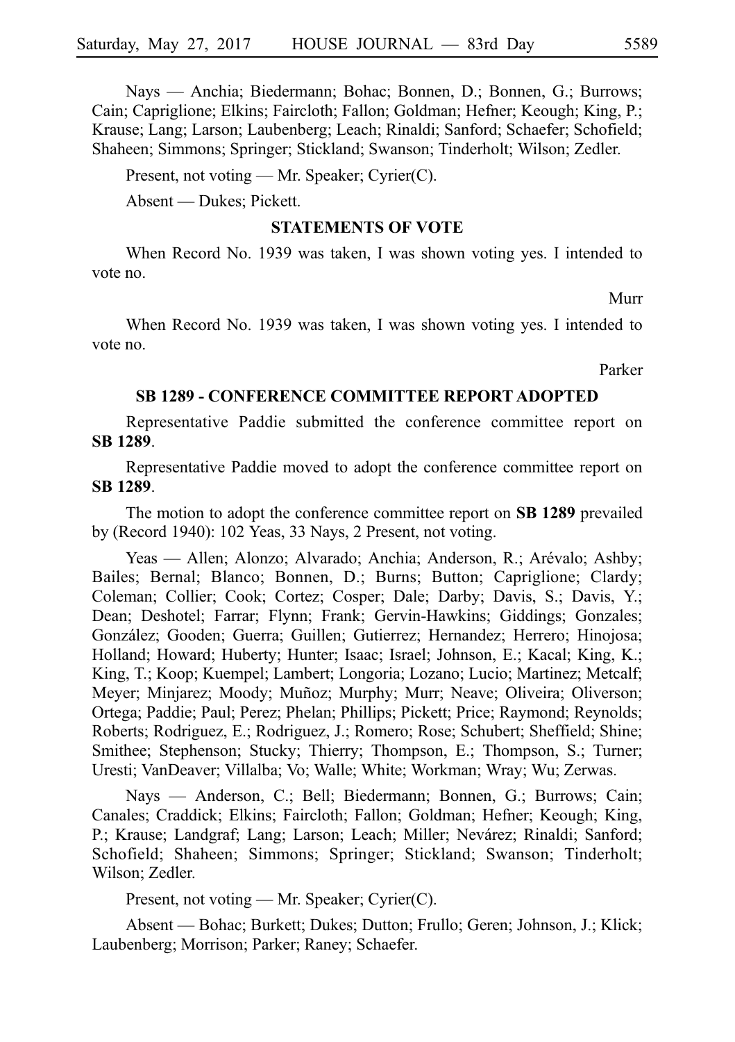Nays — Anchia; Biedermann; Bohac; Bonnen, D.; Bonnen, G.; Burrows; Cain; Capriglione; Elkins; Faircloth; Fallon; Goldman; Hefner; Keough; King, P.; Krause; Lang; Larson; Laubenberg; Leach; Rinaldi; Sanford; Schaefer; Schofield; Shaheen; Simmons; Springer; Stickland; Swanson; Tinderholt; Wilson; Zedler.

Present, not voting — Mr. Speaker; Cyrier(C).

Absent — Dukes; Pickett.

## STATEMENTS OF VOTE

When Record No. 1939 was taken, I was shown voting yes. I intended to vote no.

Murr

When Record No. 1939 was taken, I was shown voting yes. I intended to vote no.

Parker

## SB 1289 - CONFERENCE COMMITTEE REPORT ADOPTED

Representative Paddie submitted the conference committee report on **SB 1289**.

Representative Paddie moved to adopt the conference committee report on **SB 1289**.

The motion to adopt the conference committee report on **SB 1289** prevailed by (Record 1940): 102 Yeas, 33 Nays, 2 Present, not voting.

Yeas — Allen; Alonzo; Alvarado; Anchia; Anderson, R.; Arévalo; Ashby; Bailes; Bernal; Blanco; Bonnen, D.; Burns; Button; Capriglione; Clardy; Coleman; Collier; Cook; Cortez; Cosper; Dale; Darby; Davis, S.; Davis, Y.; Dean; Deshotel; Farrar; Flynn; Frank; Gervin-Hawkins; Giddings; Gonzales; González; Gooden; Guerra; Guillen; Gutierrez; Hernandez; Herrero; Hinojosa; Holland; Howard; Huberty; Hunter; Isaac; Israel; Johnson, E.; Kacal; King, K.; King, T.; Koop; Kuempel; Lambert; Longoria; Lozano; Lucio; Martinez; Metcalf; Meyer; Minjarez; Moody; Muñoz; Murphy; Murr; Neave; Oliveira; Oliverson; Ortega; Paddie; Paul; Perez; Phelan; Phillips; Pickett; Price; Raymond; Reynolds; Roberts; Rodriguez, E.; Rodriguez, J.; Romero; Rose; Schubert; Sheffield; Shine; Smithee; Stephenson; Stucky; Thierry; Thompson, E.; Thompson, S.; Turner; Uresti; VanDeaver; Villalba; Vo; Walle; White; Workman; Wray; Wu; Zerwas.

Nays — Anderson, C.; Bell; Biedermann; Bonnen, G.; Burrows; Cain; Canales; Craddick; Elkins; Faircloth; Fallon; Goldman; Hefner; Keough; King, P.; Krause; Landgraf; Lang; Larson; Leach; Miller; Nevárez; Rinaldi; Sanford; Schofield; Shaheen; Simmons; Springer; Stickland; Swanson; Tinderholt; Wilson; Zedler.

Present, not voting — Mr. Speaker; Cyrier(C).

Absent — Bohac; Burkett; Dukes; Dutton; Frullo; Geren; Johnson, J.; Klick; Laubenberg; Morrison; Parker; Raney; Schaefer.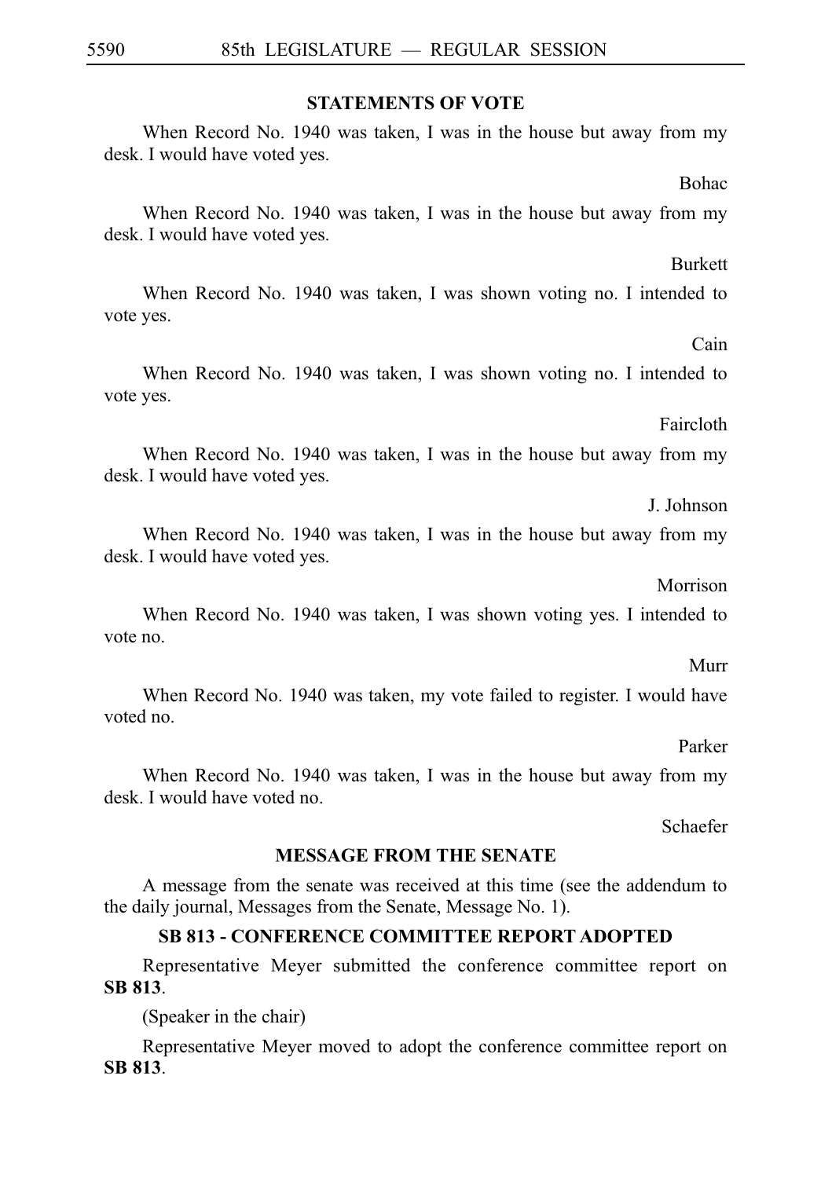## STATEMENTS OF VOTE

When Record No. 1940 was taken, I was in the house but away from my desk. I would have voted yes.

Bohac

When Record No. 1940 was taken, I was in the house but away from my desk. I would have voted yes.

Burkett

When Record No. 1940 was taken, I was shown voting no. I intended to vote yes.

Cain

When Record No. 1940 was taken, I was shown voting no. I intended to vote yes.

Faircloth

When Record No. 1940 was taken, I was in the house but away from my desk. I would have voted yes.

J. Johnson

When Record No. 1940 was taken, I was in the house but away from my desk. I would have voted yes.

Morrison

When Record No. 1940 was taken, I was shown voting yes. I intended to vote no.

Murr

When Record No. 1940 was taken, my vote failed to register. I would have voted no.

Parker

When Record No. 1940 was taken, I was in the house but away from my desk. I would have voted no.

Schaefer

## MESSAGE FROM THE SENATE

A message from the senate was received at this time (see the addendum to the daily journal, Messages from the Senate, Message No. 1).

## SB 813 - CONFERENCE COMMITTEE REPORT ADOPTED

Representative Meyer submitted the conference committee report on **SB 813**.

(Speaker in the chair)

Representative Meyer moved to adopt the conference committee report on **SB 813**.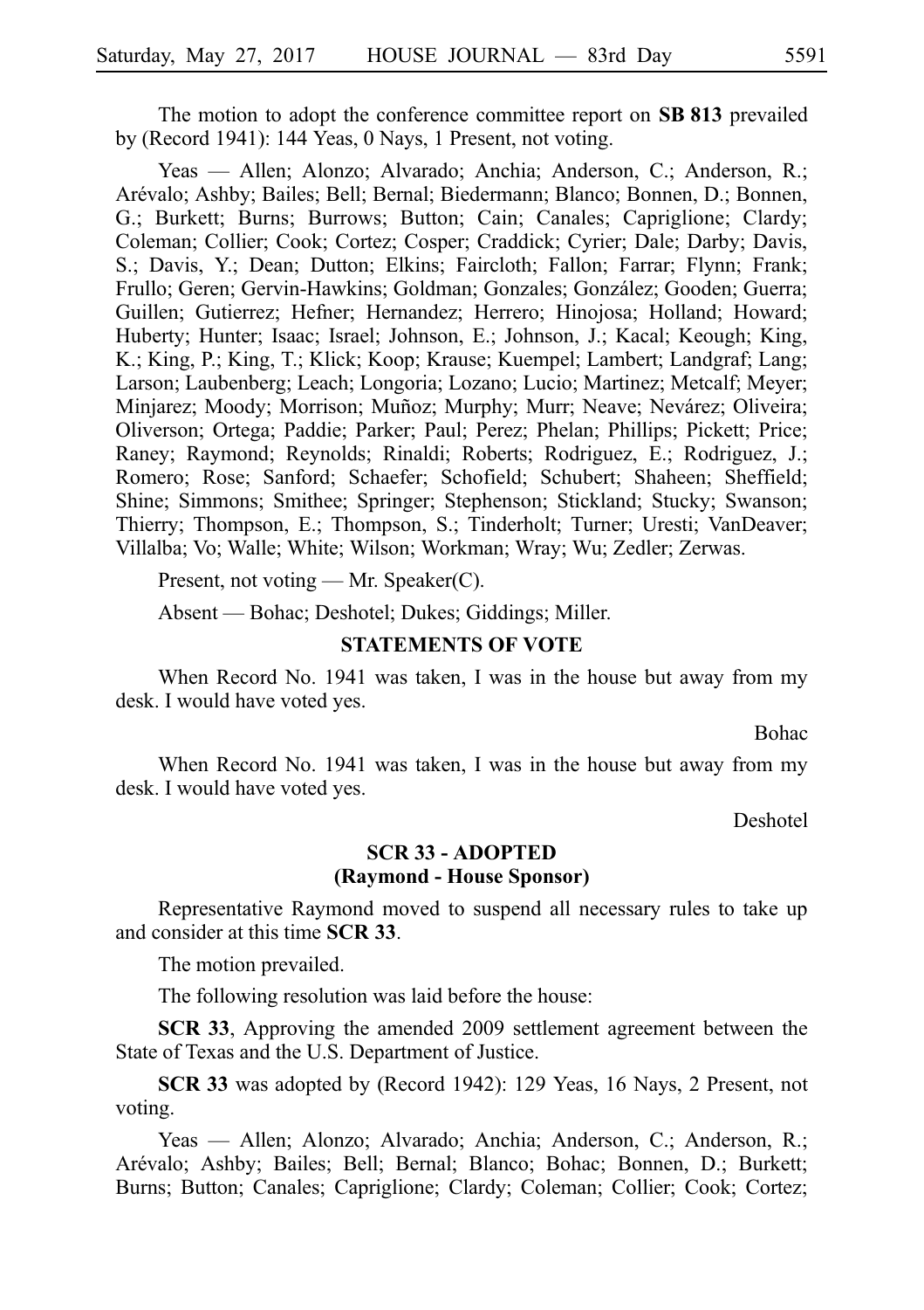The motion to adopt the conference committee report on **SB 813** prevailed by (Record 1941): 144 Yeas, 0 Nays, 1 Present, not voting.

Yeas — Allen; Alonzo; Alvarado; Anchia; Anderson, C.; Anderson, R.; Arévalo; Ashby; Bailes; Bell; Bernal; Biedermann; Blanco; Bonnen, D.; Bonnen, G.; Burkett; Burns; Burrows; Button; Cain; Canales; Capriglione; Clardy; Coleman; Collier; Cook; Cortez; Cosper; Craddick; Cyrier; Dale; Darby; Davis, S.; Davis, Y.; Dean; Dutton; Elkins; Faircloth; Fallon; Farrar; Flynn; Frank; Frullo; Geren; Gervin-Hawkins; Goldman; Gonzales; González; Gooden; Guerra; Guillen; Gutierrez; Hefner; Hernandez; Herrero; Hinojosa; Holland; Howard; Huberty; Hunter; Isaac; Israel; Johnson, E.; Johnson, J.; Kacal; Keough; King, K.; King, P.; King, T.; Klick; Koop; Krause; Kuempel; Lambert; Landgraf; Lang; Larson; Laubenberg; Leach; Longoria; Lozano; Lucio; Martinez; Metcalf; Meyer; Minjarez; Moody; Morrison; Muñoz; Murphy; Murr; Neave; Nevárez; Oliveira; Oliverson; Ortega; Paddie; Parker; Paul; Perez; Phelan; Phillips; Pickett; Price; Raney; Raymond; Reynolds; Rinaldi; Roberts; Rodriguez, E.; Rodriguez, J.; Romero; Rose; Sanford; Schaefer; Schofield; Schubert; Shaheen; Sheffield; Shine; Simmons; Smithee; Springer; Stephenson; Stickland; Stucky; Swanson; Thierry; Thompson, E.; Thompson, S.; Tinderholt; Turner; Uresti; VanDeaver; Villalba; Vo; Walle; White; Wilson; Workman; Wray; Wu; Zedler; Zerwas.

Present, not voting — Mr. Speaker(C).

Absent — Bohac; Deshotel; Dukes; Giddings; Miller.

### STATEMENTS OF VOTE

When Record No. 1941 was taken, I was in the house but away from my desk. I would have voted yes.

Bohac

When Record No. 1941 was taken, I was in the house but away from my desk. I would have voted yes.

Deshotel

### SCR 33 - ADOPTED
### (Raymond - House Sponsor)

Representative Raymond moved to suspend all necessary rules to take up and consider at this time **SCR 33**.

The motion prevailed.

The following resolution was laid before the house:

**SCR 33**, Approving the amended 2009 settlement agreement between the State of Texas and the U.S. Department of Justice.

**SCR 33** was adopted by (Record 1942): 129 Yeas, 16 Nays, 2 Present, not voting.

Yeas — Allen; Alonzo; Alvarado; Anchia; Anderson, C.; Anderson, R.; Arévalo; Ashby; Bailes; Bell; Bernal; Blanco; Bohac; Bonnen, D.; Burkett; Burns; Button; Canales; Capriglione; Clardy; Coleman; Collier; Cook; Cortez;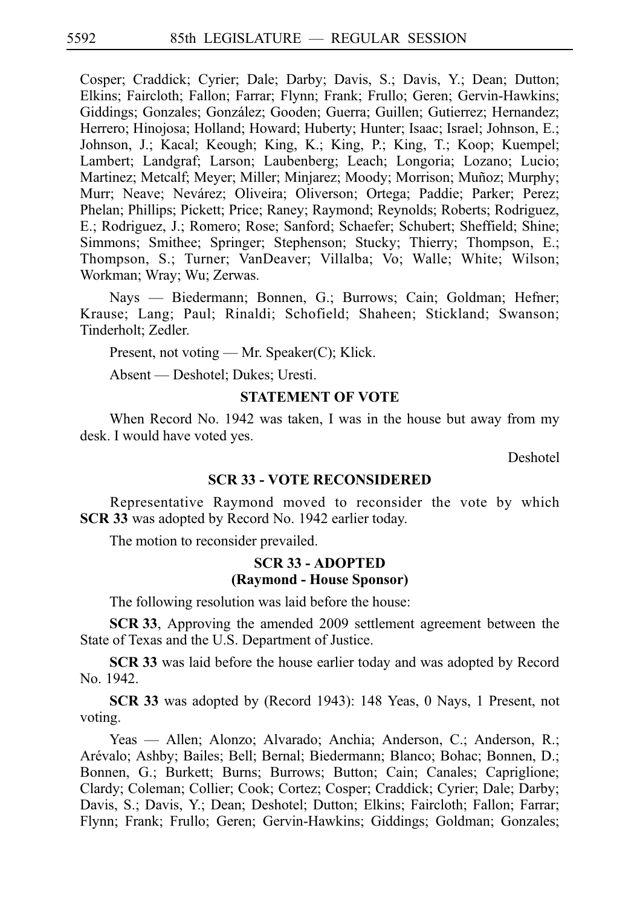Cosper; Craddick; Cyrier; Dale; Darby; Davis, S.; Davis, Y.; Dean; Dutton; Elkins; Faircloth; Fallon; Farrar; Flynn; Frank; Frullo; Geren; Gervin-Hawkins; Giddings; Gonzales; González; Gooden; Guerra; Guillen; Gutierrez; Hernandez; Herrero; Hinojosa; Holland; Howard; Huberty; Hunter; Isaac; Israel; Johnson, E.; Johnson, J.; Kacal; Keough; King, K.; King, P.; King, T.; Koop; Kuempel; Lambert; Landgraf; Larson; Laubenberg; Leach; Longoria; Lozano; Lucio; Martinez; Metcalf; Meyer; Miller; Minjarez; Moody; Morrison; Muñoz; Murphy; Murr; Neave; Nevárez; Oliveira; Oliverson; Ortega; Paddie; Parker; Perez; Phelan; Phillips; Pickett; Price; Raney; Raymond; Reynolds; Roberts; Rodriguez, E.; Rodriguez, J.; Romero; Rose; Sanford; Schaefer; Schubert; Sheffield; Shine; Simmons; Smithee; Springer; Stephenson; Stucky; Thierry; Thompson, E.; Thompson, S.; Turner; VanDeaver; Villalba; Vo; Walle; White; Wilson; Workman; Wray; Wu; Zerwas.

Nays — Biedermann; Bonnen, G.; Burrows; Cain; Goldman; Hefner; Krause; Lang; Paul; Rinaldi; Schofield; Shaheen; Stickland; Swanson; Tinderholt; Zedler.

Present, not voting — Mr. Speaker(C); Klick.

Absent — Deshotel; Dukes; Uresti.

**STATEMENT OF VOTE**

When Record No. 1942 was taken, I was in the house but away from my desk. I would have voted yes.

Deshotel

**SCR 33 - VOTE RECONSIDERED**

Representative Raymond moved to reconsider the vote by which **SCR 33** was adopted by Record No. 1942 earlier today.

The motion to reconsider prevailed.

**SCR 33 - ADOPTED**
**(Raymond - House Sponsor)**

The following resolution was laid before the house:

**SCR 33**, Approving the amended 2009 settlement agreement between the State of Texas and the U.S. Department of Justice.

**SCR 33** was laid before the house earlier today and was adopted by Record No. 1942.

**SCR 33** was adopted by (Record 1943): 148 Yeas, 0 Nays, 1 Present, not voting.

Yeas — Allen; Alonzo; Alvarado; Anchia; Anderson, C.; Anderson, R.; Arévalo; Ashby; Bailes; Bell; Bernal; Biedermann; Blanco; Bohac; Bonnen, D.; Bonnen, G.; Burkett; Burns; Burrows; Button; Cain; Canales; Capriglione; Clardy; Coleman; Collier; Cook; Cortez; Cosper; Craddick; Cyrier; Dale; Darby; Davis, S.; Davis, Y.; Dean; Deshotel; Dutton; Elkins; Faircloth; Fallon; Farrar; Flynn; Frank; Frullo; Geren; Gervin-Hawkins; Giddings; Goldman; Gonzales;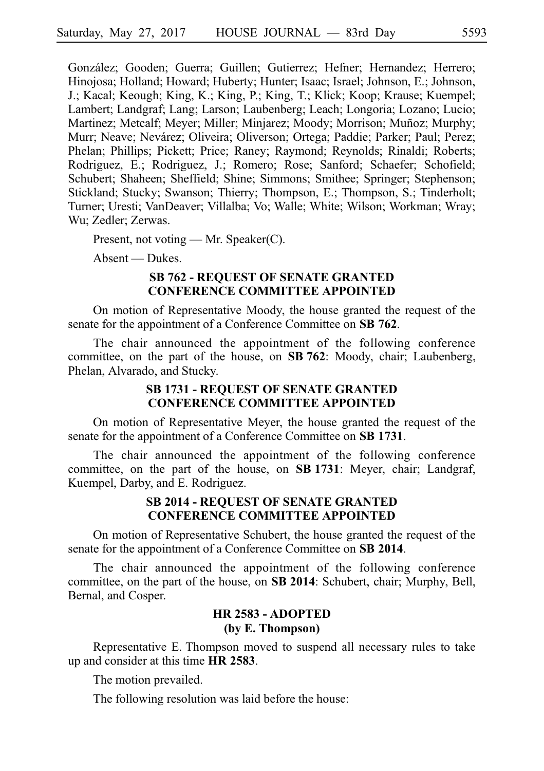González; Gooden; Guerra; Guillen; Gutierrez; Hefner; Hernandez; Herrero; Hinojosa; Holland; Howard; Huberty; Hunter; Isaac; Israel; Johnson, E.; Johnson, J.; Kacal; Keough; King, K.; King, P.; King, T.; Klick; Koop; Krause; Kuempel; Lambert; Landgraf; Lang; Larson; Laubenberg; Leach; Longoria; Lozano; Lucio; Martinez; Metcalf; Meyer; Miller; Minjarez; Moody; Morrison; Muñoz; Murphy; Murr; Neave; Nevárez; Oliveira; Oliverson; Ortega; Paddie; Parker; Paul; Perez; Phelan; Phillips; Pickett; Price; Raney; Raymond; Reynolds; Rinaldi; Roberts; Rodriguez, E.; Rodriguez, J.; Romero; Rose; Sanford; Schaefer; Schofield; Schubert; Shaheen; Sheffield; Shine; Simmons; Smithee; Springer; Stephenson; Stickland; Stucky; Swanson; Thierry; Thompson, E.; Thompson, S.; Tinderholt; Turner; Uresti; VanDeaver; Villalba; Vo; Walle; White; Wilson; Workman; Wray; Wu; Zedler; Zerwas.

Present, not voting — Mr. Speaker(C).

Absent — Dukes.

**SB 762 - REQUEST OF SENATE GRANTED**
**CONFERENCE COMMITTEE APPOINTED**

On motion of Representative Moody, the house granted the request of the senate for the appointment of a Conference Committee on **SB 762**.

The chair announced the appointment of the following conference committee, on the part of the house, on **SB 762**: Moody, chair; Laubenberg, Phelan, Alvarado, and Stucky.

**SB 1731 - REQUEST OF SENATE GRANTED**
**CONFERENCE COMMITTEE APPOINTED**

On motion of Representative Meyer, the house granted the request of the senate for the appointment of a Conference Committee on **SB 1731**.

The chair announced the appointment of the following conference committee, on the part of the house, on **SB 1731**: Meyer, chair; Landgraf, Kuempel, Darby, and E. Rodriguez.

**SB 2014 - REQUEST OF SENATE GRANTED**
**CONFERENCE COMMITTEE APPOINTED**

On motion of Representative Schubert, the house granted the request of the senate for the appointment of a Conference Committee on **SB 2014**.

The chair announced the appointment of the following conference committee, on the part of the house, on **SB 2014**: Schubert, chair; Murphy, Bell, Bernal, and Cosper.

**HR 2583 - ADOPTED**
**(by E. Thompson)**

Representative E. Thompson moved to suspend all necessary rules to take up and consider at this time **HR 2583**.

The motion prevailed.

The following resolution was laid before the house: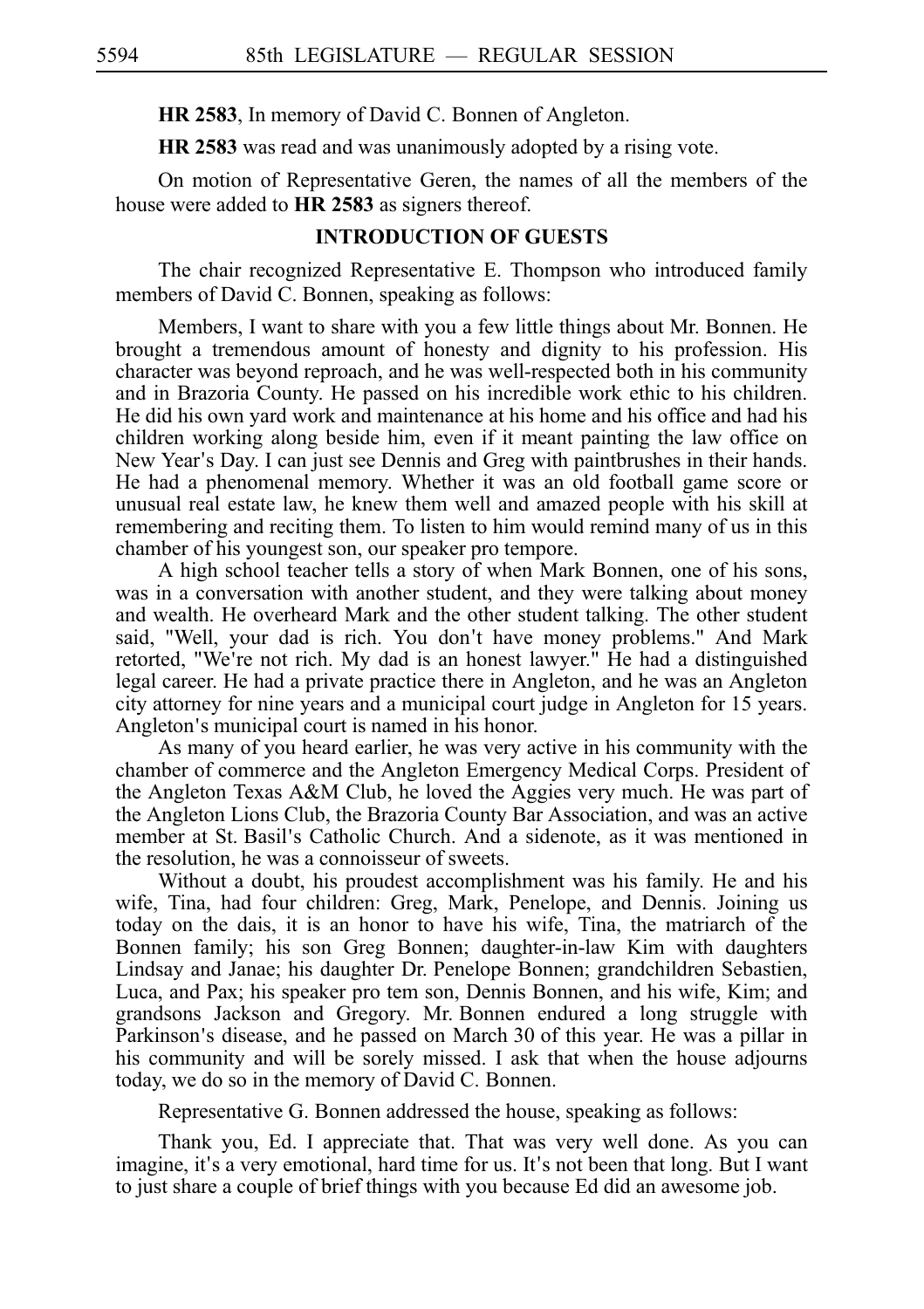**HR 2583**, In memory of David C. Bonnen of Angleton.

**HR 2583** was read and was unanimously adopted by a rising vote.

On motion of Representative Geren, the names of all the members of the house were added to **HR 2583** as signers thereof.

## INTRODUCTION OF GUESTS

The chair recognized Representative E. Thompson who introduced family members of David C. Bonnen, speaking as follows:

Members, I want to share with you a few little things about Mr. Bonnen. He brought a tremendous amount of honesty and dignity to his profession. His character was beyond reproach, and he was well-respected both in his community and in Brazoria County. He passed on his incredible work ethic to his children. He did his own yard work and maintenance at his home and his office and had his children working along beside him, even if it meant painting the law office on New Year's Day. I can just see Dennis and Greg with paintbrushes in their hands. He had a phenomenal memory. Whether it was an old football game score or unusual real estate law, he knew them well and amazed people with his skill at remembering and reciting them. To listen to him would remind many of us in this chamber of his youngest son, our speaker pro tempore.

A high school teacher tells a story of when Mark Bonnen, one of his sons, was in a conversation with another student, and they were talking about money and wealth. He overheard Mark and the other student talking. The other student said, "Well, your dad is rich. You don't have money problems." And Mark retorted, "We're not rich. My dad is an honest lawyer." He had a distinguished legal career. He had a private practice there in Angleton, and he was an Angleton city attorney for nine years and a municipal court judge in Angleton for 15 years. Angleton's municipal court is named in his honor.

As many of you heard earlier, he was very active in his community with the chamber of commerce and the Angleton Emergency Medical Corps. President of the Angleton Texas A&M Club, he loved the Aggies very much. He was part of the Angleton Lions Club, the Brazoria County Bar Association, and was an active member at St. Basil's Catholic Church. And a sidenote, as it was mentioned in the resolution, he was a connoisseur of sweets.

Without a doubt, his proudest accomplishment was his family. He and his wife, Tina, had four children: Greg, Mark, Penelope, and Dennis. Joining us today on the dais, it is an honor to have his wife, Tina, the matriarch of the Bonnen family; his son Greg Bonnen; daughter-in-law Kim with daughters Lindsay and Janae; his daughter Dr. Penelope Bonnen; grandchildren Sebastien, Luca, and Pax; his speaker pro tem son, Dennis Bonnen, and his wife, Kim; and grandsons Jackson and Gregory. Mr. Bonnen endured a long struggle with Parkinson's disease, and he passed on March 30 of this year. He was a pillar in his community and will be sorely missed. I ask that when the house adjourns today, we do so in the memory of David C. Bonnen.

Representative G. Bonnen addressed the house, speaking as follows:

Thank you, Ed. I appreciate that. That was very well done. As you can imagine, it's a very emotional, hard time for us. It's not been that long. But I want to just share a couple of brief things with you because Ed did an awesome job.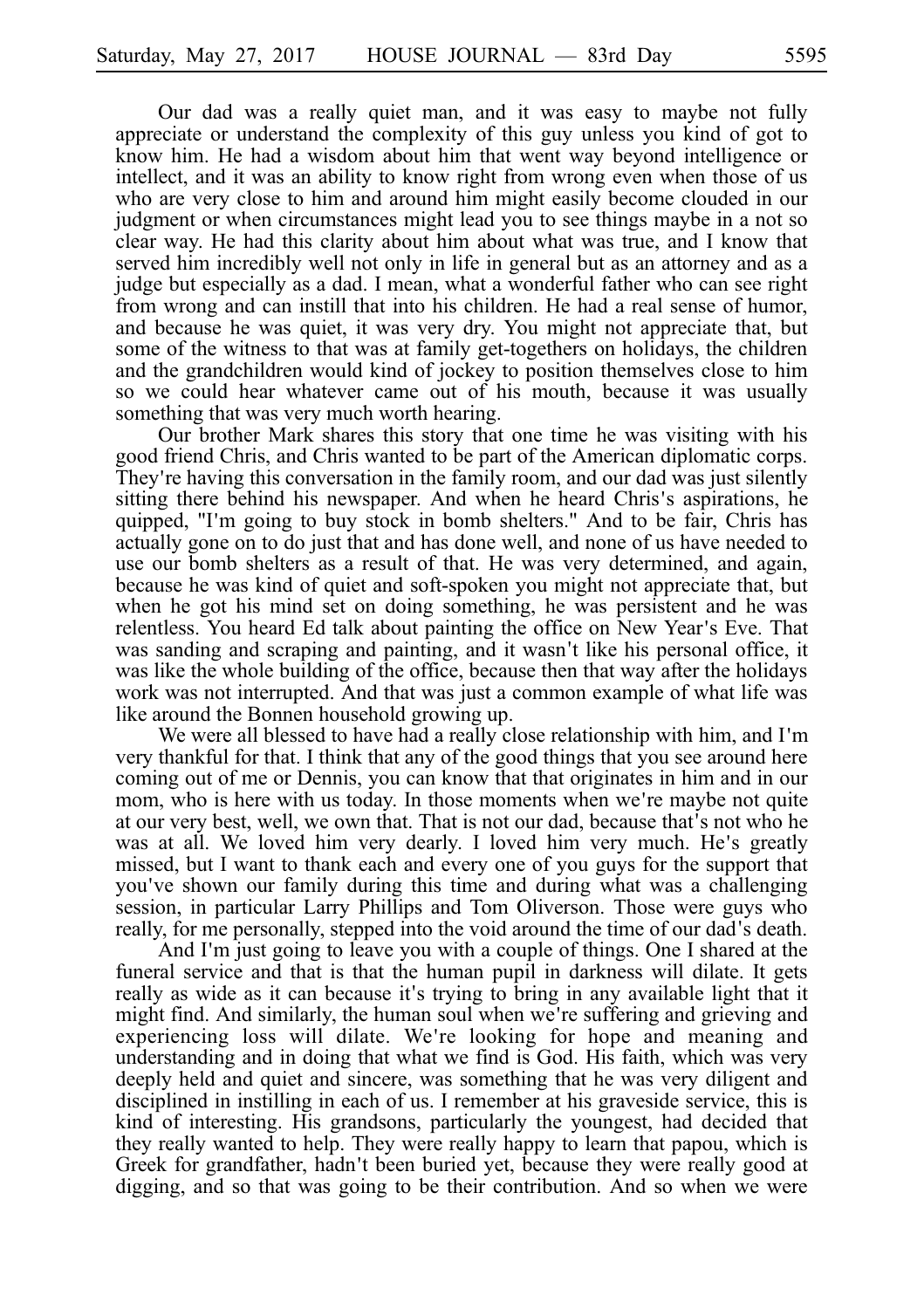Our dad was a really quiet man, and it was easy to maybe not fully appreciate or understand the complexity of this guy unless you kind of got to know him. He had a wisdom about him that went way beyond intelligence or intellect, and it was an ability to know right from wrong even when those of us who are very close to him and around him might easily become clouded in our judgment or when circumstances might lead you to see things maybe in a not so clear way. He had this clarity about him about what was true, and I know that served him incredibly well not only in life in general but as an attorney and as a judge but especially as a dad. I mean, what a wonderful father who can see right from wrong and can instill that into his children. He had a real sense of humor, and because he was quiet, it was very dry. You might not appreciate that, but some of the witness to that was at family get-togethers on holidays, the children and the grandchildren would kind of jockey to position themselves close to him so we could hear whatever came out of his mouth, because it was usually something that was very much worth hearing.

Our brother Mark shares this story that one time he was visiting with his good friend Chris, and Chris wanted to be part of the American diplomatic corps. They're having this conversation in the family room, and our dad was just silently sitting there behind his newspaper. And when he heard Chris's aspirations, he quipped, "I'm going to buy stock in bomb shelters." And to be fair, Chris has actually gone on to do just that and has done well, and none of us have needed to use our bomb shelters as a result of that. He was very determined, and again, because he was kind of quiet and soft-spoken you might not appreciate that, but when he got his mind set on doing something, he was persistent and he was relentless. You heard Ed talk about painting the office on New Year's Eve. That was sanding and scraping and painting, and it wasn't like his personal office, it was like the whole building of the office, because then that way after the holidays work was not interrupted. And that was just a common example of what life was like around the Bonnen household growing up.

We were all blessed to have had a really close relationship with him, and I'm very thankful for that. I think that any of the good things that you see around here coming out of me or Dennis, you can know that that originates in him and in our mom, who is here with us today. In those moments when we're maybe not quite at our very best, well, we own that. That is not our dad, because that's not who he was at all. We loved him very dearly. I loved him very much. He's greatly missed, but I want to thank each and every one of you guys for the support that you've shown our family during this time and during what was a challenging session, in particular Larry Phillips and Tom Oliverson. Those were guys who really, for me personally, stepped into the void around the time of our dad's death.

And I'm just going to leave you with a couple of things. One I shared at the funeral service and that is that the human pupil in darkness will dilate. It gets really as wide as it can because it's trying to bring in any available light that it might find. And similarly, the human soul when we're suffering and grieving and experiencing loss will dilate. We're looking for hope and meaning and understanding and in doing that what we find is God. His faith, which was very deeply held and quiet and sincere, was something that he was very diligent and disciplined in instilling in each of us. I remember at his graveside service, this is kind of interesting. His grandsons, particularly the youngest, had decided that they really wanted to help. They were really happy to learn that papou, which is Greek for grandfather, hadn't been buried yet, because they were really good at digging, and so that was going to be their contribution. And so when we were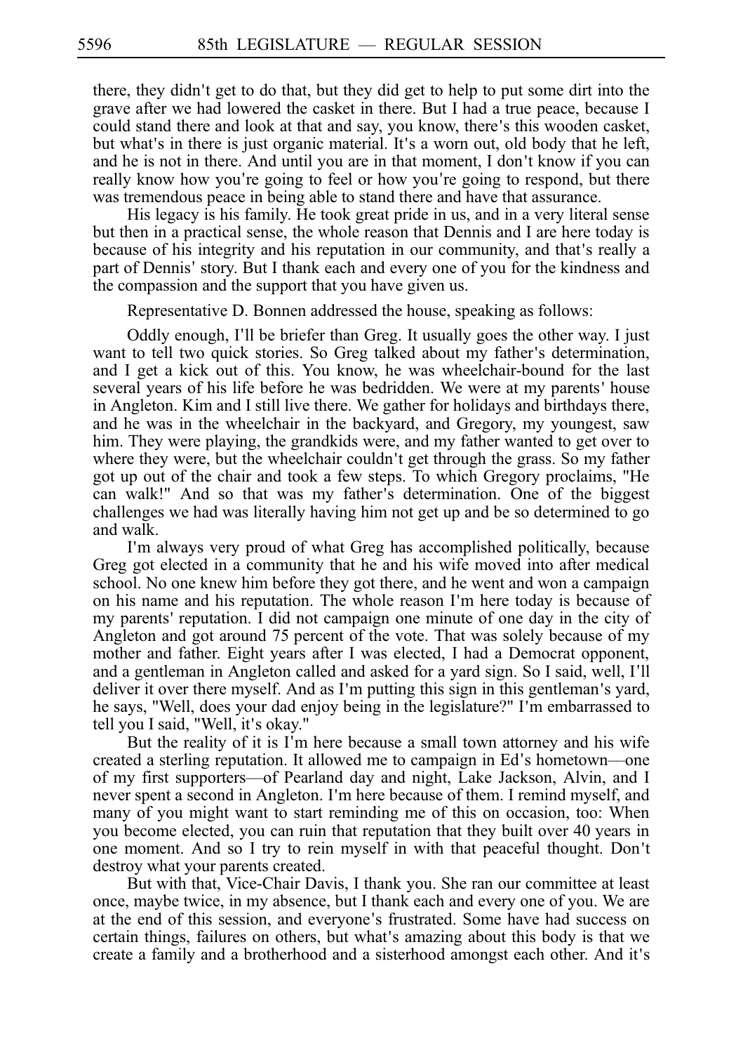there, they didn't get to do that, but they did get to help to put some dirt into the grave after we had lowered the casket in there. But I had a true peace, because I could stand there and look at that and say, you know, there's this wooden casket, but what's in there is just organic material. It's a worn out, old body that he left, and he is not in there. And until you are in that moment, I don't know if you can really know how you're going to feel or how you're going to respond, but there was tremendous peace in being able to stand there and have that assurance.

His legacy is his family. He took great pride in us, and in a very literal sense but then in a practical sense, the whole reason that Dennis and I are here today is because of his integrity and his reputation in our community, and that's really a part of Dennis' story. But I thank each and every one of you for the kindness and the compassion and the support that you have given us.

Representative D. Bonnen addressed the house, speaking as follows:

Oddly enough, I'll be briefer than Greg. It usually goes the other way. I just want to tell two quick stories. So Greg talked about my father's determination, and I get a kick out of this. You know, he was wheelchair-bound for the last several years of his life before he was bedridden. We were at my parents' house in Angleton. Kim and I still live there. We gather for holidays and birthdays there, and he was in the wheelchair in the backyard, and Gregory, my youngest, saw him. They were playing, the grandkids were, and my father wanted to get over to where they were, but the wheelchair couldn't get through the grass. So my father got up out of the chair and took a few steps. To which Gregory proclaims, "He can walk!" And so that was my father's determination. One of the biggest challenges we had was literally having him not get up and be so determined to go and walk.

I'm always very proud of what Greg has accomplished politically, because Greg got elected in a community that he and his wife moved into after medical school. No one knew him before they got there, and he went and won a campaign on his name and his reputation. The whole reason I'm here today is because of my parents' reputation. I did not campaign one minute of one day in the city of Angleton and got around 75 percent of the vote. That was solely because of my mother and father. Eight years after I was elected, I had a Democrat opponent, and a gentleman in Angleton called and asked for a yard sign. So I said, well, I'll deliver it over there myself. And as I'm putting this sign in this gentleman's yard, he says, "Well, does your dad enjoy being in the legislature?" I'm embarrassed to tell you I said, "Well, it's okay."

But the reality of it is I'm here because a small town attorney and his wife created a sterling reputation. It allowed me to campaign in Ed's hometown—one of my first supporters—of Pearland day and night, Lake Jackson, Alvin, and I never spent a second in Angleton. I'm here because of them. I remind myself, and many of you might want to start reminding me of this on occasion, too: When you become elected, you can ruin that reputation that they built over 40 years in one moment. And so I try to rein myself in with that peaceful thought. Don't destroy what your parents created.

But with that, Vice-Chair Davis, I thank you. She ran our committee at least once, maybe twice, in my absence, but I thank each and every one of you. We are at the end of this session, and everyone's frustrated. Some have had success on certain things, failures on others, but what's amazing about this body is that we create a family and a brotherhood and a sisterhood amongst each other. And it's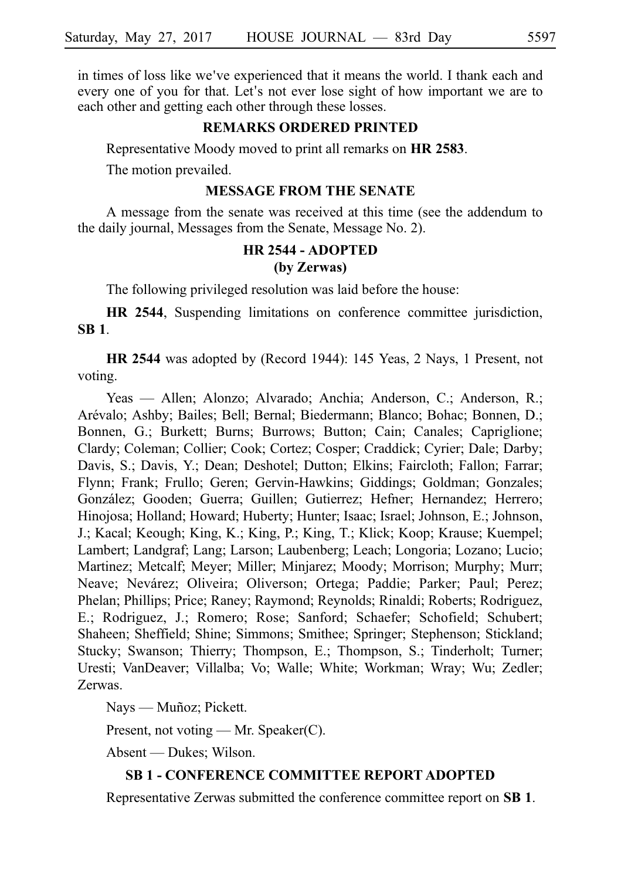in times of loss like we've experienced that it means the world. I thank each and every one of you for that. Let's not ever lose sight of how important we are to each other and getting each other through these losses.

## REMARKS ORDERED PRINTED

Representative Moody moved to print all remarks on **HR 2583**.

The motion prevailed.

## MESSAGE FROM THE SENATE

A message from the senate was received at this time (see the addendum to the daily journal, Messages from the Senate, Message No. 2).

## HR 2544 - ADOPTED
### (by Zerwas)

The following privileged resolution was laid before the house:

**HR 2544**, Suspending limitations on conference committee jurisdiction, **SB 1**.

**HR 2544** was adopted by (Record 1944): 145 Yeas, 2 Nays, 1 Present, not voting.

Yeas — Allen; Alonzo; Alvarado; Anchia; Anderson, C.; Anderson, R.; Arévalo; Ashby; Bailes; Bell; Bernal; Biedermann; Blanco; Bohac; Bonnen, D.; Bonnen, G.; Burkett; Burns; Burrows; Button; Cain; Canales; Capriglione; Clardy; Coleman; Collier; Cook; Cortez; Cosper; Craddick; Cyrier; Dale; Darby; Davis, S.; Davis, Y.; Dean; Deshotel; Dutton; Elkins; Faircloth; Fallon; Farrar; Flynn; Frank; Frullo; Geren; Gervin-Hawkins; Giddings; Goldman; Gonzales; González; Gooden; Guerra; Guillen; Gutierrez; Hefner; Hernandez; Herrero; Hinojosa; Holland; Howard; Huberty; Hunter; Isaac; Israel; Johnson, E.; Johnson, J.; Kacal; Keough; King, K.; King, P.; King, T.; Klick; Koop; Krause; Kuempel; Lambert; Landgraf; Lang; Larson; Laubenberg; Leach; Longoria; Lozano; Lucio; Martinez; Metcalf; Meyer; Miller; Minjarez; Moody; Morrison; Murphy; Murr; Neave; Nevárez; Oliveira; Oliverson; Ortega; Paddie; Parker; Paul; Perez; Phelan; Phillips; Price; Raney; Raymond; Reynolds; Rinaldi; Roberts; Rodriguez, E.; Rodriguez, J.; Romero; Rose; Sanford; Schaefer; Schofield; Schubert; Shaheen; Sheffield; Shine; Simmons; Smithee; Springer; Stephenson; Stickland; Stucky; Swanson; Thierry; Thompson, E.; Thompson, S.; Tinderholt; Turner; Uresti; VanDeaver; Villalba; Vo; Walle; White; Workman; Wray; Wu; Zedler; Zerwas.

Nays — Muñoz; Pickett.

Present, not voting — Mr. Speaker(C).

Absent — Dukes; Wilson.

## SB 1 - CONFERENCE COMMITTEE REPORT ADOPTED

Representative Zerwas submitted the conference committee report on **SB 1**.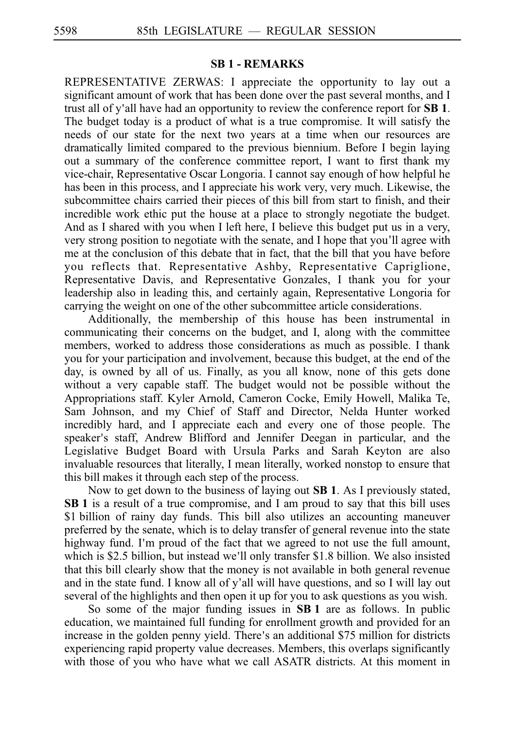## SB 1 - REMARKS

REPRESENTATIVE ZERWAS: I appreciate the opportunity to lay out a significant amount of work that has been done over the past several months, and I trust all of y'all have had an opportunity to review the conference report for **SB 1**. The budget today is a product of what is a true compromise. It will satisfy the needs of our state for the next two years at a time when our resources are dramatically limited compared to the previous biennium. Before I begin laying out a summary of the conference committee report, I want to first thank my vice-chair, Representative Oscar Longoria. I cannot say enough of how helpful he has been in this process, and I appreciate his work very, very much. Likewise, the subcommittee chairs carried their pieces of this bill from start to finish, and their incredible work ethic put the house at a place to strongly negotiate the budget. And as I shared with you when I left here, I believe this budget put us in a very, very strong position to negotiate with the senate, and I hope that you'll agree with me at the conclusion of this debate that in fact, that the bill that you have before you reflects that. Representative Ashby, Representative Capriglione, Representative Davis, and Representative Gonzales, I thank you for your leadership also in leading this, and certainly again, Representative Longoria for carrying the weight on one of the other subcommittee article considerations.

Additionally, the membership of this house has been instrumental in communicating their concerns on the budget, and I, along with the committee members, worked to address those considerations as much as possible. I thank you for your participation and involvement, because this budget, at the end of the day, is owned by all of us. Finally, as you all know, none of this gets done without a very capable staff. The budget would not be possible without the Appropriations staff. Kyler Arnold, Cameron Cocke, Emily Howell, Malika Te, Sam Johnson, and my Chief of Staff and Director, Nelda Hunter worked incredibly hard, and I appreciate each and every one of those people. The speaker's staff, Andrew Blifford and Jennifer Deegan in particular, and the Legislative Budget Board with Ursula Parks and Sarah Keyton are also invaluable resources that literally, I mean literally, worked nonstop to ensure that this bill makes it through each step of the process.

Now to get down to the business of laying out **SB 1**. As I previously stated, **SB 1** is a result of a true compromise, and I am proud to say that this bill uses $1 billion of rainy day funds. This bill also utilizes an accounting maneuver preferred by the senate, which is to delay transfer of general revenue into the state highway fund. I'm proud of the fact that we agreed to not use the full amount, which is $2.5 billion, but instead we'll only transfer $1.8 billion. We also insisted that this bill clearly show that the money is not available in both general revenue and in the state fund. I know all of y'all will have questions, and so I will lay out several of the highlights and then open it up for you to ask questions as you wish.

So some of the major funding issues in **SB 1** are as follows. In public education, we maintained full funding for enrollment growth and provided for an increase in the golden penny yield. There's an additional $75 million for districts experiencing rapid property value decreases. Members, this overlaps significantly with those of you who have what we call ASATR districts. At this moment in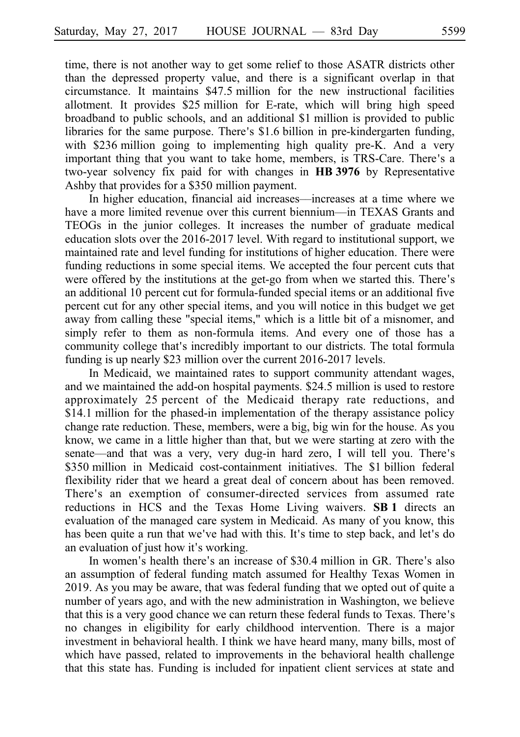time, there is not another way to get some relief to those ASATR districts other than the depressed property value, and there is a significant overlap in that circumstance. It maintains $47.5 million for the new instructional facilities allotment. It provides $25 million for E-rate, which will bring high speed broadband to public schools, and an additional $1 million is provided to public libraries for the same purpose. There's $1.6 billion in pre-kindergarten funding, with $236 million going to implementing high quality pre-K. And a very important thing that you want to take home, members, is TRS-Care. There's a two-year solvency fix paid for with changes in **HB 3976** by Representative Ashby that provides for a $350 million payment.

In higher education, financial aid increases—increases at a time where we have a more limited revenue over this current biennium—in TEXAS Grants and TEOGs in the junior colleges. It increases the number of graduate medical education slots over the 2016-2017 level. With regard to institutional support, we maintained rate and level funding for institutions of higher education. There were funding reductions in some special items. We accepted the four percent cuts that were offered by the institutions at the get-go from when we started this. There's an additional 10 percent cut for formula-funded special items or an additional five percent cut for any other special items, and you will notice in this budget we get away from calling these "special items," which is a little bit of a misnomer, and simply refer to them as non-formula items. And every one of those has a community college that's incredibly important to our districts. The total formula funding is up nearly $23 million over the current 2016-2017 levels.

In Medicaid, we maintained rates to support community attendant wages, and we maintained the add-on hospital payments. $24.5 million is used to restore approximately 25 percent of the Medicaid therapy rate reductions, and $14.1 million for the phased-in implementation of the therapy assistance policy change rate reduction. These, members, were a big, big win for the house. As you know, we came in a little higher than that, but we were starting at zero with the senate—and that was a very, very dug-in hard zero, I will tell you. There's $350 million in Medicaid cost-containment initiatives. The $1 billion federal flexibility rider that we heard a great deal of concern about has been removed. There's an exemption of consumer-directed services from assumed rate reductions in HCS and the Texas Home Living waivers. **SB 1** directs an evaluation of the managed care system in Medicaid. As many of you know, this has been quite a run that we've had with this. It's time to step back, and let's do an evaluation of just how it's working.

In women's health there's an increase of $30.4 million in GR. There's also an assumption of federal funding match assumed for Healthy Texas Women in 2019. As you may be aware, that was federal funding that we opted out of quite a number of years ago, and with the new administration in Washington, we believe that this is a very good chance we can return these federal funds to Texas. There's no changes in eligibility for early childhood intervention. There is a major investment in behavioral health. I think we have heard many, many bills, most of which have passed, related to improvements in the behavioral health challenge that this state has. Funding is included for inpatient client services at state and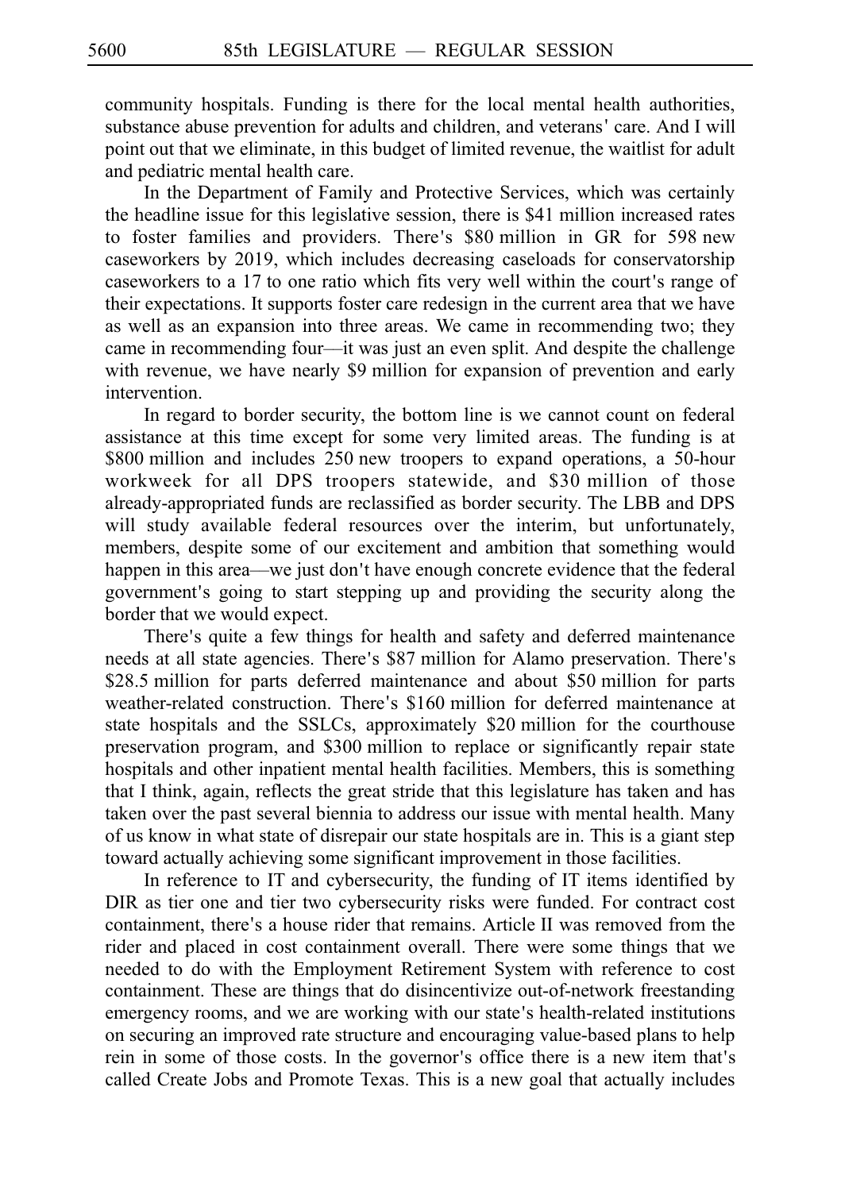community hospitals. Funding is there for the local mental health authorities, substance abuse prevention for adults and children, and veterans' care. And I will point out that we eliminate, in this budget of limited revenue, the waitlist for adult and pediatric mental health care.

In the Department of Family and Protective Services, which was certainly the headline issue for this legislative session, there is \$41 million increased rates to foster families and providers. There's \$80 million in GR for 598 new caseworkers by 2019, which includes decreasing caseloads for conservatorship caseworkers to a 17 to one ratio which fits very well within the court's range of their expectations. It supports foster care redesign in the current area that we have as well as an expansion into three areas. We came in recommending two; they came in recommending four—it was just an even split. And despite the challenge with revenue, we have nearly \$9 million for expansion of prevention and early intervention.

In regard to border security, the bottom line is we cannot count on federal assistance at this time except for some very limited areas. The funding is at \$800 million and includes 250 new troopers to expand operations, a 50-hour workweek for all DPS troopers statewide, and \$30 million of those already-appropriated funds are reclassified as border security. The LBB and DPS will study available federal resources over the interim, but unfortunately, members, despite some of our excitement and ambition that something would happen in this area—we just don't have enough concrete evidence that the federal government's going to start stepping up and providing the security along the border that we would expect.

There's quite a few things for health and safety and deferred maintenance needs at all state agencies. There's \$87 million for Alamo preservation. There's \$28.5 million for parts deferred maintenance and about \$50 million for parts weather-related construction. There's \$160 million for deferred maintenance at state hospitals and the SSLCs, approximately \$20 million for the courthouse preservation program, and \$300 million to replace or significantly repair state hospitals and other inpatient mental health facilities. Members, this is something that I think, again, reflects the great stride that this legislature has taken and has taken over the past several biennia to address our issue with mental health. Many of us know in what state of disrepair our state hospitals are in. This is a giant step toward actually achieving some significant improvement in those facilities.

In reference to IT and cybersecurity, the funding of IT items identified by DIR as tier one and tier two cybersecurity risks were funded. For contract cost containment, there's a house rider that remains. Article II was removed from the rider and placed in cost containment overall. There were some things that we needed to do with the Employment Retirement System with reference to cost containment. These are things that do disincentivize out-of-network freestanding emergency rooms, and we are working with our state's health-related institutions on securing an improved rate structure and encouraging value-based plans to help rein in some of those costs. In the governor's office there is a new item that's called Create Jobs and Promote Texas. This is a new goal that actually includes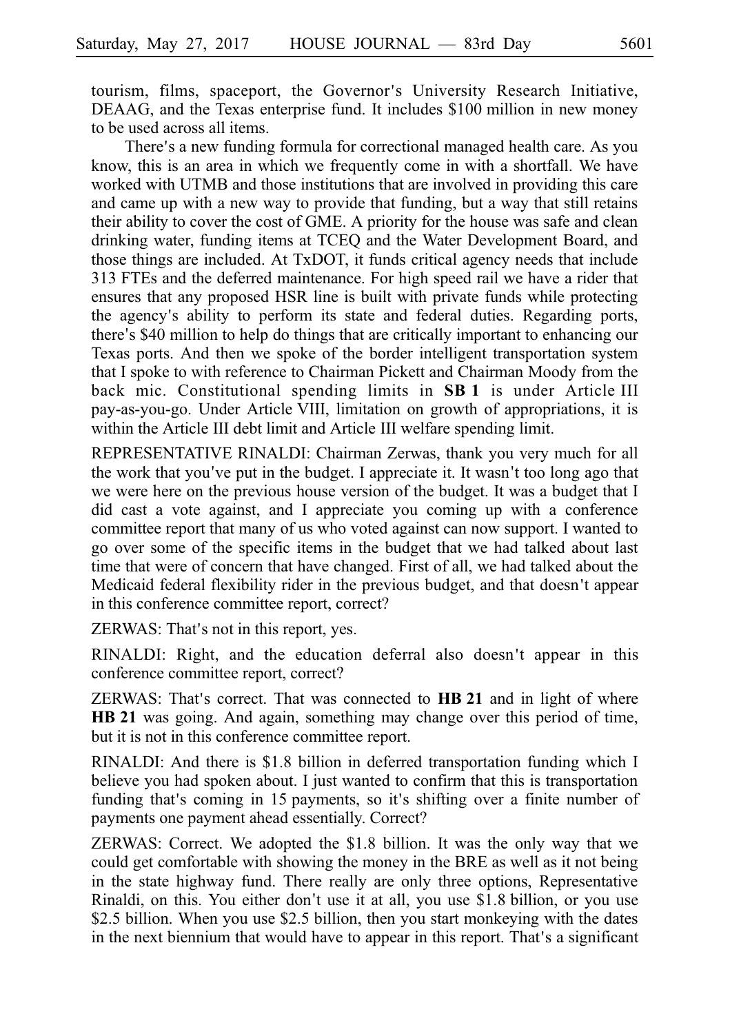tourism, films, spaceport, the Governor's University Research Initiative, DEAAG, and the Texas enterprise fund. It includes $100 million in new money to be used across all items.

There's a new funding formula for correctional managed health care. As you know, this is an area in which we frequently come in with a shortfall. We have worked with UTMB and those institutions that are involved in providing this care and came up with a new way to provide that funding, but a way that still retains their ability to cover the cost of GME. A priority for the house was safe and clean drinking water, funding items at TCEQ and the Water Development Board, and those things are included. At TxDOT, it funds critical agency needs that include 313 FTEs and the deferred maintenance. For high speed rail we have a rider that ensures that any proposed HSR line is built with private funds while protecting the agency's ability to perform its state and federal duties. Regarding ports, there's $40 million to help do things that are critically important to enhancing our Texas ports. And then we spoke of the border intelligent transportation system that I spoke to with reference to Chairman Pickett and Chairman Moody from the back mic. Constitutional spending limits in **SB 1** is under Article III pay-as-you-go. Under Article VIII, limitation on growth of appropriations, it is within the Article III debt limit and Article III welfare spending limit.

REPRESENTATIVE RINALDI: Chairman Zerwas, thank you very much for all the work that you've put in the budget. I appreciate it. It wasn't too long ago that we were here on the previous house version of the budget. It was a budget that I did cast a vote against, and I appreciate you coming up with a conference committee report that many of us who voted against can now support. I wanted to go over some of the specific items in the budget that we had talked about last time that were of concern that have changed. First of all, we had talked about the Medicaid federal flexibility rider in the previous budget, and that doesn't appear in this conference committee report, correct?

ZERWAS: That's not in this report, yes.

RINALDI: Right, and the education deferral also doesn't appear in this conference committee report, correct?

ZERWAS: That's correct. That was connected to **HB 21** and in light of where **HB 21** was going. And again, something may change over this period of time, but it is not in this conference committee report.

RINALDI: And there is $1.8 billion in deferred transportation funding which I believe you had spoken about. I just wanted to confirm that this is transportation funding that's coming in 15 payments, so it's shifting over a finite number of payments one payment ahead essentially. Correct?

ZERWAS: Correct. We adopted the $1.8 billion. It was the only way that we could get comfortable with showing the money in the BRE as well as it not being in the state highway fund. There really are only three options, Representative Rinaldi, on this. You either don't use it at all, you use $1.8 billion, or you use $2.5 billion. When you use $2.5 billion, then you start monkeying with the dates in the next biennium that would have to appear in this report. That's a significant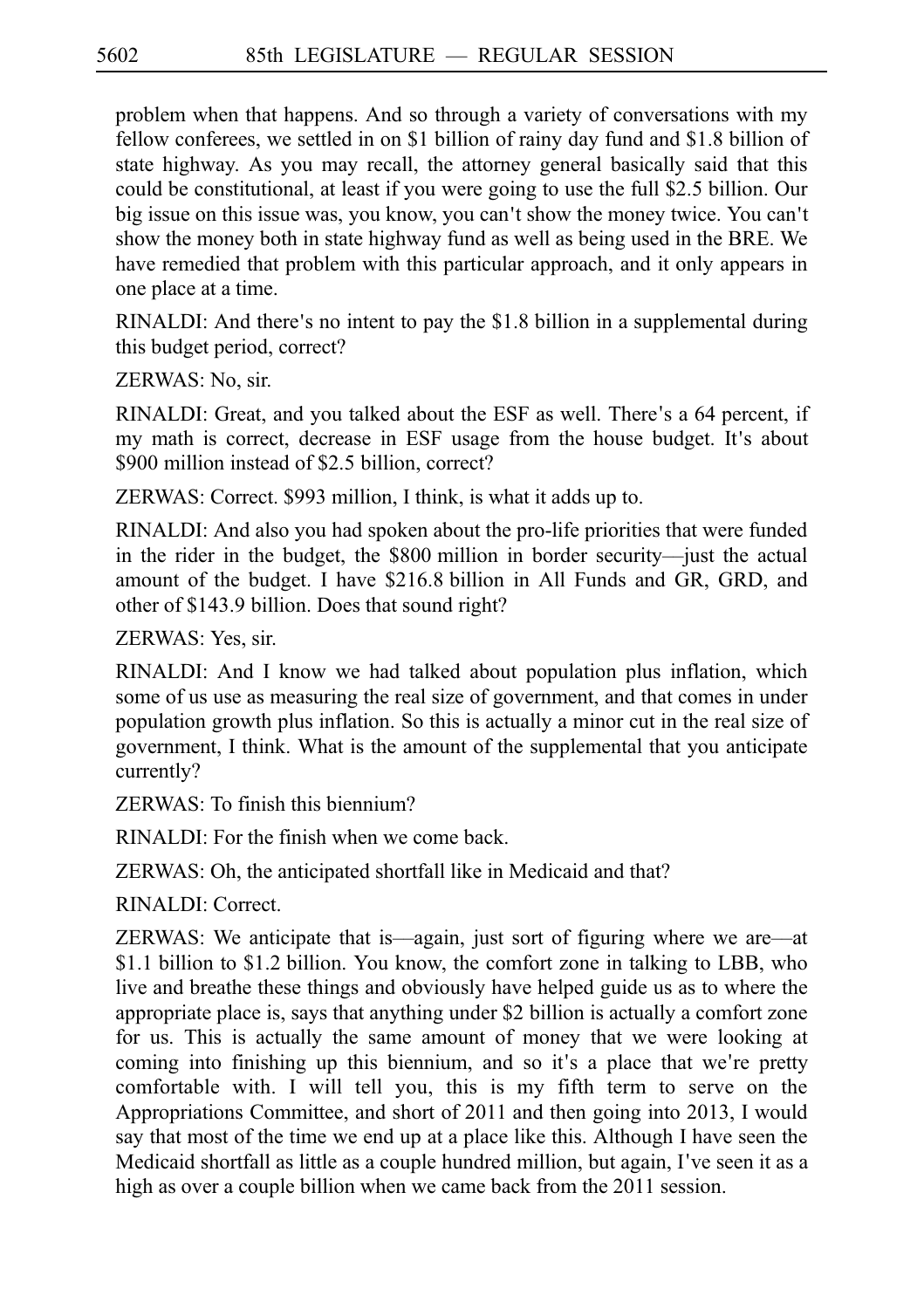problem when that happens. And so through a variety of conversations with my fellow conferees, we settled in on $1 billion of rainy day fund and $1.8 billion of state highway. As you may recall, the attorney general basically said that this could be constitutional, at least if you were going to use the full $2.5 billion. Our big issue on this issue was, you know, you can't show the money twice. You can't show the money both in state highway fund as well as being used in the BRE. We have remedied that problem with this particular approach, and it only appears in one place at a time.

RINALDI: And there's no intent to pay the $1.8 billion in a supplemental during this budget period, correct?

ZERWAS: No, sir.

RINALDI: Great, and you talked about the ESF as well. There's a 64 percent, if my math is correct, decrease in ESF usage from the house budget. It's about $900 million instead of $2.5 billion, correct?

ZERWAS: Correct. $993 million, I think, is what it adds up to.

RINALDI: And also you had spoken about the pro-life priorities that were funded in the rider in the budget, the $800 million in border security—just the actual amount of the budget. I have $216.8 billion in All Funds and GR, GRD, and other of $143.9 billion. Does that sound right?

ZERWAS: Yes, sir.

RINALDI: And I know we had talked about population plus inflation, which some of us use as measuring the real size of government, and that comes in under population growth plus inflation. So this is actually a minor cut in the real size of government, I think. What is the amount of the supplemental that you anticipate currently?

ZERWAS: To finish this biennium?

RINALDI: For the finish when we come back.

ZERWAS: Oh, the anticipated shortfall like in Medicaid and that?

RINALDI: Correct.

ZERWAS: We anticipate that is—again, just sort of figuring where we are—at $1.1 billion to $1.2 billion. You know, the comfort zone in talking to LBB, who live and breathe these things and obviously have helped guide us as to where the appropriate place is, says that anything under $2 billion is actually a comfort zone for us. This is actually the same amount of money that we were looking at coming into finishing up this biennium, and so it's a place that we're pretty comfortable with. I will tell you, this is my fifth term to serve on the Appropriations Committee, and short of 2011 and then going into 2013, I would say that most of the time we end up at a place like this. Although I have seen the Medicaid shortfall as little as a couple hundred million, but again, I've seen it as a high as over a couple billion when we came back from the 2011 session.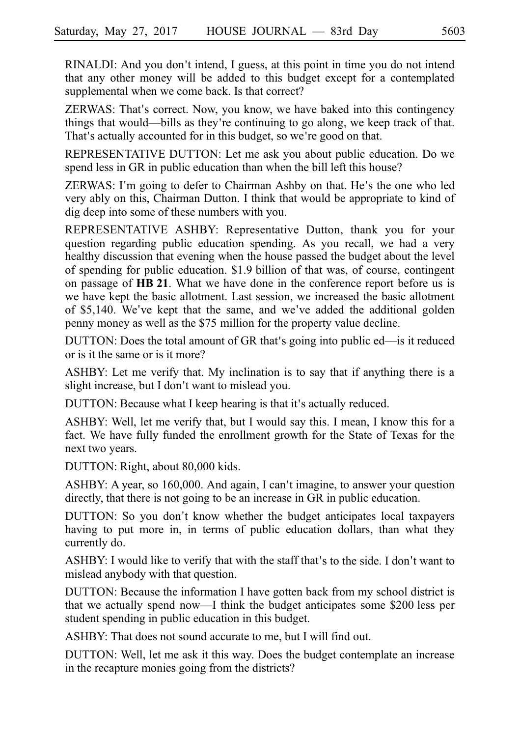RINALDI: And you don't intend, I guess, at this point in time you do not intend that any other money will be added to this budget except for a contemplated supplemental when we come back. Is that correct?

ZERWAS: That's correct. Now, you know, we have baked into this contingency things that would—bills as they're continuing to go along, we keep track of that. That's actually accounted for in this budget, so we're good on that.

REPRESENTATIVE DUTTON: Let me ask you about public education. Do we spend less in GR in public education than when the bill left this house?

ZERWAS: I'm going to defer to Chairman Ashby on that. He's the one who led very ably on this, Chairman Dutton. I think that would be appropriate to kind of dig deep into some of these numbers with you.

REPRESENTATIVE ASHBY: Representative Dutton, thank you for your question regarding public education spending. As you recall, we had a very healthy discussion that evening when the house passed the budget about the level of spending for public education. $1.9 billion of that was, of course, contingent on passage of **HB 21**. What we have done in the conference report before us is we have kept the basic allotment. Last session, we increased the basic allotment of $5,140. We've kept that the same, and we've added the additional golden penny money as well as the $75 million for the property value decline.

DUTTON: Does the total amount of GR that's going into public ed—is it reduced or is it the same or is it more?

ASHBY: Let me verify that. My inclination is to say that if anything there is a slight increase, but I don't want to mislead you.

DUTTON: Because what I keep hearing is that it's actually reduced.

ASHBY: Well, let me verify that, but I would say this. I mean, I know this for a fact. We have fully funded the enrollment growth for the State of Texas for the next two years.

DUTTON: Right, about 80,000 kids.

ASHBY: A year, so 160,000. And again, I can't imagine, to answer your question directly, that there is not going to be an increase in GR in public education.

DUTTON: So you don't know whether the budget anticipates local taxpayers having to put more in, in terms of public education dollars, than what they currently do.

ASHBY: I would like to verify that with the staff that's to the side. I don't want to mislead anybody with that question.

DUTTON: Because the information I have gotten back from my school district is that we actually spend now—I think the budget anticipates some $200 less per student spending in public education in this budget.

ASHBY: That does not sound accurate to me, but I will find out.

DUTTON: Well, let me ask it this way. Does the budget contemplate an increase in the recapture monies going from the districts?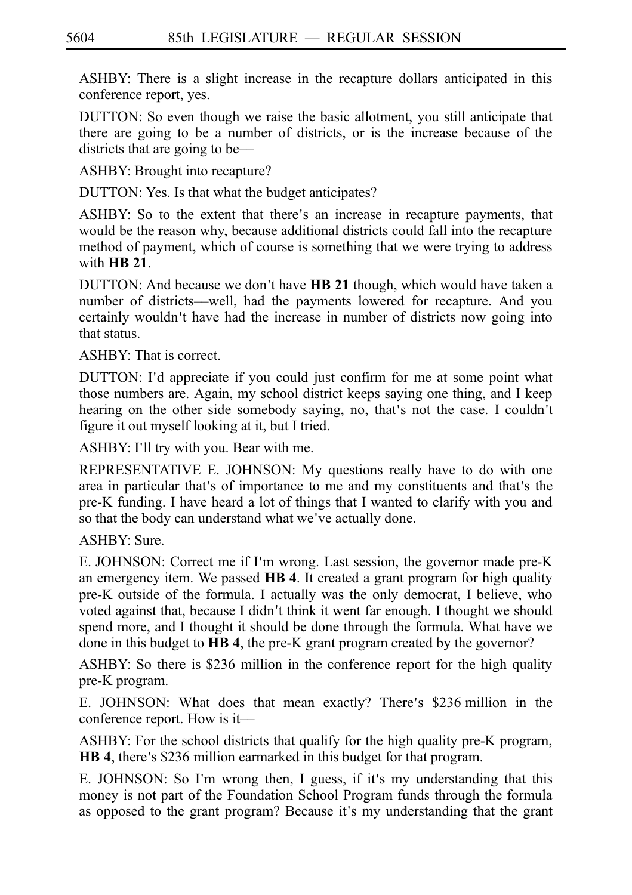ASHBY: There is a slight increase in the recapture dollars anticipated in this conference report, yes.

DUTTON: So even though we raise the basic allotment, you still anticipate that there are going to be a number of districts, or is the increase because of the districts that are going to be—

ASHBY: Brought into recapture?

DUTTON: Yes. Is that what the budget anticipates?

ASHBY: So to the extent that there's an increase in recapture payments, that would be the reason why, because additional districts could fall into the recapture method of payment, which of course is something that we were trying to address with **HB 21**.

DUTTON: And because we don't have **HB 21** though, which would have taken a number of districts—well, had the payments lowered for recapture. And you certainly wouldn't have had the increase in number of districts now going into that status.

ASHBY: That is correct.

DUTTON: I'd appreciate if you could just confirm for me at some point what those numbers are. Again, my school district keeps saying one thing, and I keep hearing on the other side somebody saying, no, that's not the case. I couldn't figure it out myself looking at it, but I tried.

ASHBY: I'll try with you. Bear with me.

REPRESENTATIVE E. JOHNSON: My questions really have to do with one area in particular that's of importance to me and my constituents and that's the pre-K funding. I have heard a lot of things that I wanted to clarify with you and so that the body can understand what we've actually done.

ASHBY: Sure.

E. JOHNSON: Correct me if I'm wrong. Last session, the governor made pre-K an emergency item. We passed **HB 4**. It created a grant program for high quality pre-K outside of the formula. I actually was the only democrat, I believe, who voted against that, because I didn't think it went far enough. I thought we should spend more, and I thought it should be done through the formula. What have we done in this budget to **HB 4**, the pre-K grant program created by the governor?

ASHBY: So there is $236 million in the conference report for the high quality pre-K program.

E. JOHNSON: What does that mean exactly? There's $236 million in the conference report. How is it—

ASHBY: For the school districts that qualify for the high quality pre-K program, **HB 4**, there's $236 million earmarked in this budget for that program.

E. JOHNSON: So I'm wrong then, I guess, if it's my understanding that this money is not part of the Foundation School Program funds through the formula as opposed to the grant program? Because it's my understanding that the grant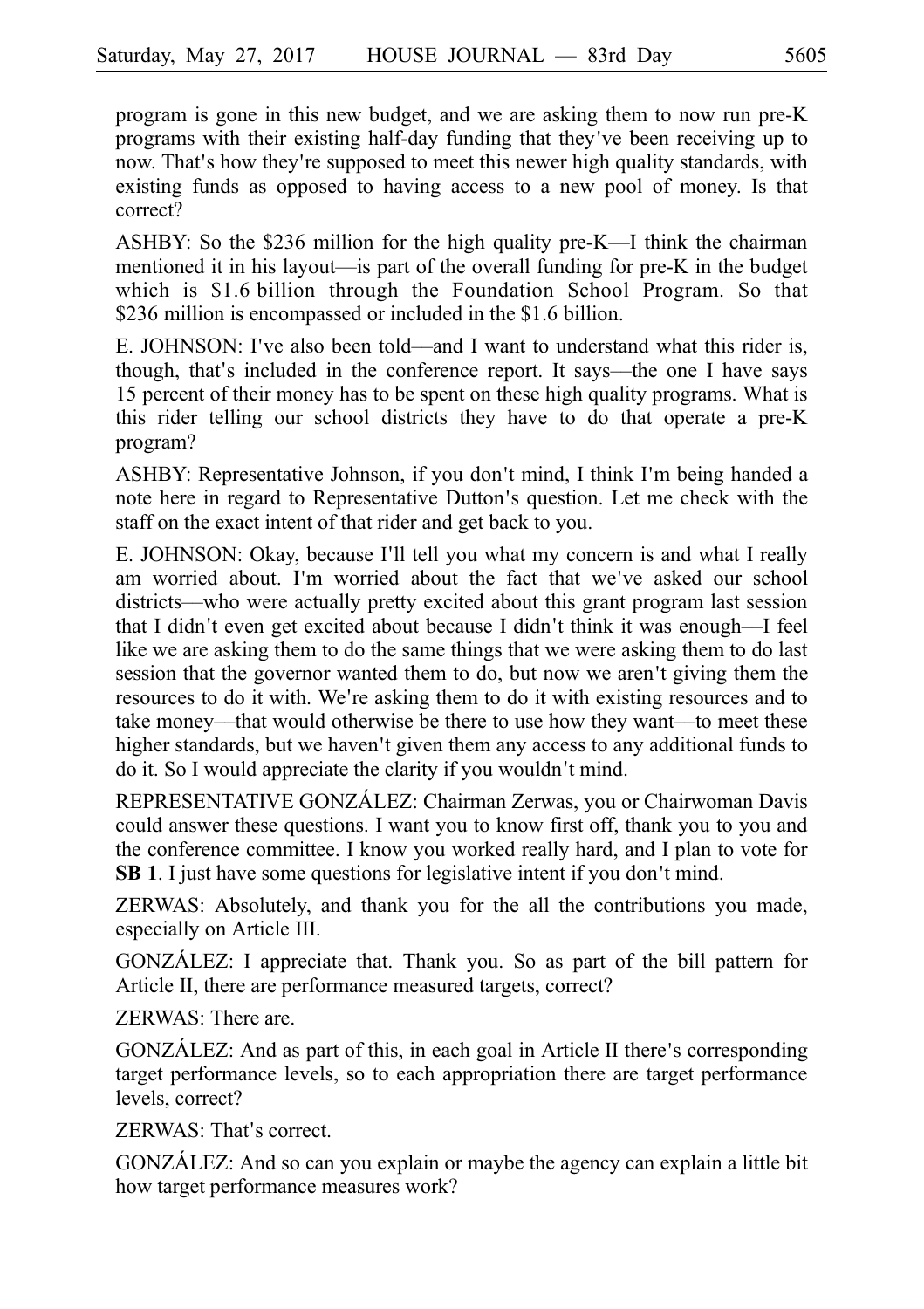program is gone in this new budget, and we are asking them to now run pre-K programs with their existing half-day funding that they've been receiving up to now. That's how they're supposed to meet this newer high quality standards, with existing funds as opposed to having access to a new pool of money. Is that correct?

ASHBY: So the $236 million for the high quality pre-K—I think the chairman mentioned it in his layout—is part of the overall funding for pre-K in the budget which is $1.6 billion through the Foundation School Program. So that $236 million is encompassed or included in the $1.6 billion.

E. JOHNSON: I've also been told—and I want to understand what this rider is, though, that's included in the conference report. It says—the one I have says 15 percent of their money has to be spent on these high quality programs. What is this rider telling our school districts they have to do that operate a pre-K program?

ASHBY: Representative Johnson, if you don't mind, I think I'm being handed a note here in regard to Representative Dutton's question. Let me check with the staff on the exact intent of that rider and get back to you.

E. JOHNSON: Okay, because I'll tell you what my concern is and what I really am worried about. I'm worried about the fact that we've asked our school districts—who were actually pretty excited about this grant program last session that I didn't even get excited about because I didn't think it was enough—I feel like we are asking them to do the same things that we were asking them to do last session that the governor wanted them to do, but now we aren't giving them the resources to do it with. We're asking them to do it with existing resources and to take money—that would otherwise be there to use how they want—to meet these higher standards, but we haven't given them any access to any additional funds to do it. So I would appreciate the clarity if you wouldn't mind.

REPRESENTATIVE GONZÁLEZ: Chairman Zerwas, you or Chairwoman Davis could answer these questions. I want you to know first off, thank you to you and the conference committee. I know you worked really hard, and I plan to vote for **SB 1**. I just have some questions for legislative intent if you don't mind.

ZERWAS: Absolutely, and thank you for the all the contributions you made, especially on Article III.

GONZÁLEZ: I appreciate that. Thank you. So as part of the bill pattern for Article II, there are performance measured targets, correct?

ZERWAS: There are.

GONZÁLEZ: And as part of this, in each goal in Article II there's corresponding target performance levels, so to each appropriation there are target performance levels, correct?

ZERWAS: That's correct.

GONZÁLEZ: And so can you explain or maybe the agency can explain a little bit how target performance measures work?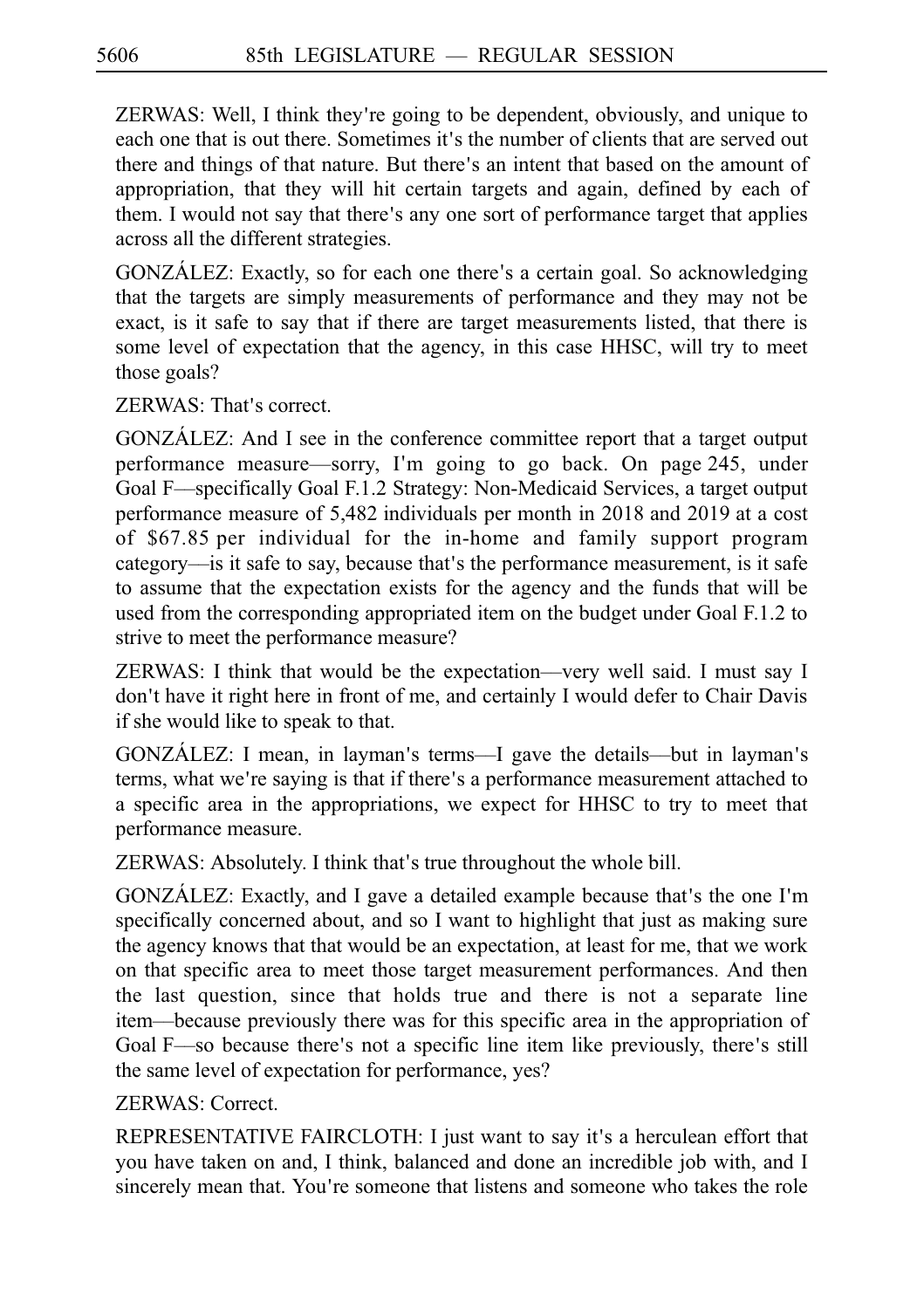ZERWAS: Well, I think they're going to be dependent, obviously, and unique to each one that is out there. Sometimes it's the number of clients that are served out there and things of that nature. But there's an intent that based on the amount of appropriation, that they will hit certain targets and again, defined by each of them. I would not say that there's any one sort of performance target that applies across all the different strategies.

GONZÁLEZ: Exactly, so for each one there's a certain goal. So acknowledging that the targets are simply measurements of performance and they may not be exact, is it safe to say that if there are target measurements listed, that there is some level of expectation that the agency, in this case HHSC, will try to meet those goals?

ZERWAS: That's correct.

GONZÁLEZ: And I see in the conference committee report that a target output performance measure—sorry, I'm going to go back. On page 245, under Goal F—specifically Goal F.1.2 Strategy: Non-Medicaid Services, a target output performance measure of 5,482 individuals per month in 2018 and 2019 at a cost of $67.85 per individual for the in-home and family support program category—is it safe to say, because that's the performance measurement, is it safe to assume that the expectation exists for the agency and the funds that will be used from the corresponding appropriated item on the budget under Goal F.1.2 to strive to meet the performance measure?

ZERWAS: I think that would be the expectation—very well said. I must say I don't have it right here in front of me, and certainly I would defer to Chair Davis if she would like to speak to that.

GONZÁLEZ: I mean, in layman's terms—I gave the details—but in layman's terms, what we're saying is that if there's a performance measurement attached to a specific area in the appropriations, we expect for HHSC to try to meet that performance measure.

ZERWAS: Absolutely. I think that's true throughout the whole bill.

GONZÁLEZ: Exactly, and I gave a detailed example because that's the one I'm specifically concerned about, and so I want to highlight that just as making sure the agency knows that that would be an expectation, at least for me, that we work on that specific area to meet those target measurement performances. And then the last question, since that holds true and there is not a separate line item—because previously there was for this specific area in the appropriation of Goal F—so because there's not a specific line item like previously, there's still the same level of expectation for performance, yes?

ZERWAS: Correct.

REPRESENTATIVE FAIRCLOTH: I just want to say it's a herculean effort that you have taken on and, I think, balanced and done an incredible job with, and I sincerely mean that. You're someone that listens and someone who takes the role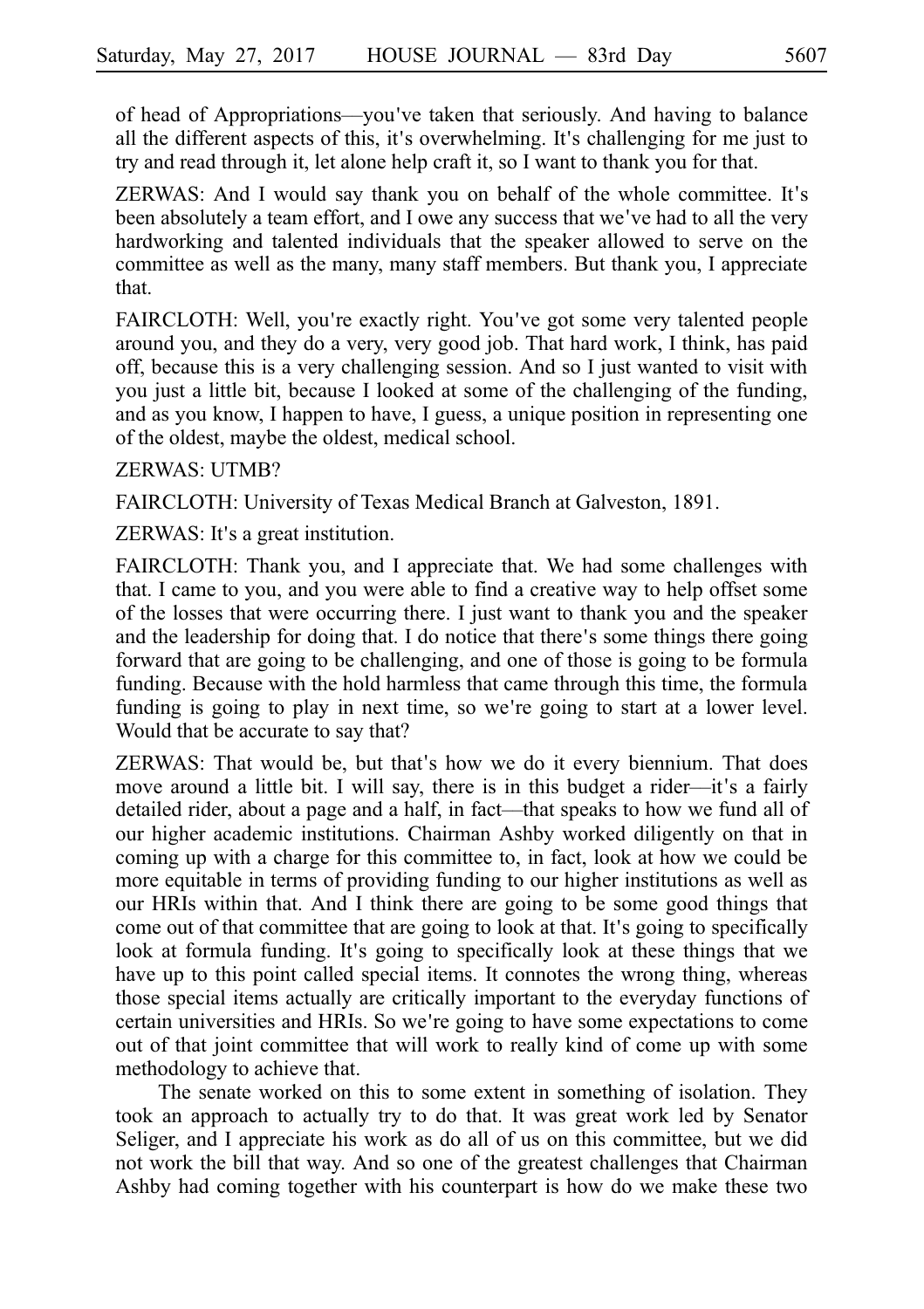of head of Appropriations—you've taken that seriously. And having to balance all the different aspects of this, it's overwhelming. It's challenging for me just to try and read through it, let alone help craft it, so I want to thank you for that.

ZERWAS: And I would say thank you on behalf of the whole committee. It's been absolutely a team effort, and I owe any success that we've had to all the very hardworking and talented individuals that the speaker allowed to serve on the committee as well as the many, many staff members. But thank you, I appreciate that.

FAIRCLOTH: Well, you're exactly right. You've got some very talented people around you, and they do a very, very good job. That hard work, I think, has paid off, because this is a very challenging session. And so I just wanted to visit with you just a little bit, because I looked at some of the challenging of the funding, and as you know, I happen to have, I guess, a unique position in representing one of the oldest, maybe the oldest, medical school.

ZERWAS: UTMB?

FAIRCLOTH: University of Texas Medical Branch at Galveston, 1891.

ZERWAS: It's a great institution.

FAIRCLOTH: Thank you, and I appreciate that. We had some challenges with that. I came to you, and you were able to find a creative way to help offset some of the losses that were occurring there. I just want to thank you and the speaker and the leadership for doing that. I do notice that there's some things there going forward that are going to be challenging, and one of those is going to be formula funding. Because with the hold harmless that came through this time, the formula funding is going to play in next time, so we're going to start at a lower level. Would that be accurate to say that?

ZERWAS: That would be, but that's how we do it every biennium. That does move around a little bit. I will say, there is in this budget a rider—it's a fairly detailed rider, about a page and a half, in fact—that speaks to how we fund all of our higher academic institutions. Chairman Ashby worked diligently on that in coming up with a charge for this committee to, in fact, look at how we could be more equitable in terms of providing funding to our higher institutions as well as our HRIs within that. And I think there are going to be some good things that come out of that committee that are going to look at that. It's going to specifically look at formula funding. It's going to specifically look at these things that we have up to this point called special items. It connotes the wrong thing, whereas those special items actually are critically important to the everyday functions of certain universities and HRIs. So we're going to have some expectations to come out of that joint committee that will work to really kind of come up with some methodology to achieve that.

The senate worked on this to some extent in something of isolation. They took an approach to actually try to do that. It was great work led by Senator Seliger, and I appreciate his work as do all of us on this committee, but we did not work the bill that way. And so one of the greatest challenges that Chairman Ashby had coming together with his counterpart is how do we make these two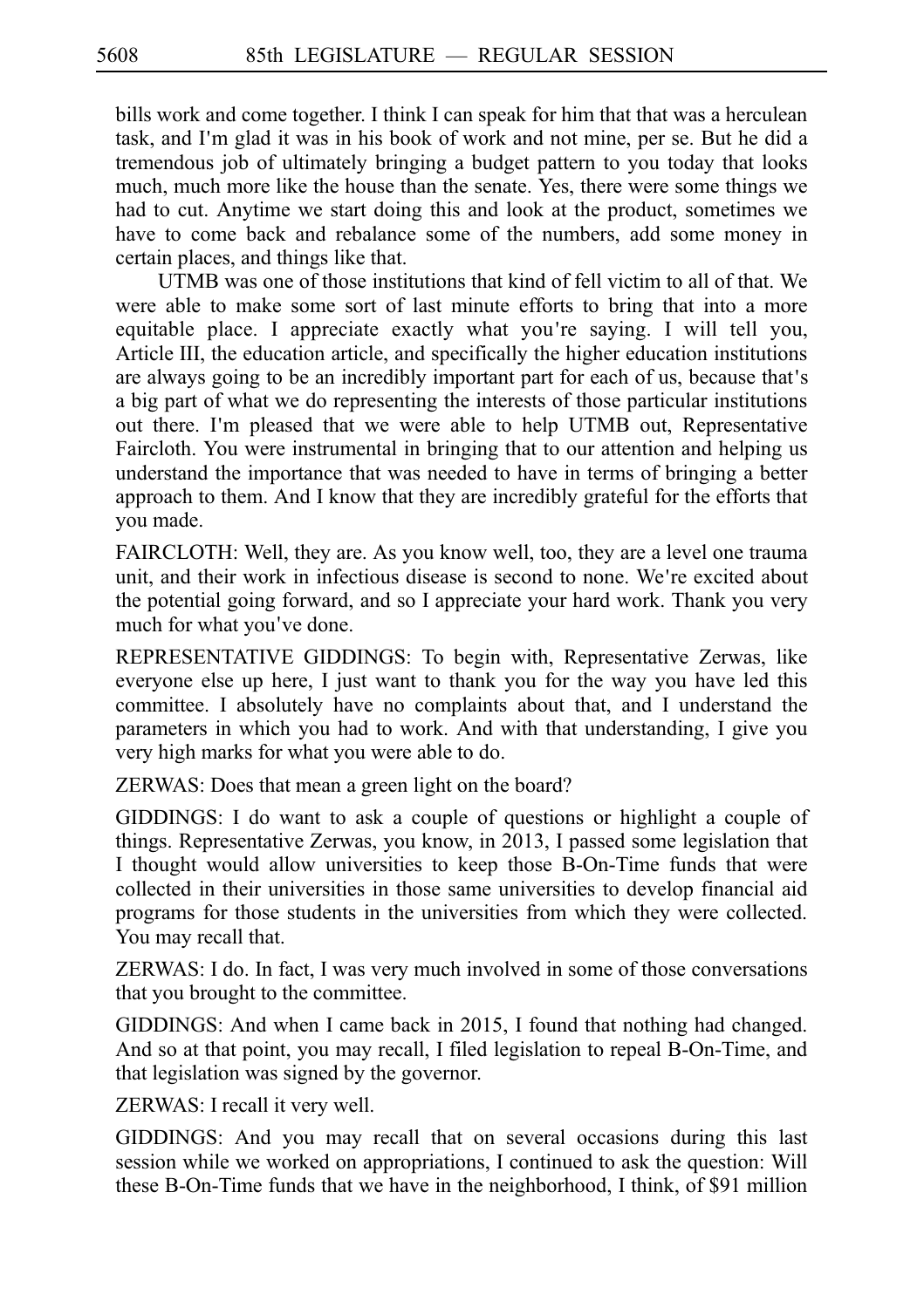bills work and come together. I think I can speak for him that that was a herculean task, and I'm glad it was in his book of work and not mine, per se. But he did a tremendous job of ultimately bringing a budget pattern to you today that looks much, much more like the house than the senate. Yes, there were some things we had to cut. Anytime we start doing this and look at the product, sometimes we have to come back and rebalance some of the numbers, add some money in certain places, and things like that.

UTMB was one of those institutions that kind of fell victim to all of that. We were able to make some sort of last minute efforts to bring that into a more equitable place. I appreciate exactly what you're saying. I will tell you, Article III, the education article, and specifically the higher education institutions are always going to be an incredibly important part for each of us, because that's a big part of what we do representing the interests of those particular institutions out there. I'm pleased that we were able to help UTMB out, Representative Faircloth. You were instrumental in bringing that to our attention and helping us understand the importance that was needed to have in terms of bringing a better approach to them. And I know that they are incredibly grateful for the efforts that you made.

FAIRCLOTH: Well, they are. As you know well, too, they are a level one trauma unit, and their work in infectious disease is second to none. We're excited about the potential going forward, and so I appreciate your hard work. Thank you very much for what you've done.

REPRESENTATIVE GIDDINGS: To begin with, Representative Zerwas, like everyone else up here, I just want to thank you for the way you have led this committee. I absolutely have no complaints about that, and I understand the parameters in which you had to work. And with that understanding, I give you very high marks for what you were able to do.

ZERWAS: Does that mean a green light on the board?

GIDDINGS: I do want to ask a couple of questions or highlight a couple of things. Representative Zerwas, you know, in 2013, I passed some legislation that I thought would allow universities to keep those B-On-Time funds that were collected in their universities in those same universities to develop financial aid programs for those students in the universities from which they were collected. You may recall that.

ZERWAS: I do. In fact, I was very much involved in some of those conversations that you brought to the committee.

GIDDINGS: And when I came back in 2015, I found that nothing had changed. And so at that point, you may recall, I filed legislation to repeal B-On-Time, and that legislation was signed by the governor.

ZERWAS: I recall it very well.

GIDDINGS: And you may recall that on several occasions during this last session while we worked on appropriations, I continued to ask the question: Will these B-On-Time funds that we have in the neighborhood, I think, of $91 million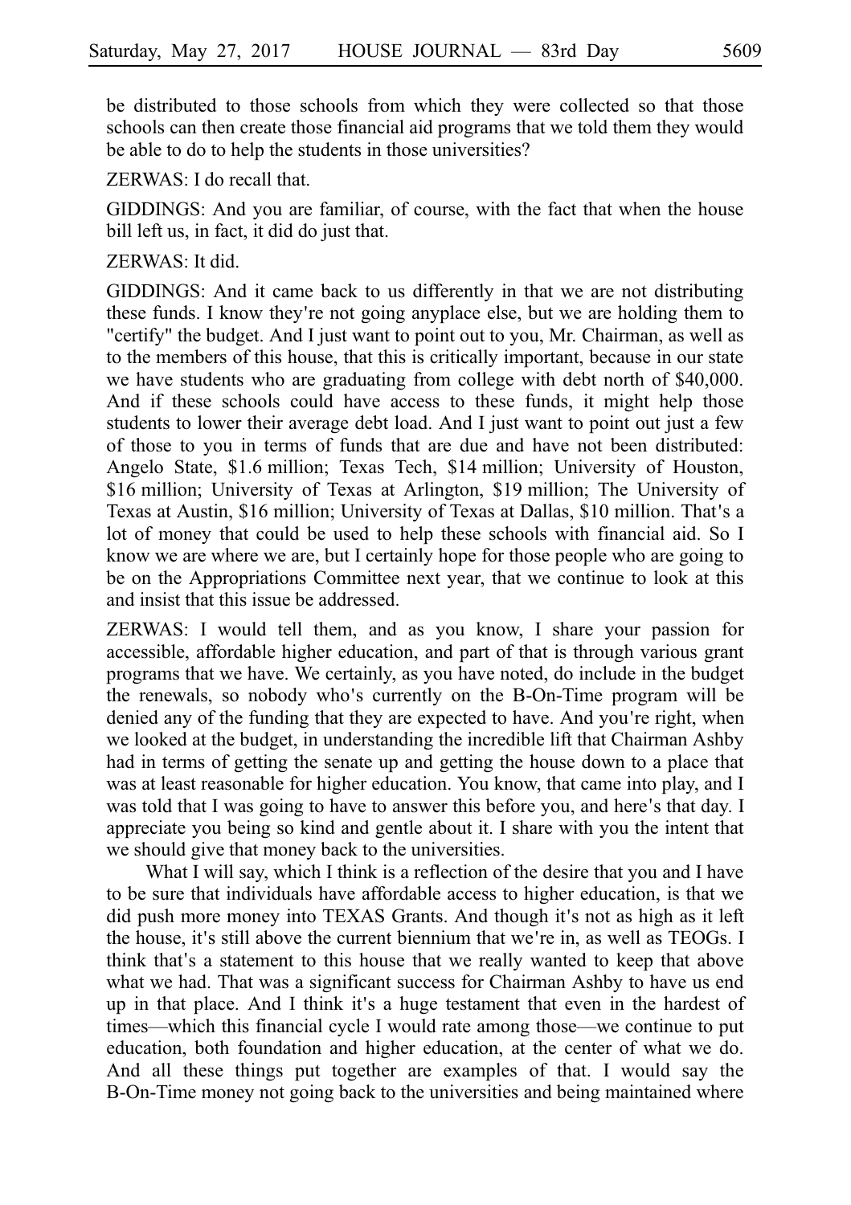be distributed to those schools from which they were collected so that those schools can then create those financial aid programs that we told them they would be able to do to help the students in those universities?

ZERWAS: I do recall that.

GIDDINGS: And you are familiar, of course, with the fact that when the house bill left us, in fact, it did do just that.

ZERWAS: It did.

GIDDINGS: And it came back to us differently in that we are not distributing these funds. I know they're not going anyplace else, but we are holding them to "certify" the budget. And I just want to point out to you, Mr. Chairman, as well as to the members of this house, that this is critically important, because in our state we have students who are graduating from college with debt north of $40,000. And if these schools could have access to these funds, it might help those students to lower their average debt load. And I just want to point out just a few of those to you in terms of funds that are due and have not been distributed: Angelo State, $1.6 million; Texas Tech, $14 million; University of Houston, $16 million; University of Texas at Arlington, $19 million; The University of Texas at Austin, $16 million; University of Texas at Dallas, $10 million. That's a lot of money that could be used to help these schools with financial aid. So I know we are where we are, but I certainly hope for those people who are going to be on the Appropriations Committee next year, that we continue to look at this and insist that this issue be addressed.

ZERWAS: I would tell them, and as you know, I share your passion for accessible, affordable higher education, and part of that is through various grant programs that we have. We certainly, as you have noted, do include in the budget the renewals, so nobody who's currently on the B-On-Time program will be denied any of the funding that they are expected to have. And you're right, when we looked at the budget, in understanding the incredible lift that Chairman Ashby had in terms of getting the senate up and getting the house down to a place that was at least reasonable for higher education. You know, that came into play, and I was told that I was going to have to answer this before you, and here's that day. I appreciate you being so kind and gentle about it. I share with you the intent that we should give that money back to the universities.

What I will say, which I think is a reflection of the desire that you and I have to be sure that individuals have affordable access to higher education, is that we did push more money into TEXAS Grants. And though it's not as high as it left the house, it's still above the current biennium that we're in, as well as TEOGs. I think that's a statement to this house that we really wanted to keep that above what we had. That was a significant success for Chairman Ashby to have us end up in that place. And I think it's a huge testament that even in the hardest of times—which this financial cycle I would rate among those—we continue to put education, both foundation and higher education, at the center of what we do. And all these things put together are examples of that. I would say the B-On-Time money not going back to the universities and being maintained where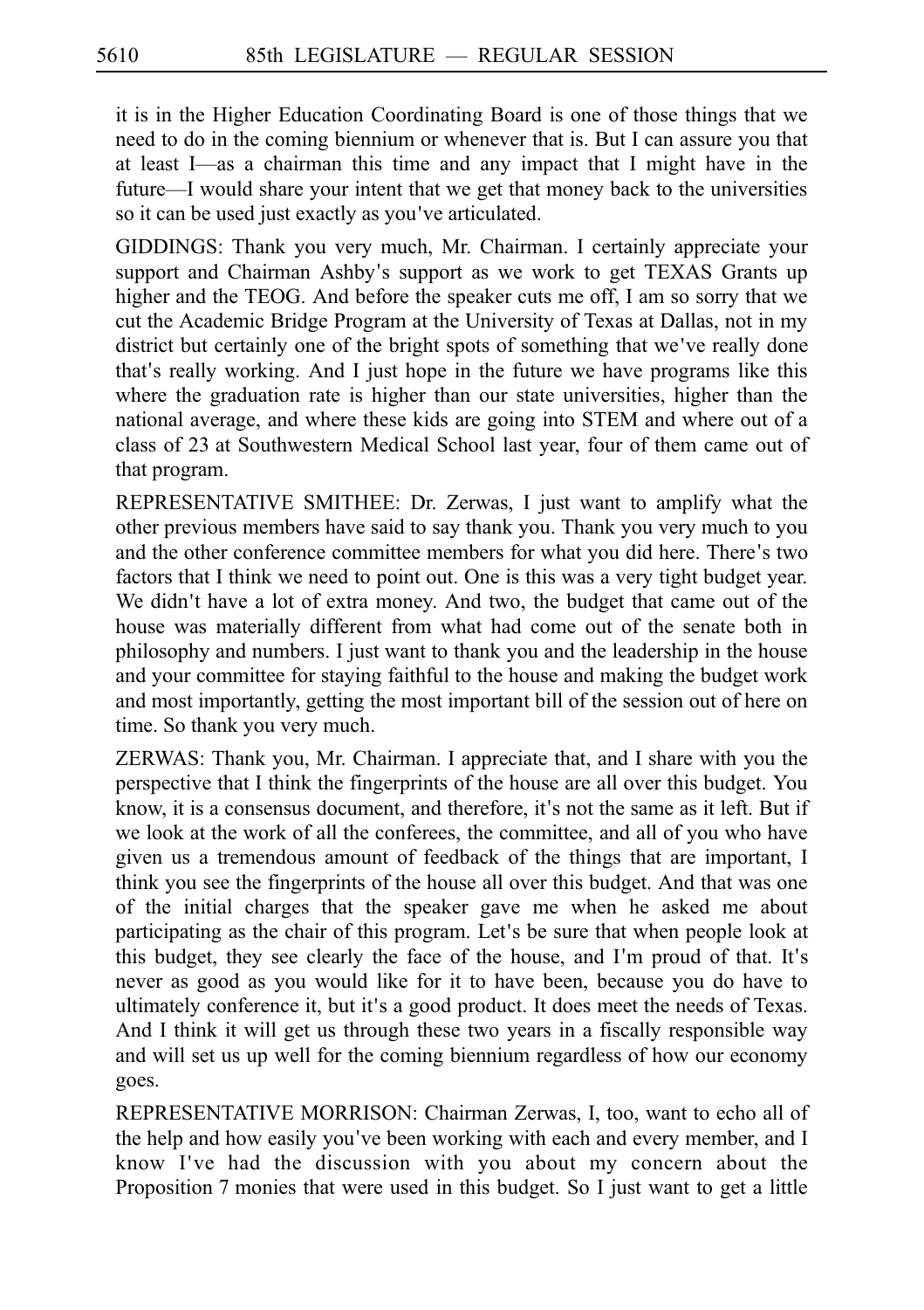it is in the Higher Education Coordinating Board is one of those things that we need to do in the coming biennium or whenever that is. But I can assure you that at least I—as a chairman this time and any impact that I might have in the future—I would share your intent that we get that money back to the universities so it can be used just exactly as you've articulated.

GIDDINGS: Thank you very much, Mr. Chairman. I certainly appreciate your support and Chairman Ashby's support as we work to get TEXAS Grants up higher and the TEOG. And before the speaker cuts me off, I am so sorry that we cut the Academic Bridge Program at the University of Texas at Dallas, not in my district but certainly one of the bright spots of something that we've really done that's really working. And I just hope in the future we have programs like this where the graduation rate is higher than our state universities, higher than the national average, and where these kids are going into STEM and where out of a class of 23 at Southwestern Medical School last year, four of them came out of that program.

REPRESENTATIVE SMITHEE: Dr. Zerwas, I just want to amplify what the other previous members have said to say thank you. Thank you very much to you and the other conference committee members for what you did here. There's two factors that I think we need to point out. One is this was a very tight budget year. We didn't have a lot of extra money. And two, the budget that came out of the house was materially different from what had come out of the senate both in philosophy and numbers. I just want to thank you and the leadership in the house and your committee for staying faithful to the house and making the budget work and most importantly, getting the most important bill of the session out of here on time. So thank you very much.

ZERWAS: Thank you, Mr. Chairman. I appreciate that, and I share with you the perspective that I think the fingerprints of the house are all over this budget. You know, it is a consensus document, and therefore, it's not the same as it left. But if we look at the work of all the conferees, the committee, and all of you who have given us a tremendous amount of feedback of the things that are important, I think you see the fingerprints of the house all over this budget. And that was one of the initial charges that the speaker gave me when he asked me about participating as the chair of this program. Let's be sure that when people look at this budget, they see clearly the face of the house, and I'm proud of that. It's never as good as you would like for it to have been, because you do have to ultimately conference it, but it's a good product. It does meet the needs of Texas. And I think it will get us through these two years in a fiscally responsible way and will set us up well for the coming biennium regardless of how our economy goes.

REPRESENTATIVE MORRISON: Chairman Zerwas, I, too, want to echo all of the help and how easily you've been working with each and every member, and I know I've had the discussion with you about my concern about the Proposition 7 monies that were used in this budget. So I just want to get a little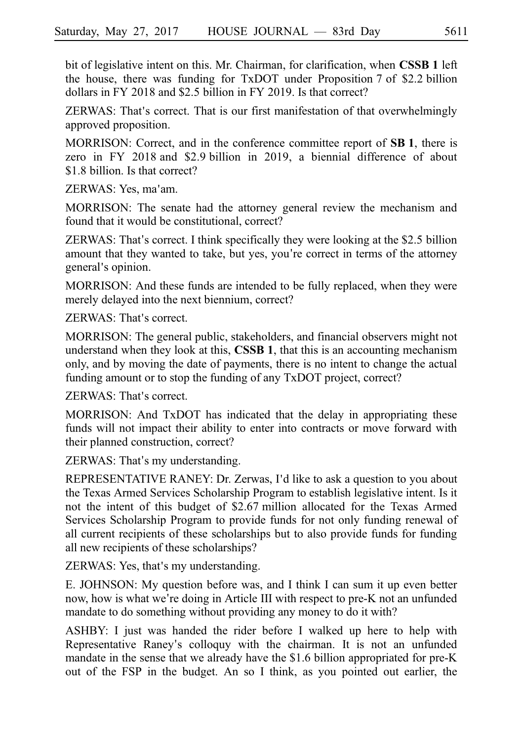bit of legislative intent on this. Mr. Chairman, for clarification, when **CSSB 1** left the house, there was funding for TxDOT under Proposition 7 of $2.2 billion dollars in FY 2018 and $2.5 billion in FY 2019. Is that correct?

ZERWAS: That's correct. That is our first manifestation of that overwhelmingly approved proposition.

MORRISON: Correct, and in the conference committee report of **SB 1**, there is zero in FY 2018 and $2.9 billion in 2019, a biennial difference of about $1.8 billion. Is that correct?

ZERWAS: Yes, ma'am.

MORRISON: The senate had the attorney general review the mechanism and found that it would be constitutional, correct?

ZERWAS: That's correct. I think specifically they were looking at the $2.5 billion amount that they wanted to take, but yes, you're correct in terms of the attorney general's opinion.

MORRISON: And these funds are intended to be fully replaced, when they were merely delayed into the next biennium, correct?

ZERWAS: That's correct.

MORRISON: The general public, stakeholders, and financial observers might not understand when they look at this, **CSSB 1**, that this is an accounting mechanism only, and by moving the date of payments, there is no intent to change the actual funding amount or to stop the funding of any TxDOT project, correct?

ZERWAS: That's correct.

MORRISON: And TxDOT has indicated that the delay in appropriating these funds will not impact their ability to enter into contracts or move forward with their planned construction, correct?

ZERWAS: That's my understanding.

REPRESENTATIVE RANEY: Dr. Zerwas, I'd like to ask a question to you about the Texas Armed Services Scholarship Program to establish legislative intent. Is it not the intent of this budget of $2.67 million allocated for the Texas Armed Services Scholarship Program to provide funds for not only funding renewal of all current recipients of these scholarships but to also provide funds for funding all new recipients of these scholarships?

ZERWAS: Yes, that's my understanding.

E. JOHNSON: My question before was, and I think I can sum it up even better now, how is what we're doing in Article III with respect to pre-K not an unfunded mandate to do something without providing any money to do it with?

ASHBY: I just was handed the rider before I walked up here to help with Representative Raney's colloquy with the chairman. It is not an unfunded mandate in the sense that we already have the $1.6 billion appropriated for pre-K out of the FSP in the budget. An so I think, as you pointed out earlier, the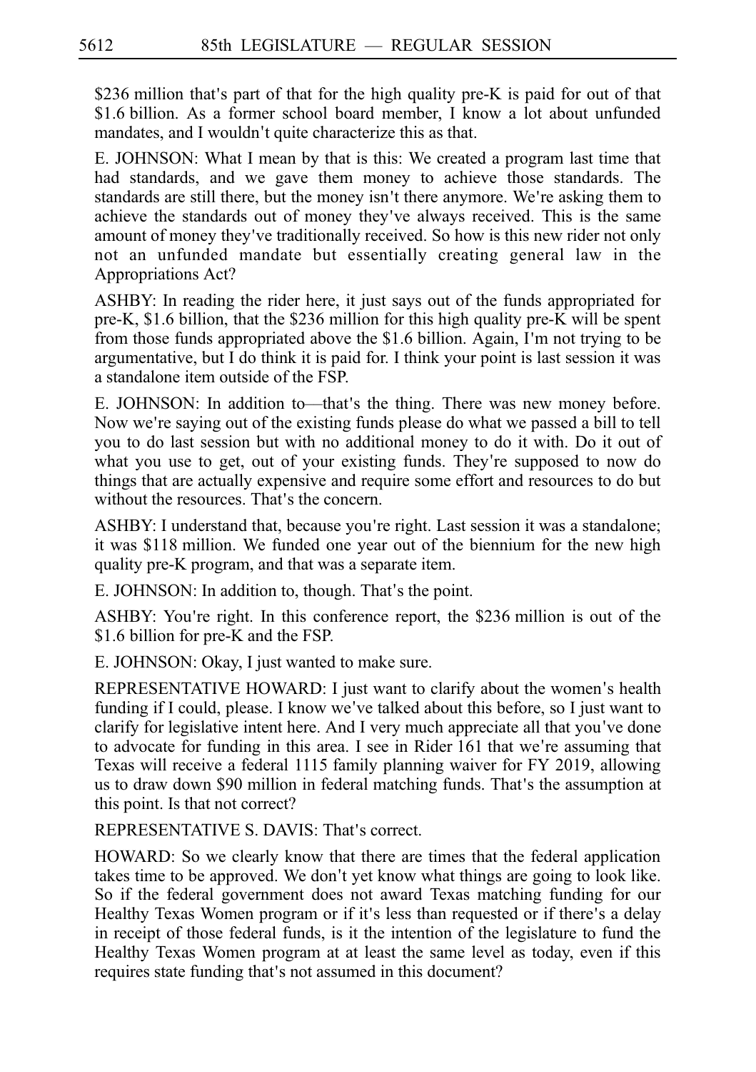$236 million that's part of that for the high quality pre-K is paid for out of that $1.6 billion. As a former school board member, I know a lot about unfunded mandates, and I wouldn't quite characterize this as that.

E. JOHNSON: What I mean by that is this: We created a program last time that had standards, and we gave them money to achieve those standards. The standards are still there, but the money isn't there anymore. We're asking them to achieve the standards out of money they've always received. This is the same amount of money they've traditionally received. So how is this new rider not only not an unfunded mandate but essentially creating general law in the Appropriations Act?

ASHBY: In reading the rider here, it just says out of the funds appropriated for pre-K, $1.6 billion, that the $236 million for this high quality pre-K will be spent from those funds appropriated above the $1.6 billion. Again, I'm not trying to be argumentative, but I do think it is paid for. I think your point is last session it was a standalone item outside of the FSP.

E. JOHNSON: In addition to—that's the thing. There was new money before. Now we're saying out of the existing funds please do what we passed a bill to tell you to do last session but with no additional money to do it with. Do it out of what you use to get, out of your existing funds. They're supposed to now do things that are actually expensive and require some effort and resources to do but without the resources. That's the concern.

ASHBY: I understand that, because you're right. Last session it was a standalone; it was $118 million. We funded one year out of the biennium for the new high quality pre-K program, and that was a separate item.

E. JOHNSON: In addition to, though. That's the point.

ASHBY: You're right. In this conference report, the $236 million is out of the $1.6 billion for pre-K and the FSP.

E. JOHNSON: Okay, I just wanted to make sure.

REPRESENTATIVE HOWARD: I just want to clarify about the women's health funding if I could, please. I know we've talked about this before, so I just want to clarify for legislative intent here. And I very much appreciate all that you've done to advocate for funding in this area. I see in Rider 161 that we're assuming that Texas will receive a federal 1115 family planning waiver for FY 2019, allowing us to draw down $90 million in federal matching funds. That's the assumption at this point. Is that not correct?

REPRESENTATIVE S. DAVIS: That's correct.

HOWARD: So we clearly know that there are times that the federal application takes time to be approved. We don't yet know what things are going to look like. So if the federal government does not award Texas matching funding for our Healthy Texas Women program or if it's less than requested or if there's a delay in receipt of those federal funds, is it the intention of the legislature to fund the Healthy Texas Women program at at least the same level as today, even if this requires state funding that's not assumed in this document?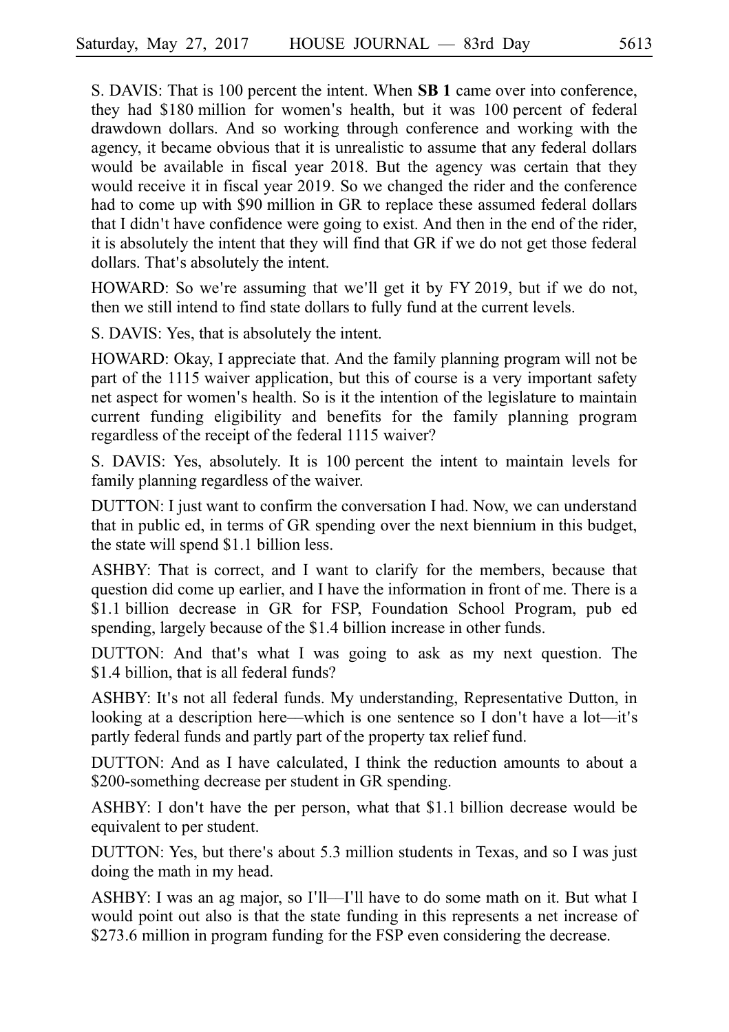S. DAVIS: That is 100 percent the intent. When **SB 1** came over into conference, they had $180 million for women's health, but it was 100 percent of federal drawdown dollars. And so working through conference and working with the agency, it became obvious that it is unrealistic to assume that any federal dollars would be available in fiscal year 2018. But the agency was certain that they would receive it in fiscal year 2019. So we changed the rider and the conference had to come up with $90 million in GR to replace these assumed federal dollars that I didn't have confidence were going to exist. And then in the end of the rider, it is absolutely the intent that they will find that GR if we do not get those federal dollars. That's absolutely the intent.

HOWARD: So we're assuming that we'll get it by FY 2019, but if we do not, then we still intend to find state dollars to fully fund at the current levels.

S. DAVIS: Yes, that is absolutely the intent.

HOWARD: Okay, I appreciate that. And the family planning program will not be part of the 1115 waiver application, but this of course is a very important safety net aspect for women's health. So is it the intention of the legislature to maintain current funding eligibility and benefits for the family planning program regardless of the receipt of the federal 1115 waiver?

S. DAVIS: Yes, absolutely. It is 100 percent the intent to maintain levels for family planning regardless of the waiver.

DUTTON: I just want to confirm the conversation I had. Now, we can understand that in public ed, in terms of GR spending over the next biennium in this budget, the state will spend $1.1 billion less.

ASHBY: That is correct, and I want to clarify for the members, because that question did come up earlier, and I have the information in front of me. There is a $1.1 billion decrease in GR for FSP, Foundation School Program, pub ed spending, largely because of the $1.4 billion increase in other funds.

DUTTON: And that's what I was going to ask as my next question. The $1.4 billion, that is all federal funds?

ASHBY: It's not all federal funds. My understanding, Representative Dutton, in looking at a description here—which is one sentence so I don't have a lot—it's partly federal funds and partly part of the property tax relief fund.

DUTTON: And as I have calculated, I think the reduction amounts to about a $200-something decrease per student in GR spending.

ASHBY: I don't have the per person, what that $1.1 billion decrease would be equivalent to per student.

DUTTON: Yes, but there's about 5.3 million students in Texas, and so I was just doing the math in my head.

ASHBY: I was an ag major, so I'll—I'll have to do some math on it. But what I would point out also is that the state funding in this represents a net increase of $273.6 million in program funding for the FSP even considering the decrease.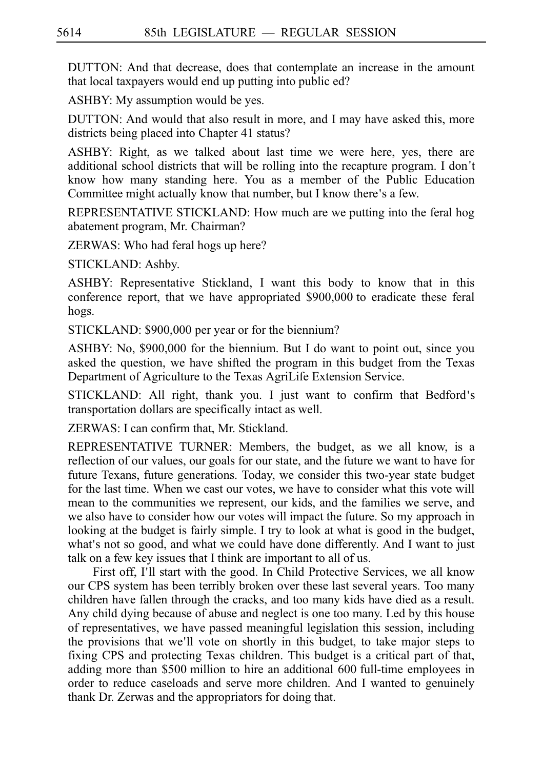DUTTON: And that decrease, does that contemplate an increase in the amount that local taxpayers would end up putting into public ed?

ASHBY: My assumption would be yes.

DUTTON: And would that also result in more, and I may have asked this, more districts being placed into Chapter 41 status?

ASHBY: Right, as we talked about last time we were here, yes, there are additional school districts that will be rolling into the recapture program. I don't know how many standing here. You as a member of the Public Education Committee might actually know that number, but I know there's a few.

REPRESENTATIVE STICKLAND: How much are we putting into the feral hog abatement program, Mr. Chairman?

ZERWAS: Who had feral hogs up here?

STICKLAND: Ashby.

ASHBY: Representative Stickland, I want this body to know that in this conference report, that we have appropriated $900,000 to eradicate these feral hogs.

STICKLAND: $900,000 per year or for the biennium?

ASHBY: No, $900,000 for the biennium. But I do want to point out, since you asked the question, we have shifted the program in this budget from the Texas Department of Agriculture to the Texas AgriLife Extension Service.

STICKLAND: All right, thank you. I just want to confirm that Bedford's transportation dollars are specifically intact as well.

ZERWAS: I can confirm that, Mr. Stickland.

REPRESENTATIVE TURNER: Members, the budget, as we all know, is a reflection of our values, our goals for our state, and the future we want to have for future Texans, future generations. Today, we consider this two-year state budget for the last time. When we cast our votes, we have to consider what this vote will mean to the communities we represent, our kids, and the families we serve, and we also have to consider how our votes will impact the future. So my approach in looking at the budget is fairly simple. I try to look at what is good in the budget, what's not so good, and what we could have done differently. And I want to just talk on a few key issues that I think are important to all of us.

First off, I'll start with the good. In Child Protective Services, we all know our CPS system has been terribly broken over these last several years. Too many children have fallen through the cracks, and too many kids have died as a result. Any child dying because of abuse and neglect is one too many. Led by this house of representatives, we have passed meaningful legislation this session, including the provisions that we'll vote on shortly in this budget, to take major steps to fixing CPS and protecting Texas children. This budget is a critical part of that, adding more than $500 million to hire an additional 600 full-time employees in order to reduce caseloads and serve more children. And I wanted to genuinely thank Dr. Zerwas and the appropriators for doing that.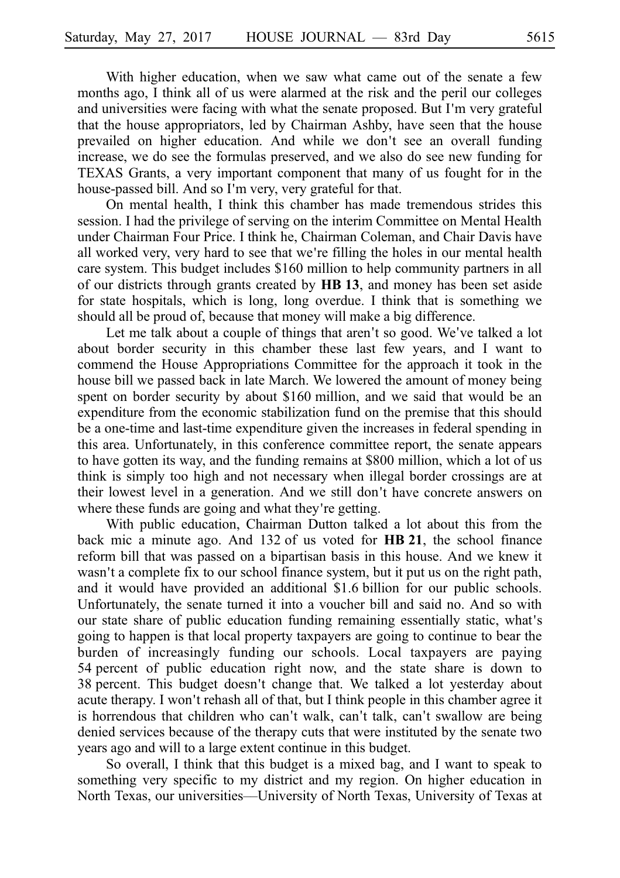With higher education, when we saw what came out of the senate a few months ago, I think all of us were alarmed at the risk and the peril our colleges and universities were facing with what the senate proposed. But I'm very grateful that the house appropriators, led by Chairman Ashby, have seen that the house prevailed on higher education. And while we don't see an overall funding increase, we do see the formulas preserved, and we also do see new funding for TEXAS Grants, a very important component that many of us fought for in the house-passed bill. And so I'm very, very grateful for that.

On mental health, I think this chamber has made tremendous strides this session. I had the privilege of serving on the interim Committee on Mental Health under Chairman Four Price. I think he, Chairman Coleman, and Chair Davis have all worked very, very hard to see that we're filling the holes in our mental health care system. This budget includes $160 million to help community partners in all of our districts through grants created by **HB 13**, and money has been set aside for state hospitals, which is long, long overdue. I think that is something we should all be proud of, because that money will make a big difference.

Let me talk about a couple of things that aren't so good. We've talked a lot about border security in this chamber these last few years, and I want to commend the House Appropriations Committee for the approach it took in the house bill we passed back in late March. We lowered the amount of money being spent on border security by about $160 million, and we said that would be an expenditure from the economic stabilization fund on the premise that this should be a one-time and last-time expenditure given the increases in federal spending in this area. Unfortunately, in this conference committee report, the senate appears to have gotten its way, and the funding remains at $800 million, which a lot of us think is simply too high and not necessary when illegal border crossings are at their lowest level in a generation. And we still don't have concrete answers on where these funds are going and what they're getting.

With public education, Chairman Dutton talked a lot about this from the back mic a minute ago. And 132 of us voted for **HB 21**, the school finance reform bill that was passed on a bipartisan basis in this house. And we knew it wasn't a complete fix to our school finance system, but it put us on the right path, and it would have provided an additional $1.6 billion for our public schools. Unfortunately, the senate turned it into a voucher bill and said no. And so with our state share of public education funding remaining essentially static, what's going to happen is that local property taxpayers are going to continue to bear the burden of increasingly funding our schools. Local taxpayers are paying 54 percent of public education right now, and the state share is down to 38 percent. This budget doesn't change that. We talked a lot yesterday about acute therapy. I won't rehash all of that, but I think people in this chamber agree it is horrendous that children who can't walk, can't talk, can't swallow are being denied services because of the therapy cuts that were instituted by the senate two years ago and will to a large extent continue in this budget.

So overall, I think that this budget is a mixed bag, and I want to speak to something very specific to my district and my region. On higher education in North Texas, our universities—University of North Texas, University of Texas at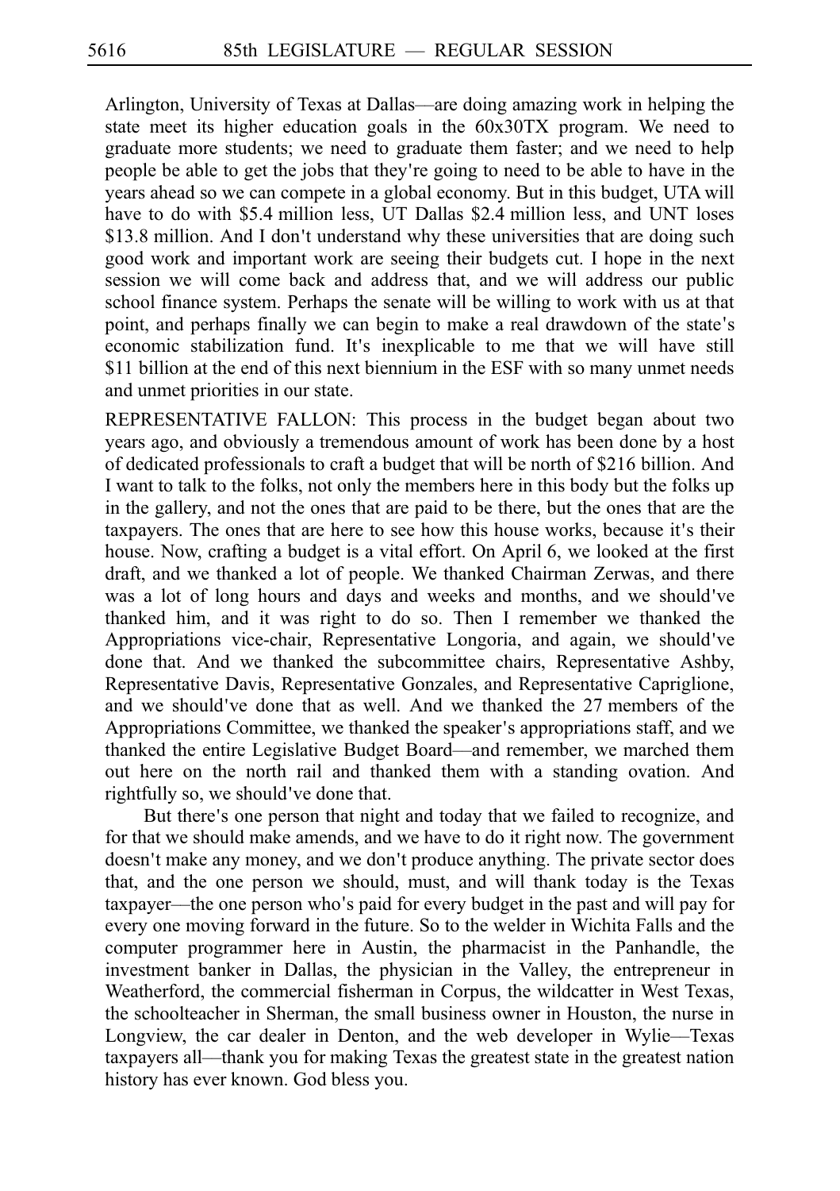Arlington, University of Texas at Dallas—are doing amazing work in helping the state meet its higher education goals in the 60x30TX program. We need to graduate more students; we need to graduate them faster; and we need to help people be able to get the jobs that they're going to need to be able to have in the years ahead so we can compete in a global economy. But in this budget, UTA will have to do with $5.4 million less, UT Dallas $2.4 million less, and UNT loses $13.8 million. And I don't understand why these universities that are doing such good work and important work are seeing their budgets cut. I hope in the next session we will come back and address that, and we will address our public school finance system. Perhaps the senate will be willing to work with us at that point, and perhaps finally we can begin to make a real drawdown of the state's economic stabilization fund. It's inexplicable to me that we will have still $11 billion at the end of this next biennium in the ESF with so many unmet needs and unmet priorities in our state.

REPRESENTATIVE FALLON: This process in the budget began about two years ago, and obviously a tremendous amount of work has been done by a host of dedicated professionals to craft a budget that will be north of $216 billion. And I want to talk to the folks, not only the members here in this body but the folks up in the gallery, and not the ones that are paid to be there, but the ones that are the taxpayers. The ones that are here to see how this house works, because it's their house. Now, crafting a budget is a vital effort. On April 6, we looked at the first draft, and we thanked a lot of people. We thanked Chairman Zerwas, and there was a lot of long hours and days and weeks and months, and we should've thanked him, and it was right to do so. Then I remember we thanked the Appropriations vice-chair, Representative Longoria, and again, we should've done that. And we thanked the subcommittee chairs, Representative Ashby, Representative Davis, Representative Gonzales, and Representative Capriglione, and we should've done that as well. And we thanked the 27 members of the Appropriations Committee, we thanked the speaker's appropriations staff, and we thanked the entire Legislative Budget Board—and remember, we marched them out here on the north rail and thanked them with a standing ovation. And rightfully so, we should've done that.

But there's one person that night and today that we failed to recognize, and for that we should make amends, and we have to do it right now. The government doesn't make any money, and we don't produce anything. The private sector does that, and the one person we should, must, and will thank today is the Texas taxpayer—the one person who's paid for every budget in the past and will pay for every one moving forward in the future. So to the welder in Wichita Falls and the computer programmer here in Austin, the pharmacist in the Panhandle, the investment banker in Dallas, the physician in the Valley, the entrepreneur in Weatherford, the commercial fisherman in Corpus, the wildcatter in West Texas, the schoolteacher in Sherman, the small business owner in Houston, the nurse in Longview, the car dealer in Denton, and the web developer in Wylie—Texas taxpayers all—thank you for making Texas the greatest state in the greatest nation history has ever known. God bless you.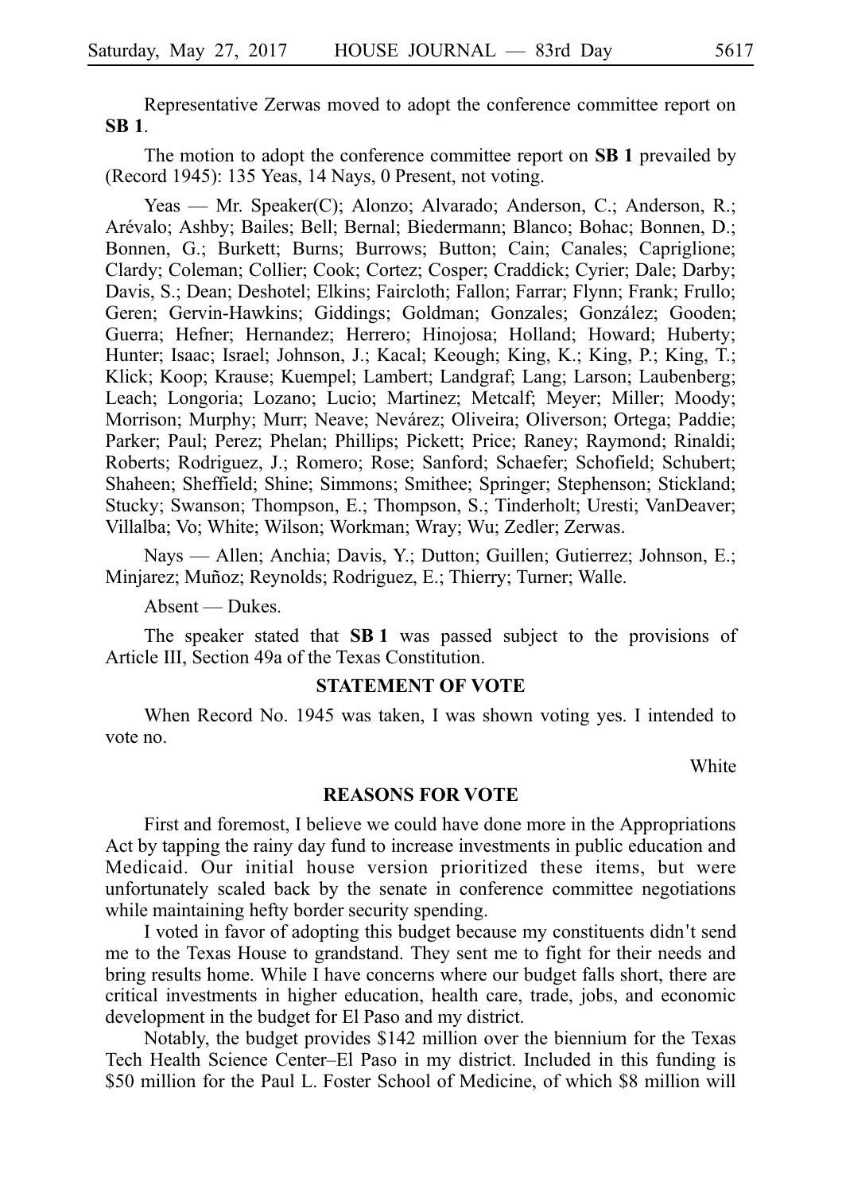Representative Zerwas moved to adopt the conference committee report on **SB 1**.

The motion to adopt the conference committee report on **SB 1** prevailed by (Record 1945): 135 Yeas, 14 Nays, 0 Present, not voting.

Yeas — Mr. Speaker(C); Alonzo; Alvarado; Anderson, C.; Anderson, R.; Arévalo; Ashby; Bailes; Bell; Biedermann; Blanco; Bohac; Bonnen, D.; Bonnen, G.; Burkett; Burns; Burrows; Button; Cain; Canales; Capriglione; Clardy; Coleman; Collier; Cook; Cortez; Cosper; Craddick; Cyrier; Dale; Darby; Davis, S.; Dean; Deshotel; Elkins; Faircloth; Fallon; Farrar; Flynn; Frank; Frullo; Geren; Gervin-Hawkins; Giddings; Goldman; Gonzales; González; Gooden; Guerra; Hefner; Hernandez; Herrero; Hinojosa; Holland; Howard; Huberty; Hunter; Isaac; Israel; Johnson, J.; Kacal; Keough; King, K.; King, P.; King, T.; Klick; Koop; Krause; Kuempel; Lambert; Landgraf; Lang; Larson; Laubenberg; Leach; Longoria; Lozano; Lucio; Martinez; Metcalf; Meyer; Miller; Moody; Morrison; Murphy; Murr; Neave; Nevárez; Oliveira; Oliverson; Ortega; Paddie; Parker; Paul; Perez; Phelan; Phillips; Pickett; Price; Raney; Raymond; Rinaldi; Roberts; Rodriguez, J.; Romero; Rose; Sanford; Schaefer; Schofield; Schubert; Shaheen; Sheffield; Shine; Simmons; Smithee; Springer; Stephenson; Stickland; Stucky; Swanson; Thompson, E.; Thompson, S.; Tinderholt; Uresti; VanDeaver; Villalba; Vo; White; Wilson; Workman; Wray; Wu; Zedler; Zerwas.

Nays — Allen; Anchia; Davis, Y.; Dutton; Guillen; Gutierrez; Johnson, E.; Minjarez; Muñoz; Reynolds; Rodriguez, E.; Thierry; Turner; Walle.

Absent — Dukes.

The speaker stated that **SB 1** was passed subject to the provisions of Article III, Section 49a of the Texas Constitution.

## STATEMENT OF VOTE

When Record No. 1945 was taken, I was shown voting yes. I intended to vote no.

White

## REASONS FOR VOTE

First and foremost, I believe we could have done more in the Appropriations Act by tapping the rainy day fund to increase investments in public education and Medicaid. Our initial house version prioritized these items, but were unfortunately scaled back by the senate in conference committee negotiations while maintaining hefty border security spending.

I voted in favor of adopting this budget because my constituents didn't send me to the Texas House to grandstand. They sent me to fight for their needs and bring results home. While I have concerns where our budget falls short, there are critical investments in higher education, health care, trade, jobs, and economic development in the budget for El Paso and my district.

Notably, the budget provides $142 million over the biennium for the Texas Tech Health Science Center–El Paso in my district. Included in this funding is $50 million for the Paul L. Foster School of Medicine, of which $8 million will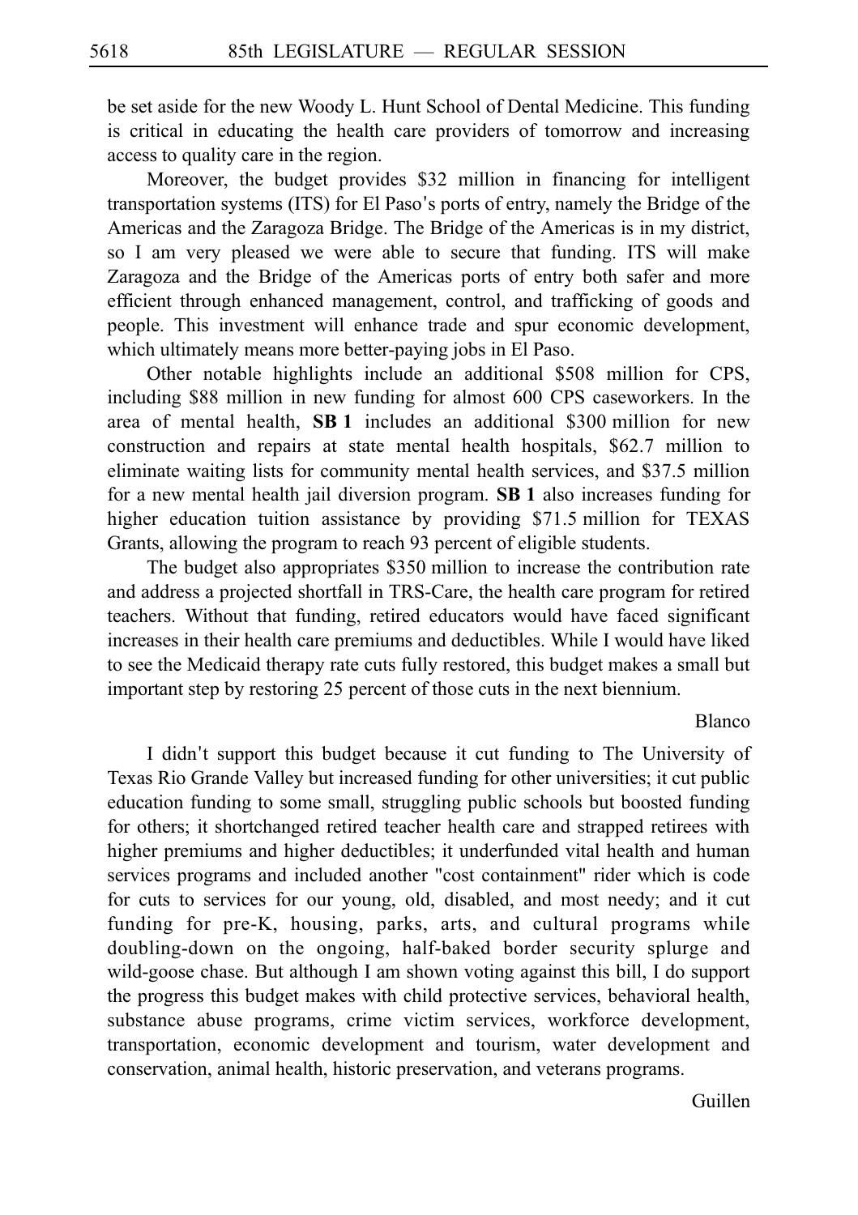be set aside for the new Woody L. Hunt School of Dental Medicine. This funding is critical in educating the health care providers of tomorrow and increasing access to quality care in the region.

Moreover, the budget provides $32 million in financing for intelligent transportation systems (ITS) for El Paso's ports of entry, namely the Bridge of the Americas and the Zaragoza Bridge. The Bridge of the Americas is in my district, so I am very pleased we were able to secure that funding. ITS will make Zaragoza and the Bridge of the Americas ports of entry both safer and more efficient through enhanced management, control, and trafficking of goods and people. This investment will enhance trade and spur economic development, which ultimately means more better-paying jobs in El Paso.

Other notable highlights include an additional $508 million for CPS, including $88 million in new funding for almost 600 CPS caseworkers. In the area of mental health, **SB 1** includes an additional $300 million for new construction and repairs at state mental health hospitals, $62.7 million to eliminate waiting lists for community mental health services, and $37.5 million for a new mental health jail diversion program. **SB 1** also increases funding for higher education tuition assistance by providing $71.5 million for TEXAS Grants, allowing the program to reach 93 percent of eligible students.

The budget also appropriates $350 million to increase the contribution rate and address a projected shortfall in TRS-Care, the health care program for retired teachers. Without that funding, retired educators would have faced significant increases in their health care premiums and deductibles. While I would have liked to see the Medicaid therapy rate cuts fully restored, this budget makes a small but important step by restoring 25 percent of those cuts in the next biennium.

Blanco

I didn't support this budget because it cut funding to The University of Texas Rio Grande Valley but increased funding for other universities; it cut public education funding to some small, struggling public schools but boosted funding for others; it shortchanged retired teacher health care and strapped retirees with higher premiums and higher deductibles; it underfunded vital health and human services programs and included another "cost containment" rider which is code for cuts to services for our young, old, disabled, and most needy; and it cut funding for pre-K, housing, parks, arts, and cultural programs while doubling-down on the ongoing, half-baked border security splurge and wild-goose chase. But although I am shown voting against this bill, I do support the progress this budget makes with child protective services, behavioral health, substance abuse programs, crime victim services, workforce development, transportation, economic development and tourism, water development and conservation, animal health, historic preservation, and veterans programs.

Guillen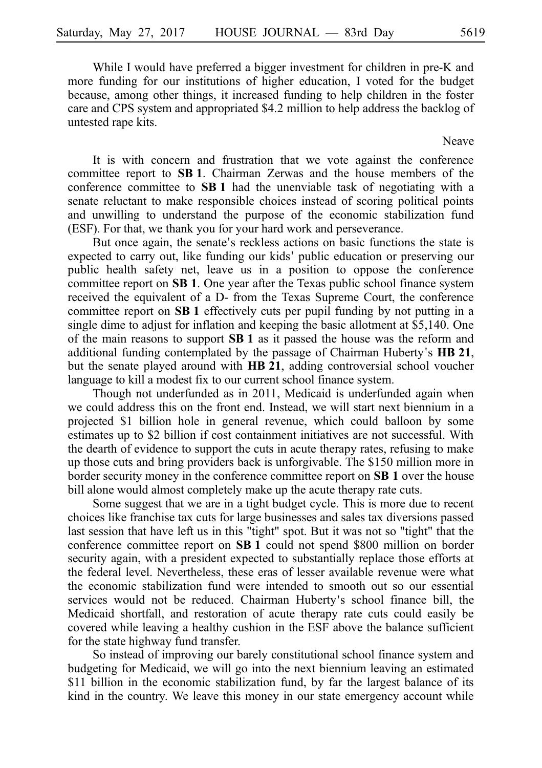While I would have preferred a bigger investment for children in pre-K and more funding for our institutions of higher education, I voted for the budget because, among other things, it increased funding to help children in the foster care and CPS system and appropriated $4.2 million to help address the backlog of untested rape kits.

Neave

It is with concern and frustration that we vote against the conference committee report to **SB 1**. Chairman Zerwas and the house members of the conference committee to **SB 1** had the unenviable task of negotiating with a senate reluctant to make responsible choices instead of scoring political points and unwilling to understand the purpose of the economic stabilization fund (ESF). For that, we thank you for your hard work and perseverance.

But once again, the senate's reckless actions on basic functions the state is expected to carry out, like funding our kids' public education or preserving our public health safety net, leave us in a position to oppose the conference committee report on **SB 1**. One year after the Texas public school finance system received the equivalent of a D- from the Texas Supreme Court, the conference committee report on **SB 1** effectively cuts per pupil funding by not putting in a single dime to adjust for inflation and keeping the basic allotment at $5,140. One of the main reasons to support **SB 1** as it passed the house was the reform and additional funding contemplated by the passage of Chairman Huberty's **HB 21**, but the senate played around with **HB 21**, adding controversial school voucher language to kill a modest fix to our current school finance system.

Though not underfunded as in 2011, Medicaid is underfunded again when we could address this on the front end. Instead, we will start next biennium in a projected $1 billion hole in general revenue, which could balloon by some estimates up to $2 billion if cost containment initiatives are not successful. With the dearth of evidence to support the cuts in acute therapy rates, refusing to make up those cuts and bring providers back is unforgivable. The $150 million more in border security money in the conference committee report on **SB 1** over the house bill alone would almost completely make up the acute therapy rate cuts.

Some suggest that we are in a tight budget cycle. This is more due to recent choices like franchise tax cuts for large businesses and sales tax diversions passed last session that have left us in this "tight" spot. But it was not so "tight" that the conference committee report on **SB 1** could not spend $800 million on border security again, with a president expected to substantially replace those efforts at the federal level. Nevertheless, these eras of lesser available revenue were what the economic stabilization fund were intended to smooth out so our essential services would not be reduced. Chairman Huberty's school finance bill, the Medicaid shortfall, and restoration of acute therapy rate cuts could easily be covered while leaving a healthy cushion in the ESF above the balance sufficient for the state highway fund transfer.

So instead of improving our barely constitutional school finance system and budgeting for Medicaid, we will go into the next biennium leaving an estimated $11 billion in the economic stabilization fund, by far the largest balance of its kind in the country. We leave this money in our state emergency account while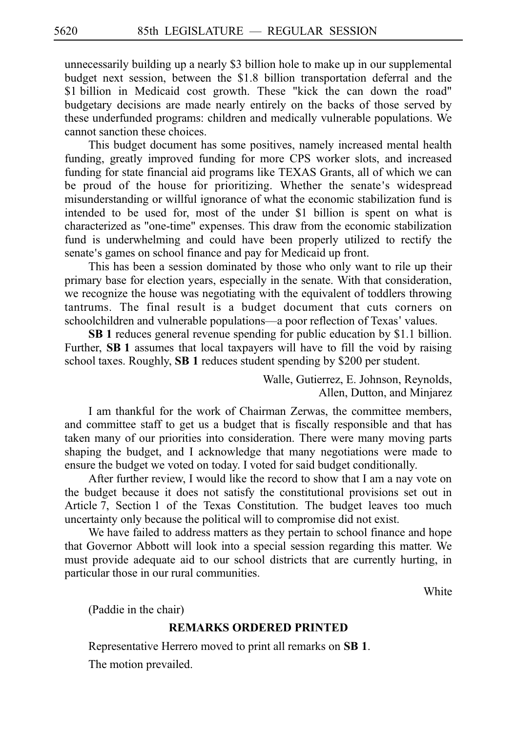unnecessarily building up a nearly $3 billion hole to make up in our supplemental budget next session, between the $1.8 billion transportation deferral and the $1 billion in Medicaid cost growth. These "kick the can down the road" budgetary decisions are made nearly entirely on the backs of those served by these underfunded programs: children and medically vulnerable populations. We cannot sanction these choices.

This budget document has some positives, namely increased mental health funding, greatly improved funding for more CPS worker slots, and increased funding for state financial aid programs like TEXAS Grants, all of which we can be proud of the house for prioritizing. Whether the senate's widespread misunderstanding or willful ignorance of what the economic stabilization fund is intended to be used for, most of the under $1 billion is spent on what is characterized as "one-time" expenses. This draw from the economic stabilization fund is underwhelming and could have been properly utilized to rectify the senate's games on school finance and pay for Medicaid up front.

This has been a session dominated by those who only want to rile up their primary base for election years, especially in the senate. With that consideration, we recognize the house was negotiating with the equivalent of toddlers throwing tantrums. The final result is a budget document that cuts corners on schoolchildren and vulnerable populations—a poor reflection of Texas' values.

**SB 1** reduces general revenue spending for public education by $1.1 billion. Further, **SB 1** assumes that local taxpayers will have to fill the void by raising school taxes. Roughly, **SB 1** reduces student spending by $200 per student.

Walle, Gutierrez, E. Johnson, Reynolds, Allen, Dutton, and Minjarez

I am thankful for the work of Chairman Zerwas, the committee members, and committee staff to get us a budget that is fiscally responsible and that has taken many of our priorities into consideration. There were many moving parts shaping the budget, and I acknowledge that many negotiations were made to ensure the budget we voted on today. I voted for said budget conditionally.

After further review, I would like the record to show that I am a nay vote on the budget because it does not satisfy the constitutional provisions set out in Article 7, Section 1 of the Texas Constitution. The budget leaves too much uncertainty only because the political will to compromise did not exist.

We have failed to address matters as they pertain to school finance and hope that Governor Abbott will look into a special session regarding this matter. We must provide adequate aid to our school districts that are currently hurting, in particular those in our rural communities.

White

(Paddie in the chair)

## REMARKS ORDERED PRINTED

Representative Herrero moved to print all remarks on **SB 1**.

The motion prevailed.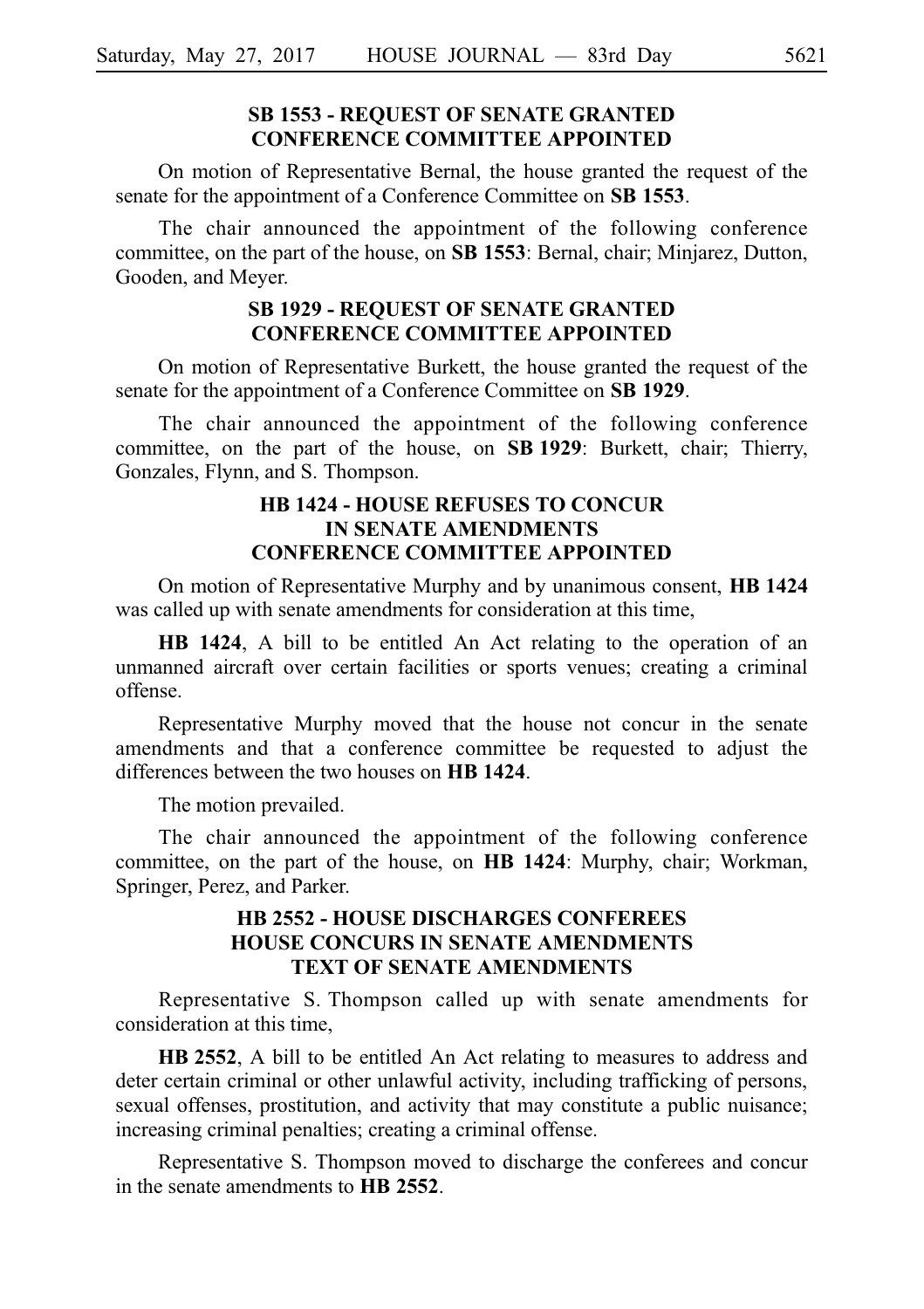**SB 1553 - REQUEST OF SENATE GRANTED**
**CONFERENCE COMMITTEE APPOINTED**

On motion of Representative Bernal, the house granted the request of the senate for the appointment of a Conference Committee on **SB 1553**.

The chair announced the appointment of the following conference committee, on the part of the house, on **SB 1553**: Bernal, chair; Minjarez, Dutton, Gooden, and Meyer.

**SB 1929 - REQUEST OF SENATE GRANTED**
**CONFERENCE COMMITTEE APPOINTED**

On motion of Representative Burkett, the house granted the request of the senate for the appointment of a Conference Committee on **SB 1929**.

The chair announced the appointment of the following conference committee, on the part of the house, on **SB 1929**: Burkett, chair; Thierry, Gonzales, Flynn, and S. Thompson.

**HB 1424 - HOUSE REFUSES TO CONCUR**
**IN SENATE AMENDMENTS**
**CONFERENCE COMMITTEE APPOINTED**

On motion of Representative Murphy and by unanimous consent, **HB 1424** was called up with senate amendments for consideration at this time,

**HB 1424**, A bill to be entitled An Act relating to the operation of an unmanned aircraft over certain facilities or sports venues; creating a criminal offense.

Representative Murphy moved that the house not concur in the senate amendments and that a conference committee be requested to adjust the differences between the two houses on **HB 1424**.

The motion prevailed.

The chair announced the appointment of the following conference committee, on the part of the house, on **HB 1424**: Murphy, chair; Workman, Springer, Perez, and Parker.

**HB 2552 - HOUSE DISCHARGES CONFEREES**
**HOUSE CONCURS IN SENATE AMENDMENTS**
**TEXT OF SENATE AMENDMENTS**

Representative S. Thompson called up with senate amendments for consideration at this time,

**HB 2552**, A bill to be entitled An Act relating to measures to address and deter certain criminal or other unlawful activity, including trafficking of persons, sexual offenses, prostitution, and activity that may constitute a public nuisance; increasing criminal penalties; creating a criminal offense.

Representative S. Thompson moved to discharge the conferees and concur in the senate amendments to **HB 2552**.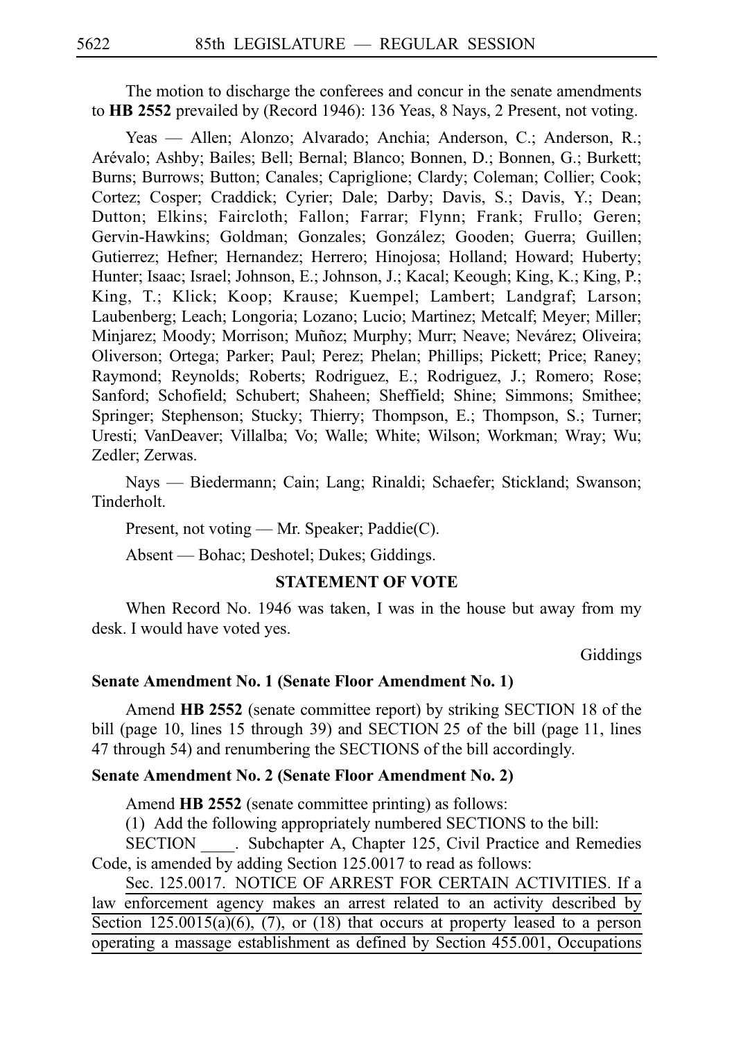The motion to discharge the conferees and concur in the senate amendments to **HB 2552** prevailed by (Record 1946): 136 Yeas, 8 Nays, 2 Present, not voting.

Yeas — Allen; Alonzo; Alvarado; Anchia; Anderson, C.; Anderson, R.; Arévalo; Ashby; Bailes; Bell; Bernal; Blanco; Bonnen, D.; Bonnen, G.; Burkett; Burns; Burrows; Button; Canales; Capriglione; Clardy; Coleman; Collier; Cook; Cortez; Cosper; Craddick; Cyrier; Dale; Darby; Davis, S.; Davis, Y.; Dean; Dutton; Elkins; Faircloth; Fallon; Farrar; Flynn; Frank; Frullo; Geren; Gervin-Hawkins; Goldman; Gonzales; González; Gooden; Guerra; Guillen; Gutierrez; Hefner; Hernandez; Herrero; Hinojosa; Holland; Howard; Huberty; Hunter; Isaac; Israel; Johnson, E.; Johnson, J.; Kacal; Keough; King, K.; King, P.; King, T.; Klick; Koop; Krause; Kuempel; Lambert; Landgraf; Larson; Laubenberg; Leach; Longoria; Lozano; Lucio; Martinez; Metcalf; Meyer; Miller; Minjarez; Moody; Morrison; Muñoz; Murphy; Murr; Neave; Nevárez; Oliveira; Oliverson; Ortega; Parker; Paul; Perez; Phelan; Phillips; Pickett; Price; Raney; Raymond; Reynolds; Roberts; Rodriguez, E.; Rodriguez, J.; Romero; Rose; Sanford; Schofield; Schubert; Shaheen; Sheffield; Shine; Simmons; Smithee; Springer; Stephenson; Stucky; Thierry; Thompson, E.; Thompson, S.; Turner; Uresti; VanDeaver; Villalba; Vo; Walle; White; Wilson; Workman; Wray; Wu; Zedler; Zerwas.

Nays — Biedermann; Cain; Lang; Rinaldi; Schaefer; Stickland; Swanson; Tinderholt.

Present, not voting — Mr. Speaker; Paddie(C).

Absent — Bohac; Deshotel; Dukes; Giddings.

**STATEMENT OF VOTE**

When Record No. 1946 was taken, I was in the house but away from my desk. I would have voted yes.

Giddings

**Senate Amendment No. 1 (Senate Floor Amendment No. 1)**

Amend **HB 2552** (senate committee report) by striking SECTION 18 of the bill (page 10, lines 15 through 39) and SECTION 25 of the bill (page 11, lines 47 through 54) and renumbering the SECTIONS of the bill accordingly.

**Senate Amendment No. 2 (Senate Floor Amendment No. 2)**

Amend **HB 2552** (senate committee printing) as follows:

(1) Add the following appropriately numbered SECTIONS to the bill:

SECTION ____. Subchapter A, Chapter 125, Civil Practice and Remedies Code, is amended by adding Section 125.0017 to read as follows:

Sec. 125.0017. NOTICE OF ARREST FOR CERTAIN ACTIVITIES. If a law enforcement agency makes an arrest related to an activity described by Section 125.0015(a)(6), (7), or (18) that occurs at property leased to a person operating a massage establishment as defined by Section 455.001, Occupations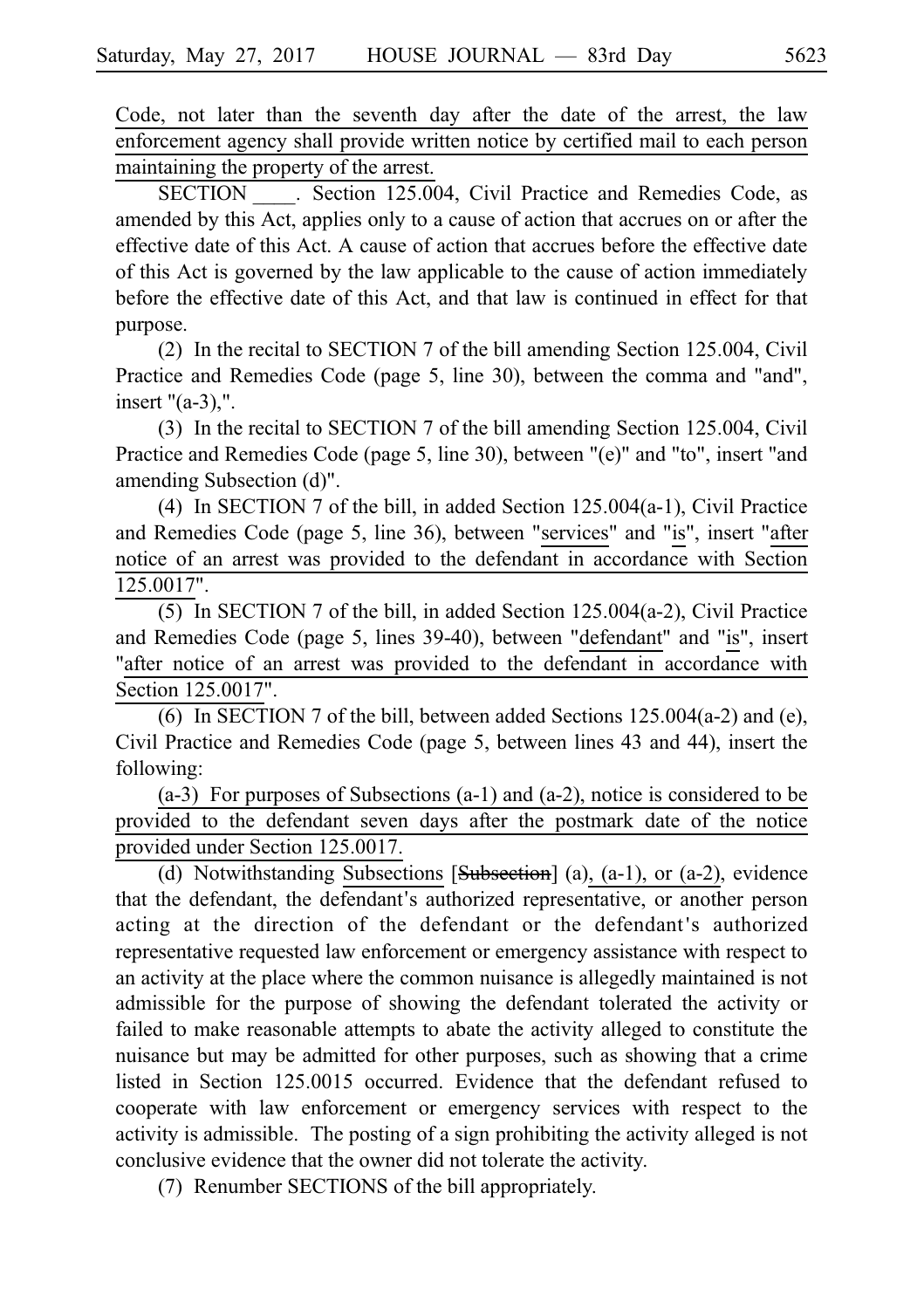Code, not later than the seventh day after the date of the arrest, the law enforcement agency shall provide written notice by certified mail to each person maintaining the property of the arrest.

SECTION ____. Section 125.004, Civil Practice and Remedies Code, as amended by this Act, applies only to a cause of action that accrues on or after the effective date of this Act. A cause of action that accrues before the effective date of this Act is governed by the law applicable to the cause of action immediately before the effective date of this Act, and that law is continued in effect for that purpose.

(2) In the recital to SECTION 7 of the bill amending Section 125.004, Civil Practice and Remedies Code (page 5, line 30), between the comma and "and", insert "(a-3),".

(3) In the recital to SECTION 7 of the bill amending Section 125.004, Civil Practice and Remedies Code (page 5, line 30), between "(e)" and "to", insert "and amending Subsection (d)".

(4) In SECTION 7 of the bill, in added Section 125.004(a-1), Civil Practice and Remedies Code (page 5, line 36), between "services" and "is", insert "after notice of an arrest was provided to the defendant in accordance with Section 125.0017".

(5) In SECTION 7 of the bill, in added Section 125.004(a-2), Civil Practice and Remedies Code (page 5, lines 39-40), between "defendant" and "is", insert "after notice of an arrest was provided to the defendant in accordance with Section 125.0017".

(6) In SECTION 7 of the bill, between added Sections 125.004(a-2) and (e), Civil Practice and Remedies Code (page 5, between lines 43 and 44), insert the following:

(a-3) For purposes of Subsections (a-1) and (a-2), notice is considered to be provided to the defendant seven days after the postmark date of the notice provided under Section 125.0017.

(d) Notwithstanding Subsections [~~Subsection~~] (a), (a-1), or (a-2), evidence that the defendant, the defendant's authorized representative, or another person acting at the direction of the defendant or the defendant's authorized representative requested law enforcement or emergency assistance with respect to an activity at the place where the common nuisance is allegedly maintained is not admissible for the purpose of showing the defendant tolerated the activity or failed to make reasonable attempts to abate the activity alleged to constitute the nuisance but may be admitted for other purposes, such as showing that a crime listed in Section 125.0015 occurred. Evidence that the defendant refused to cooperate with law enforcement or emergency services with respect to the activity is admissible. The posting of a sign prohibiting the activity alleged is not conclusive evidence that the owner did not tolerate the activity.

(7) Renumber SECTIONS of the bill appropriately.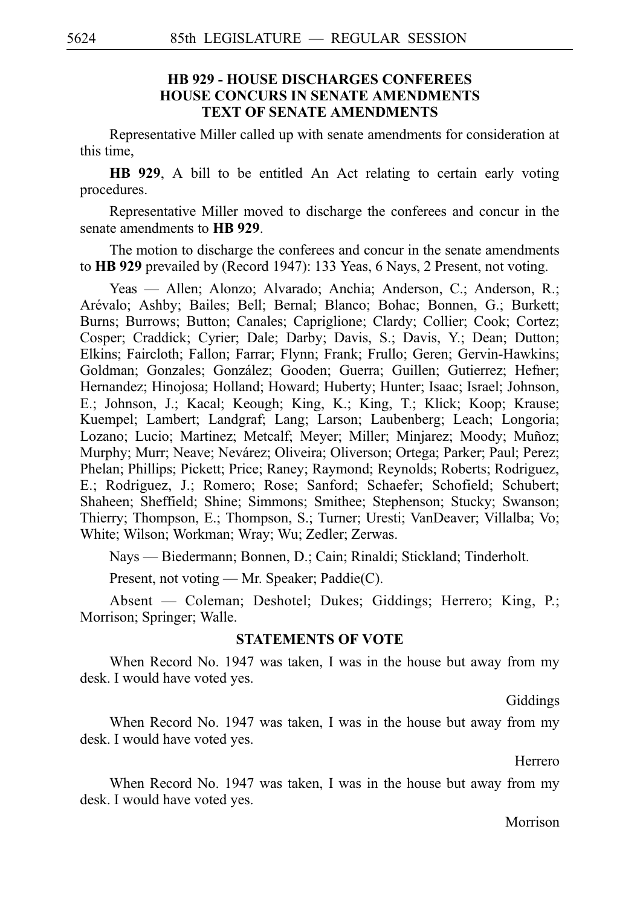## HB 929 - HOUSE DISCHARGES CONFEREES
## HOUSE CONCURS IN SENATE AMENDMENTS
## TEXT OF SENATE AMENDMENTS

Representative Miller called up with senate amendments for consideration at this time,

**HB 929**, A bill to be entitled An Act relating to certain early voting procedures.

Representative Miller moved to discharge the conferees and concur in the senate amendments to **HB 929**.

The motion to discharge the conferees and concur in the senate amendments to **HB 929** prevailed by (Record 1947): 133 Yeas, 6 Nays, 2 Present, not voting.

Yeas — Allen; Alonzo; Alvarado; Anchia; Anderson, C.; Anderson, R.; Arévalo; Ashby; Bailes; Bell; Bernal; Blanco; Bohac; Bonnen, G.; Burkett; Burns; Burrows; Button; Canales; Capriglione; Clardy; Collier; Cook; Cortez; Cosper; Craddick; Cyrier; Dale; Darby; Davis, S.; Davis, Y.; Dean; Dutton; Elkins; Faircloth; Fallon; Farrar; Flynn; Frank; Frullo; Geren; Gervin-Hawkins; Goldman; Gonzales; González; Gooden; Guerra; Guillen; Gutierrez; Hefner; Hernandez; Hinojosa; Holland; Howard; Huberty; Hunter; Isaac; Israel; Johnson, E.; Johnson, J.; Kacal; Keough; King, K.; King, T.; Klick; Koop; Krause; Kuempel; Lambert; Landgraf; Lang; Larson; Laubenberg; Leach; Longoria; Lozano; Lucio; Martinez; Metcalf; Meyer; Miller; Minjarez; Moody; Muñoz; Murphy; Murr; Neave; Nevárez; Oliveira; Oliverson; Ortega; Parker; Paul; Perez; Phelan; Phillips; Pickett; Price; Raney; Raymond; Reynolds; Roberts; Rodriguez, E.; Rodriguez, J.; Romero; Rose; Sanford; Schaefer; Schofield; Schubert; Shaheen; Sheffield; Shine; Simmons; Smithee; Stephenson; Stucky; Swanson; Thierry; Thompson, E.; Thompson, S.; Turner; Uresti; VanDeaver; Villalba; Vo; White; Wilson; Workman; Wray; Wu; Zedler; Zerwas.

Nays — Biedermann; Bonnen, D.; Cain; Rinaldi; Stickland; Tinderholt.

Present, not voting — Mr. Speaker; Paddie(C).

Absent — Coleman; Deshotel; Dukes; Giddings; Herrero; King, P.; Morrison; Springer; Walle.

### STATEMENTS OF VOTE

When Record No. 1947 was taken, I was in the house but away from my desk. I would have voted yes.

Giddings

When Record No. 1947 was taken, I was in the house but away from my desk. I would have voted yes.

Herrero

When Record No. 1947 was taken, I was in the house but away from my desk. I would have voted yes.

Morrison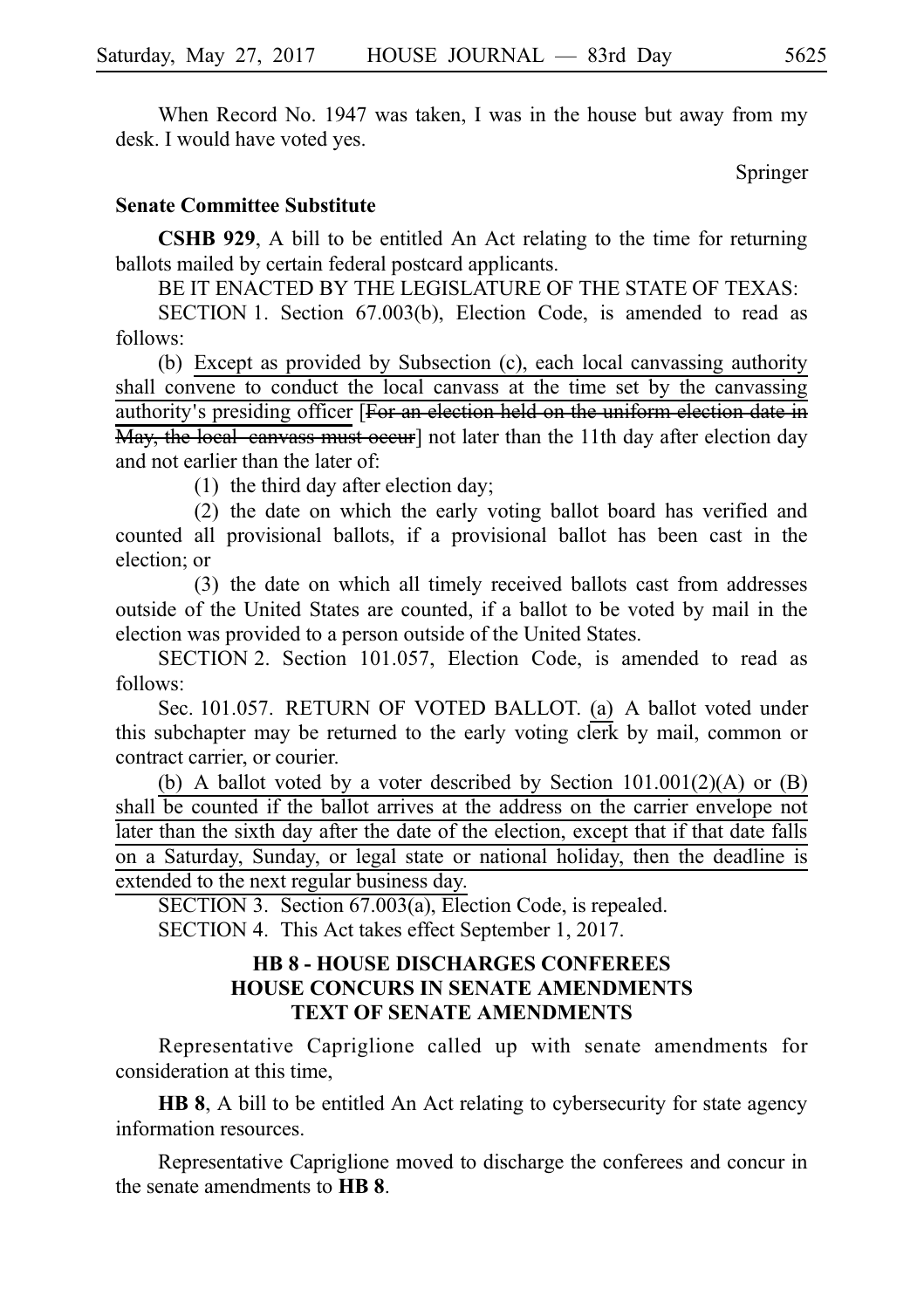When Record No. 1947 was taken, I was in the house but away from my desk. I would have voted yes.

Springer

**Senate Committee Substitute**

**CSHB 929**, A bill to be entitled An Act relating to the time for returning ballots mailed by certain federal postcard applicants.

BE IT ENACTED BY THE LEGISLATURE OF THE STATE OF TEXAS:

SECTION 1. Section 67.003(b), Election Code, is amended to read as follows:

(b) Except as provided by Subsection (c), each local canvassing authority shall convene to conduct the local canvass at the time set by the canvassing authority's presiding officer [~~For an election held on the uniform election date in May, the local canvass must occur~~] not later than the 11th day after election day and not earlier than the later of:

(1) the third day after election day;

(2) the date on which the early voting ballot board has verified and counted all provisional ballots, if a provisional ballot has been cast in the election; or

(3) the date on which all timely received ballots cast from addresses outside of the United States are counted, if a ballot to be voted by mail in the election was provided to a person outside of the United States.

SECTION 2. Section 101.057, Election Code, is amended to read as follows:

Sec. 101.057. RETURN OF VOTED BALLOT. (a) A ballot voted under this subchapter may be returned to the early voting clerk by mail, common or contract carrier, or courier.

(b) A ballot voted by a voter described by Section 101.001(2)(A) or (B) shall be counted if the ballot arrives at the address on the carrier envelope not later than the sixth day after the date of the election, except that if that date falls on a Saturday, Sunday, or legal state or national holiday, then the deadline is extended to the next regular business day.

SECTION 3. Section 67.003(a), Election Code, is repealed.

SECTION 4. This Act takes effect September 1, 2017.

## HB 8 - HOUSE DISCHARGES CONFEREES
## HOUSE CONCURS IN SENATE AMENDMENTS
## TEXT OF SENATE AMENDMENTS

Representative Capriglione called up with senate amendments for consideration at this time,

**HB 8**, A bill to be entitled An Act relating to cybersecurity for state agency information resources.

Representative Capriglione moved to discharge the conferees and concur in the senate amendments to **HB 8**.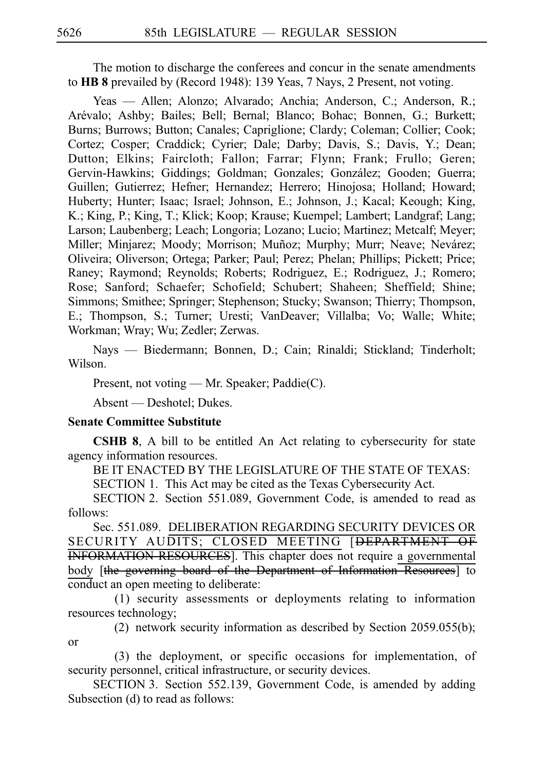The motion to discharge the conferees and concur in the senate amendments to **HB 8** prevailed by (Record 1948): 139 Yeas, 7 Nays, 2 Present, not voting.

Yeas — Allen; Alonzo; Alvarado; Anchia; Anderson, C.; Anderson, R.; Arévalo; Ashby; Bailes; Bell; Bernal; Blanco; Bohac; Bonnen, G.; Burkett; Burns; Burrows; Button; Canales; Capriglione; Clardy; Coleman; Collier; Cook; Cortez; Cosper; Craddick; Cyrier; Dale; Darby; Davis, S.; Davis, Y.; Dean; Dutton; Elkins; Faircloth; Fallon; Farrar; Flynn; Frank; Frullo; Geren; Gervin-Hawkins; Giddings; Goldman; Gonzales; González; Gooden; Guerra; Guillen; Gutierrez; Hefner; Hernandez; Herrero; Hinojosa; Holland; Howard; Huberty; Hunter; Isaac; Israel; Johnson, E.; Johnson, J.; Kacal; Keough; King, K.; King, P.; King, T.; Klick; Koop; Krause; Kuempel; Lambert; Landgraf; Lang; Larson; Laubenberg; Leach; Longoria; Lozano; Lucio; Martinez; Metcalf; Meyer; Miller; Minjarez; Moody; Morrison; Muñoz; Murphy; Murr; Neave; Nevárez; Oliveira; Oliverson; Ortega; Parker; Paul; Perez; Phelan; Phillips; Pickett; Price; Raney; Raymond; Reynolds; Roberts; Rodriguez, E.; Rodriguez, J.; Romero; Rose; Sanford; Schaefer; Schofield; Schubert; Shaheen; Sheffield; Shine; Simmons; Smithee; Springer; Stephenson; Stucky; Swanson; Thierry; Thompson, E.; Thompson, S.; Turner; Uresti; VanDeaver; Villalba; Vo; Walle; White; Workman; Wray; Wu; Zedler; Zerwas.

Nays — Biedermann; Bonnen, D.; Cain; Rinaldi; Stickland; Tinderholt; Wilson.

Present, not voting — Mr. Speaker; Paddie(C).

Absent — Deshotel; Dukes.

**Senate Committee Substitute**

**CSHB 8**, A bill to be entitled An Act relating to cybersecurity for state agency information resources.

BE IT ENACTED BY THE LEGISLATURE OF THE STATE OF TEXAS:

SECTION 1. This Act may be cited as the Texas Cybersecurity Act.

SECTION 2. Section 551.089, Government Code, is amended to read as follows:

Sec. 551.089. DELIBERATION REGARDING SECURITY DEVICES OR SECURITY AUDITS; CLOSED MEETING [~~DEPARTMENT OF INFORMATION RESOURCES~~]. This chapter does not require a governmental body [~~the governing board of the Department of Information Resources~~] to conduct an open meeting to deliberate:

(1) security assessments or deployments relating to information resources technology;

(2) network security information as described by Section 2059.055(b); or

(3) the deployment, or specific occasions for implementation, of security personnel, critical infrastructure, or security devices.

SECTION 3. Section 552.139, Government Code, is amended by adding Subsection (d) to read as follows: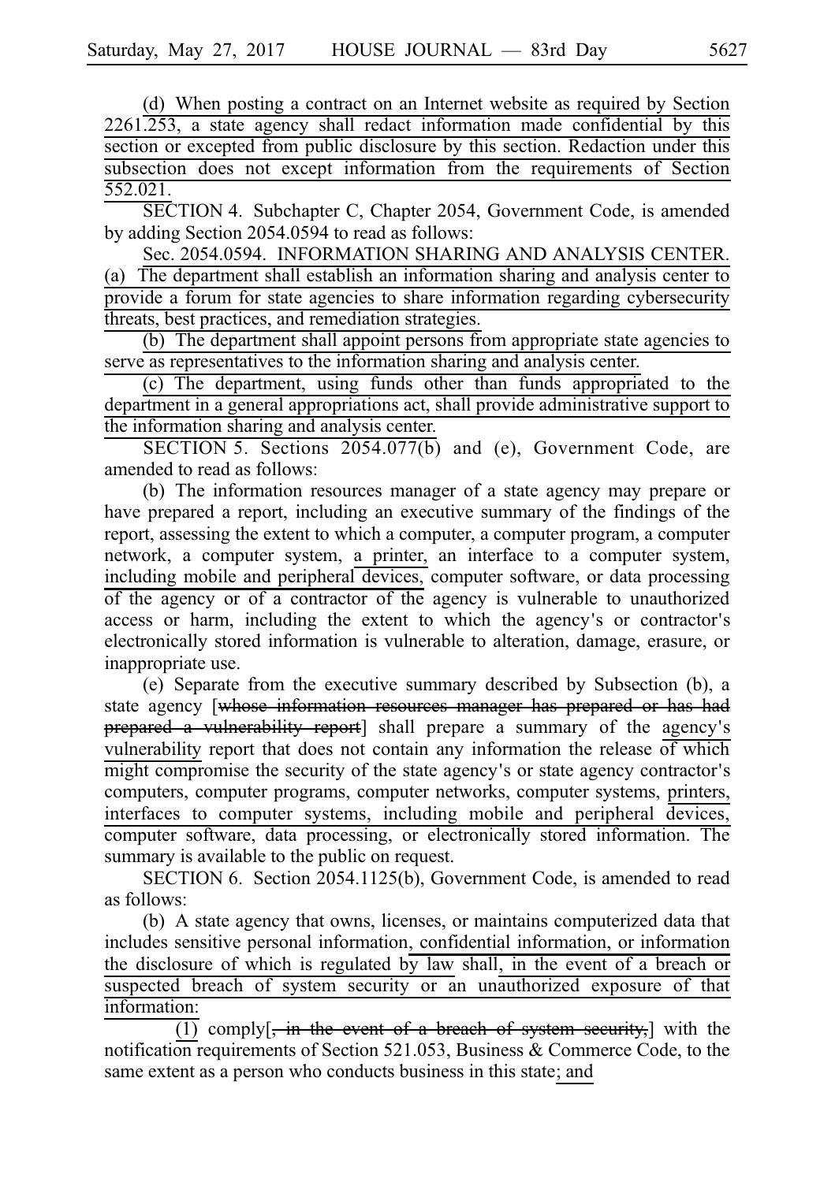(d) When posting a contract on an Internet website as required by Section 2261.253, a state agency shall redact information made confidential by this section or excepted from public disclosure by this section. Redaction under this subsection does not except information from the requirements of Section 552.021.

SECTION 4. Subchapter C, Chapter 2054, Government Code, is amended by adding Section 2054.0594 to read as follows:

Sec. 2054.0594. INFORMATION SHARING AND ANALYSIS CENTER. (a) The department shall establish an information sharing and analysis center to provide a forum for state agencies to share information regarding cybersecurity threats, best practices, and remediation strategies.

(b) The department shall appoint persons from appropriate state agencies to serve as representatives to the information sharing and analysis center.

(c) The department, using funds other than funds appropriated to the department in a general appropriations act, shall provide administrative support to the information sharing and analysis center.

SECTION 5. Sections 2054.077(b) and (e), Government Code, are amended to read as follows:

(b) The information resources manager of a state agency may prepare or have prepared a report, including an executive summary of the findings of the report, assessing the extent to which a computer, a computer program, a computer network, a computer system, a printer, an interface to a computer system, including mobile and peripheral devices, computer software, or data processing of the agency or of a contractor of the agency is vulnerable to unauthorized access or harm, including the extent to which the agency's or contractor's electronically stored information is vulnerable to alteration, damage, erasure, or inappropriate use.

(e) Separate from the executive summary described by Subsection (b), a state agency [~~whose information resources manager has prepared or has had prepared a vulnerability report~~] shall prepare a summary of the agency's vulnerability report that does not contain any information the release of which might compromise the security of the state agency's or state agency contractor's computers, computer programs, computer networks, computer systems, printers, interfaces to computer systems, including mobile and peripheral devices, computer software, data processing, or electronically stored information. The summary is available to the public on request.

SECTION 6. Section 2054.1125(b), Government Code, is amended to read as follows:

(b) A state agency that owns, licenses, or maintains computerized data that includes sensitive personal information, confidential information, or information the disclosure of which is regulated by law shall, in the event of a breach or suspected breach of system security or an unauthorized exposure of that information:

(1) comply[~~, in the event of a breach of system security,~~] with the notification requirements of Section 521.053, Business & Commerce Code, to the same extent as a person who conducts business in this state; and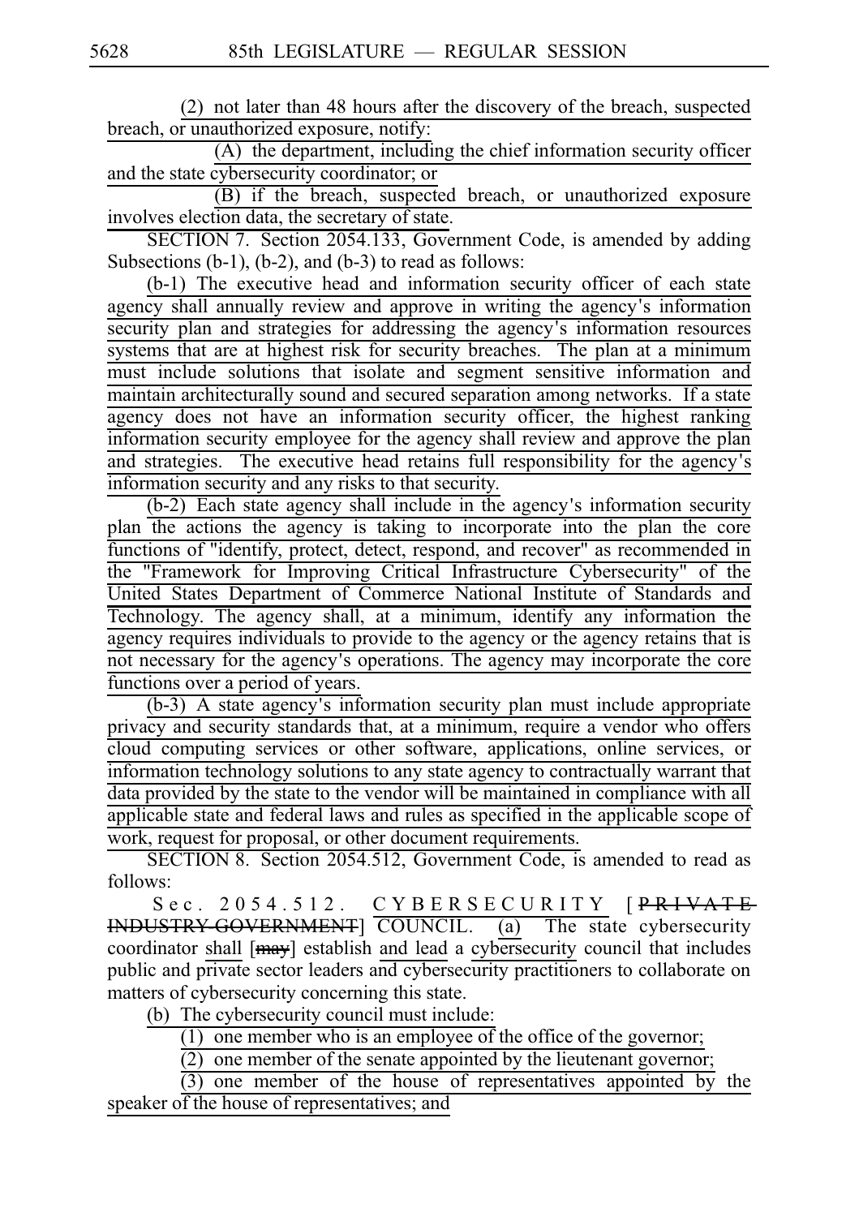(2) not later than 48 hours after the discovery of the breach, suspected breach, or unauthorized exposure, notify:

(A) the department, including the chief information security officer and the state cybersecurity coordinator; or

(B) if the breach, suspected breach, or unauthorized exposure involves election data, the secretary of state.

SECTION 7. Section 2054.133, Government Code, is amended by adding Subsections (b-1), (b-2), and (b-3) to read as follows:

(b-1) The executive head and information security officer of each state agency shall annually review and approve in writing the agency's information security plan and strategies for addressing the agency's information resources systems that are at highest risk for security breaches. The plan at a minimum must include solutions that isolate and segment sensitive information and maintain architecturally sound and secured separation among networks. If a state agency does not have an information security officer, the highest ranking information security employee for the agency shall review and approve the plan and strategies. The executive head retains full responsibility for the agency's information security and any risks to that security.

(b-2) Each state agency shall include in the agency's information security plan the actions the agency is taking to incorporate into the plan the core functions of "identify, protect, detect, respond, and recover" as recommended in the "Framework for Improving Critical Infrastructure Cybersecurity" of the United States Department of Commerce National Institute of Standards and Technology. The agency shall, at a minimum, identify any information the agency requires individuals to provide to the agency or the agency retains that is not necessary for the agency's operations. The agency may incorporate the core functions over a period of years.

(b-3) A state agency's information security plan must include appropriate privacy and security standards that, at a minimum, require a vendor who offers cloud computing services or other software, applications, online services, or information technology solutions to any state agency to contractually warrant that data provided by the state to the vendor will be maintained in compliance with all applicable state and federal laws and rules as specified in the applicable scope of work, request for proposal, or other document requirements.

SECTION 8. Section 2054.512, Government Code, is amended to read as follows:

Sec. 2054.512. CYBERSECURITY [~~PRIVATE INDUSTRY-GOVERNMENT~~] COUNCIL. (a) The state cybersecurity coordinator shall [~~may~~] establish and lead a cybersecurity council that includes public and private sector leaders and cybersecurity practitioners to collaborate on matters of cybersecurity concerning this state.

(b) The cybersecurity council must include:

(1) one member who is an employee of the office of the governor;

(2) one member of the senate appointed by the lieutenant governor;

(3) one member of the house of representatives appointed by the speaker of the house of representatives; and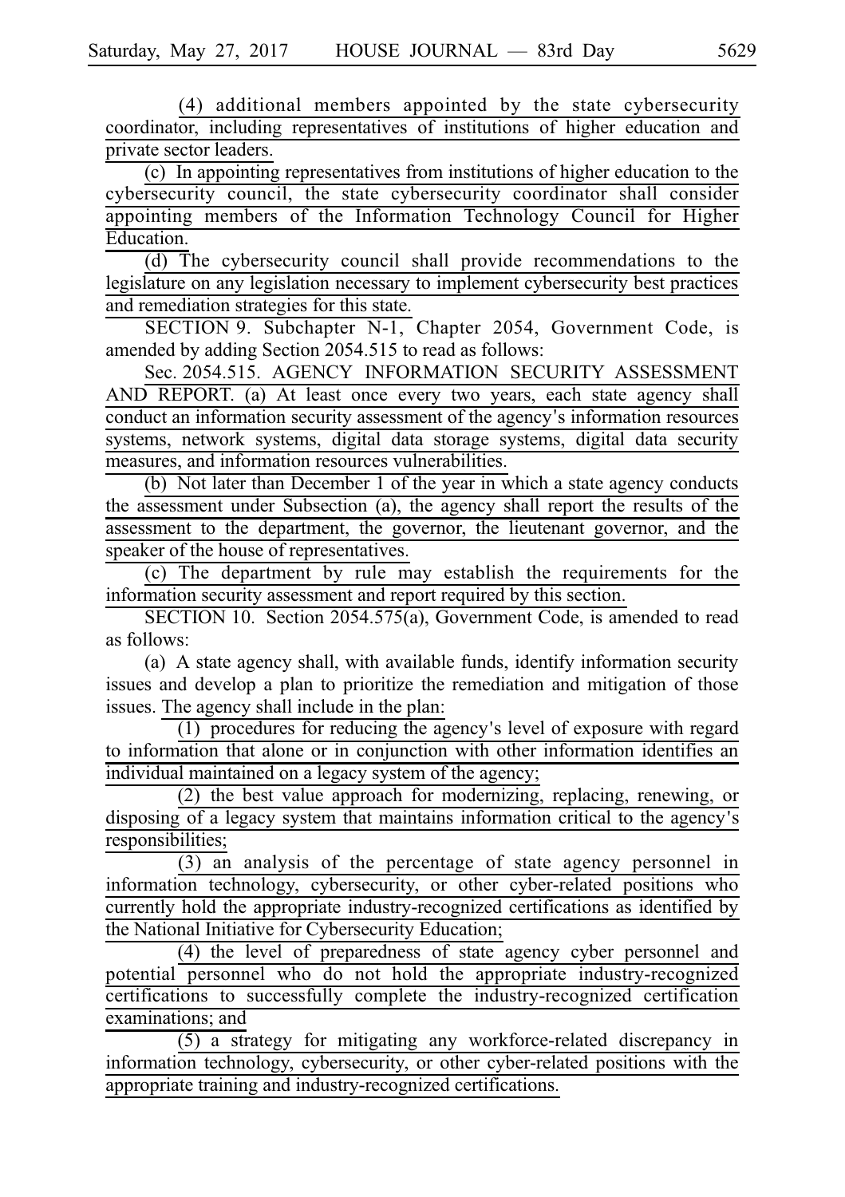(4) additional members appointed by the state cybersecurity coordinator, including representatives of institutions of higher education and private sector leaders.

(c) In appointing representatives from institutions of higher education to the cybersecurity council, the state cybersecurity coordinator shall consider appointing members of the Information Technology Council for Higher Education.

(d) The cybersecurity council shall provide recommendations to the legislature on any legislation necessary to implement cybersecurity best practices and remediation strategies for this state.

SECTION 9. Subchapter N-1, Chapter 2054, Government Code, is amended by adding Section 2054.515 to read as follows:

Sec. 2054.515. AGENCY INFORMATION SECURITY ASSESSMENT AND REPORT. (a) At least once every two years, each state agency shall conduct an information security assessment of the agency's information resources systems, network systems, digital data storage systems, digital data security measures, and information resources vulnerabilities.

(b) Not later than December 1 of the year in which a state agency conducts the assessment under Subsection (a), the agency shall report the results of the assessment to the department, the governor, the lieutenant governor, and the speaker of the house of representatives.

(c) The department by rule may establish the requirements for the information security assessment and report required by this section.

SECTION 10. Section 2054.575(a), Government Code, is amended to read as follows:

(a) A state agency shall, with available funds, identify information security issues and develop a plan to prioritize the remediation and mitigation of those issues. The agency shall include in the plan:

(1) procedures for reducing the agency's level of exposure with regard to information that alone or in conjunction with other information identifies an individual maintained on a legacy system of the agency;

(2) the best value approach for modernizing, replacing, renewing, or disposing of a legacy system that maintains information critical to the agency's responsibilities;

(3) an analysis of the percentage of state agency personnel in information technology, cybersecurity, or other cyber-related positions who currently hold the appropriate industry-recognized certifications as identified by the National Initiative for Cybersecurity Education;

(4) the level of preparedness of state agency cyber personnel and potential personnel who do not hold the appropriate industry-recognized certifications to successfully complete the industry-recognized certification examinations; and

(5) a strategy for mitigating any workforce-related discrepancy in information technology, cybersecurity, or other cyber-related positions with the appropriate training and industry-recognized certifications.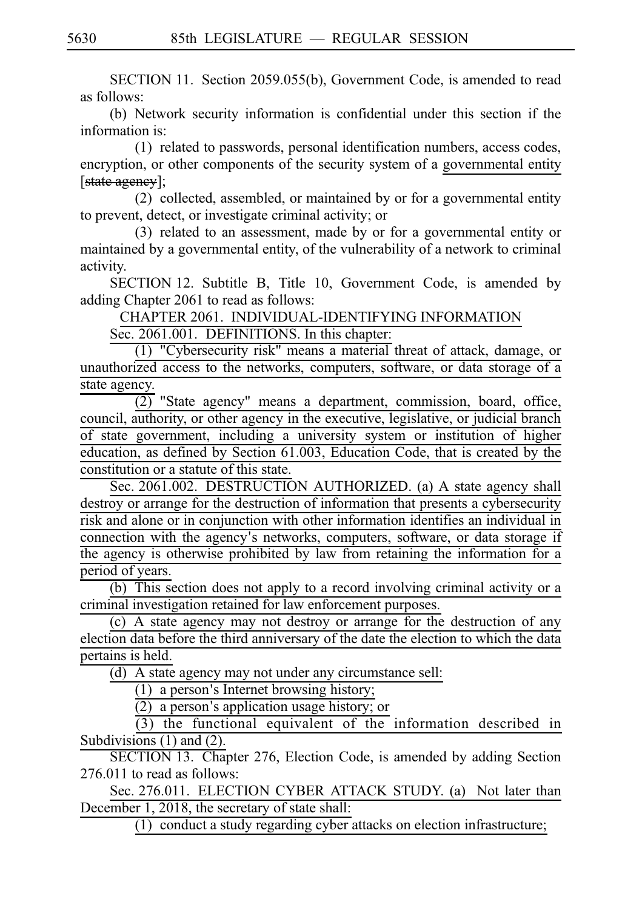SECTION 11. Section 2059.055(b), Government Code, is amended to read as follows:

(b) Network security information is confidential under this section if the information is:

(1) related to passwords, personal identification numbers, access codes, encryption, or other components of the security system of a governmental entity [~~state agency~~];

(2) collected, assembled, or maintained by or for a governmental entity to prevent, detect, or investigate criminal activity; or

(3) related to an assessment, made by or for a governmental entity or maintained by a governmental entity, of the vulnerability of a network to criminal activity.

SECTION 12. Subtitle B, Title 10, Government Code, is amended by adding Chapter 2061 to read as follows:

CHAPTER 2061. INDIVIDUAL-IDENTIFYING INFORMATION

Sec. 2061.001. DEFINITIONS. In this chapter:

(1) "Cybersecurity risk" means a material threat of attack, damage, or unauthorized access to the networks, computers, software, or data storage of a state agency.

(2) "State agency" means a department, commission, board, office, council, authority, or other agency in the executive, legislative, or judicial branch of state government, including a university system or institution of higher education, as defined by Section 61.003, Education Code, that is created by the constitution or a statute of this state.

Sec. 2061.002. DESTRUCTION AUTHORIZED. (a) A state agency shall destroy or arrange for the destruction of information that presents a cybersecurity risk and alone or in conjunction with other information identifies an individual in connection with the agency's networks, computers, software, or data storage if the agency is otherwise prohibited by law from retaining the information for a period of years.

(b) This section does not apply to a record involving criminal activity or a criminal investigation retained for law enforcement purposes.

(c) A state agency may not destroy or arrange for the destruction of any election data before the third anniversary of the date the election to which the data pertains is held.

(d) A state agency may not under any circumstance sell:

(1) a person's Internet browsing history;

(2) a person's application usage history; or

(3) the functional equivalent of the information described in Subdivisions (1) and (2).

SECTION 13. Chapter 276, Election Code, is amended by adding Section 276.011 to read as follows:

Sec. 276.011. ELECTION CYBER ATTACK STUDY. (a) Not later than December 1, 2018, the secretary of state shall:

(1) conduct a study regarding cyber attacks on election infrastructure;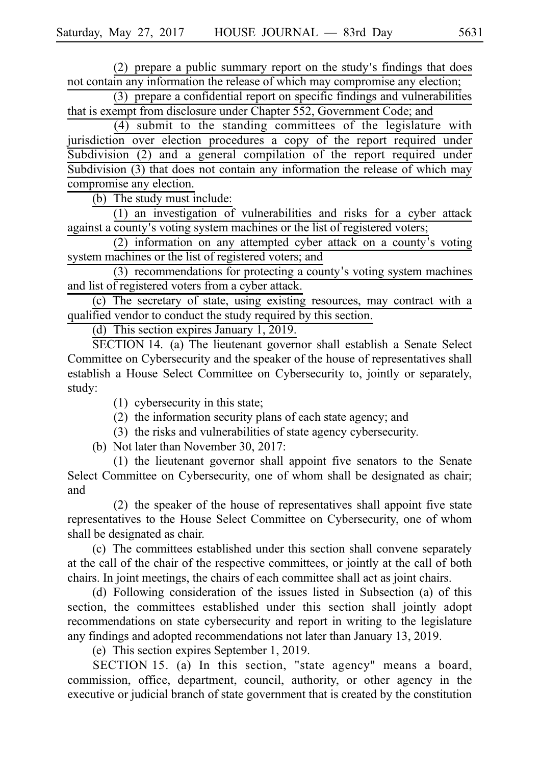(2) prepare a public summary report on the study's findings that does not contain any information the release of which may compromise any election;

(3) prepare a confidential report on specific findings and vulnerabilities that is exempt from disclosure under Chapter 552, Government Code; and

(4) submit to the standing committees of the legislature with jurisdiction over election procedures a copy of the report required under Subdivision (2) and a general compilation of the report required under Subdivision (3) that does not contain any information the release of which may compromise any election.

(b) The study must include:

(1) an investigation of vulnerabilities and risks for a cyber attack against a county's voting system machines or the list of registered voters;

(2) information on any attempted cyber attack on a county's voting system machines or the list of registered voters; and

(3) recommendations for protecting a county's voting system machines and list of registered voters from a cyber attack.

(c) The secretary of state, using existing resources, may contract with a qualified vendor to conduct the study required by this section.

(d) This section expires January 1, 2019.

SECTION 14. (a) The lieutenant governor shall establish a Senate Select Committee on Cybersecurity and the speaker of the house of representatives shall establish a House Select Committee on Cybersecurity to, jointly or separately, study:

(1) cybersecurity in this state;

(2) the information security plans of each state agency; and

(3) the risks and vulnerabilities of state agency cybersecurity.

(b) Not later than November 30, 2017:

(1) the lieutenant governor shall appoint five senators to the Senate Select Committee on Cybersecurity, one of whom shall be designated as chair; and

(2) the speaker of the house of representatives shall appoint five state representatives to the House Select Committee on Cybersecurity, one of whom shall be designated as chair.

(c) The committees established under this section shall convene separately at the call of the chair of the respective committees, or jointly at the call of both chairs. In joint meetings, the chairs of each committee shall act as joint chairs.

(d) Following consideration of the issues listed in Subsection (a) of this section, the committees established under this section shall jointly adopt recommendations on state cybersecurity and report in writing to the legislature any findings and adopted recommendations not later than January 13, 2019.

(e) This section expires September 1, 2019.

SECTION 15. (a) In this section, "state agency" means a board, commission, office, department, council, authority, or other agency in the executive or judicial branch of state government that is created by the constitution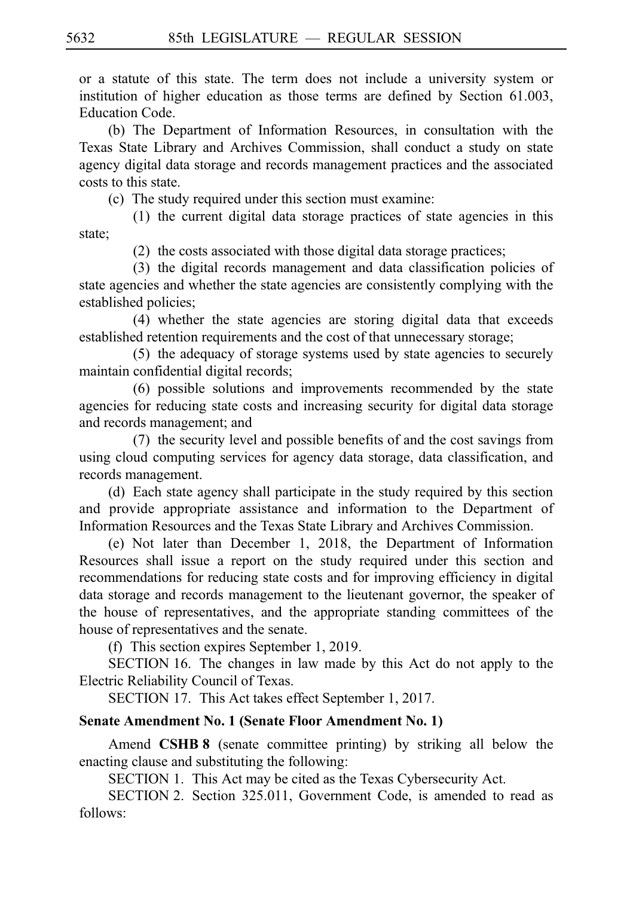or a statute of this state. The term does not include a university system or institution of higher education as those terms are defined by Section 61.003, Education Code.

(b) The Department of Information Resources, in consultation with the Texas State Library and Archives Commission, shall conduct a study on state agency digital data storage and records management practices and the associated costs to this state.

(c) The study required under this section must examine:

(1) the current digital data storage practices of state agencies in this state;

(2) the costs associated with those digital data storage practices;

(3) the digital records management and data classification policies of state agencies and whether the state agencies are consistently complying with the established policies;

(4) whether the state agencies are storing digital data that exceeds established retention requirements and the cost of that unnecessary storage;

(5) the adequacy of storage systems used by state agencies to securely maintain confidential digital records;

(6) possible solutions and improvements recommended by the state agencies for reducing state costs and increasing security for digital data storage and records management; and

(7) the security level and possible benefits of and the cost savings from using cloud computing services for agency data storage, data classification, and records management.

(d) Each state agency shall participate in the study required by this section and provide appropriate assistance and information to the Department of Information Resources and the Texas State Library and Archives Commission.

(e) Not later than December 1, 2018, the Department of Information Resources shall issue a report on the study required under this section and recommendations for reducing state costs and for improving efficiency in digital data storage and records management to the lieutenant governor, the speaker of the house of representatives, and the appropriate standing committees of the house of representatives and the senate.

(f) This section expires September 1, 2019.

SECTION 16. The changes in law made by this Act do not apply to the Electric Reliability Council of Texas.

SECTION 17. This Act takes effect September 1, 2017.

**Senate Amendment No. 1 (Senate Floor Amendment No. 1)**

Amend **CSHB 8** (senate committee printing) by striking all below the enacting clause and substituting the following:

SECTION 1. This Act may be cited as the Texas Cybersecurity Act.

SECTION 2. Section 325.011, Government Code, is amended to read as follows: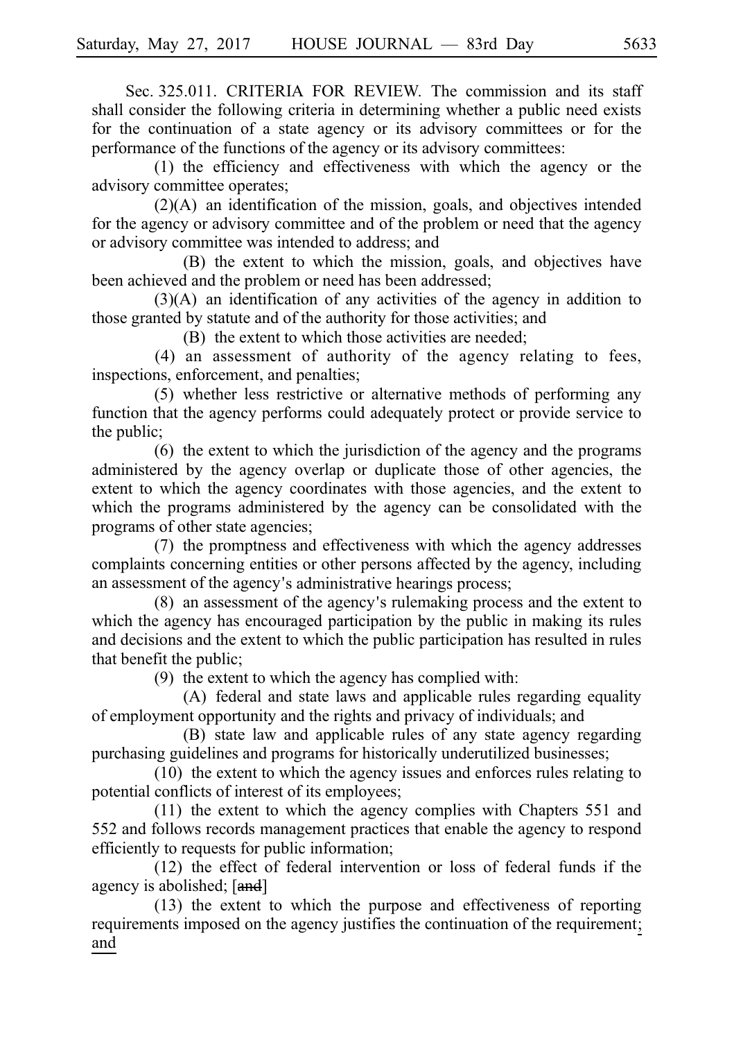Sec. 325.011. CRITERIA FOR REVIEW. The commission and its staff shall consider the following criteria in determining whether a public need exists for the continuation of a state agency or its advisory committees or for the performance of the functions of the agency or its advisory committees:

(1) the efficiency and effectiveness with which the agency or the advisory committee operates;

(2)(A) an identification of the mission, goals, and objectives intended for the agency or advisory committee and of the problem or need that the agency or advisory committee was intended to address; and

(B) the extent to which the mission, goals, and objectives have been achieved and the problem or need has been addressed;

(3)(A) an identification of any activities of the agency in addition to those granted by statute and of the authority for those activities; and

(B) the extent to which those activities are needed;

(4) an assessment of authority of the agency relating to fees, inspections, enforcement, and penalties;

(5) whether less restrictive or alternative methods of performing any function that the agency performs could adequately protect or provide service to the public;

(6) the extent to which the jurisdiction of the agency and the programs administered by the agency overlap or duplicate those of other agencies, the extent to which the agency coordinates with those agencies, and the extent to which the programs administered by the agency can be consolidated with the programs of other state agencies;

(7) the promptness and effectiveness with which the agency addresses complaints concerning entities or other persons affected by the agency, including an assessment of the agency's administrative hearings process;

(8) an assessment of the agency's rulemaking process and the extent to which the agency has encouraged participation by the public in making its rules and decisions and the extent to which the public participation has resulted in rules that benefit the public;

(9) the extent to which the agency has complied with:

(A) federal and state laws and applicable rules regarding equality of employment opportunity and the rights and privacy of individuals; and

(B) state law and applicable rules of any state agency regarding purchasing guidelines and programs for historically underutilized businesses;

(10) the extent to which the agency issues and enforces rules relating to potential conflicts of interest of its employees;

(11) the extent to which the agency complies with Chapters 551 and 552 and follows records management practices that enable the agency to respond efficiently to requests for public information;

(12) the effect of federal intervention or loss of federal funds if the agency is abolished; [~~and~~]

(13) the extent to which the purpose and effectiveness of reporting requirements imposed on the agency justifies the continuation of the requirement; and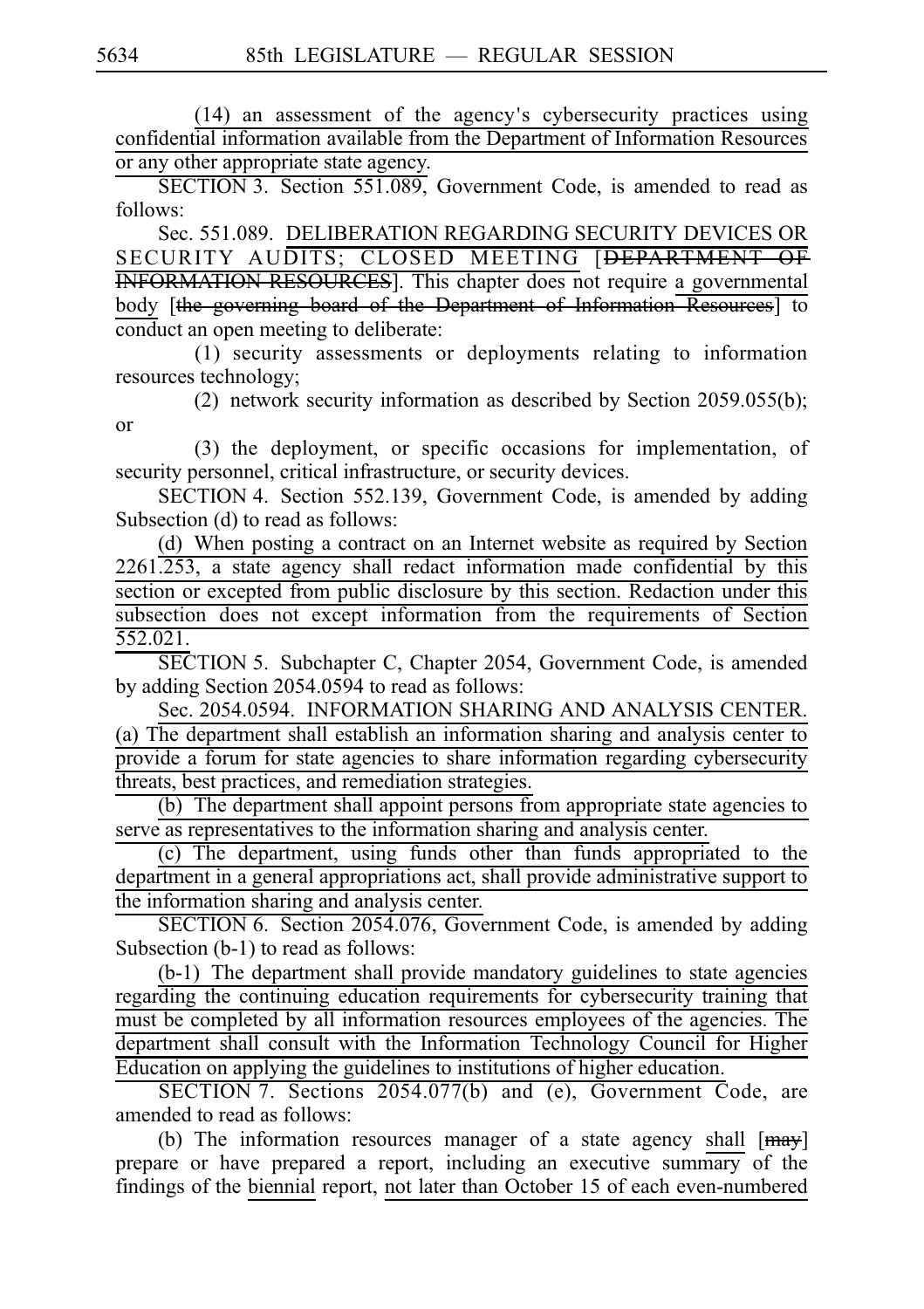(14) an assessment of the agency's cybersecurity practices using confidential information available from the Department of Information Resources or any other appropriate state agency.

SECTION 3. Section 551.089, Government Code, is amended to read as follows:

Sec. 551.089. DELIBERATION REGARDING SECURITY DEVICES OR SECURITY AUDITS; CLOSED MEETING [~~DEPARTMENT OF INFORMATION RESOURCES~~]. This chapter does not require a governmental body [~~the governing board of the Department of Information Resources~~] to conduct an open meeting to deliberate:

(1) security assessments or deployments relating to information resources technology;

(2) network security information as described by Section 2059.055(b); or

(3) the deployment, or specific occasions for implementation, of security personnel, critical infrastructure, or security devices.

SECTION 4. Section 552.139, Government Code, is amended by adding Subsection (d) to read as follows:

(d) When posting a contract on an Internet website as required by Section 2261.253, a state agency shall redact information made confidential by this section or excepted from public disclosure by this section. Redaction under this subsection does not except information from the requirements of Section 552.021.

SECTION 5. Subchapter C, Chapter 2054, Government Code, is amended by adding Section 2054.0594 to read as follows:

Sec. 2054.0594. INFORMATION SHARING AND ANALYSIS CENTER. (a) The department shall establish an information sharing and analysis center to provide a forum for state agencies to share information regarding cybersecurity threats, best practices, and remediation strategies.

(b) The department shall appoint persons from appropriate state agencies to serve as representatives to the information sharing and analysis center.

(c) The department, using funds other than funds appropriated to the department in a general appropriations act, shall provide administrative support to the information sharing and analysis center.

SECTION 6. Section 2054.076, Government Code, is amended by adding Subsection (b-1) to read as follows:

(b-1) The department shall provide mandatory guidelines to state agencies regarding the continuing education requirements for cybersecurity training that must be completed by all information resources employees of the agencies. The department shall consult with the Information Technology Council for Higher Education on applying the guidelines to institutions of higher education.

SECTION 7. Sections 2054.077(b) and (e), Government Code, are amended to read as follows:

(b) The information resources manager of a state agency shall [~~may~~] prepare or have prepared a report, including an executive summary of the findings of the biennial report, not later than October 15 of each even-numbered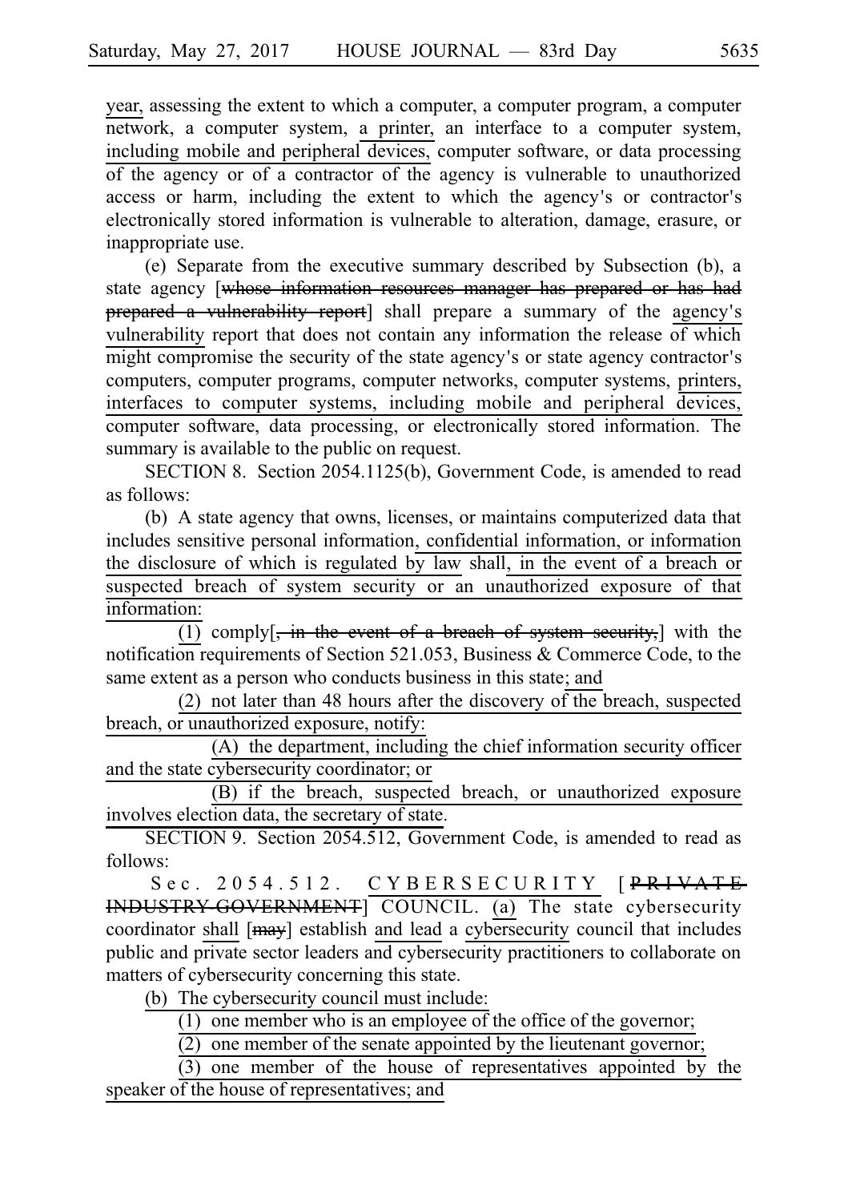year, assessing the extent to which a computer, a computer program, a computer network, a computer system, a printer, an interface to a computer system, including mobile and peripheral devices, computer software, or data processing of the agency or of a contractor of the agency is vulnerable to unauthorized access or harm, including the extent to which the agency's or contractor's electronically stored information is vulnerable to alteration, damage, erasure, or inappropriate use.

(e) Separate from the executive summary described by Subsection (b), a state agency [~~whose information resources manager has prepared or has had prepared a vulnerability report~~] shall prepare a summary of the agency's vulnerability report that does not contain any information the release of which might compromise the security of the state agency's or state agency contractor's computers, computer programs, computer networks, computer systems, printers, interfaces to computer systems, including mobile and peripheral devices, computer software, data processing, or electronically stored information. The summary is available to the public on request.

SECTION 8. Section 2054.1125(b), Government Code, is amended to read as follows:

(b) A state agency that owns, licenses, or maintains computerized data that includes sensitive personal information, confidential information, or information the disclosure of which is regulated by law shall, in the event of a breach or suspected breach of system security or an unauthorized exposure of that information:

(1) comply[~~, in the event of a breach of system security,~~] with the notification requirements of Section 521.053, Business & Commerce Code, to the same extent as a person who conducts business in this state; and

(2) not later than 48 hours after the discovery of the breach, suspected breach, or unauthorized exposure, notify:

(A) the department, including the chief information security officer and the state cybersecurity coordinator; or

(B) if the breach, suspected breach, or unauthorized exposure involves election data, the secretary of state.

SECTION 9. Section 2054.512, Government Code, is amended to read as follows:

Sec. 2054.512. CYBERSECURITY [~~PRIVATE INDUSTRY-GOVERNMENT~~] COUNCIL. (a) The state cybersecurity coordinator shall [~~may~~] establish and lead a cybersecurity council that includes public and private sector leaders and cybersecurity practitioners to collaborate on matters of cybersecurity concerning this state.

(b) The cybersecurity council must include:

(1) one member who is an employee of the office of the governor;

(2) one member of the senate appointed by the lieutenant governor;

(3) one member of the house of representatives appointed by the speaker of the house of representatives; and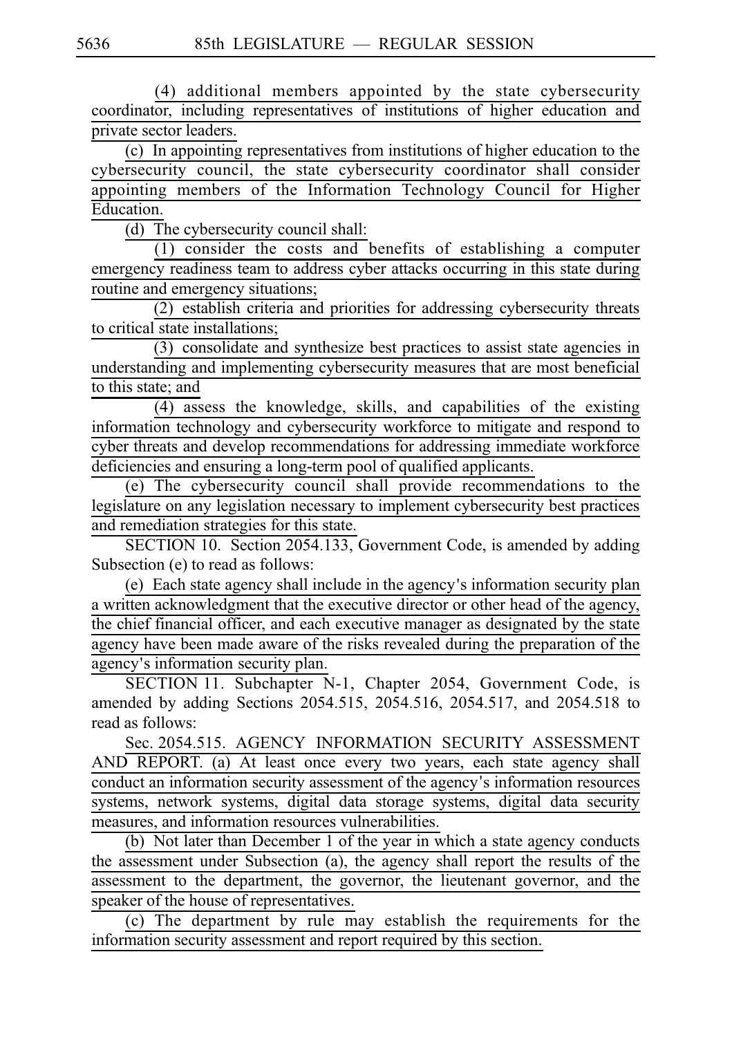(4) additional members appointed by the state cybersecurity coordinator, including representatives of institutions of higher education and private sector leaders.

(c) In appointing representatives from institutions of higher education to the cybersecurity council, the state cybersecurity coordinator shall consider appointing members of the Information Technology Council for Higher Education.

(d) The cybersecurity council shall:

(1) consider the costs and benefits of establishing a computer emergency readiness team to address cyber attacks occurring in this state during routine and emergency situations;

(2) establish criteria and priorities for addressing cybersecurity threats to critical state installations;

(3) consolidate and synthesize best practices to assist state agencies in understanding and implementing cybersecurity measures that are most beneficial to this state; and

(4) assess the knowledge, skills, and capabilities of the existing information technology and cybersecurity workforce to mitigate and respond to cyber threats and develop recommendations for addressing immediate workforce deficiencies and ensuring a long-term pool of qualified applicants.

(e) The cybersecurity council shall provide recommendations to the legislature on any legislation necessary to implement cybersecurity best practices and remediation strategies for this state.

SECTION 10. Section 2054.133, Government Code, is amended by adding Subsection (e) to read as follows:

(e) Each state agency shall include in the agency's information security plan a written acknowledgment that the executive director or other head of the agency, the chief financial officer, and each executive manager as designated by the state agency have been made aware of the risks revealed during the preparation of the agency's information security plan.

SECTION 11. Subchapter N-1, Chapter 2054, Government Code, is amended by adding Sections 2054.515, 2054.516, 2054.517, and 2054.518 to read as follows:

Sec. 2054.515. AGENCY INFORMATION SECURITY ASSESSMENT AND REPORT. (a) At least once every two years, each state agency shall conduct an information security assessment of the agency's information resources systems, network systems, digital data storage systems, digital data security measures, and information resources vulnerabilities.

(b) Not later than December 1 of the year in which a state agency conducts the assessment under Subsection (a), the agency shall report the results of the assessment to the department, the governor, the lieutenant governor, and the speaker of the house of representatives.

(c) The department by rule may establish the requirements for the information security assessment and report required by this section.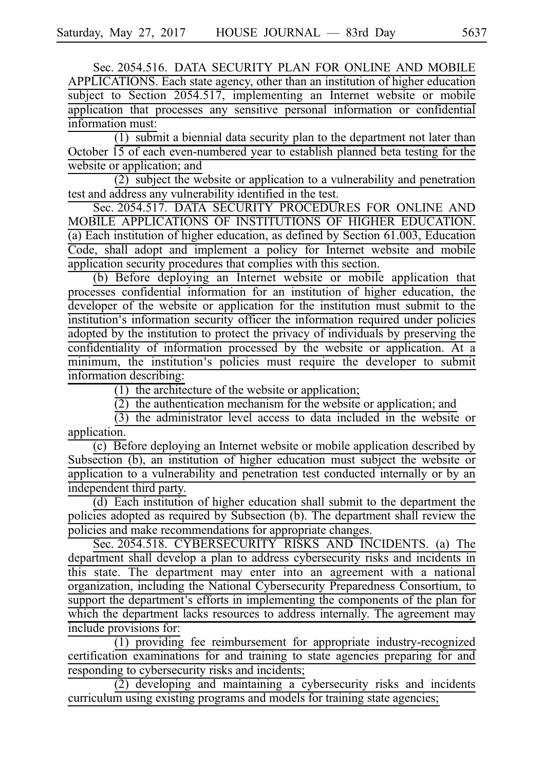Sec. 2054.516. DATA SECURITY PLAN FOR ONLINE AND MOBILE APPLICATIONS. Each state agency, other than an institution of higher education subject to Section 2054.517, implementing an Internet website or mobile application that processes any sensitive personal information or confidential information must:

(1) submit a biennial data security plan to the department not later than October 15 of each even-numbered year to establish planned beta testing for the website or application; and

(2) subject the website or application to a vulnerability and penetration test and address any vulnerability identified in the test.

Sec. 2054.517. DATA SECURITY PROCEDURES FOR ONLINE AND MOBILE APPLICATIONS OF INSTITUTIONS OF HIGHER EDUCATION. (a) Each institution of higher education, as defined by Section 61.003, Education Code, shall adopt and implement a policy for Internet website and mobile application security procedures that complies with this section.

(b) Before deploying an Internet website or mobile application that processes confidential information for an institution of higher education, the developer of the website or application for the institution must submit to the institution's information security officer the information required under policies adopted by the institution to protect the privacy of individuals by preserving the confidentiality of information processed by the website or application. At a minimum, the institution's policies must require the developer to submit information describing:

(1) the architecture of the website or application;

(2) the authentication mechanism for the website or application; and

(3) the administrator level access to data included in the website or application.

(c) Before deploying an Internet website or mobile application described by Subsection (b), an institution of higher education must subject the website or application to a vulnerability and penetration test conducted internally or by an independent third party.

(d) Each institution of higher education shall submit to the department the policies adopted as required by Subsection (b). The department shall review the policies and make recommendations for appropriate changes.

Sec. 2054.518. CYBERSECURITY RISKS AND INCIDENTS. (a) The department shall develop a plan to address cybersecurity risks and incidents in this state. The department may enter into an agreement with a national organization, including the National Cybersecurity Preparedness Consortium, to support the department's efforts in implementing the components of the plan for which the department lacks resources to address internally. The agreement may include provisions for:

(1) providing fee reimbursement for appropriate industry-recognized certification examinations for and training to state agencies preparing for and responding to cybersecurity risks and incidents;

(2) developing and maintaining a cybersecurity risks and incidents curriculum using existing programs and models for training state agencies;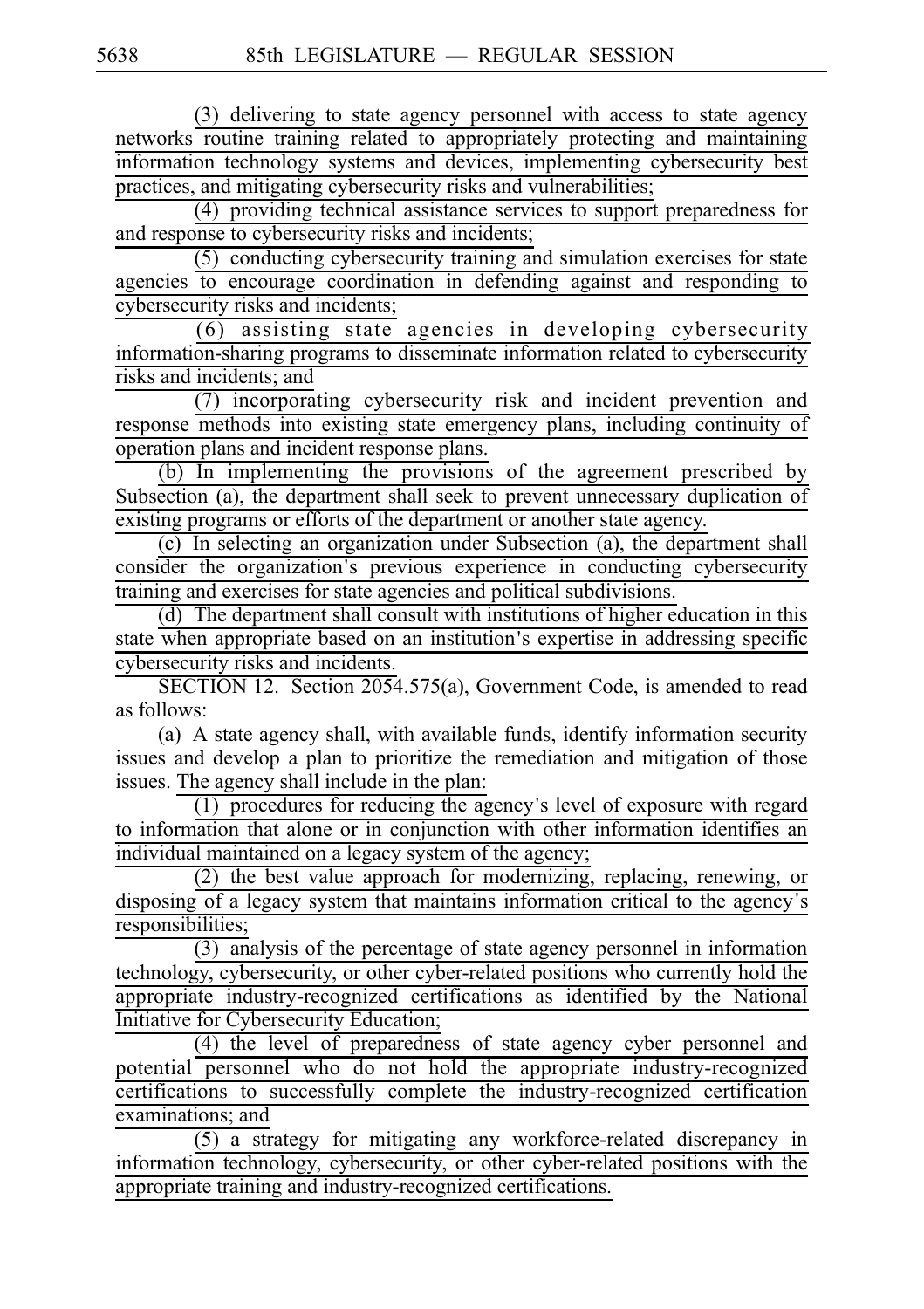(3) delivering to state agency personnel with access to state agency networks routine training related to appropriately protecting and maintaining information technology systems and devices, implementing cybersecurity best practices, and mitigating cybersecurity risks and vulnerabilities;

(4) providing technical assistance services to support preparedness for and response to cybersecurity risks and incidents;

(5) conducting cybersecurity training and simulation exercises for state agencies to encourage coordination in defending against and responding to cybersecurity risks and incidents;

(6) assisting state agencies in developing cybersecurity information-sharing programs to disseminate information related to cybersecurity risks and incidents; and

(7) incorporating cybersecurity risk and incident prevention and response methods into existing state emergency plans, including continuity of operation plans and incident response plans.

(b) In implementing the provisions of the agreement prescribed by Subsection (a), the department shall seek to prevent unnecessary duplication of existing programs or efforts of the department or another state agency.

(c) In selecting an organization under Subsection (a), the department shall consider the organization's previous experience in conducting cybersecurity training and exercises for state agencies and political subdivisions.

(d) The department shall consult with institutions of higher education in this state when appropriate based on an institution's expertise in addressing specific cybersecurity risks and incidents.

SECTION 12. Section 2054.575(a), Government Code, is amended to read as follows:

(a) A state agency shall, with available funds, identify information security issues and develop a plan to prioritize the remediation and mitigation of those issues. The agency shall include in the plan:

(1) procedures for reducing the agency's level of exposure with regard to information that alone or in conjunction with other information identifies an individual maintained on a legacy system of the agency;

(2) the best value approach for modernizing, replacing, renewing, or disposing of a legacy system that maintains information critical to the agency's responsibilities;

(3) analysis of the percentage of state agency personnel in information technology, cybersecurity, or other cyber-related positions who currently hold the appropriate industry-recognized certifications as identified by the National Initiative for Cybersecurity Education;

(4) the level of preparedness of state agency cyber personnel and potential personnel who do not hold the appropriate industry-recognized certifications to successfully complete the industry-recognized certification examinations; and

(5) a strategy for mitigating any workforce-related discrepancy in information technology, cybersecurity, or other cyber-related positions with the appropriate training and industry-recognized certifications.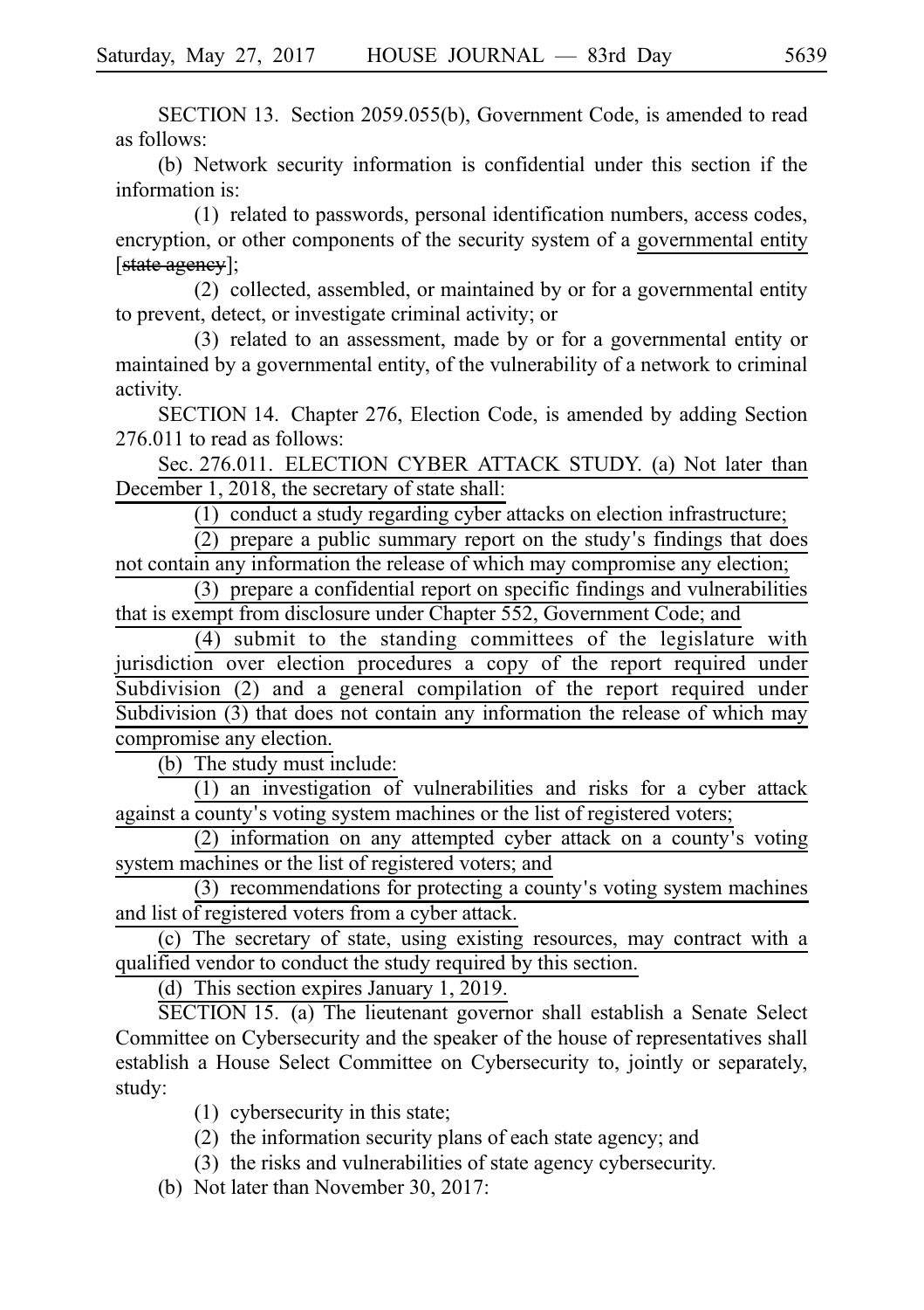SECTION 13. Section 2059.055(b), Government Code, is amended to read as follows:

(b) Network security information is confidential under this section if the information is:

(1) related to passwords, personal identification numbers, access codes, encryption, or other components of the security system of a governmental entity [~~state agency~~];

(2) collected, assembled, or maintained by or for a governmental entity to prevent, detect, or investigate criminal activity; or

(3) related to an assessment, made by or for a governmental entity or maintained by a governmental entity, of the vulnerability of a network to criminal activity.

SECTION 14. Chapter 276, Election Code, is amended by adding Section 276.011 to read as follows:

Sec. 276.011. ELECTION CYBER ATTACK STUDY. (a) Not later than December 1, 2018, the secretary of state shall:

(1) conduct a study regarding cyber attacks on election infrastructure;

(2) prepare a public summary report on the study's findings that does not contain any information the release of which may compromise any election;

(3) prepare a confidential report on specific findings and vulnerabilities that is exempt from disclosure under Chapter 552, Government Code; and

(4) submit to the standing committees of the legislature with jurisdiction over election procedures a copy of the report required under Subdivision (2) and a general compilation of the report required under Subdivision (3) that does not contain any information the release of which may compromise any election.

(b) The study must include:

(1) an investigation of vulnerabilities and risks for a cyber attack against a county's voting system machines or the list of registered voters;

(2) information on any attempted cyber attack on a county's voting system machines or the list of registered voters; and

(3) recommendations for protecting a county's voting system machines and list of registered voters from a cyber attack.

(c) The secretary of state, using existing resources, may contract with a qualified vendor to conduct the study required by this section.

(d) This section expires January 1, 2019.

SECTION 15. (a) The lieutenant governor shall establish a Senate Select Committee on Cybersecurity and the speaker of the house of representatives shall establish a House Select Committee on Cybersecurity to, jointly or separately, study:

(1) cybersecurity in this state;

(2) the information security plans of each state agency; and

(3) the risks and vulnerabilities of state agency cybersecurity.

(b) Not later than November 30, 2017: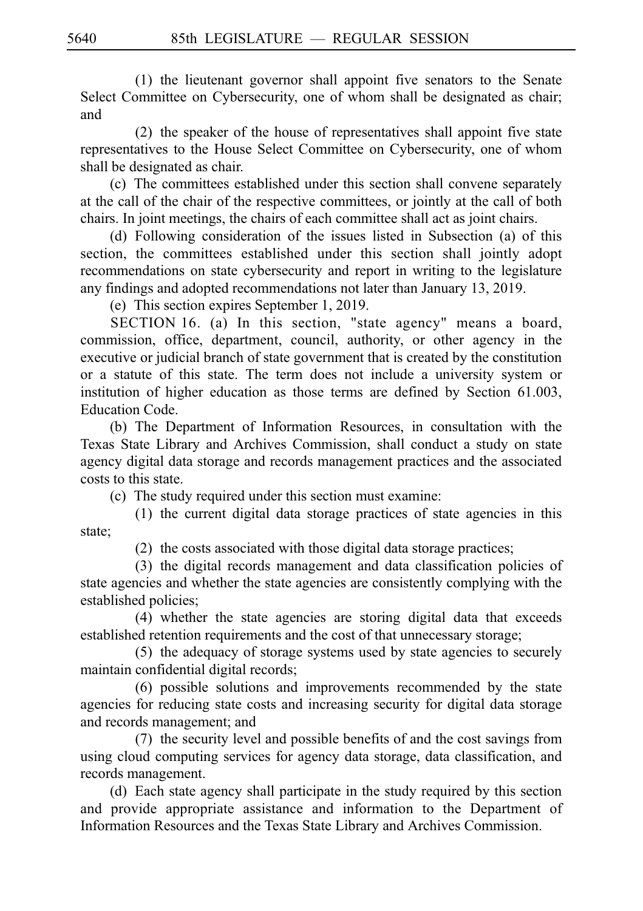(1) the lieutenant governor shall appoint five senators to the Senate Select Committee on Cybersecurity, one of whom shall be designated as chair; and

(2) the speaker of the house of representatives shall appoint five state representatives to the House Select Committee on Cybersecurity, one of whom shall be designated as chair.

(c) The committees established under this section shall convene separately at the call of the chair of the respective committees, or jointly at the call of both chairs. In joint meetings, the chairs of each committee shall act as joint chairs.

(d) Following consideration of the issues listed in Subsection (a) of this section, the committees established under this section shall jointly adopt recommendations on state cybersecurity and report in writing to the legislature any findings and adopted recommendations not later than January 13, 2019.

(e) This section expires September 1, 2019.

SECTION 16. (a) In this section, "state agency" means a board, commission, office, department, council, authority, or other agency in the executive or judicial branch of state government that is created by the constitution or a statute of this state. The term does not include a university system or institution of higher education as those terms are defined by Section 61.003, Education Code.

(b) The Department of Information Resources, in consultation with the Texas State Library and Archives Commission, shall conduct a study on state agency digital data storage and records management practices and the associated costs to this state.

(c) The study required under this section must examine:

(1) the current digital data storage practices of state agencies in this state;

(2) the costs associated with those digital data storage practices;

(3) the digital records management and data classification policies of state agencies and whether the state agencies are consistently complying with the established policies;

(4) whether the state agencies are storing digital data that exceeds established retention requirements and the cost of that unnecessary storage;

(5) the adequacy of storage systems used by state agencies to securely maintain confidential digital records;

(6) possible solutions and improvements recommended by the state agencies for reducing state costs and increasing security for digital data storage and records management; and

(7) the security level and possible benefits of and the cost savings from using cloud computing services for agency data storage, data classification, and records management.

(d) Each state agency shall participate in the study required by this section and provide appropriate assistance and information to the Department of Information Resources and the Texas State Library and Archives Commission.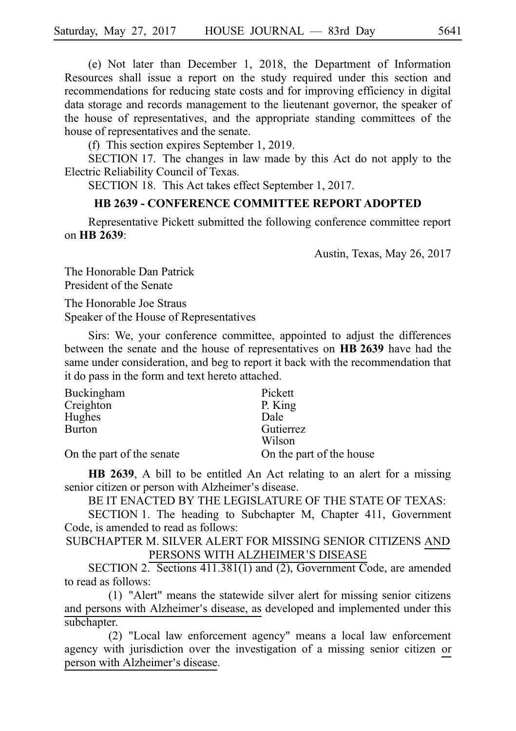(e) Not later than December 1, 2018, the Department of Information Resources shall issue a report on the study required under this section and recommendations for reducing state costs and for improving efficiency in digital data storage and records management to the lieutenant governor, the speaker of the house of representatives, and the appropriate standing committees of the house of representatives and the senate.

(f) This section expires September 1, 2019.

SECTION 17. The changes in law made by this Act do not apply to the Electric Reliability Council of Texas.

SECTION 18. This Act takes effect September 1, 2017.

## HB 2639 - CONFERENCE COMMITTEE REPORT ADOPTED

Representative Pickett submitted the following conference committee report on **HB 2639**:

Austin, Texas, May 26, 2017

The Honorable Dan Patrick
President of the Senate

The Honorable Joe Straus
Speaker of the House of Representatives

Sirs: We, your conference committee, appointed to adjust the differences between the senate and the house of representatives on **HB 2639** have had the same under consideration, and beg to report it back with the recommendation that it do pass in the form and text hereto attached.

| | |
|---|---|
| Buckingham | Pickett |
| Creighton | P. King |
| Hughes | Dale |
| Burton | Gutierrez |
| | Wilson |
| On the part of the senate | On the part of the house |

**HB 2639**, A bill to be entitled An Act relating to an alert for a missing senior citizen or person with Alzheimer's disease.

BE IT ENACTED BY THE LEGISLATURE OF THE STATE OF TEXAS:

SECTION 1. The heading to Subchapter M, Chapter 411, Government Code, is amended to read as follows:

SUBCHAPTER M. SILVER ALERT FOR MISSING SENIOR CITIZENS <u>AND PERSONS WITH ALZHEIMER'S DISEASE</u>

SECTION 2. Sections 411.381(1) and (2), Government Code, are amended to read as follows:

(1) "Alert" means the statewide silver alert for missing senior citizens <u>and persons with Alzheimer's disease, as</u> developed and implemented under this subchapter.

(2) "Local law enforcement agency" means a local law enforcement agency with jurisdiction over the investigation of a missing senior citizen <u>or person with Alzheimer's disease</u>.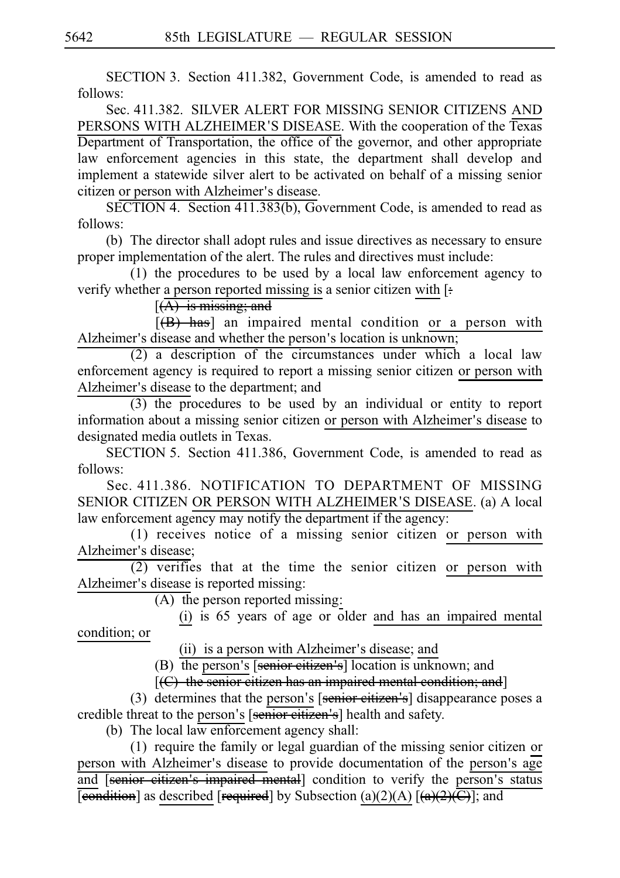SECTION 3. Section 411.382, Government Code, is amended to read as follows:

Sec. 411.382. SILVER ALERT FOR MISSING SENIOR CITIZENS AND PERSONS WITH ALZHEIMER'S DISEASE. With the cooperation of the Texas Department of Transportation, the office of the governor, and other appropriate law enforcement agencies in this state, the department shall develop and implement a statewide silver alert to be activated on behalf of a missing senior citizen or person with Alzheimer's disease.

SECTION 4. Section 411.383(b), Government Code, is amended to read as follows:

(b) The director shall adopt rules and issue directives as necessary to ensure proper implementation of the alert. The rules and directives must include:

(1) the procedures to be used by a local law enforcement agency to verify whether a person reported missing is a senior citizen with [:

[(A) is missing; and

[(B) has] an impaired mental condition or a person with Alzheimer's disease and whether the person's location is unknown;

(2) a description of the circumstances under which a local law enforcement agency is required to report a missing senior citizen or person with Alzheimer's disease to the department; and

(3) the procedures to be used by an individual or entity to report information about a missing senior citizen or person with Alzheimer's disease to designated media outlets in Texas.

SECTION 5. Section 411.386, Government Code, is amended to read as follows:

Sec. 411.386. NOTIFICATION TO DEPARTMENT OF MISSING SENIOR CITIZEN OR PERSON WITH ALZHEIMER'S DISEASE. (a) A local law enforcement agency may notify the department if the agency:

(1) receives notice of a missing senior citizen or person with Alzheimer's disease;

(2) verifies that at the time the senior citizen or person with Alzheimer's disease is reported missing:

(A) the person reported missing:

(i) is 65 years of age or older and has an impaired mental condition; or

(ii) is a person with Alzheimer's disease; and

(B) the person's [senior citizen's] location is unknown; and

[(C) the senior citizen has an impaired mental condition; and]

(3) determines that the person's [senior citizen's] disappearance poses a credible threat to the person's [senior citizen's] health and safety.

(b) The local law enforcement agency shall:

(1) require the family or legal guardian of the missing senior citizen or person with Alzheimer's disease to provide documentation of the person's age and [senior citizen's impaired mental] condition to verify the person's status [condition] as described [required] by Subsection (a)(2)(A) [(a)(2)(C)]; and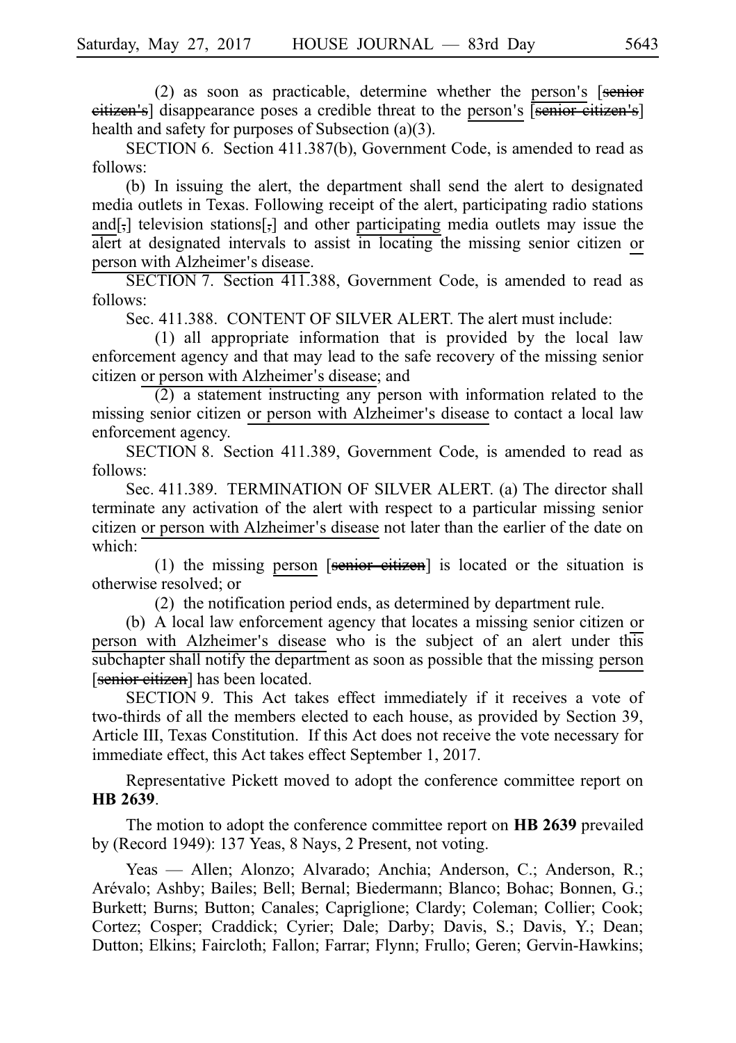(2) as soon as practicable, determine whether the person's [~~senior citizen's~~] disappearance poses a credible threat to the person's [~~senior citizen's~~] health and safety for purposes of Subsection (a)(3).

SECTION 6. Section 411.387(b), Government Code, is amended to read as follows:

(b) In issuing the alert, the department shall send the alert to designated media outlets in Texas. Following receipt of the alert, participating radio stations and[~~,~~] television stations[~~,~~] and other participating media outlets may issue the alert at designated intervals to assist in locating the missing senior citizen or person with Alzheimer's disease.

SECTION 7. Section 411.388, Government Code, is amended to read as follows:

Sec. 411.388. CONTENT OF SILVER ALERT. The alert must include:

(1) all appropriate information that is provided by the local law enforcement agency and that may lead to the safe recovery of the missing senior citizen or person with Alzheimer's disease; and

(2) a statement instructing any person with information related to the missing senior citizen or person with Alzheimer's disease to contact a local law enforcement agency.

SECTION 8. Section 411.389, Government Code, is amended to read as follows:

Sec. 411.389. TERMINATION OF SILVER ALERT. (a) The director shall terminate any activation of the alert with respect to a particular missing senior citizen or person with Alzheimer's disease not later than the earlier of the date on which:

(1) the missing person [~~senior citizen~~] is located or the situation is otherwise resolved; or

(2) the notification period ends, as determined by department rule.

(b) A local law enforcement agency that locates a missing senior citizen or person with Alzheimer's disease who is the subject of an alert under this subchapter shall notify the department as soon as possible that the missing person [~~senior citizen~~] has been located.

SECTION 9. This Act takes effect immediately if it receives a vote of two-thirds of all the members elected to each house, as provided by Section 39, Article III, Texas Constitution. If this Act does not receive the vote necessary for immediate effect, this Act takes effect September 1, 2017.

Representative Pickett moved to adopt the conference committee report on **HB 2639**.

The motion to adopt the conference committee report on **HB 2639** prevailed by (Record 1949): 137 Yeas, 8 Nays, 2 Present, not voting.

Yeas — Allen; Alonzo; Alvarado; Anchia; Anderson, C.; Anderson, R.; Arévalo; Ashby; Bailes; Bell; Bernal; Biedermann; Blanco; Bohac; Bonnen, G.; Burkett; Burns; Button; Canales; Capriglione; Clardy; Coleman; Collier; Cook; Cortez; Cosper; Craddick; Cyrier; Dale; Darby; Davis, S.; Davis, Y.; Dean; Dutton; Elkins; Faircloth; Fallon; Farrar; Flynn; Frullo; Geren; Gervin-Hawkins;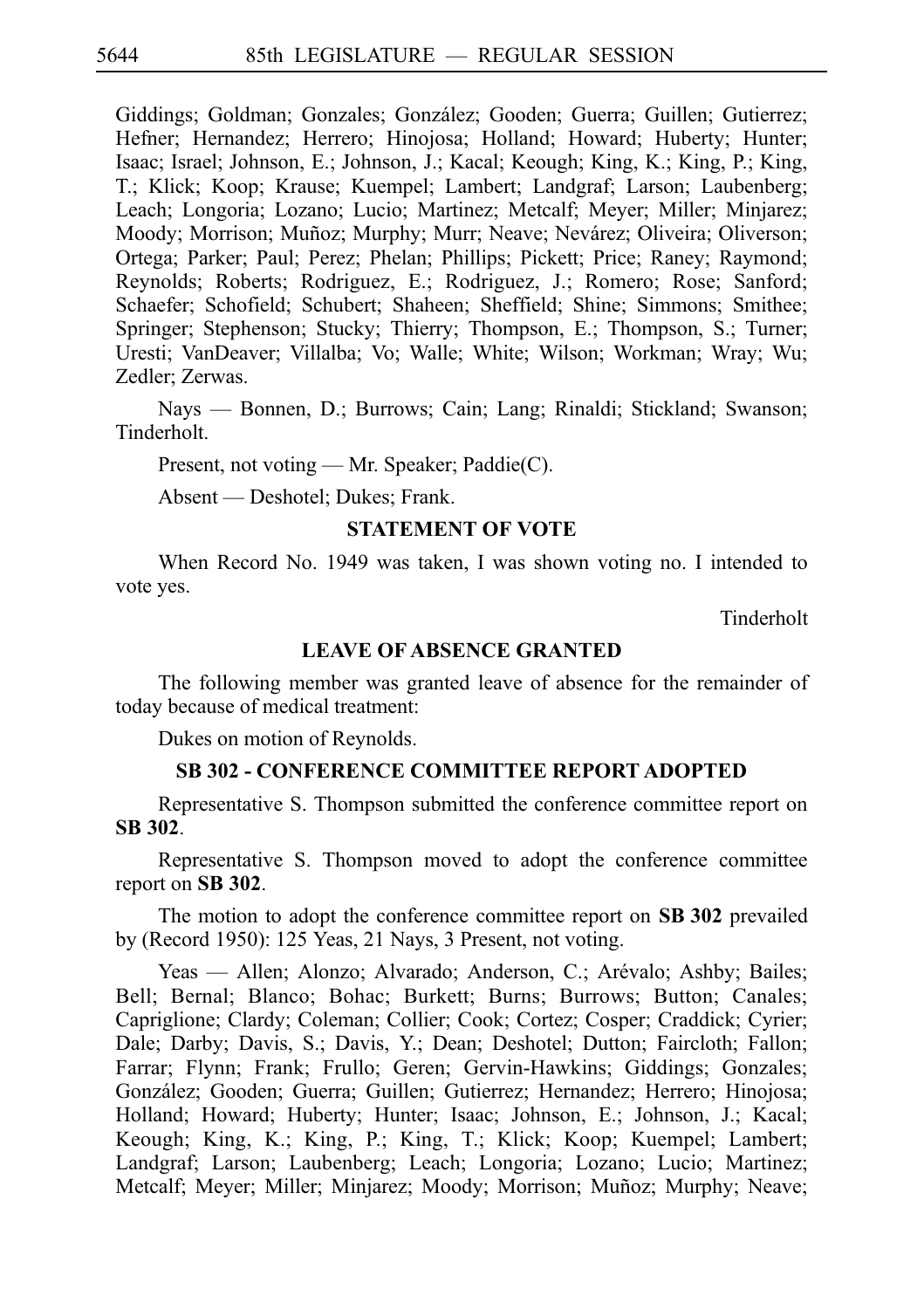Giddings; Goldman; Gonzales; González; Gooden; Guerra; Guillen; Gutierrez; Hefner; Hernandez; Herrero; Hinojosa; Holland; Howard; Huberty; Hunter; Isaac; Israel; Johnson, E.; Johnson, J.; Kacal; Keough; King, K.; King, P.; King, T.; Klick; Koop; Krause; Kuempel; Lambert; Landgraf; Larson; Laubenberg; Leach; Longoria; Lozano; Lucio; Martinez; Metcalf; Meyer; Miller; Minjarez; Moody; Morrison; Muñoz; Murphy; Murr; Neave; Nevárez; Oliveira; Oliverson; Ortega; Parker; Paul; Perez; Phelan; Phillips; Pickett; Price; Raney; Raymond; Reynolds; Roberts; Rodriguez, E.; Rodriguez, J.; Romero; Rose; Sanford; Schaefer; Schofield; Schubert; Shaheen; Sheffield; Shine; Simmons; Smithee; Springer; Stephenson; Stucky; Thierry; Thompson, E.; Thompson, S.; Turner; Uresti; VanDeaver; Villalba; Vo; Walle; White; Wilson; Workman; Wray; Wu; Zedler; Zerwas.

Nays — Bonnen, D.; Burrows; Cain; Lang; Rinaldi; Stickland; Swanson; Tinderholt.

Present, not voting — Mr. Speaker; Paddie(C).

Absent — Deshotel; Dukes; Frank.

**STATEMENT OF VOTE**

When Record No. 1949 was taken, I was shown voting no. I intended to vote yes.

Tinderholt

**LEAVE OF ABSENCE GRANTED**

The following member was granted leave of absence for the remainder of today because of medical treatment:

Dukes on motion of Reynolds.

**SB 302 - CONFERENCE COMMITTEE REPORT ADOPTED**

Representative S. Thompson submitted the conference committee report on **SB 302**.

Representative S. Thompson moved to adopt the conference committee report on **SB 302**.

The motion to adopt the conference committee report on **SB 302** prevailed by (Record 1950): 125 Yeas, 21 Nays, 3 Present, not voting.

Yeas — Allen; Alonzo; Alvarado; Anderson, C.; Arévalo; Ashby; Bailes; Bell; Bernal; Blanco; Bohac; Burkett; Burns; Burrows; Button; Canales; Capriglione; Clardy; Coleman; Collier; Cook; Cortez; Cosper; Craddick; Cyrier; Dale; Darby; Davis, S.; Davis, Y.; Dean; Deshotel; Dutton; Faircloth; Fallon; Farrar; Flynn; Frank; Frullo; Geren; Gervin-Hawkins; Giddings; Gonzales; González; Gooden; Guerra; Guillen; Gutierrez; Hernandez; Herrero; Hinojosa; Holland; Howard; Huberty; Hunter; Isaac; Johnson, E.; Johnson, J.; Kacal; Keough; King, K.; King, P.; King, T.; Klick; Koop; Kuempel; Lambert; Landgraf; Larson; Laubenberg; Leach; Longoria; Lozano; Lucio; Martinez; Metcalf; Meyer; Miller; Minjarez; Moody; Morrison; Muñoz; Murphy; Neave;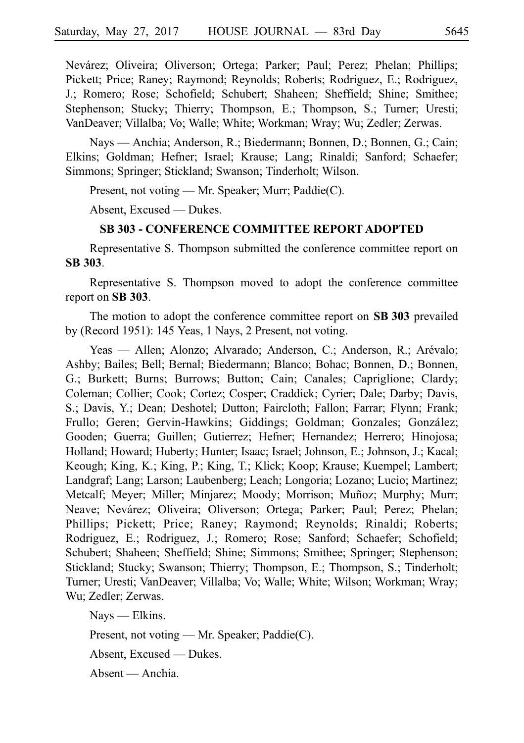Nevárez; Oliveira; Oliverson; Ortega; Parker; Paul; Perez; Phelan; Phillips; Pickett; Price; Raney; Raymond; Reynolds; Roberts; Rodriguez, E.; Rodriguez, J.; Romero; Rose; Schofield; Schubert; Shaheen; Sheffield; Shine; Smithee; Stephenson; Stucky; Thierry; Thompson, E.; Thompson, S.; Turner; Uresti; VanDeaver; Villalba; Vo; Walle; White; Workman; Wray; Wu; Zedler; Zerwas.

Nays — Anchia; Anderson, R.; Biedermann; Bonnen, D.; Bonnen, G.; Cain; Elkins; Goldman; Hefner; Israel; Krause; Lang; Rinaldi; Sanford; Schaefer; Simmons; Springer; Stickland; Swanson; Tinderholt; Wilson.

Present, not voting — Mr. Speaker; Murr; Paddie(C).

Absent, Excused — Dukes.

**SB 303 - CONFERENCE COMMITTEE REPORT ADOPTED**

Representative S. Thompson submitted the conference committee report on **SB 303**.

Representative S. Thompson moved to adopt the conference committee report on **SB 303**.

The motion to adopt the conference committee report on **SB 303** prevailed by (Record 1951): 145 Yeas, 1 Nays, 2 Present, not voting.

Yeas — Allen; Alonzo; Alvarado; Anderson, C.; Anderson, R.; Arévalo; Ashby; Bailes; Bell; Bernal; Biedermann; Blanco; Bohac; Bonnen, D.; Bonnen, G.; Burkett; Burns; Burrows; Button; Cain; Canales; Capriglione; Clardy; Coleman; Collier; Cook; Cortez; Cosper; Craddick; Cyrier; Dale; Darby; Davis, S.; Davis, Y.; Dean; Deshotel; Dutton; Faircloth; Fallon; Farrar; Flynn; Frank; Frullo; Geren; Gervin-Hawkins; Giddings; Goldman; Gonzales; González; Gooden; Guerra; Guillen; Gutierrez; Hefner; Hernandez; Herrero; Hinojosa; Holland; Howard; Huberty; Hunter; Isaac; Israel; Johnson, E.; Johnson, J.; Kacal; Keough; King, K.; King, P.; King, T.; Klick; Koop; Krause; Kuempel; Lambert; Landgraf; Lang; Larson; Laubenberg; Leach; Longoria; Lozano; Lucio; Martinez; Metcalf; Meyer; Miller; Minjarez; Moody; Morrison; Muñoz; Murphy; Murr; Neave; Nevárez; Oliveira; Oliverson; Ortega; Parker; Paul; Perez; Phelan; Phillips; Pickett; Price; Raney; Raymond; Reynolds; Rinaldi; Roberts; Rodriguez, E.; Rodriguez, J.; Romero; Rose; Sanford; Schaefer; Schofield; Schubert; Shaheen; Sheffield; Shine; Simmons; Smithee; Springer; Stephenson; Stickland; Stucky; Swanson; Thierry; Thompson, E.; Thompson, S.; Tinderholt; Turner; Uresti; VanDeaver; Villalba; Vo; Walle; White; Wilson; Workman; Wray; Wu; Zedler; Zerwas.

Nays — Elkins.

Present, not voting — Mr. Speaker; Paddie(C).

Absent, Excused — Dukes.

Absent — Anchia.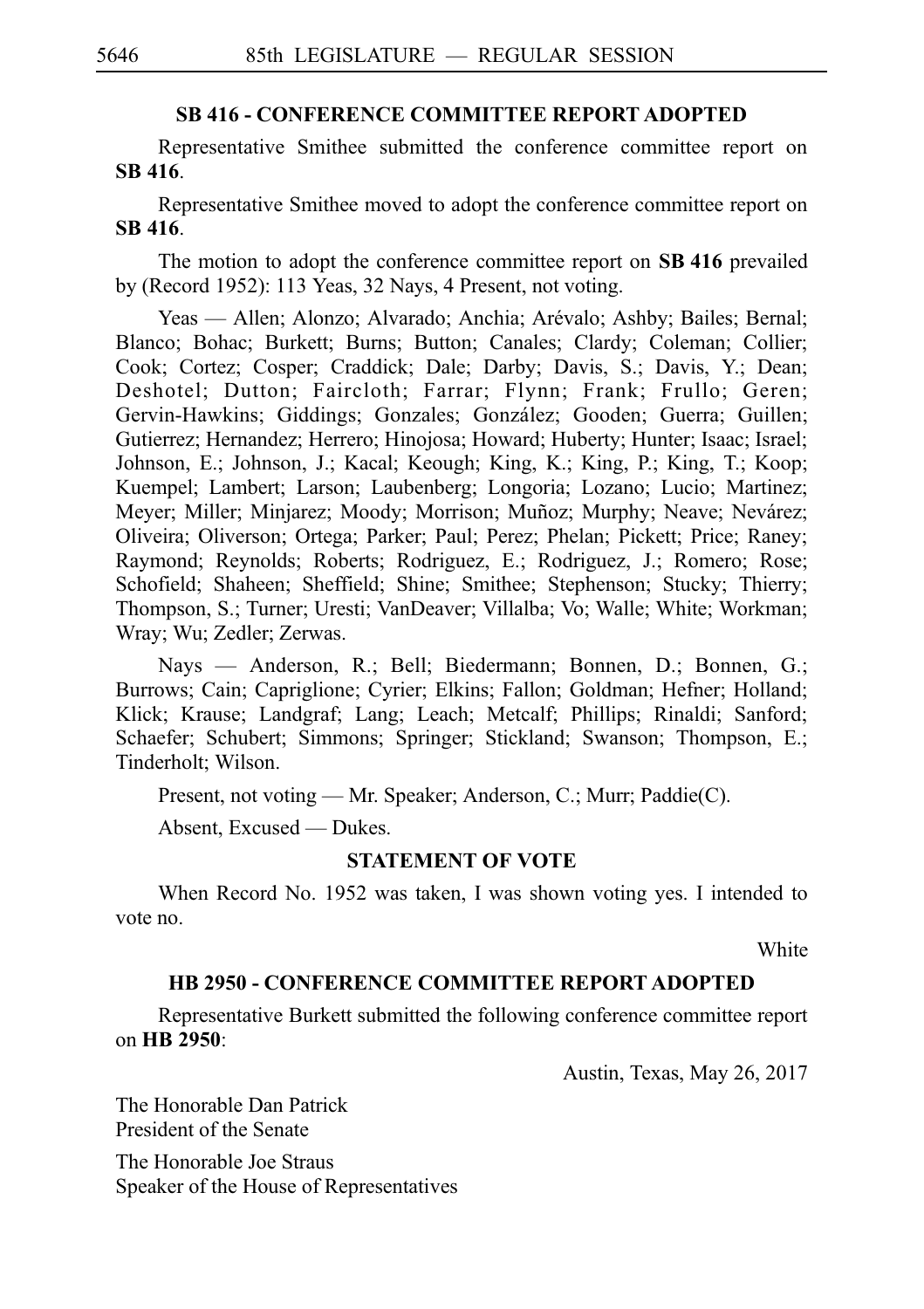## SB 416 - CONFERENCE COMMITTEE REPORT ADOPTED

Representative Smithee submitted the conference committee report on **SB 416**.

Representative Smithee moved to adopt the conference committee report on **SB 416**.

The motion to adopt the conference committee report on **SB 416** prevailed by (Record 1952): 113 Yeas, 32 Nays, 4 Present, not voting.

Yeas — Allen; Alonzo; Alvarado; Anchia; Arévalo; Ashby; Bailes; Bernal; Blanco; Bohac; Burkett; Burns; Button; Canales; Clardy; Coleman; Collier; Cook; Cortez; Cosper; Craddick; Dale; Darby; Davis, S.; Davis, Y.; Dean; Deshotel; Dutton; Faircloth; Farrar; Flynn; Frank; Frullo; Geren; Gervin-Hawkins; Giddings; Gonzales; González; Gooden; Guerra; Guillen; Gutierrez; Hernandez; Herrero; Hinojosa; Howard; Huberty; Hunter; Isaac; Israel; Johnson, E.; Johnson, J.; Kacal; Keough; King, K.; King, P.; King, T.; Koop; Kuempel; Lambert; Larson; Laubenberg; Longoria; Lozano; Lucio; Martinez; Meyer; Miller; Minjarez; Moody; Morrison; Muñoz; Murphy; Neave; Nevárez; Oliveira; Oliverson; Ortega; Parker; Paul; Perez; Phelan; Pickett; Price; Raney; Raymond; Reynolds; Roberts; Rodriguez, E.; Rodriguez, J.; Romero; Rose; Schofield; Shaheen; Sheffield; Shine; Smithee; Stephenson; Stucky; Thierry; Thompson, S.; Turner; Uresti; VanDeaver; Villalba; Vo; Walle; White; Workman; Wray; Wu; Zedler; Zerwas.

Nays — Anderson, R.; Bell; Biedermann; Bonnen, D.; Bonnen, G.; Burrows; Cain; Capriglione; Cyrier; Elkins; Fallon; Goldman; Hefner; Holland; Klick; Krause; Landgraf; Lang; Leach; Metcalf; Phillips; Rinaldi; Sanford; Schaefer; Schubert; Simmons; Springer; Stickland; Swanson; Thompson, E.; Tinderholt; Wilson.

Present, not voting — Mr. Speaker; Anderson, C.; Murr; Paddie(C).

Absent, Excused — Dukes.

### STATEMENT OF VOTE

When Record No. 1952 was taken, I was shown voting yes. I intended to vote no.

White

## HB 2950 - CONFERENCE COMMITTEE REPORT ADOPTED

Representative Burkett submitted the following conference committee report on **HB 2950**:

Austin, Texas, May 26, 2017

The Honorable Dan Patrick
President of the Senate

The Honorable Joe Straus
Speaker of the House of Representatives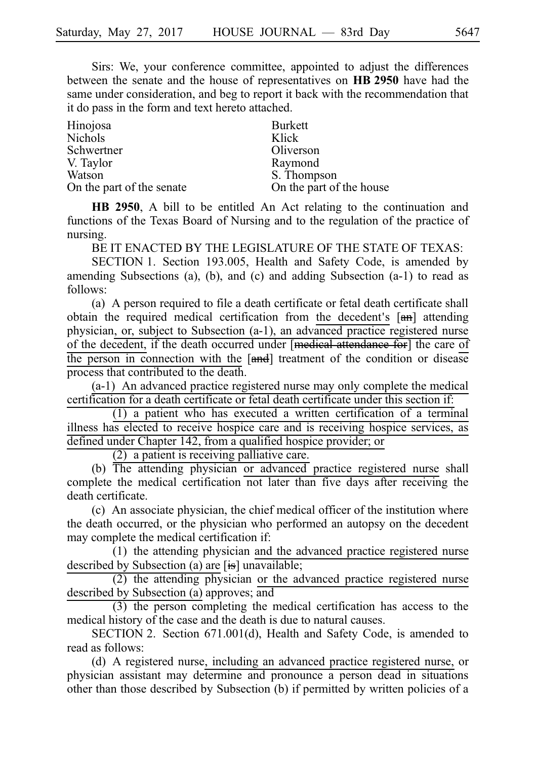Sirs: We, your conference committee, appointed to adjust the differences between the senate and the house of representatives on **HB 2950** have had the same under consideration, and beg to report it back with the recommendation that it do pass in the form and text hereto attached.

| | |
|---|---|
| Hinojosa | Burkett |
| Nichols | Klick |
| Schwertner | Oliverson |
| V. Taylor | Raymond |
| Watson | S. Thompson |
| On the part of the senate | On the part of the house |

**HB 2950**, A bill to be entitled An Act relating to the continuation and functions of the Texas Board of Nursing and to the regulation of the practice of nursing.

BE IT ENACTED BY THE LEGISLATURE OF THE STATE OF TEXAS:

SECTION 1. Section 193.005, Health and Safety Code, is amended by amending Subsections (a), (b), and (c) and adding Subsection (a-1) to read as follows:

(a) A person required to file a death certificate or fetal death certificate shall obtain the required medical certification from <u>the decedent's</u> [~~an~~] attending physician, <u>or, subject to Subsection (a-1), an advanced practice registered nurse of the decedent,</u> if the death occurred under [~~medical attendance for~~] the care <u>of the person in connection with the</u> [~~and~~] treatment of the condition or disease process that contributed to the death.

<u>(a-1) An advanced practice registered nurse may only complete the medical certification for a death certificate or fetal death certificate under this section if:</u>

<u>(1) a patient who has executed a written certification of a terminal illness has elected to receive hospice care and is receiving hospice services, as defined under Chapter 142, from a qualified hospice provider; or</u>

<u>(2) a patient is receiving palliative care.</u>

(b) The attending physician <u>or advanced practice registered nurse</u> shall complete the medical certification not later than five days after receiving the death certificate.

(c) An associate physician, the chief medical officer of the institution where the death occurred, or the physician who performed an autopsy on the decedent may complete the medical certification if:

(1) the attending physician <u>and the advanced practice registered nurse described by Subsection (a) are</u> [~~is~~] unavailable;

(2) the attending physician <u>or the advanced practice registered nurse described by Subsection (a)</u> approves; and

(3) the person completing the medical certification has access to the medical history of the case and the death is due to natural causes.

SECTION 2. Section 671.001(d), Health and Safety Code, is amended to read as follows:

(d) A registered nurse, <u>including an advanced practice registered nurse,</u> or physician assistant may determine and pronounce a person dead in situations other than those described by Subsection (b) if permitted by written policies of a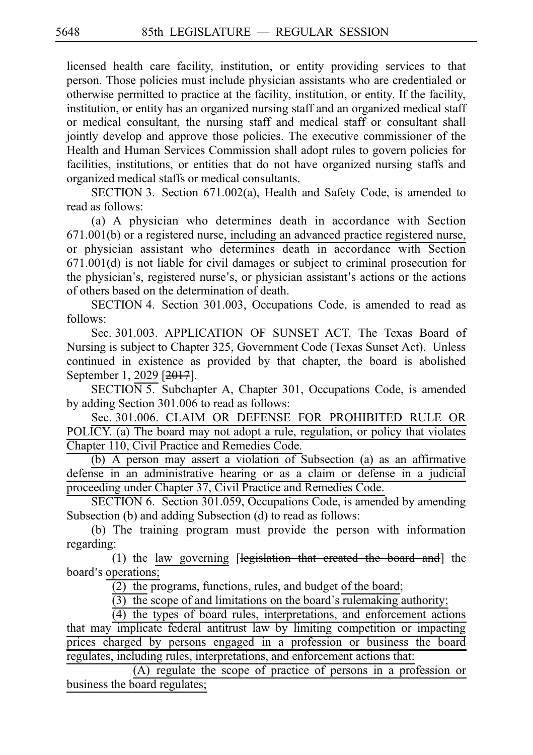licensed health care facility, institution, or entity providing services to that person. Those policies must include physician assistants who are credentialed or otherwise permitted to practice at the facility, institution, or entity. If the facility, institution, or entity has an organized nursing staff and an organized medical staff or medical consultant, the nursing staff and medical staff or consultant shall jointly develop and approve those policies. The executive commissioner of the Health and Human Services Commission shall adopt rules to govern policies for facilities, institutions, or entities that do not have organized nursing staffs and organized medical staffs or medical consultants.

SECTION 3. Section 671.002(a), Health and Safety Code, is amended to read as follows:

(a) A physician who determines death in accordance with Section 671.001(b) or a registered nurse, including an advanced practice registered nurse, or physician assistant who determines death in accordance with Section 671.001(d) is not liable for civil damages or subject to criminal prosecution for the physician's, registered nurse's, or physician assistant's actions or the actions of others based on the determination of death.

SECTION 4. Section 301.003, Occupations Code, is amended to read as follows:

Sec. 301.003. APPLICATION OF SUNSET ACT. The Texas Board of Nursing is subject to Chapter 325, Government Code (Texas Sunset Act). Unless continued in existence as provided by that chapter, the board is abolished September 1, 2029 [~~2017~~].

SECTION 5. Subchapter A, Chapter 301, Occupations Code, is amended by adding Section 301.006 to read as follows:

Sec. 301.006. CLAIM OR DEFENSE FOR PROHIBITED RULE OR POLICY. (a) The board may not adopt a rule, regulation, or policy that violates Chapter 110, Civil Practice and Remedies Code.

(b) A person may assert a violation of Subsection (a) as an affirmative defense in an administrative hearing or as a claim or defense in a judicial proceeding under Chapter 37, Civil Practice and Remedies Code.

SECTION 6. Section 301.059, Occupations Code, is amended by amending Subsection (b) and adding Subsection (d) to read as follows:

(b) The training program must provide the person with information regarding:

(1) the law governing [~~legislation that created the board and~~] the board's operations;

(2) the programs, functions, rules, and budget of the board;

(3) the scope of and limitations on the board's rulemaking authority;

(4) the types of board rules, interpretations, and enforcement actions that may implicate federal antitrust law by limiting competition or impacting prices charged by persons engaged in a profession or business the board regulates, including rules, interpretations, and enforcement actions that:

(A) regulate the scope of practice of persons in a profession or business the board regulates;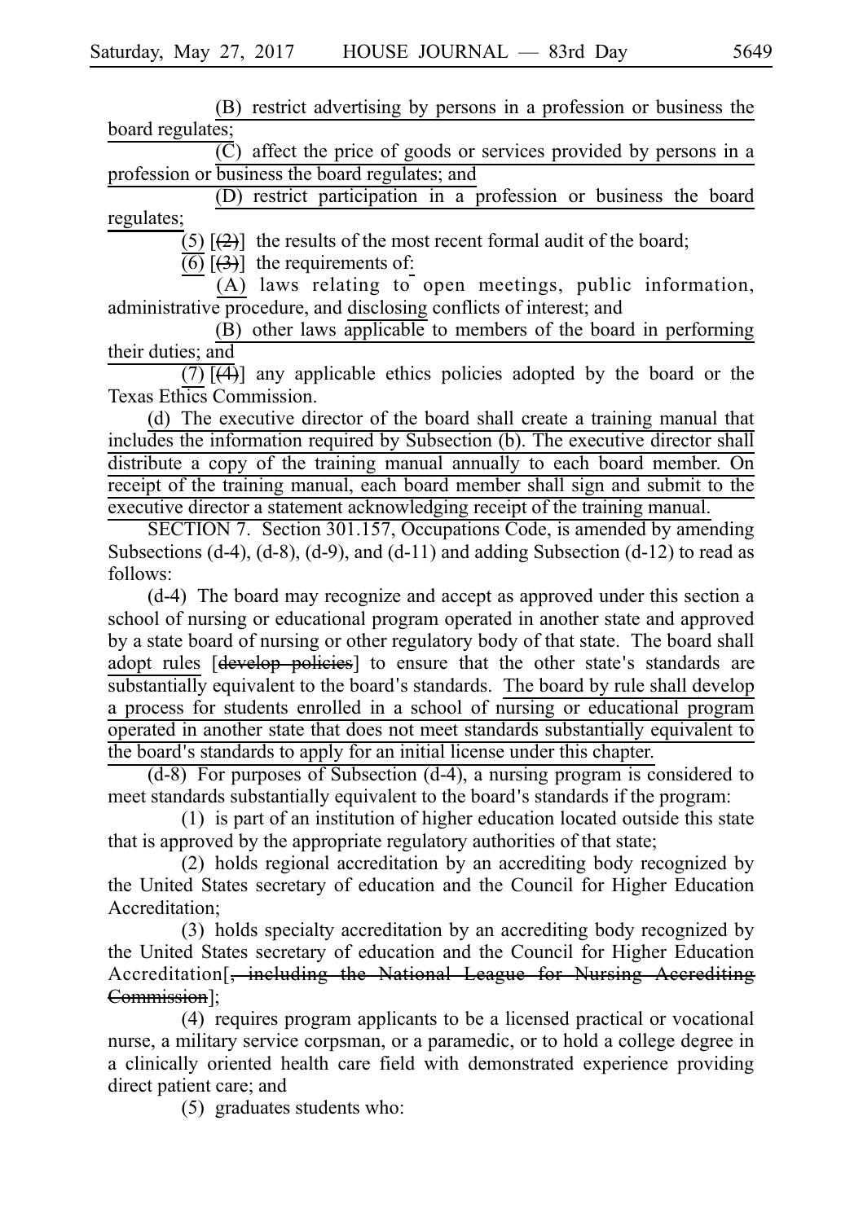(B) restrict advertising by persons in a profession or business the board regulates;

(C) affect the price of goods or services provided by persons in a profession or business the board regulates; and

(D) restrict participation in a profession or business the board regulates;

(5) [(2)] the results of the most recent formal audit of the board;

(6) [(3)] the requirements of:

(A) laws relating to open meetings, public information, administrative procedure, and disclosing conflicts of interest; and

(B) other laws applicable to members of the board in performing their duties; and

(7) [(4)] any applicable ethics policies adopted by the board or the Texas Ethics Commission.

(d) The executive director of the board shall create a training manual that includes the information required by Subsection (b). The executive director shall distribute a copy of the training manual annually to each board member. On receipt of the training manual, each board member shall sign and submit to the executive director a statement acknowledging receipt of the training manual.

SECTION 7. Section 301.157, Occupations Code, is amended by amending Subsections (d-4), (d-8), (d-9), and (d-11) and adding Subsection (d-12) to read as follows:

(d-4) The board may recognize and accept as approved under this section a school of nursing or educational program operated in another state and approved by a state board of nursing or other regulatory body of that state. The board shall adopt rules [~~develop policies~~] to ensure that the other state's standards are substantially equivalent to the board's standards. The board by rule shall develop a process for students enrolled in a school of nursing or educational program operated in another state that does not meet standards substantially equivalent to the board's standards to apply for an initial license under this chapter.

(d-8) For purposes of Subsection (d-4), a nursing program is considered to meet standards substantially equivalent to the board's standards if the program:

(1) is part of an institution of higher education located outside this state that is approved by the appropriate regulatory authorities of that state;

(2) holds regional accreditation by an accrediting body recognized by the United States secretary of education and the Council for Higher Education Accreditation;

(3) holds specialty accreditation by an accrediting body recognized by the United States secretary of education and the Council for Higher Education Accreditation[~~, including the National League for Nursing Accrediting Commission~~];

(4) requires program applicants to be a licensed practical or vocational nurse, a military service corpsman, or a paramedic, or to hold a college degree in a clinically oriented health care field with demonstrated experience providing direct patient care; and

(5) graduates students who: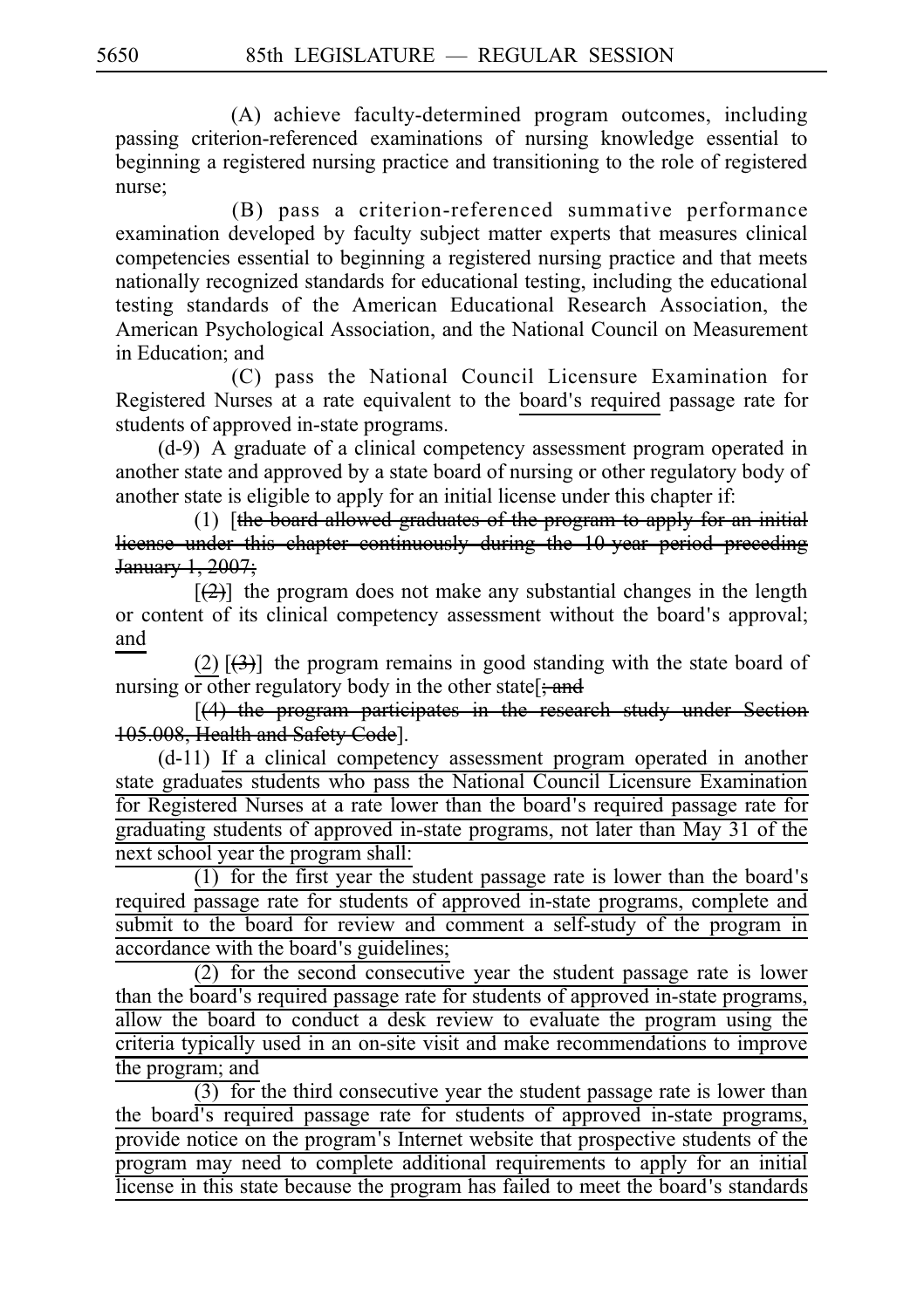(A) achieve faculty-determined program outcomes, including passing criterion-referenced examinations of nursing knowledge essential to beginning a registered nursing practice and transitioning to the role of registered nurse;

(B) pass a criterion-referenced summative performance examination developed by faculty subject matter experts that measures clinical competencies essential to beginning a registered nursing practice and that meets nationally recognized standards for educational testing, including the educational testing standards of the American Educational Research Association, the American Psychological Association, and the National Council on Measurement in Education; and

(C) pass the National Council Licensure Examination for Registered Nurses at a rate equivalent to the board's required passage rate for students of approved in-state programs.

(d-9) A graduate of a clinical competency assessment program operated in another state and approved by a state board of nursing or other regulatory body of another state is eligible to apply for an initial license under this chapter if:

(1) [~~the board allowed graduates of the program to apply for an initial license under this chapter continuously during the 10-year period preceding January 1, 2007;~~

[~~(2)~~] the program does not make any substantial changes in the length or content of its clinical competency assessment without the board's approval; and

(2) [~~(3)~~] the program remains in good standing with the state board of nursing or other regulatory body in the other state[~~; and~~

[~~(4) the program participates in the research study under Section 105.008, Health and Safety Code~~].

(d-11) If a clinical competency assessment program operated in another state graduates students who pass the National Council Licensure Examination for Registered Nurses at a rate lower than the board's required passage rate for graduating students of approved in-state programs, not later than May 31 of the next school year the program shall:

(1) for the first year the student passage rate is lower than the board's required passage rate for students of approved in-state programs, complete and submit to the board for review and comment a self-study of the program in accordance with the board's guidelines;

(2) for the second consecutive year the student passage rate is lower than the board's required passage rate for students of approved in-state programs, allow the board to conduct a desk review to evaluate the program using the criteria typically used in an on-site visit and make recommendations to improve the program; and

(3) for the third consecutive year the student passage rate is lower than the board's required passage rate for students of approved in-state programs, provide notice on the program's Internet website that prospective students of the program may need to complete additional requirements to apply for an initial license in this state because the program has failed to meet the board's standards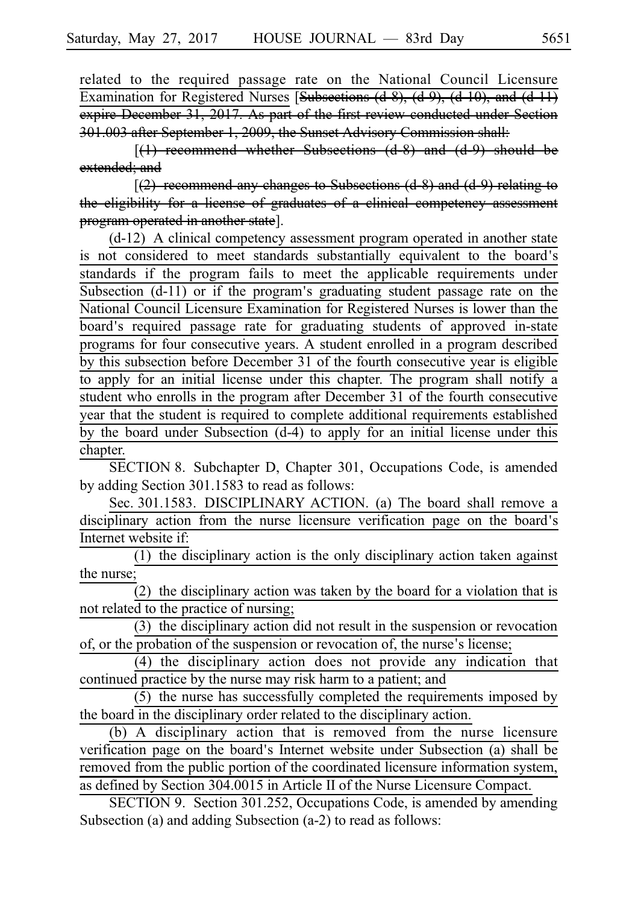related to the required passage rate on the National Council Licensure Examination for Registered Nurses [~~Subsections (d-8), (d-9), (d-10), and (d-11) expire December 31, 2017. As part of the first review conducted under Section 301.003 after September 1, 2009, the Sunset Advisory Commission shall:~~

[~~(1) recommend whether Subsections (d-8) and (d-9) should be extended; and~~

[~~(2) recommend any changes to Subsections (d-8) and (d-9) relating to the eligibility for a license of graduates of a clinical competency assessment program operated in another state~~].

(d-12) A clinical competency assessment program operated in another state is not considered to meet standards substantially equivalent to the board's standards if the program fails to meet the applicable requirements under Subsection (d-11) or if the program's graduating student passage rate on the National Council Licensure Examination for Registered Nurses is lower than the board's required passage rate for graduating students of approved in-state programs for four consecutive years. A student enrolled in a program described by this subsection before December 31 of the fourth consecutive year is eligible to apply for an initial license under this chapter. The program shall notify a student who enrolls in the program after December 31 of the fourth consecutive year that the student is required to complete additional requirements established by the board under Subsection (d-4) to apply for an initial license under this chapter.

SECTION 8. Subchapter D, Chapter 301, Occupations Code, is amended by adding Section 301.1583 to read as follows:

Sec. 301.1583. DISCIPLINARY ACTION. (a) The board shall remove a disciplinary action from the nurse licensure verification page on the board's Internet website if:

(1) the disciplinary action is the only disciplinary action taken against the nurse;

(2) the disciplinary action was taken by the board for a violation that is not related to the practice of nursing;

(3) the disciplinary action did not result in the suspension or revocation of, or the probation of the suspension or revocation of, the nurse's license;

(4) the disciplinary action does not provide any indication that continued practice by the nurse may risk harm to a patient; and

(5) the nurse has successfully completed the requirements imposed by the board in the disciplinary order related to the disciplinary action.

(b) A disciplinary action that is removed from the nurse licensure verification page on the board's Internet website under Subsection (a) shall be removed from the public portion of the coordinated licensure information system, as defined by Section 304.0015 in Article II of the Nurse Licensure Compact.

SECTION 9. Section 301.252, Occupations Code, is amended by amending Subsection (a) and adding Subsection (a-2) to read as follows: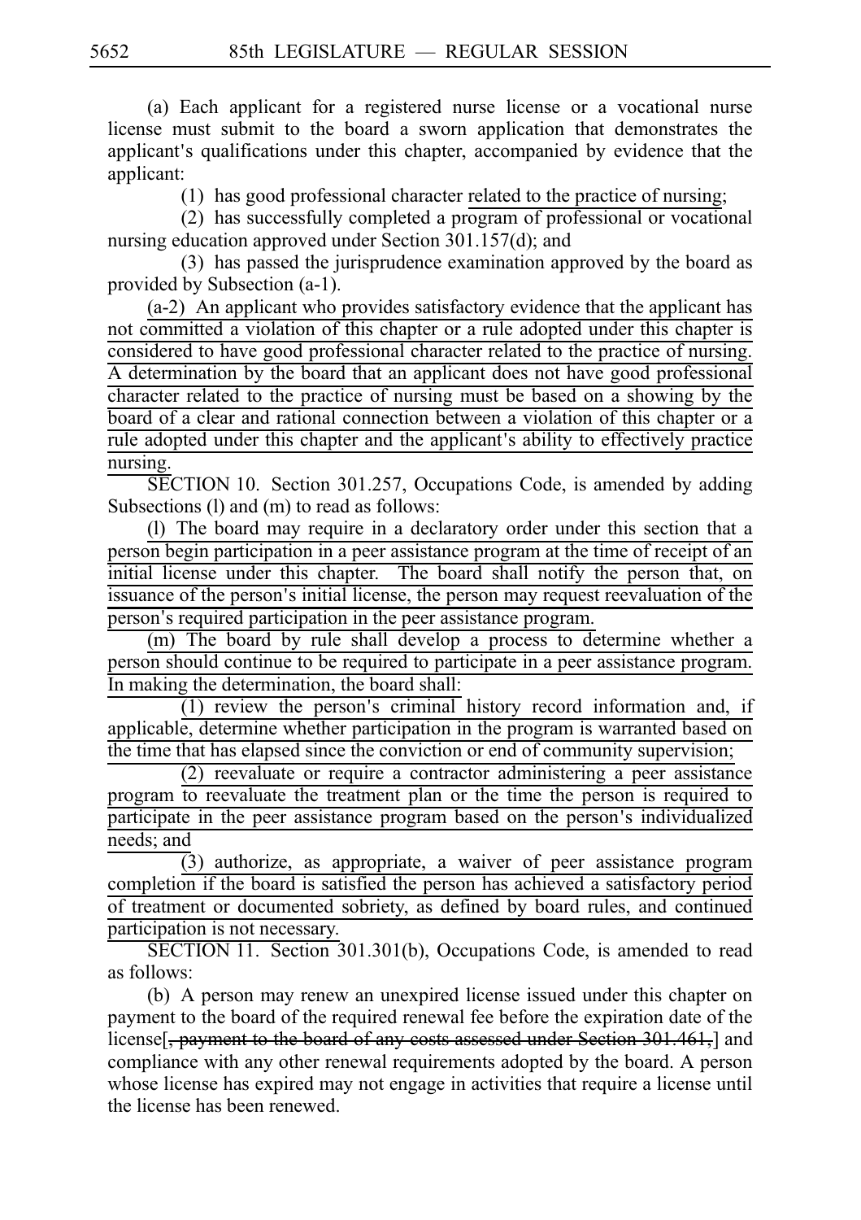(a) Each applicant for a registered nurse license or a vocational nurse license must submit to the board a sworn application that demonstrates the applicant's qualifications under this chapter, accompanied by evidence that the applicant:

(1) has good professional character related to the practice of nursing;

(2) has successfully completed a program of professional or vocational nursing education approved under Section 301.157(d); and

(3) has passed the jurisprudence examination approved by the board as provided by Subsection (a-1).

(a-2) An applicant who provides satisfactory evidence that the applicant has not committed a violation of this chapter or a rule adopted under this chapter is considered to have good professional character related to the practice of nursing. A determination by the board that an applicant does not have good professional character related to the practice of nursing must be based on a showing by the board of a clear and rational connection between a violation of this chapter or a rule adopted under this chapter and the applicant's ability to effectively practice nursing.

SECTION 10. Section 301.257, Occupations Code, is amended by adding Subsections (l) and (m) to read as follows:

(l) The board may require in a declaratory order under this section that a person begin participation in a peer assistance program at the time of receipt of an initial license under this chapter. The board shall notify the person that, on issuance of the person's initial license, the person may request reevaluation of the person's required participation in the peer assistance program.

(m) The board by rule shall develop a process to determine whether a person should continue to be required to participate in a peer assistance program. In making the determination, the board shall:

(1) review the person's criminal history record information and, if applicable, determine whether participation in the program is warranted based on the time that has elapsed since the conviction or end of community supervision;

(2) reevaluate or require a contractor administering a peer assistance program to reevaluate the treatment plan or the time the person is required to participate in the peer assistance program based on the person's individualized needs; and

(3) authorize, as appropriate, a waiver of peer assistance program completion if the board is satisfied the person has achieved a satisfactory period of treatment or documented sobriety, as defined by board rules, and continued participation is not necessary.

SECTION 11. Section 301.301(b), Occupations Code, is amended to read as follows:

(b) A person may renew an unexpired license issued under this chapter on payment to the board of the required renewal fee before the expiration date of the license[~~, payment to the board of any costs assessed under Section 301.461,~~] and compliance with any other renewal requirements adopted by the board. A person whose license has expired may not engage in activities that require a license until the license has been renewed.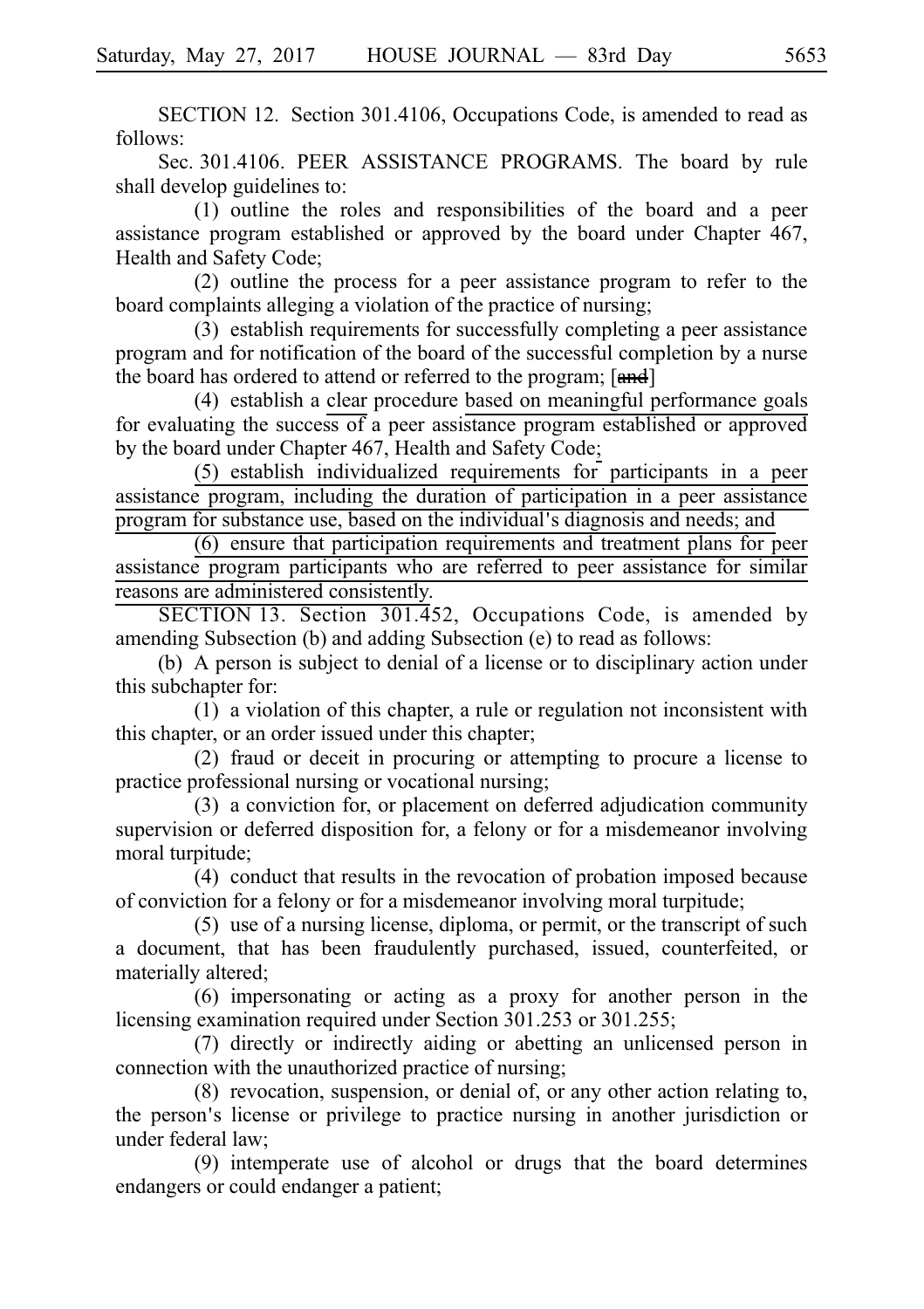SECTION 12. Section 301.4106, Occupations Code, is amended to read as follows:

Sec. 301.4106. PEER ASSISTANCE PROGRAMS. The board by rule shall develop guidelines to:

(1) outline the roles and responsibilities of the board and a peer assistance program established or approved by the board under Chapter 467, Health and Safety Code;

(2) outline the process for a peer assistance program to refer to the board complaints alleging a violation of the practice of nursing;

(3) establish requirements for successfully completing a peer assistance program and for notification of the board of the successful completion by a nurse the board has ordered to attend or referred to the program; [~~and~~]

(4) establish a <u>clear</u> procedure <u>based on meaningful performance goals</u> for evaluating the success of a peer assistance program established or approved by the board under Chapter 467, Health and Safety Code<u>;</u>

<u>(5) establish individualized requirements for participants in a peer assistance program, including the duration of participation in a peer assistance program for substance use, based on the individual's diagnosis and needs; and</u>

<u>(6) ensure that participation requirements and treatment plans for peer assistance program participants who are referred to peer assistance for similar reasons are administered consistently.</u>

SECTION 13. Section 301.452, Occupations Code, is amended by amending Subsection (b) and adding Subsection (e) to read as follows:

(b) A person is subject to denial of a license or to disciplinary action under this subchapter for:

(1) a violation of this chapter, a rule or regulation not inconsistent with this chapter, or an order issued under this chapter;

(2) fraud or deceit in procuring or attempting to procure a license to practice professional nursing or vocational nursing;

(3) a conviction for, or placement on deferred adjudication community supervision or deferred disposition for, a felony or for a misdemeanor involving moral turpitude;

(4) conduct that results in the revocation of probation imposed because of conviction for a felony or for a misdemeanor involving moral turpitude;

(5) use of a nursing license, diploma, or permit, or the transcript of such a document, that has been fraudulently purchased, issued, counterfeited, or materially altered;

(6) impersonating or acting as a proxy for another person in the licensing examination required under Section 301.253 or 301.255;

(7) directly or indirectly aiding or abetting an unlicensed person in connection with the unauthorized practice of nursing;

(8) revocation, suspension, or denial of, or any other action relating to, the person's license or privilege to practice nursing in another jurisdiction or under federal law;

(9) intemperate use of alcohol or drugs that the board determines endangers or could endanger a patient;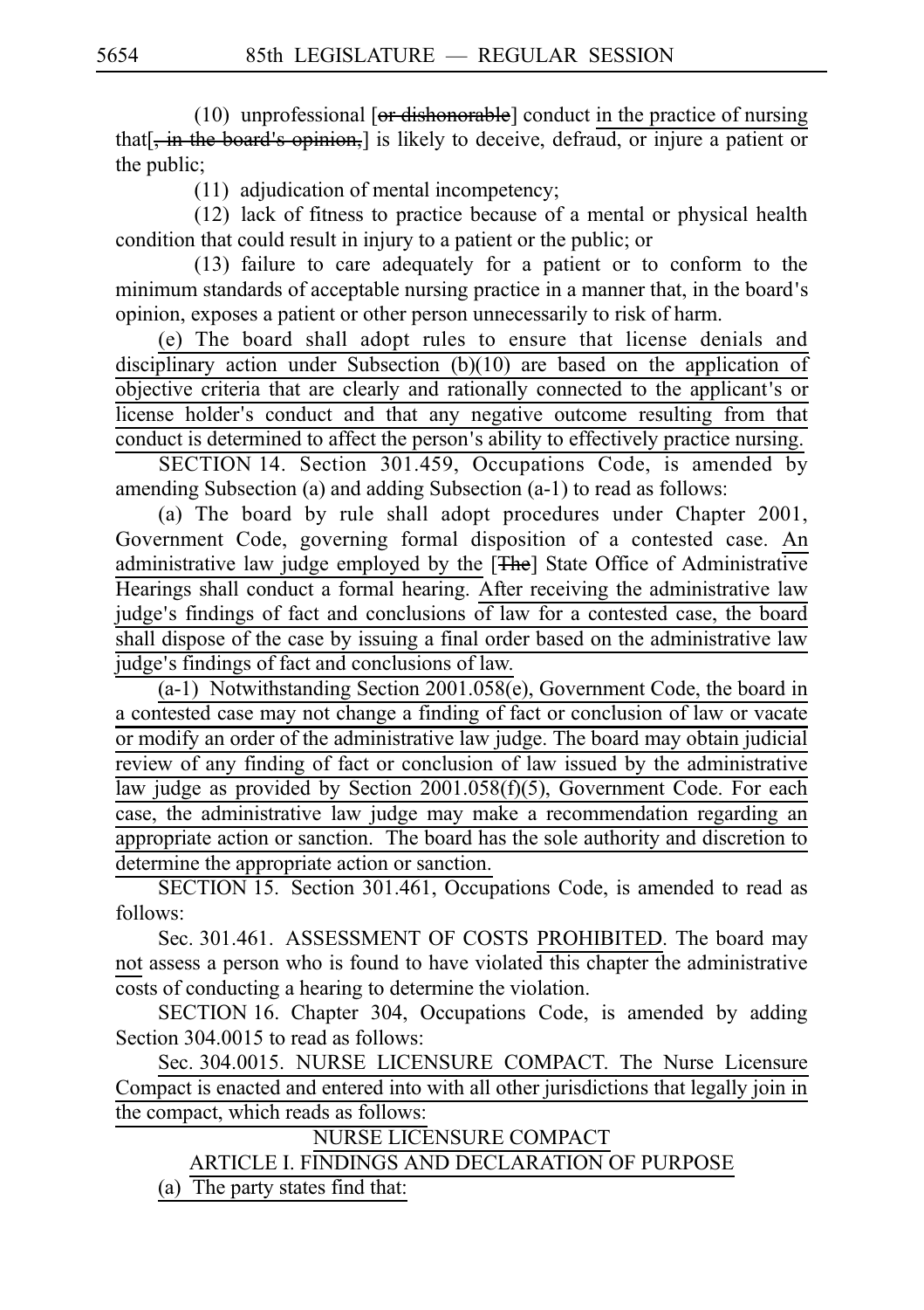(10) unprofessional [or dishonorable] conduct in the practice of nursing that[, in the board's opinion,] is likely to deceive, defraud, or injure a patient or the public;

(11) adjudication of mental incompetency;

(12) lack of fitness to practice because of a mental or physical health condition that could result in injury to a patient or the public; or

(13) failure to care adequately for a patient or to conform to the minimum standards of acceptable nursing practice in a manner that, in the board's opinion, exposes a patient or other person unnecessarily to risk of harm.

(e) The board shall adopt rules to ensure that license denials and disciplinary action under Subsection (b)(10) are based on the application of objective criteria that are clearly and rationally connected to the applicant's or license holder's conduct and that any negative outcome resulting from that conduct is determined to affect the person's ability to effectively practice nursing.

SECTION 14. Section 301.459, Occupations Code, is amended by amending Subsection (a) and adding Subsection (a-1) to read as follows:

(a) The board by rule shall adopt procedures under Chapter 2001, Government Code, governing formal disposition of a contested case. An administrative law judge employed by the [The] State Office of Administrative Hearings shall conduct a formal hearing. After receiving the administrative law judge's findings of fact and conclusions of law for a contested case, the board shall dispose of the case by issuing a final order based on the administrative law judge's findings of fact and conclusions of law.

(a-1) Notwithstanding Section 2001.058(e), Government Code, the board in a contested case may not change a finding of fact or conclusion of law or vacate or modify an order of the administrative law judge. The board may obtain judicial review of any finding of fact or conclusion of law issued by the administrative law judge as provided by Section 2001.058(f)(5), Government Code. For each case, the administrative law judge may make a recommendation regarding an appropriate action or sanction. The board has the sole authority and discretion to determine the appropriate action or sanction.

SECTION 15. Section 301.461, Occupations Code, is amended to read as follows:

Sec. 301.461. ASSESSMENT OF COSTS PROHIBITED. The board may not assess a person who is found to have violated this chapter the administrative costs of conducting a hearing to determine the violation.

SECTION 16. Chapter 304, Occupations Code, is amended by adding Section 304.0015 to read as follows:

Sec. 304.0015. NURSE LICENSURE COMPACT. The Nurse Licensure Compact is enacted and entered into with all other jurisdictions that legally join in the compact, which reads as follows:

NURSE LICENSURE COMPACT

ARTICLE I. FINDINGS AND DECLARATION OF PURPOSE

(a) The party states find that: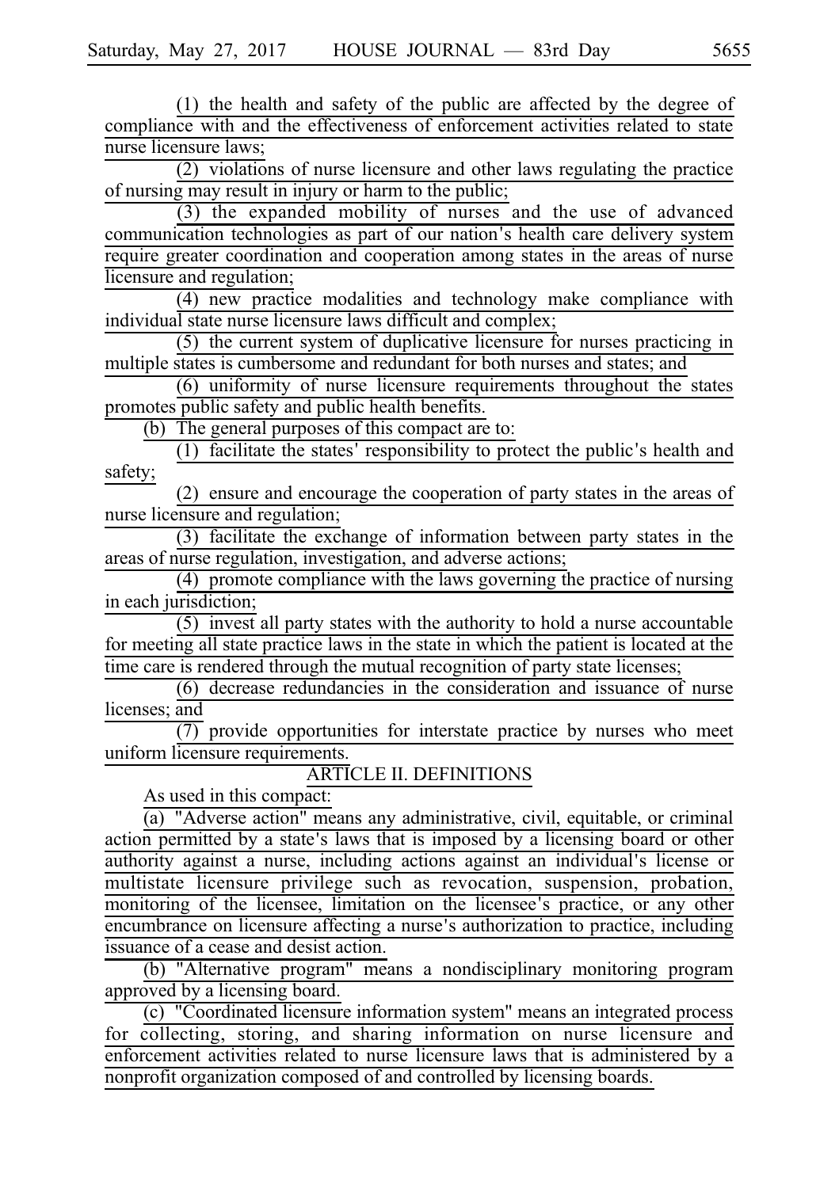(1) the health and safety of the public are affected by the degree of compliance with and the effectiveness of enforcement activities related to state nurse licensure laws;

(2) violations of nurse licensure and other laws regulating the practice of nursing may result in injury or harm to the public;

(3) the expanded mobility of nurses and the use of advanced communication technologies as part of our nation's health care delivery system require greater coordination and cooperation among states in the areas of nurse licensure and regulation;

(4) new practice modalities and technology make compliance with individual state nurse licensure laws difficult and complex;

(5) the current system of duplicative licensure for nurses practicing in multiple states is cumbersome and redundant for both nurses and states; and

(6) uniformity of nurse licensure requirements throughout the states promotes public safety and public health benefits.

(b) The general purposes of this compact are to:

(1) facilitate the states' responsibility to protect the public's health and safety;

(2) ensure and encourage the cooperation of party states in the areas of nurse licensure and regulation;

(3) facilitate the exchange of information between party states in the areas of nurse regulation, investigation, and adverse actions;

(4) promote compliance with the laws governing the practice of nursing in each jurisdiction;

(5) invest all party states with the authority to hold a nurse accountable for meeting all state practice laws in the state in which the patient is located at the time care is rendered through the mutual recognition of party state licenses;

(6) decrease redundancies in the consideration and issuance of nurse licenses; and

(7) provide opportunities for interstate practice by nurses who meet uniform licensure requirements.

ARTICLE II. DEFINITIONS

As used in this compact:

(a) "Adverse action" means any administrative, civil, equitable, or criminal action permitted by a state's laws that is imposed by a licensing board or other authority against a nurse, including actions against an individual's license or multistate licensure privilege such as revocation, suspension, probation, monitoring of the licensee, limitation on the licensee's practice, or any other encumbrance on licensure affecting a nurse's authorization to practice, including issuance of a cease and desist action.

(b) "Alternative program" means a nondisciplinary monitoring program approved by a licensing board.

(c) "Coordinated licensure information system" means an integrated process for collecting, storing, and sharing information on nurse licensure and enforcement activities related to nurse licensure laws that is administered by a nonprofit organization composed of and controlled by licensing boards.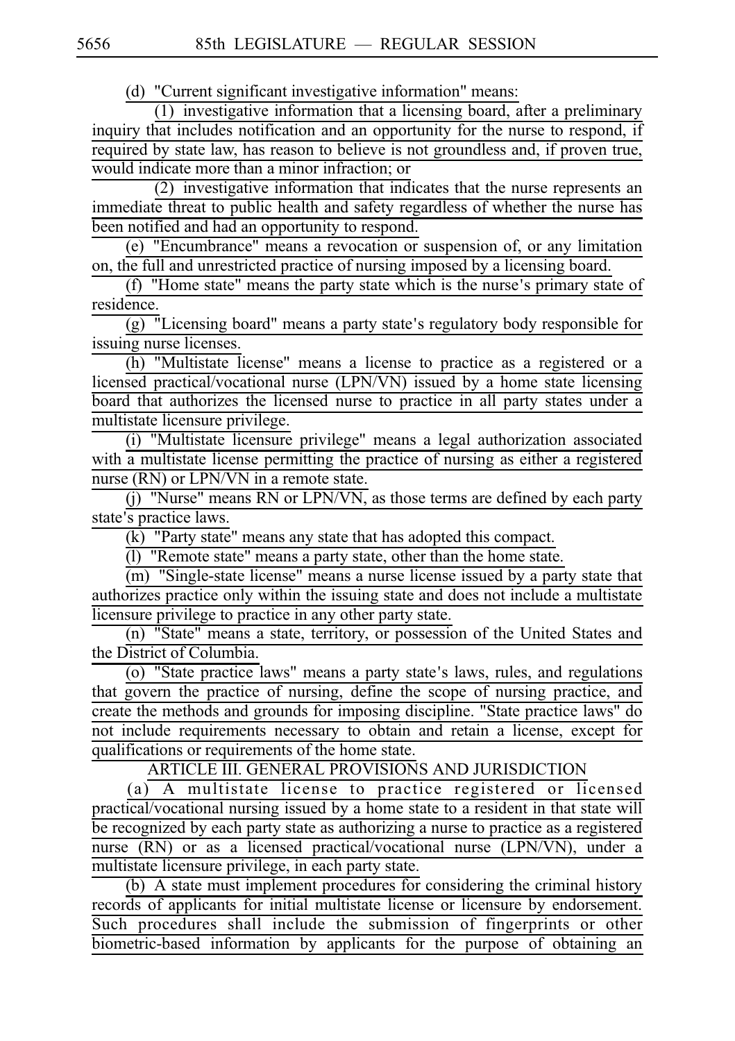(d) "Current significant investigative information" means:

(1) investigative information that a licensing board, after a preliminary inquiry that includes notification and an opportunity for the nurse to respond, if required by state law, has reason to believe is not groundless and, if proven true, would indicate more than a minor infraction; or

(2) investigative information that indicates that the nurse represents an immediate threat to public health and safety regardless of whether the nurse has been notified and had an opportunity to respond.

(e) "Encumbrance" means a revocation or suspension of, or any limitation on, the full and unrestricted practice of nursing imposed by a licensing board.

(f) "Home state" means the party state which is the nurse's primary state of residence.

(g) "Licensing board" means a party state's regulatory body responsible for issuing nurse licenses.

(h) "Multistate license" means a license to practice as a registered or a licensed practical/vocational nurse (LPN/VN) issued by a home state licensing board that authorizes the licensed nurse to practice in all party states under a multistate licensure privilege.

(i) "Multistate licensure privilege" means a legal authorization associated with a multistate license permitting the practice of nursing as either a registered nurse (RN) or LPN/VN in a remote state.

(j) "Nurse" means RN or LPN/VN, as those terms are defined by each party state's practice laws.

(k) "Party state" means any state that has adopted this compact.

(l) "Remote state" means a party state, other than the home state.

(m) "Single-state license" means a nurse license issued by a party state that authorizes practice only within the issuing state and does not include a multistate licensure privilege to practice in any other party state.

(n) "State" means a state, territory, or possession of the United States and the District of Columbia.

(o) "State practice laws" means a party state's laws, rules, and regulations that govern the practice of nursing, define the scope of nursing practice, and create the methods and grounds for imposing discipline. "State practice laws" do not include requirements necessary to obtain and retain a license, except for qualifications or requirements of the home state.

ARTICLE III. GENERAL PROVISIONS AND JURISDICTION

(a) A multistate license to practice registered or licensed practical/vocational nursing issued by a home state to a resident in that state will be recognized by each party state as authorizing a nurse to practice as a registered nurse (RN) or as a licensed practical/vocational nurse (LPN/VN), under a multistate licensure privilege, in each party state.

(b) A state must implement procedures for considering the criminal history records of applicants for initial multistate license or licensure by endorsement. Such procedures shall include the submission of fingerprints or other biometric-based information by applicants for the purpose of obtaining an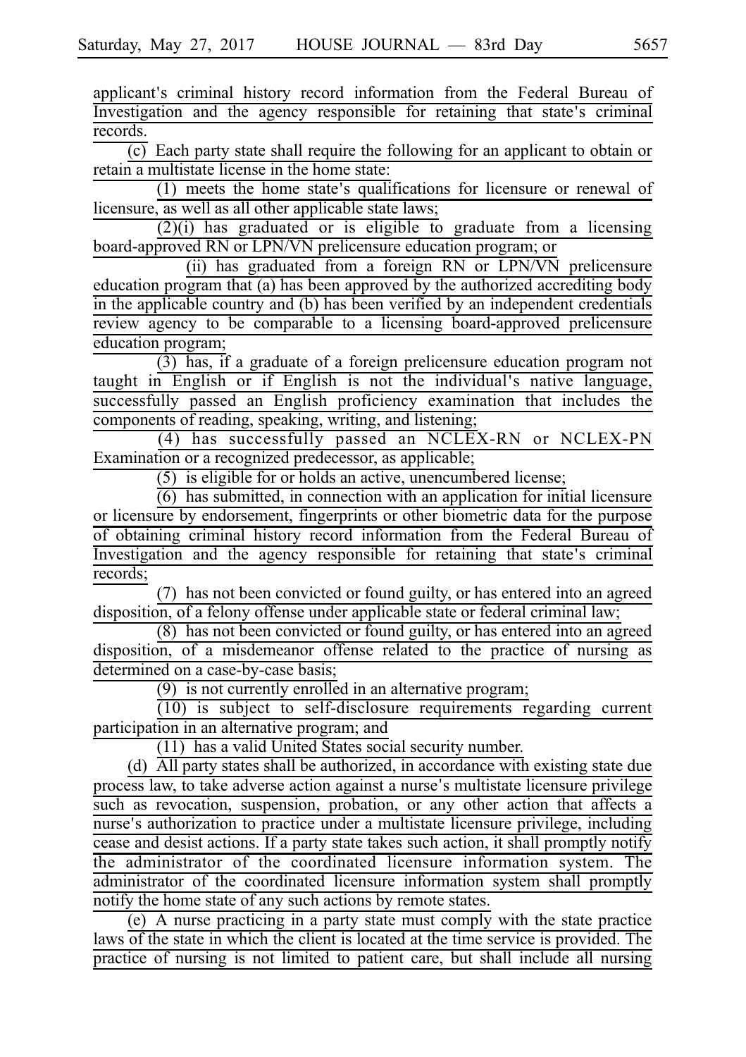applicant's criminal history record information from the Federal Bureau of Investigation and the agency responsible for retaining that state's criminal records.

(c) Each party state shall require the following for an applicant to obtain or retain a multistate license in the home state:

(1) meets the home state's qualifications for licensure or renewal of licensure, as well as all other applicable state laws;

(2)(i) has graduated or is eligible to graduate from a licensing board-approved RN or LPN/VN prelicensure education program; or

(ii) has graduated from a foreign RN or LPN/VN prelicensure education program that (a) has been approved by the authorized accrediting body in the applicable country and (b) has been verified by an independent credentials review agency to be comparable to a licensing board-approved prelicensure education program;

(3) has, if a graduate of a foreign prelicensure education program not taught in English or if English is not the individual's native language, successfully passed an English proficiency examination that includes the components of reading, speaking, writing, and listening;

(4) has successfully passed an NCLEX-RN or NCLEX-PN Examination or a recognized predecessor, as applicable;

(5) is eligible for or holds an active, unencumbered license;

(6) has submitted, in connection with an application for initial licensure or licensure by endorsement, fingerprints or other biometric data for the purpose of obtaining criminal history record information from the Federal Bureau of Investigation and the agency responsible for retaining that state's criminal records;

(7) has not been convicted or found guilty, or has entered into an agreed disposition, of a felony offense under applicable state or federal criminal law;

(8) has not been convicted or found guilty, or has entered into an agreed disposition, of a misdemeanor offense related to the practice of nursing as determined on a case-by-case basis;

(9) is not currently enrolled in an alternative program;

(10) is subject to self-disclosure requirements regarding current participation in an alternative program; and

(11) has a valid United States social security number.

(d) All party states shall be authorized, in accordance with existing state due process law, to take adverse action against a nurse's multistate licensure privilege such as revocation, suspension, probation, or any other action that affects a nurse's authorization to practice under a multistate licensure privilege, including cease and desist actions. If a party state takes such action, it shall promptly notify the administrator of the coordinated licensure information system. The administrator of the coordinated licensure information system shall promptly notify the home state of any such actions by remote states.

(e) A nurse practicing in a party state must comply with the state practice laws of the state in which the client is located at the time service is provided. The practice of nursing is not limited to patient care, but shall include all nursing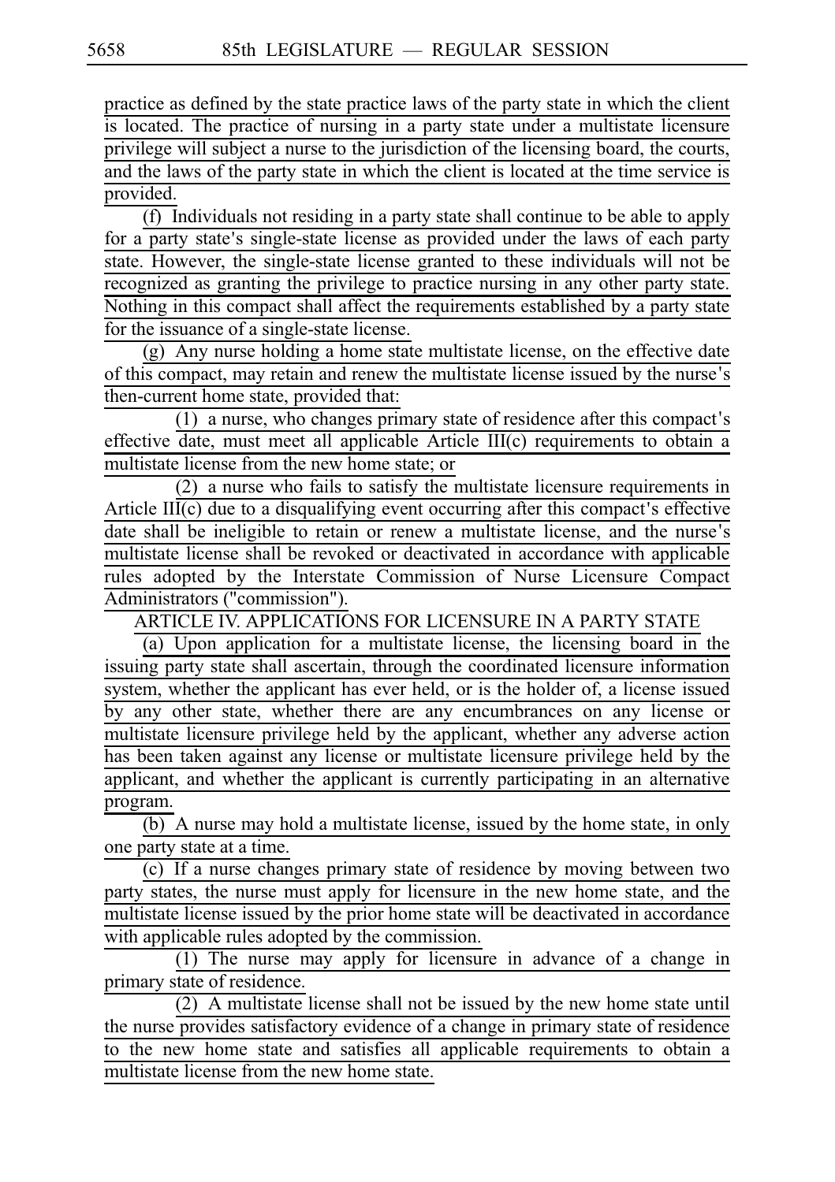practice as defined by the state practice laws of the party state in which the client is located. The practice of nursing in a party state under a multistate licensure privilege will subject a nurse to the jurisdiction of the licensing board, the courts, and the laws of the party state in which the client is located at the time service is provided.

(f) Individuals not residing in a party state shall continue to be able to apply for a party state's single-state license as provided under the laws of each party state. However, the single-state license granted to these individuals will not be recognized as granting the privilege to practice nursing in any other party state. Nothing in this compact shall affect the requirements established by a party state for the issuance of a single-state license.

(g) Any nurse holding a home state multistate license, on the effective date of this compact, may retain and renew the multistate license issued by the nurse's then-current home state, provided that:

(1) a nurse, who changes primary state of residence after this compact's effective date, must meet all applicable Article III(c) requirements to obtain a multistate license from the new home state; or

(2) a nurse who fails to satisfy the multistate licensure requirements in Article III(c) due to a disqualifying event occurring after this compact's effective date shall be ineligible to retain or renew a multistate license, and the nurse's multistate license shall be revoked or deactivated in accordance with applicable rules adopted by the Interstate Commission of Nurse Licensure Compact Administrators ("commission").

ARTICLE IV. APPLICATIONS FOR LICENSURE IN A PARTY STATE

(a) Upon application for a multistate license, the licensing board in the issuing party state shall ascertain, through the coordinated licensure information system, whether the applicant has ever held, or is the holder of, a license issued by any other state, whether there are any encumbrances on any license or multistate licensure privilege held by the applicant, whether any adverse action has been taken against any license or multistate licensure privilege held by the applicant, and whether the applicant is currently participating in an alternative program.

(b) A nurse may hold a multistate license, issued by the home state, in only one party state at a time.

(c) If a nurse changes primary state of residence by moving between two party states, the nurse must apply for licensure in the new home state, and the multistate license issued by the prior home state will be deactivated in accordance with applicable rules adopted by the commission.

(1) The nurse may apply for licensure in advance of a change in primary state of residence.

(2) A multistate license shall not be issued by the new home state until the nurse provides satisfactory evidence of a change in primary state of residence to the new home state and satisfies all applicable requirements to obtain a multistate license from the new home state.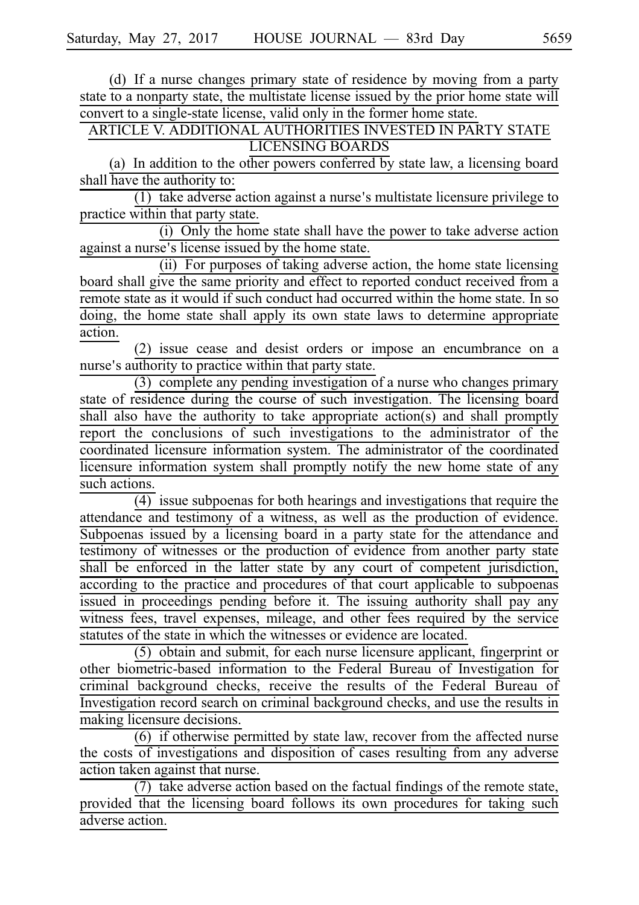(d) If a nurse changes primary state of residence by moving from a party state to a nonparty state, the multistate license issued by the prior home state will convert to a single-state license, valid only in the former home state.

ARTICLE V. ADDITIONAL AUTHORITIES INVESTED IN PARTY STATE LICENSING BOARDS

(a) In addition to the other powers conferred by state law, a licensing board shall have the authority to:

(1) take adverse action against a nurse's multistate licensure privilege to practice within that party state.

(i) Only the home state shall have the power to take adverse action against a nurse's license issued by the home state.

(ii) For purposes of taking adverse action, the home state licensing board shall give the same priority and effect to reported conduct received from a remote state as it would if such conduct had occurred within the home state. In so doing, the home state shall apply its own state laws to determine appropriate action.

(2) issue cease and desist orders or impose an encumbrance on a nurse's authority to practice within that party state.

(3) complete any pending investigation of a nurse who changes primary state of residence during the course of such investigation. The licensing board shall also have the authority to take appropriate action(s) and shall promptly report the conclusions of such investigations to the administrator of the coordinated licensure information system. The administrator of the coordinated licensure information system shall promptly notify the new home state of any such actions.

(4) issue subpoenas for both hearings and investigations that require the attendance and testimony of a witness, as well as the production of evidence. Subpoenas issued by a licensing board in a party state for the attendance and testimony of witnesses or the production of evidence from another party state shall be enforced in the latter state by any court of competent jurisdiction, according to the practice and procedures of that court applicable to subpoenas issued in proceedings pending before it. The issuing authority shall pay any witness fees, travel expenses, mileage, and other fees required by the service statutes of the state in which the witnesses or evidence are located.

(5) obtain and submit, for each nurse licensure applicant, fingerprint or other biometric-based information to the Federal Bureau of Investigation for criminal background checks, receive the results of the Federal Bureau of Investigation record search on criminal background checks, and use the results in making licensure decisions.

(6) if otherwise permitted by state law, recover from the affected nurse the costs of investigations and disposition of cases resulting from any adverse action taken against that nurse.

(7) take adverse action based on the factual findings of the remote state, provided that the licensing board follows its own procedures for taking such adverse action.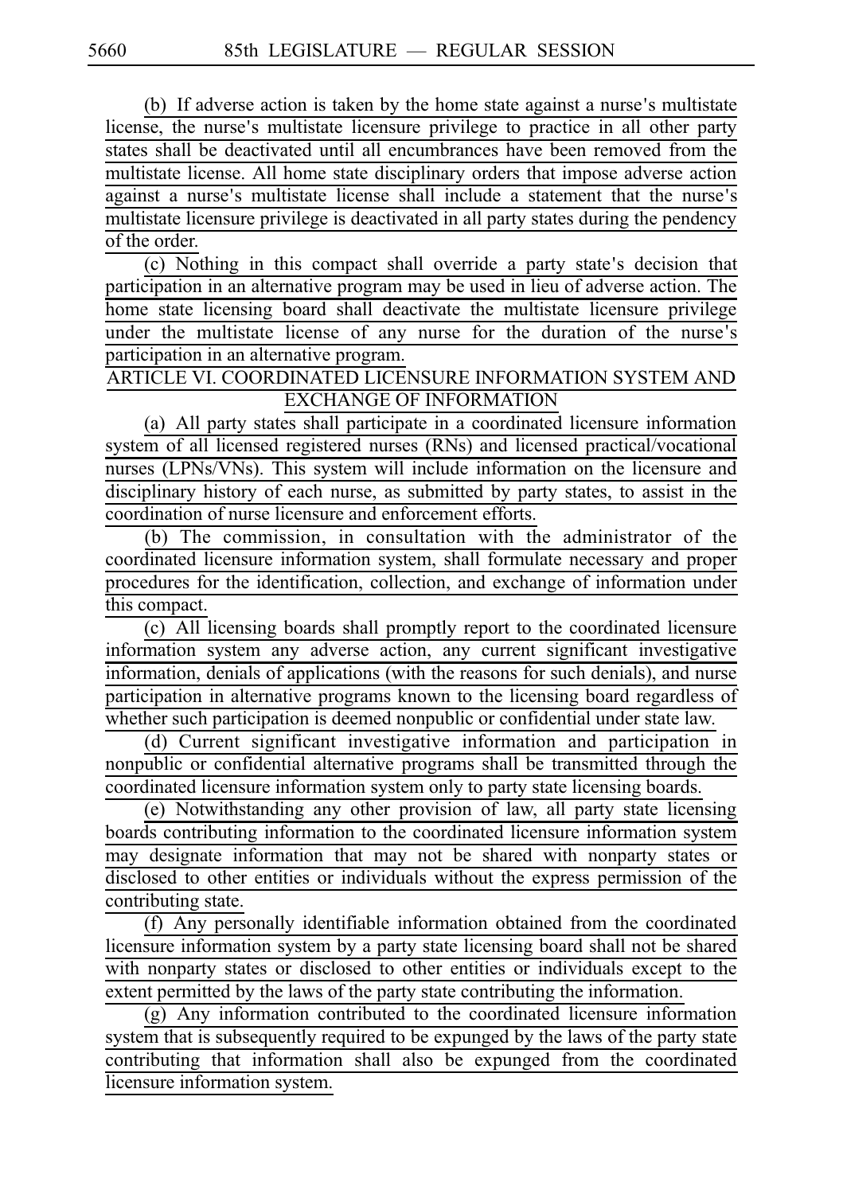(b) If adverse action is taken by the home state against a nurse's multistate license, the nurse's multistate licensure privilege to practice in all other party states shall be deactivated until all encumbrances have been removed from the multistate license. All home state disciplinary orders that impose adverse action against a nurse's multistate license shall include a statement that the nurse's multistate licensure privilege is deactivated in all party states during the pendency of the order.

(c) Nothing in this compact shall override a party state's decision that participation in an alternative program may be used in lieu of adverse action. The home state licensing board shall deactivate the multistate licensure privilege under the multistate license of any nurse for the duration of the nurse's participation in an alternative program.

## ARTICLE VI. COORDINATED LICENSURE INFORMATION SYSTEM AND EXCHANGE OF INFORMATION

(a) All party states shall participate in a coordinated licensure information system of all licensed registered nurses (RNs) and licensed practical/vocational nurses (LPNs/VNs). This system will include information on the licensure and disciplinary history of each nurse, as submitted by party states, to assist in the coordination of nurse licensure and enforcement efforts.

(b) The commission, in consultation with the administrator of the coordinated licensure information system, shall formulate necessary and proper procedures for the identification, collection, and exchange of information under this compact.

(c) All licensing boards shall promptly report to the coordinated licensure information system any adverse action, any current significant investigative information, denials of applications (with the reasons for such denials), and nurse participation in alternative programs known to the licensing board regardless of whether such participation is deemed nonpublic or confidential under state law.

(d) Current significant investigative information and participation in nonpublic or confidential alternative programs shall be transmitted through the coordinated licensure information system only to party state licensing boards.

(e) Notwithstanding any other provision of law, all party state licensing boards contributing information to the coordinated licensure information system may designate information that may not be shared with nonparty states or disclosed to other entities or individuals without the express permission of the contributing state.

(f) Any personally identifiable information obtained from the coordinated licensure information system by a party state licensing board shall not be shared with nonparty states or disclosed to other entities or individuals except to the extent permitted by the laws of the party state contributing the information.

(g) Any information contributed to the coordinated licensure information system that is subsequently required to be expunged by the laws of the party state contributing that information shall also be expunged from the coordinated licensure information system.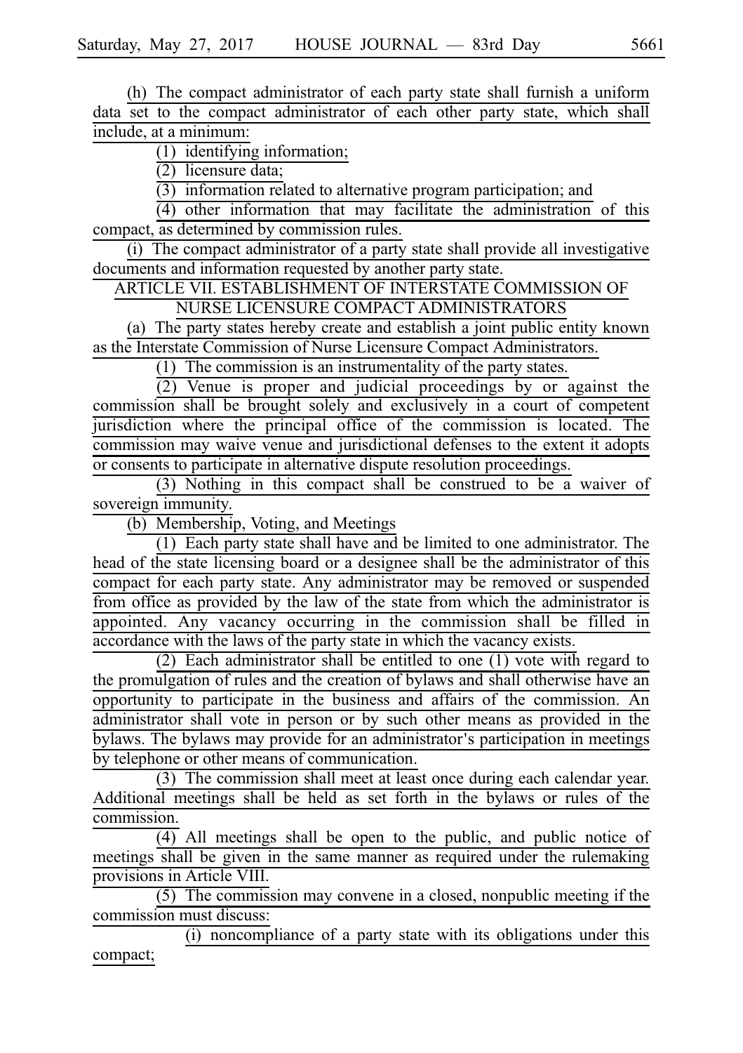(h) The compact administrator of each party state shall furnish a uniform data set to the compact administrator of each other party state, which shall include, at a minimum:

(1) identifying information;

(2) licensure data;

(3) information related to alternative program participation; and

(4) other information that may facilitate the administration of this compact, as determined by commission rules.

(i) The compact administrator of a party state shall provide all investigative documents and information requested by another party state.

ARTICLE VII. ESTABLISHMENT OF INTERSTATE COMMISSION OF NURSE LICENSURE COMPACT ADMINISTRATORS

(a) The party states hereby create and establish a joint public entity known as the Interstate Commission of Nurse Licensure Compact Administrators.

(1) The commission is an instrumentality of the party states.

(2) Venue is proper and judicial proceedings by or against the commission shall be brought solely and exclusively in a court of competent jurisdiction where the principal office of the commission is located. The commission may waive venue and jurisdictional defenses to the extent it adopts or consents to participate in alternative dispute resolution proceedings.

(3) Nothing in this compact shall be construed to be a waiver of sovereign immunity.

(b) Membership, Voting, and Meetings

(1) Each party state shall have and be limited to one administrator. The head of the state licensing board or a designee shall be the administrator of this compact for each party state. Any administrator may be removed or suspended from office as provided by the law of the state from which the administrator is appointed. Any vacancy occurring in the commission shall be filled in accordance with the laws of the party state in which the vacancy exists.

(2) Each administrator shall be entitled to one (1) vote with regard to the promulgation of rules and the creation of bylaws and shall otherwise have an opportunity to participate in the business and affairs of the commission. An administrator shall vote in person or by such other means as provided in the bylaws. The bylaws may provide for an administrator's participation in meetings by telephone or other means of communication.

(3) The commission shall meet at least once during each calendar year. Additional meetings shall be held as set forth in the bylaws or rules of the commission.

(4) All meetings shall be open to the public, and public notice of meetings shall be given in the same manner as required under the rulemaking provisions in Article VIII.

(5) The commission may convene in a closed, nonpublic meeting if the commission must discuss:

(i) noncompliance of a party state with its obligations under this compact;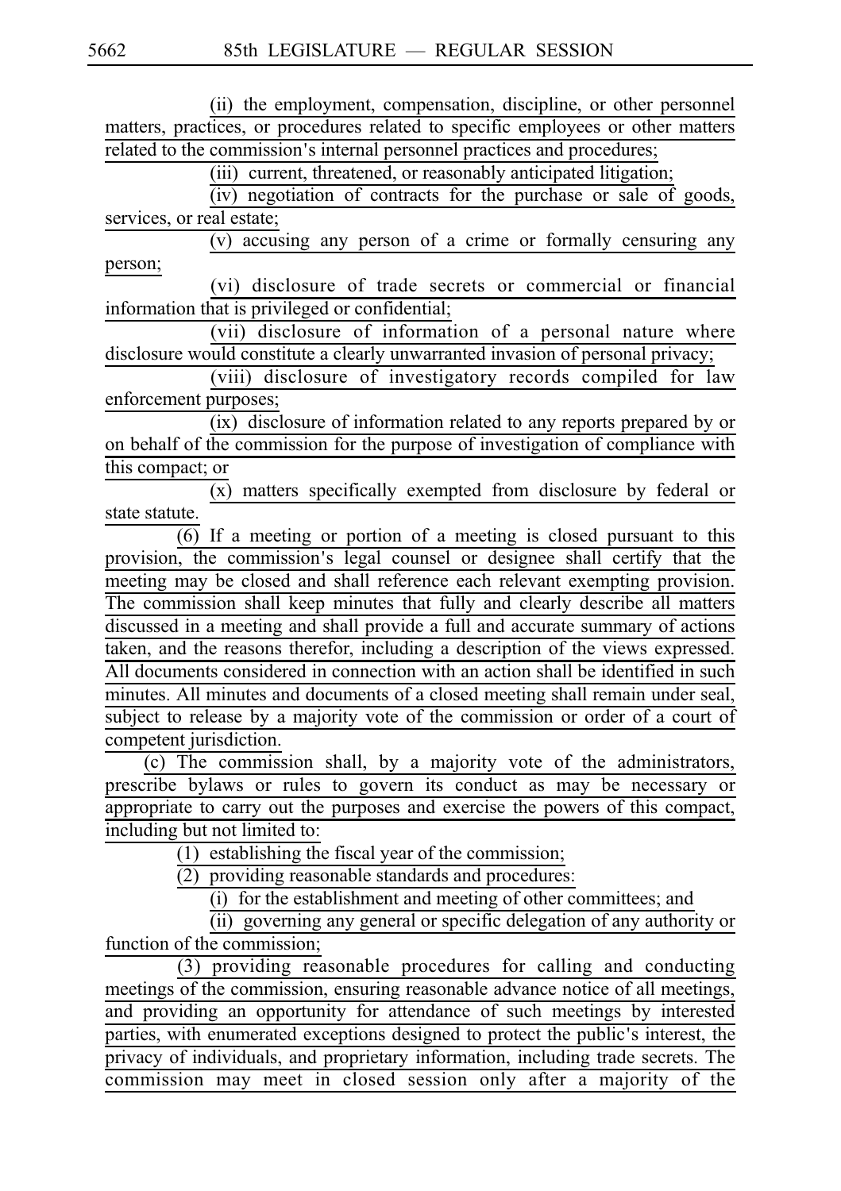(ii) the employment, compensation, discipline, or other personnel matters, practices, or procedures related to specific employees or other matters related to the commission's internal personnel practices and procedures;

(iii) current, threatened, or reasonably anticipated litigation;

(iv) negotiation of contracts for the purchase or sale of goods, services, or real estate;

(v) accusing any person of a crime or formally censuring any person;

(vi) disclosure of trade secrets or commercial or financial information that is privileged or confidential;

(vii) disclosure of information of a personal nature where disclosure would constitute a clearly unwarranted invasion of personal privacy;

(viii) disclosure of investigatory records compiled for law enforcement purposes;

(ix) disclosure of information related to any reports prepared by or on behalf of the commission for the purpose of investigation of compliance with this compact; or

(x) matters specifically exempted from disclosure by federal or state statute.

(6) If a meeting or portion of a meeting is closed pursuant to this provision, the commission's legal counsel or designee shall certify that the meeting may be closed and shall reference each relevant exempting provision. The commission shall keep minutes that fully and clearly describe all matters discussed in a meeting and shall provide a full and accurate summary of actions taken, and the reasons therefor, including a description of the views expressed. All documents considered in connection with an action shall be identified in such minutes. All minutes and documents of a closed meeting shall remain under seal, subject to release by a majority vote of the commission or order of a court of competent jurisdiction.

(c) The commission shall, by a majority vote of the administrators, prescribe bylaws or rules to govern its conduct as may be necessary or appropriate to carry out the purposes and exercise the powers of this compact, including but not limited to:

(1) establishing the fiscal year of the commission;

(2) providing reasonable standards and procedures:

(i) for the establishment and meeting of other committees; and

(ii) governing any general or specific delegation of any authority or function of the commission;

(3) providing reasonable procedures for calling and conducting meetings of the commission, ensuring reasonable advance notice of all meetings, and providing an opportunity for attendance of such meetings by interested parties, with enumerated exceptions designed to protect the public's interest, the privacy of individuals, and proprietary information, including trade secrets. The commission may meet in closed session only after a majority of the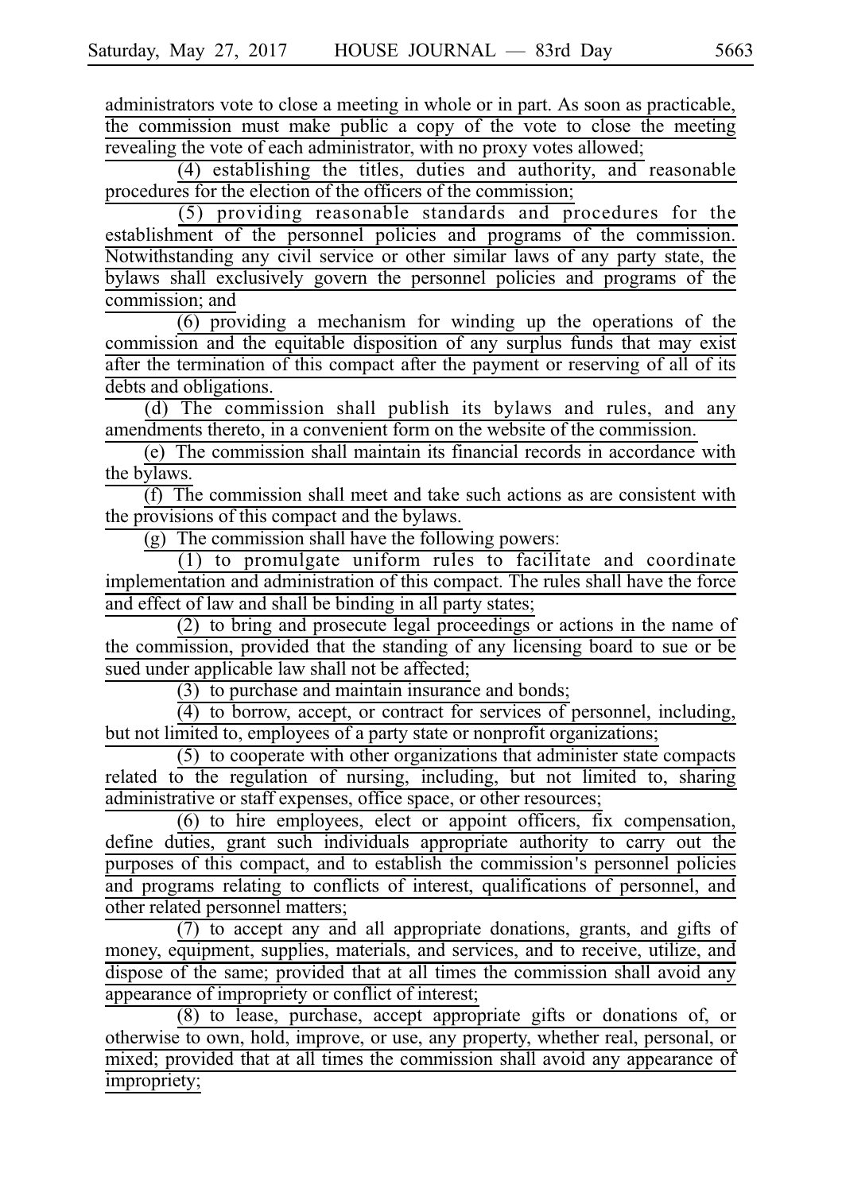administrators vote to close a meeting in whole or in part. As soon as practicable, the commission must make public a copy of the vote to close the meeting revealing the vote of each administrator, with no proxy votes allowed;

(4) establishing the titles, duties and authority, and reasonable procedures for the election of the officers of the commission;

(5) providing reasonable standards and procedures for the establishment of the personnel policies and programs of the commission. Notwithstanding any civil service or other similar laws of any party state, the bylaws shall exclusively govern the personnel policies and programs of the commission; and

(6) providing a mechanism for winding up the operations of the commission and the equitable disposition of any surplus funds that may exist after the termination of this compact after the payment or reserving of all of its debts and obligations.

(d) The commission shall publish its bylaws and rules, and any amendments thereto, in a convenient form on the website of the commission.

(e) The commission shall maintain its financial records in accordance with the bylaws.

(f) The commission shall meet and take such actions as are consistent with the provisions of this compact and the bylaws.

(g) The commission shall have the following powers:

(1) to promulgate uniform rules to facilitate and coordinate implementation and administration of this compact. The rules shall have the force and effect of law and shall be binding in all party states;

(2) to bring and prosecute legal proceedings or actions in the name of the commission, provided that the standing of any licensing board to sue or be sued under applicable law shall not be affected;

(3) to purchase and maintain insurance and bonds;

(4) to borrow, accept, or contract for services of personnel, including, but not limited to, employees of a party state or nonprofit organizations;

(5) to cooperate with other organizations that administer state compacts related to the regulation of nursing, including, but not limited to, sharing administrative or staff expenses, office space, or other resources;

(6) to hire employees, elect or appoint officers, fix compensation, define duties, grant such individuals appropriate authority to carry out the purposes of this compact, and to establish the commission's personnel policies and programs relating to conflicts of interest, qualifications of personnel, and other related personnel matters;

(7) to accept any and all appropriate donations, grants, and gifts of money, equipment, supplies, materials, and services, and to receive, utilize, and dispose of the same; provided that at all times the commission shall avoid any appearance of impropriety or conflict of interest;

(8) to lease, purchase, accept appropriate gifts or donations of, or otherwise to own, hold, improve, or use, any property, whether real, personal, or mixed; provided that at all times the commission shall avoid any appearance of impropriety;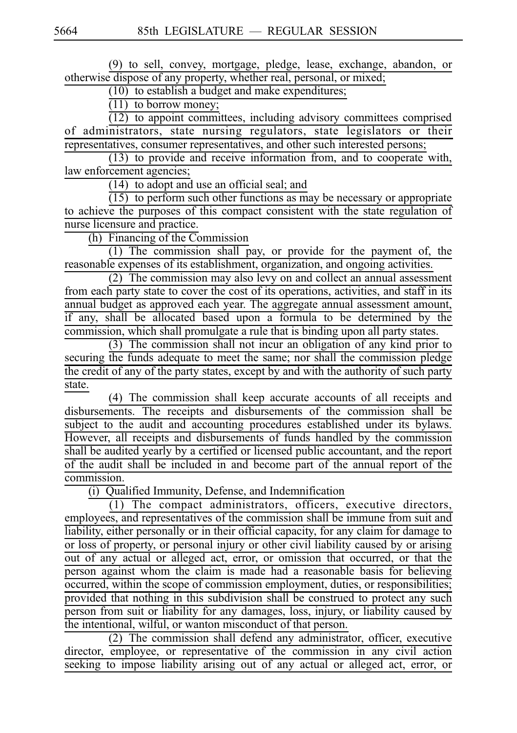(9) to sell, convey, mortgage, pledge, lease, exchange, abandon, or otherwise dispose of any property, whether real, personal, or mixed;

(10) to establish a budget and make expenditures;

(11) to borrow money;

(12) to appoint committees, including advisory committees comprised of administrators, state nursing regulators, state legislators or their representatives, consumer representatives, and other such interested persons;

(13) to provide and receive information from, and to cooperate with, law enforcement agencies;

(14) to adopt and use an official seal; and

(15) to perform such other functions as may be necessary or appropriate to achieve the purposes of this compact consistent with the state regulation of nurse licensure and practice.

(h) Financing of the Commission

(1) The commission shall pay, or provide for the payment of, the reasonable expenses of its establishment, organization, and ongoing activities.

(2) The commission may also levy on and collect an annual assessment from each party state to cover the cost of its operations, activities, and staff in its annual budget as approved each year. The aggregate annual assessment amount, if any, shall be allocated based upon a formula to be determined by the commission, which shall promulgate a rule that is binding upon all party states.

(3) The commission shall not incur an obligation of any kind prior to securing the funds adequate to meet the same; nor shall the commission pledge the credit of any of the party states, except by and with the authority of such party state.

(4) The commission shall keep accurate accounts of all receipts and disbursements. The receipts and disbursements of the commission shall be subject to the audit and accounting procedures established under its bylaws. However, all receipts and disbursements of funds handled by the commission shall be audited yearly by a certified or licensed public accountant, and the report of the audit shall be included in and become part of the annual report of the commission.

(i) Qualified Immunity, Defense, and Indemnification

(1) The compact administrators, officers, executive directors, employees, and representatives of the commission shall be immune from suit and liability, either personally or in their official capacity, for any claim for damage to or loss of property, or personal injury or other civil liability caused by or arising out of any actual or alleged act, error, or omission that occurred, or that the person against whom the claim is made had a reasonable basis for believing occurred, within the scope of commission employment, duties, or responsibilities; provided that nothing in this subdivision shall be construed to protect any such person from suit or liability for any damages, loss, injury, or liability caused by the intentional, wilful, or wanton misconduct of that person.

(2) The commission shall defend any administrator, officer, executive director, employee, or representative of the commission in any civil action seeking to impose liability arising out of any actual or alleged act, error, or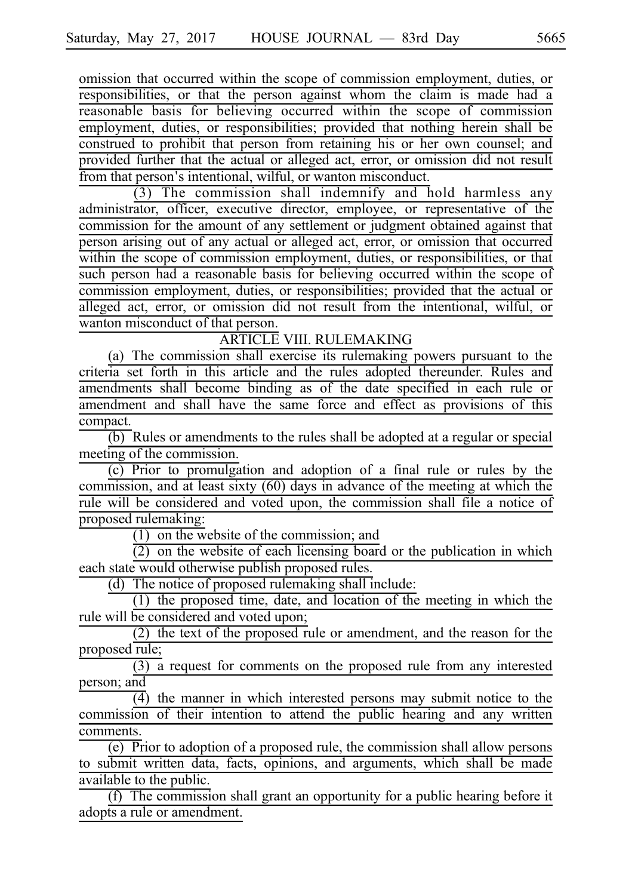omission that occurred within the scope of commission employment, duties, or responsibilities, or that the person against whom the claim is made had a reasonable basis for believing occurred within the scope of commission employment, duties, or responsibilities; provided that nothing herein shall be construed to prohibit that person from retaining his or her own counsel; and provided further that the actual or alleged act, error, or omission did not result from that person's intentional, wilful, or wanton misconduct.

(3) The commission shall indemnify and hold harmless any administrator, officer, executive director, employee, or representative of the commission for the amount of any settlement or judgment obtained against that person arising out of any actual or alleged act, error, or omission that occurred within the scope of commission employment, duties, or responsibilities, or that such person had a reasonable basis for believing occurred within the scope of commission employment, duties, or responsibilities; provided that the actual or alleged act, error, or omission did not result from the intentional, wilful, or wanton misconduct of that person.

ARTICLE VIII. RULEMAKING

(a) The commission shall exercise its rulemaking powers pursuant to the criteria set forth in this article and the rules adopted thereunder. Rules and amendments shall become binding as of the date specified in each rule or amendment and shall have the same force and effect as provisions of this compact.

(b) Rules or amendments to the rules shall be adopted at a regular or special meeting of the commission.

(c) Prior to promulgation and adoption of a final rule or rules by the commission, and at least sixty (60) days in advance of the meeting at which the rule will be considered and voted upon, the commission shall file a notice of proposed rulemaking:

(1) on the website of the commission; and

(2) on the website of each licensing board or the publication in which each state would otherwise publish proposed rules.

(d) The notice of proposed rulemaking shall include:

(1) the proposed time, date, and location of the meeting in which the rule will be considered and voted upon;

(2) the text of the proposed rule or amendment, and the reason for the proposed rule;

(3) a request for comments on the proposed rule from any interested person; and

(4) the manner in which interested persons may submit notice to the commission of their intention to attend the public hearing and any written comments.

(e) Prior to adoption of a proposed rule, the commission shall allow persons to submit written data, facts, opinions, and arguments, which shall be made available to the public.

(f) The commission shall grant an opportunity for a public hearing before it adopts a rule or amendment.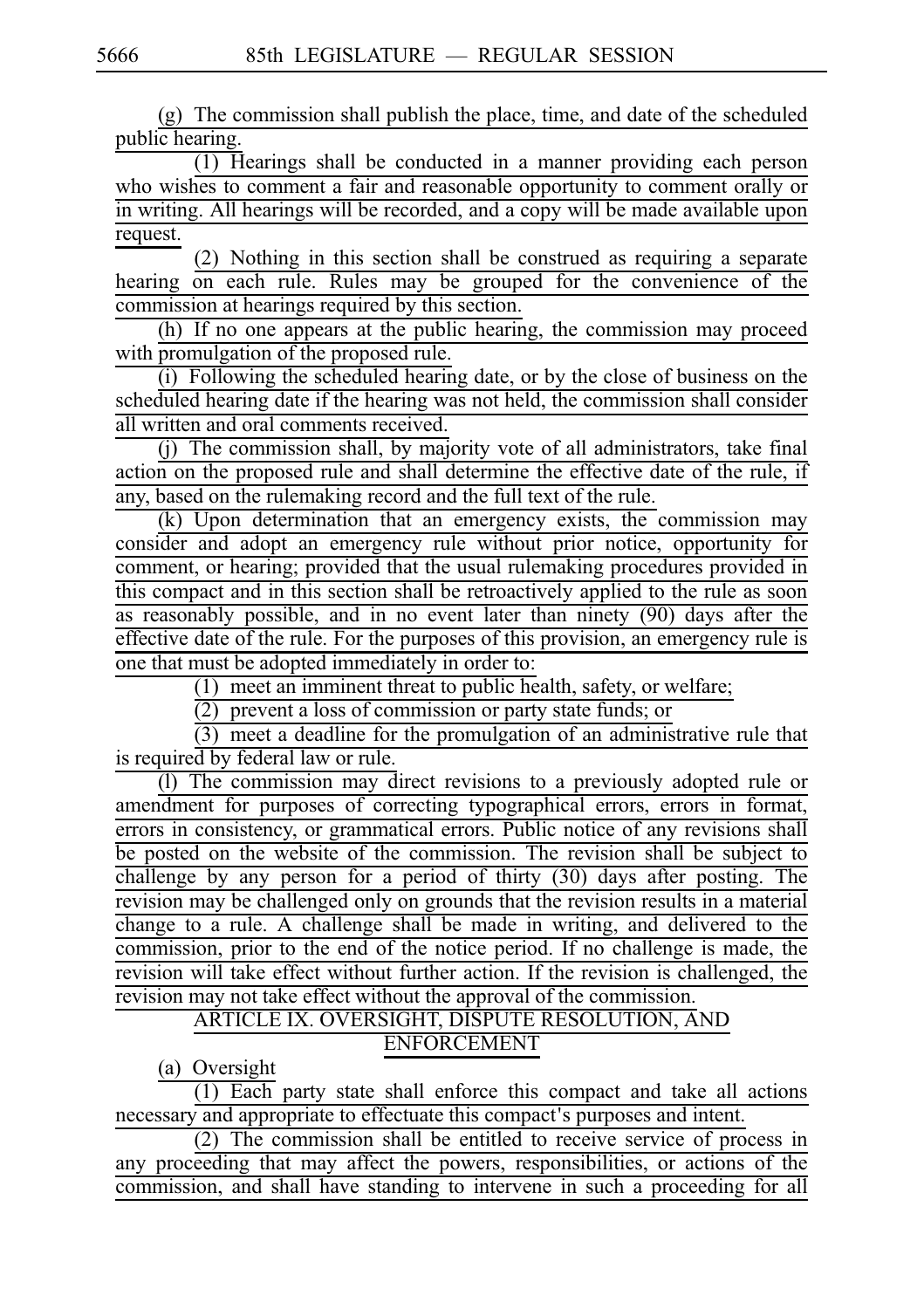(g) The commission shall publish the place, time, and date of the scheduled public hearing.

(1) Hearings shall be conducted in a manner providing each person who wishes to comment a fair and reasonable opportunity to comment orally or in writing. All hearings will be recorded, and a copy will be made available upon request.

(2) Nothing in this section shall be construed as requiring a separate hearing on each rule. Rules may be grouped for the convenience of the commission at hearings required by this section.

(h) If no one appears at the public hearing, the commission may proceed with promulgation of the proposed rule.

(i) Following the scheduled hearing date, or by the close of business on the scheduled hearing date if the hearing was not held, the commission shall consider all written and oral comments received.

(j) The commission shall, by majority vote of all administrators, take final action on the proposed rule and shall determine the effective date of the rule, if any, based on the rulemaking record and the full text of the rule.

(k) Upon determination that an emergency exists, the commission may consider and adopt an emergency rule without prior notice, opportunity for comment, or hearing; provided that the usual rulemaking procedures provided in this compact and in this section shall be retroactively applied to the rule as soon as reasonably possible, and in no event later than ninety (90) days after the effective date of the rule. For the purposes of this provision, an emergency rule is one that must be adopted immediately in order to:

(1) meet an imminent threat to public health, safety, or welfare;

(2) prevent a loss of commission or party state funds; or

(3) meet a deadline for the promulgation of an administrative rule that is required by federal law or rule.

(l) The commission may direct revisions to a previously adopted rule or amendment for purposes of correcting typographical errors, errors in format, errors in consistency, or grammatical errors. Public notice of any revisions shall be posted on the website of the commission. The revision shall be subject to challenge by any person for a period of thirty (30) days after posting. The revision may be challenged only on grounds that the revision results in a material change to a rule. A challenge shall be made in writing, and delivered to the commission, prior to the end of the notice period. If no challenge is made, the revision will take effect without further action. If the revision is challenged, the revision may not take effect without the approval of the commission.

## ARTICLE IX. OVERSIGHT, DISPUTE RESOLUTION, AND ENFORCEMENT

(a) Oversight

(1) Each party state shall enforce this compact and take all actions necessary and appropriate to effectuate this compact's purposes and intent.

(2) The commission shall be entitled to receive service of process in any proceeding that may affect the powers, responsibilities, or actions of the commission, and shall have standing to intervene in such a proceeding for all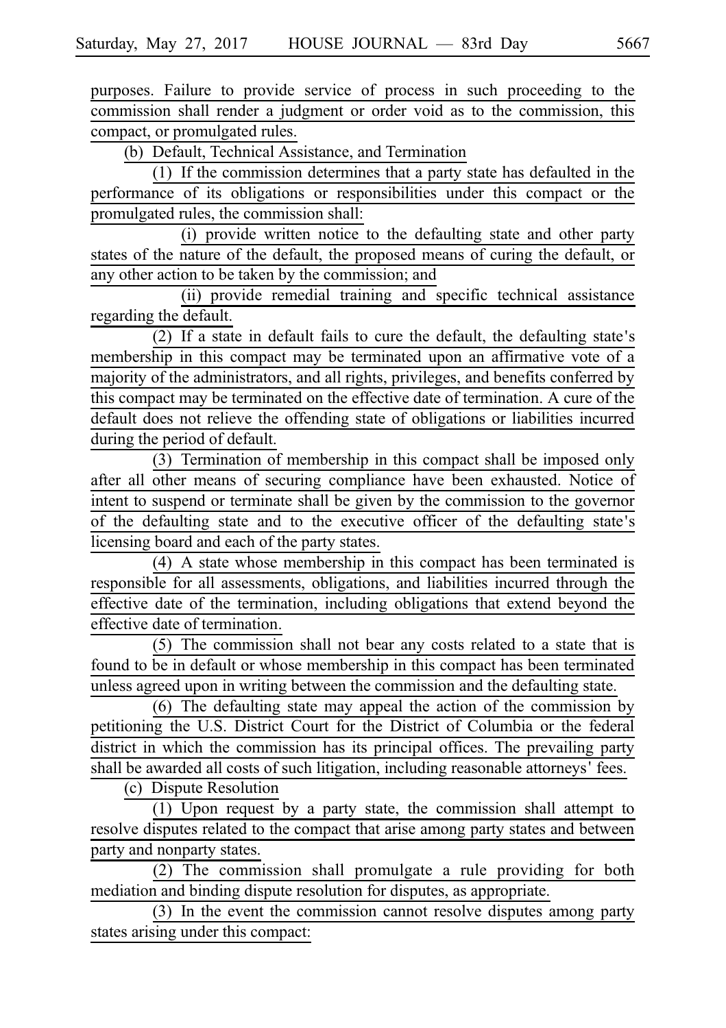purposes. Failure to provide service of process in such proceeding to the commission shall render a judgment or order void as to the commission, this compact, or promulgated rules.

(b) Default, Technical Assistance, and Termination

(1) If the commission determines that a party state has defaulted in the performance of its obligations or responsibilities under this compact or the promulgated rules, the commission shall:

(i) provide written notice to the defaulting state and other party states of the nature of the default, the proposed means of curing the default, or any other action to be taken by the commission; and

(ii) provide remedial training and specific technical assistance regarding the default.

(2) If a state in default fails to cure the default, the defaulting state's membership in this compact may be terminated upon an affirmative vote of a majority of the administrators, and all rights, privileges, and benefits conferred by this compact may be terminated on the effective date of termination. A cure of the default does not relieve the offending state of obligations or liabilities incurred during the period of default.

(3) Termination of membership in this compact shall be imposed only after all other means of securing compliance have been exhausted. Notice of intent to suspend or terminate shall be given by the commission to the governor of the defaulting state and to the executive officer of the defaulting state's licensing board and each of the party states.

(4) A state whose membership in this compact has been terminated is responsible for all assessments, obligations, and liabilities incurred through the effective date of the termination, including obligations that extend beyond the effective date of termination.

(5) The commission shall not bear any costs related to a state that is found to be in default or whose membership in this compact has been terminated unless agreed upon in writing between the commission and the defaulting state.

(6) The defaulting state may appeal the action of the commission by petitioning the U.S. District Court for the District of Columbia or the federal district in which the commission has its principal offices. The prevailing party shall be awarded all costs of such litigation, including reasonable attorneys' fees.

(c) Dispute Resolution

(1) Upon request by a party state, the commission shall attempt to resolve disputes related to the compact that arise among party states and between party and nonparty states.

(2) The commission shall promulgate a rule providing for both mediation and binding dispute resolution for disputes, as appropriate.

(3) In the event the commission cannot resolve disputes among party states arising under this compact: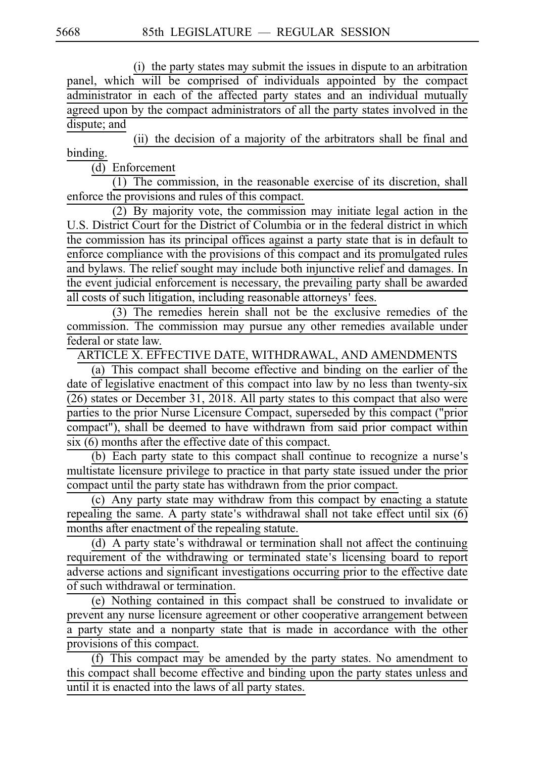(i) the party states may submit the issues in dispute to an arbitration panel, which will be comprised of individuals appointed by the compact administrator in each of the affected party states and an individual mutually agreed upon by the compact administrators of all the party states involved in the dispute; and

(ii) the decision of a majority of the arbitrators shall be final and binding.

(d) Enforcement

(1) The commission, in the reasonable exercise of its discretion, shall enforce the provisions and rules of this compact.

(2) By majority vote, the commission may initiate legal action in the U.S. District Court for the District of Columbia or in the federal district in which the commission has its principal offices against a party state that is in default to enforce compliance with the provisions of this compact and its promulgated rules and bylaws. The relief sought may include both injunctive relief and damages. In the event judicial enforcement is necessary, the prevailing party shall be awarded all costs of such litigation, including reasonable attorneys' fees.

(3) The remedies herein shall not be the exclusive remedies of the commission. The commission may pursue any other remedies available under federal or state law.

ARTICLE X. EFFECTIVE DATE, WITHDRAWAL, AND AMENDMENTS

(a) This compact shall become effective and binding on the earlier of the date of legislative enactment of this compact into law by no less than twenty-six (26) states or December 31, 2018. All party states to this compact that also were parties to the prior Nurse Licensure Compact, superseded by this compact ("prior compact"), shall be deemed to have withdrawn from said prior compact within six (6) months after the effective date of this compact.

(b) Each party state to this compact shall continue to recognize a nurse's multistate licensure privilege to practice in that party state issued under the prior compact until the party state has withdrawn from the prior compact.

(c) Any party state may withdraw from this compact by enacting a statute repealing the same. A party state's withdrawal shall not take effect until six (6) months after enactment of the repealing statute.

(d) A party state's withdrawal or termination shall not affect the continuing requirement of the withdrawing or terminated state's licensing board to report adverse actions and significant investigations occurring prior to the effective date of such withdrawal or termination.

(e) Nothing contained in this compact shall be construed to invalidate or prevent any nurse licensure agreement or other cooperative arrangement between a party state and a nonparty state that is made in accordance with the other provisions of this compact.

(f) This compact may be amended by the party states. No amendment to this compact shall become effective and binding upon the party states unless and until it is enacted into the laws of all party states.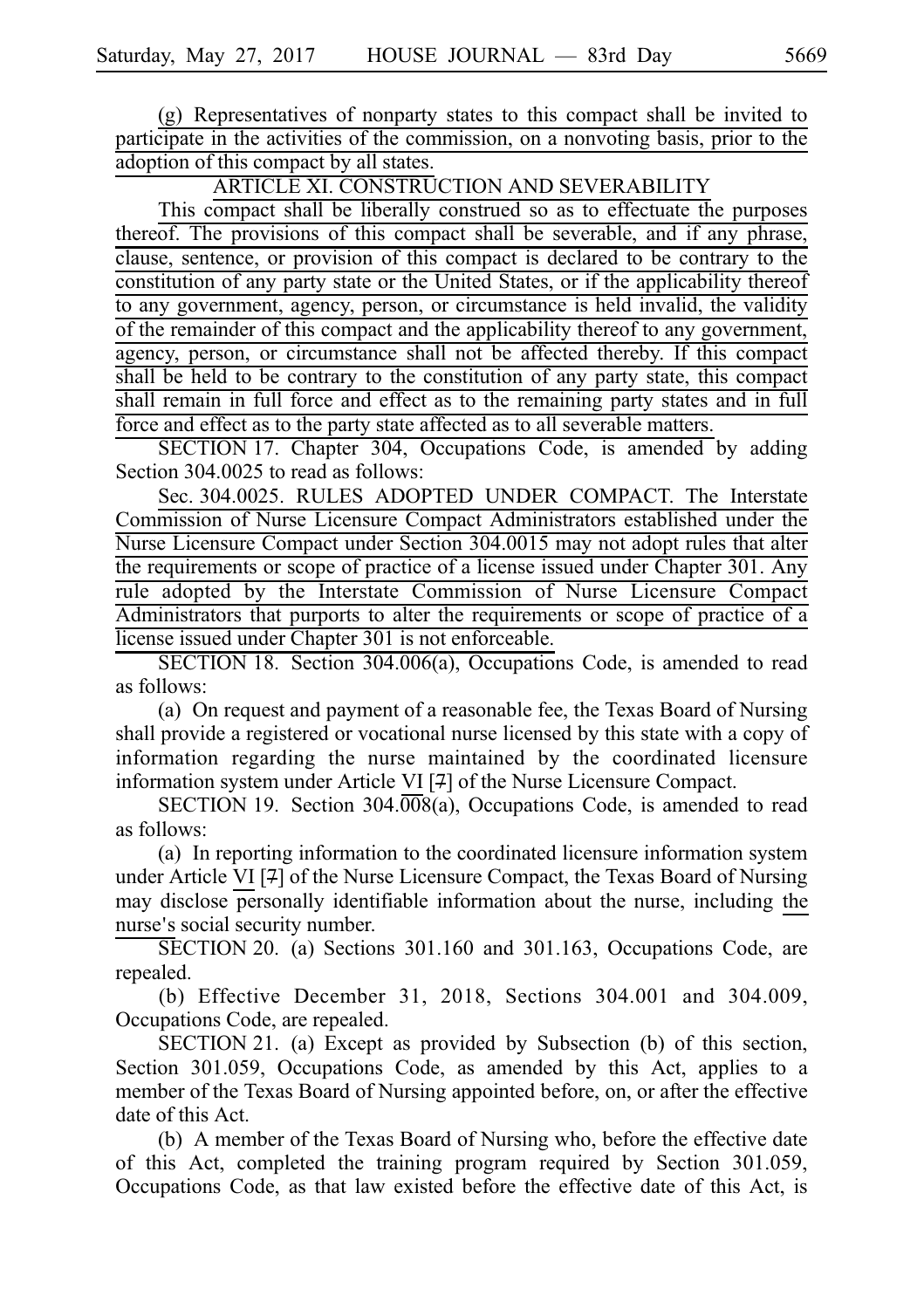(g) Representatives of nonparty states to this compact shall be invited to participate in the activities of the commission, on a nonvoting basis, prior to the adoption of this compact by all states.

ARTICLE XI. CONSTRUCTION AND SEVERABILITY

This compact shall be liberally construed so as to effectuate the purposes thereof. The provisions of this compact shall be severable, and if any phrase, clause, sentence, or provision of this compact is declared to be contrary to the constitution of any party state or the United States, or if the applicability thereof to any government, agency, person, or circumstance is held invalid, the validity of the remainder of this compact and the applicability thereof to any government, agency, person, or circumstance shall not be affected thereby. If this compact shall be held to be contrary to the constitution of any party state, this compact shall remain in full force and effect as to the remaining party states and in full force and effect as to the party state affected as to all severable matters.

SECTION 17. Chapter 304, Occupations Code, is amended by adding Section 304.0025 to read as follows:

Sec. 304.0025. RULES ADOPTED UNDER COMPACT. The Interstate Commission of Nurse Licensure Compact Administrators established under the Nurse Licensure Compact under Section 304.0015 may not adopt rules that alter the requirements or scope of practice of a license issued under Chapter 301. Any rule adopted by the Interstate Commission of Nurse Licensure Compact Administrators that purports to alter the requirements or scope of practice of a license issued under Chapter 301 is not enforceable.

SECTION 18. Section 304.006(a), Occupations Code, is amended to read as follows:

(a) On request and payment of a reasonable fee, the Texas Board of Nursing shall provide a registered or vocational nurse licensed by this state with a copy of information regarding the nurse maintained by the coordinated licensure information system under Article VI [7] of the Nurse Licensure Compact.

SECTION 19. Section 304.008(a), Occupations Code, is amended to read as follows:

(a) In reporting information to the coordinated licensure information system under Article VI [7] of the Nurse Licensure Compact, the Texas Board of Nursing may disclose personally identifiable information about the nurse, including the nurse's social security number.

SECTION 20. (a) Sections 301.160 and 301.163, Occupations Code, are repealed.

(b) Effective December 31, 2018, Sections 304.001 and 304.009, Occupations Code, are repealed.

SECTION 21. (a) Except as provided by Subsection (b) of this section, Section 301.059, Occupations Code, as amended by this Act, applies to a member of the Texas Board of Nursing appointed before, on, or after the effective date of this Act.

(b) A member of the Texas Board of Nursing who, before the effective date of this Act, completed the training program required by Section 301.059, Occupations Code, as that law existed before the effective date of this Act, is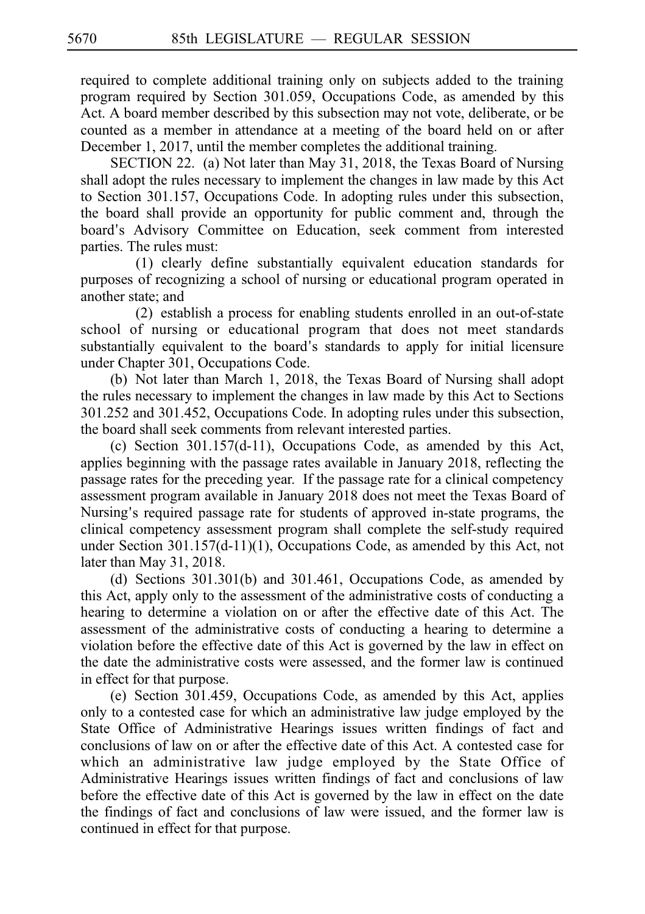required to complete additional training only on subjects added to the training program required by Section 301.059, Occupations Code, as amended by this Act. A board member described by this subsection may not vote, deliberate, or be counted as a member in attendance at a meeting of the board held on or after December 1, 2017, until the member completes the additional training.

SECTION 22. (a) Not later than May 31, 2018, the Texas Board of Nursing shall adopt the rules necessary to implement the changes in law made by this Act to Section 301.157, Occupations Code. In adopting rules under this subsection, the board shall provide an opportunity for public comment and, through the board's Advisory Committee on Education, seek comment from interested parties. The rules must:

(1) clearly define substantially equivalent education standards for purposes of recognizing a school of nursing or educational program operated in another state; and

(2) establish a process for enabling students enrolled in an out-of-state school of nursing or educational program that does not meet standards substantially equivalent to the board's standards to apply for initial licensure under Chapter 301, Occupations Code.

(b) Not later than March 1, 2018, the Texas Board of Nursing shall adopt the rules necessary to implement the changes in law made by this Act to Sections 301.252 and 301.452, Occupations Code. In adopting rules under this subsection, the board shall seek comments from relevant interested parties.

(c) Section 301.157(d-11), Occupations Code, as amended by this Act, applies beginning with the passage rates available in January 2018, reflecting the passage rates for the preceding year. If the passage rate for a clinical competency assessment program available in January 2018 does not meet the Texas Board of Nursing's required passage rate for students of approved in-state programs, the clinical competency assessment program shall complete the self-study required under Section 301.157(d-11)(1), Occupations Code, as amended by this Act, not later than May 31, 2018.

(d) Sections 301.301(b) and 301.461, Occupations Code, as amended by this Act, apply only to the assessment of the administrative costs of conducting a hearing to determine a violation on or after the effective date of this Act. The assessment of the administrative costs of conducting a hearing to determine a violation before the effective date of this Act is governed by the law in effect on the date the administrative costs were assessed, and the former law is continued in effect for that purpose.

(e) Section 301.459, Occupations Code, as amended by this Act, applies only to a contested case for which an administrative law judge employed by the State Office of Administrative Hearings issues written findings of fact and conclusions of law on or after the effective date of this Act. A contested case for which an administrative law judge employed by the State Office of Administrative Hearings issues written findings of fact and conclusions of law before the effective date of this Act is governed by the law in effect on the date the findings of fact and conclusions of law were issued, and the former law is continued in effect for that purpose.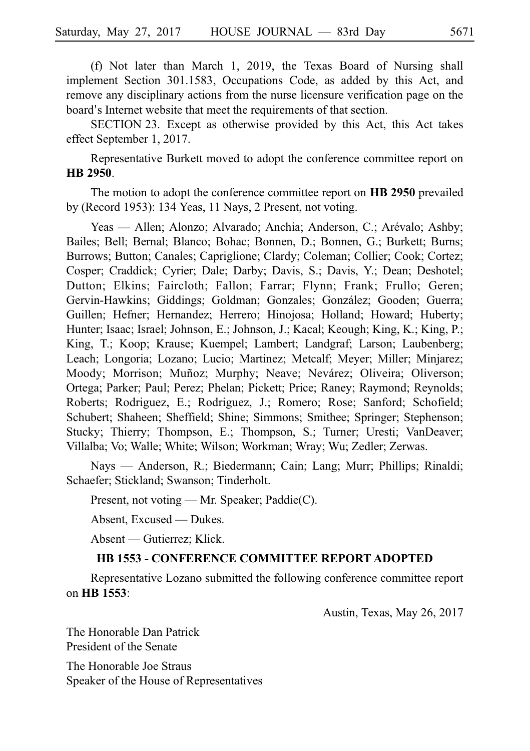(f) Not later than March 1, 2019, the Texas Board of Nursing shall implement Section 301.1583, Occupations Code, as added by this Act, and remove any disciplinary actions from the nurse licensure verification page on the board's Internet website that meet the requirements of that section.

SECTION 23. Except as otherwise provided by this Act, this Act takes effect September 1, 2017.

Representative Burkett moved to adopt the conference committee report on **HB 2950**.

The motion to adopt the conference committee report on **HB 2950** prevailed by (Record 1953): 134 Yeas, 11 Nays, 2 Present, not voting.

Yeas — Allen; Alonzo; Alvarado; Anchia; Anderson, C.; Arévalo; Ashby; Bailes; Bell; Bernal; Blanco; Bohac; Bonnen, D.; Bonnen, G.; Burkett; Burns; Burrows; Button; Canales; Capriglione; Clardy; Coleman; Collier; Cook; Cortez; Cosper; Craddick; Cyrier; Dale; Darby; Davis, S.; Davis, Y.; Dean; Deshotel; Dutton; Elkins; Faircloth; Fallon; Farrar; Flynn; Frank; Frullo; Geren; Gervin-Hawkins; Giddings; Goldman; Gonzales; González; Gooden; Guerra; Guillen; Hefner; Hernandez; Herrero; Hinojosa; Holland; Howard; Huberty; Hunter; Isaac; Israel; Johnson, E.; Johnson, J.; Kacal; Keough; King, K.; King, P.; King, T.; Koop; Krause; Kuempel; Lambert; Landgraf; Larson; Laubenberg; Leach; Longoria; Lozano; Lucio; Martinez; Metcalf; Meyer; Miller; Minjarez; Moody; Morrison; Muñoz; Murphy; Neave; Nevárez; Oliveira; Oliverson; Ortega; Parker; Paul; Perez; Phelan; Pickett; Price; Raney; Raymond; Reynolds; Roberts; Rodriguez, E.; Rodriguez, J.; Romero; Rose; Sanford; Schofield; Schubert; Shaheen; Sheffield; Shine; Simmons; Smithee; Springer; Stephenson; Stucky; Thierry; Thompson, E.; Thompson, S.; Turner; Uresti; VanDeaver; Villalba; Vo; Walle; White; Wilson; Workman; Wray; Wu; Zedler; Zerwas.

Nays — Anderson, R.; Biedermann; Cain; Lang; Murr; Phillips; Rinaldi; Schaefer; Stickland; Swanson; Tinderholt.

Present, not voting — Mr. Speaker; Paddie(C).

Absent, Excused — Dukes.

Absent — Gutierrez; Klick.

### HB 1553 - CONFERENCE COMMITTEE REPORT ADOPTED

Representative Lozano submitted the following conference committee report on **HB 1553**:

Austin, Texas, May 26, 2017

The Honorable Dan Patrick
President of the Senate

The Honorable Joe Straus
Speaker of the House of Representatives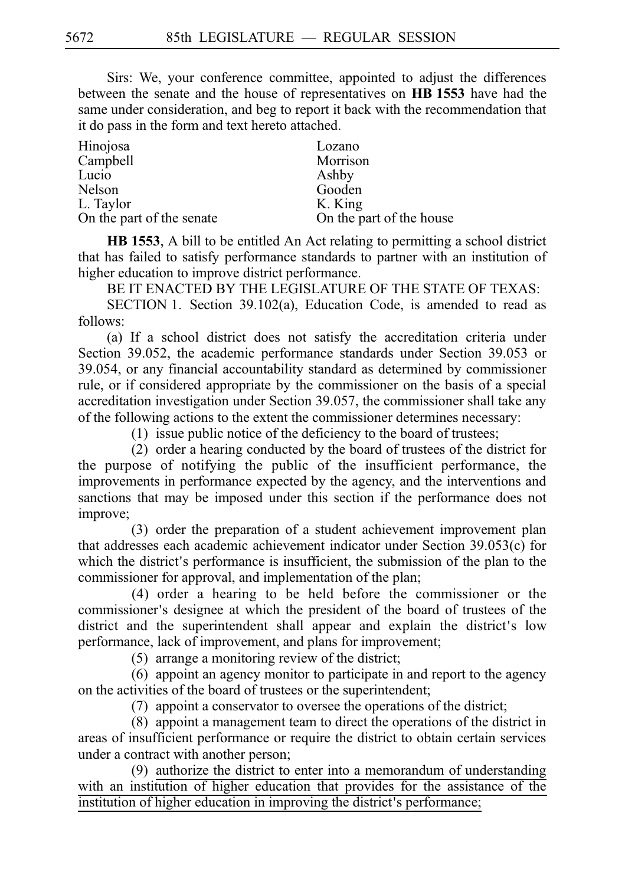Sirs: We, your conference committee, appointed to adjust the differences between the senate and the house of representatives on **HB 1553** have had the same under consideration, and beg to report it back with the recommendation that it do pass in the form and text hereto attached.

| | |
|---|---|
| Hinojosa | Lozano |
| Campbell | Morrison |
| Lucio | Ashby |
| Nelson | Gooden |
| L. Taylor | K. King |
| On the part of the senate | On the part of the house |

**HB 1553**, A bill to be entitled An Act relating to permitting a school district that has failed to satisfy performance standards to partner with an institution of higher education to improve district performance.

BE IT ENACTED BY THE LEGISLATURE OF THE STATE OF TEXAS:

SECTION 1. Section 39.102(a), Education Code, is amended to read as follows:

(a) If a school district does not satisfy the accreditation criteria under Section 39.052, the academic performance standards under Section 39.053 or 39.054, or any financial accountability standard as determined by commissioner rule, or if considered appropriate by the commissioner on the basis of a special accreditation investigation under Section 39.057, the commissioner shall take any of the following actions to the extent the commissioner determines necessary:

(1) issue public notice of the deficiency to the board of trustees;

(2) order a hearing conducted by the board of trustees of the district for the purpose of notifying the public of the insufficient performance, the improvements in performance expected by the agency, and the interventions and sanctions that may be imposed under this section if the performance does not improve;

(3) order the preparation of a student achievement improvement plan that addresses each academic achievement indicator under Section 39.053(c) for which the district's performance is insufficient, the submission of the plan to the commissioner for approval, and implementation of the plan;

(4) order a hearing to be held before the commissioner or the commissioner's designee at which the president of the board of trustees of the district and the superintendent shall appear and explain the district's low performance, lack of improvement, and plans for improvement;

(5) arrange a monitoring review of the district;

(6) appoint an agency monitor to participate in and report to the agency on the activities of the board of trustees or the superintendent;

(7) appoint a conservator to oversee the operations of the district;

(8) appoint a management team to direct the operations of the district in areas of insufficient performance or require the district to obtain certain services under a contract with another person;

(9) authorize the district to enter into a memorandum of understanding with an institution of higher education that provides for the assistance of the institution of higher education in improving the district's performance;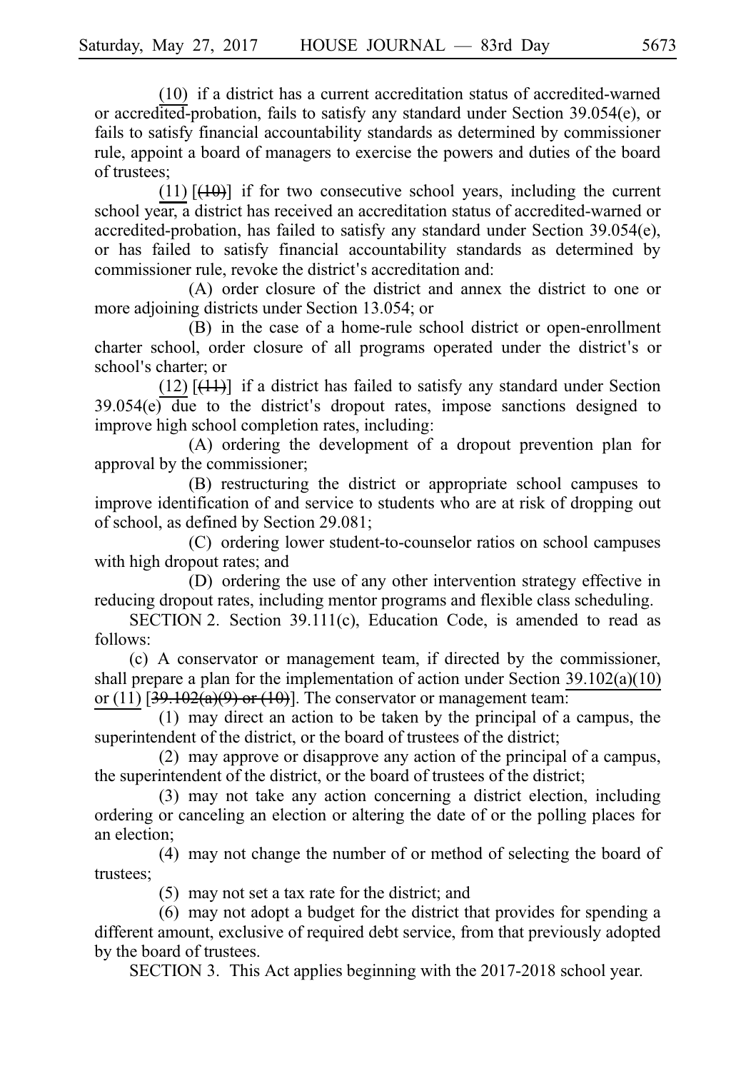(10) if a district has a current accreditation status of accredited-warned or accredited-probation, fails to satisfy any standard under Section 39.054(e), or fails to satisfy financial accountability standards as determined by commissioner rule, appoint a board of managers to exercise the powers and duties of the board of trustees;

(11) [~~(10)~~] if for two consecutive school years, including the current school year, a district has received an accreditation status of accredited-warned or accredited-probation, has failed to satisfy any standard under Section 39.054(e), or has failed to satisfy financial accountability standards as determined by commissioner rule, revoke the district's accreditation and:

(A) order closure of the district and annex the district to one or more adjoining districts under Section 13.054; or

(B) in the case of a home-rule school district or open-enrollment charter school, order closure of all programs operated under the district's or school's charter; or

(12) [~~(11)~~] if a district has failed to satisfy any standard under Section 39.054(e) due to the district's dropout rates, impose sanctions designed to improve high school completion rates, including:

(A) ordering the development of a dropout prevention plan for approval by the commissioner;

(B) restructuring the district or appropriate school campuses to improve identification of and service to students who are at risk of dropping out of school, as defined by Section 29.081;

(C) ordering lower student-to-counselor ratios on school campuses with high dropout rates; and

(D) ordering the use of any other intervention strategy effective in reducing dropout rates, including mentor programs and flexible class scheduling.

SECTION 2. Section 39.111(c), Education Code, is amended to read as follows:

(c) A conservator or management team, if directed by the commissioner, shall prepare a plan for the implementation of action under Section 39.102(a)(10) or (11) [~~39.102(a)(9) or (10)~~]. The conservator or management team:

(1) may direct an action to be taken by the principal of a campus, the superintendent of the district, or the board of trustees of the district;

(2) may approve or disapprove any action of the principal of a campus, the superintendent of the district, or the board of trustees of the district;

(3) may not take any action concerning a district election, including ordering or canceling an election or altering the date of or the polling places for an election;

(4) may not change the number of or method of selecting the board of trustees;

(5) may not set a tax rate for the district; and

(6) may not adopt a budget for the district that provides for spending a different amount, exclusive of required debt service, from that previously adopted by the board of trustees.

SECTION 3. This Act applies beginning with the 2017-2018 school year.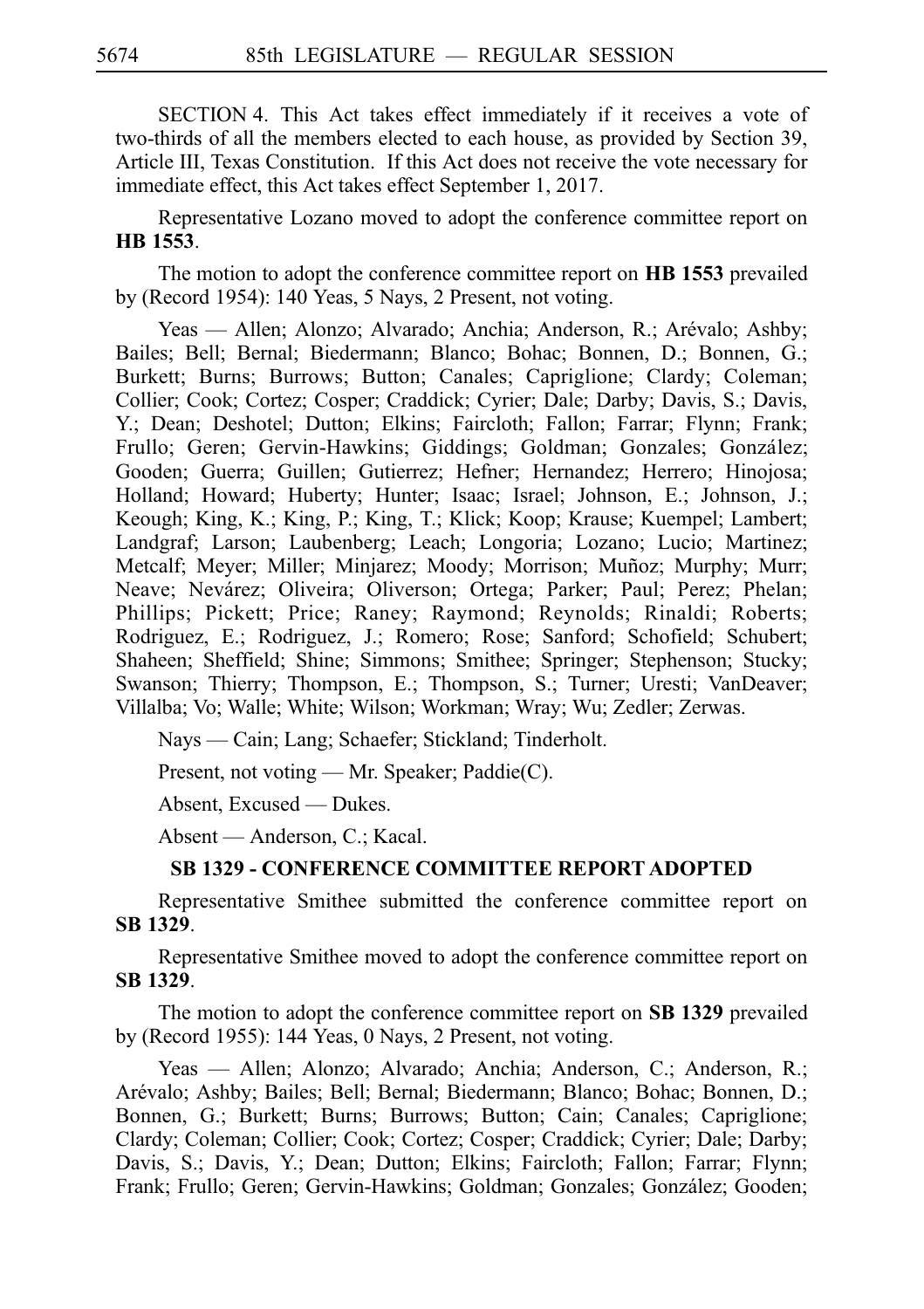SECTION 4. This Act takes effect immediately if it receives a vote of two-thirds of all the members elected to each house, as provided by Section 39, Article III, Texas Constitution. If this Act does not receive the vote necessary for immediate effect, this Act takes effect September 1, 2017.

Representative Lozano moved to adopt the conference committee report on **HB 1553**.

The motion to adopt the conference committee report on **HB 1553** prevailed by (Record 1954): 140 Yeas, 5 Nays, 2 Present, not voting.

Yeas — Allen; Alonzo; Alvarado; Anchia; Anderson, R.; Arévalo; Ashby; Bailes; Bell; Bernal; Biedermann; Blanco; Bohac; Bonnen, D.; Bonnen, G.; Burkett; Burns; Burrows; Button; Canales; Capriglione; Clardy; Coleman; Collier; Cook; Cortez; Cosper; Craddick; Cyrier; Dale; Darby; Davis, S.; Davis, Y.; Dean; Deshotel; Dutton; Elkins; Faircloth; Fallon; Farrar; Flynn; Frank; Frullo; Geren; Gervin-Hawkins; Giddings; Goldman; Gonzales; González; Gooden; Guerra; Guillen; Gutierrez; Hefner; Hernandez; Herrero; Hinojosa; Holland; Howard; Huberty; Hunter; Isaac; Israel; Johnson, E.; Johnson, J.; Keough; King, K.; King, P.; King, T.; Klick; Koop; Krause; Kuempel; Lambert; Landgraf; Larson; Laubenberg; Leach; Longoria; Lozano; Lucio; Martinez; Metcalf; Meyer; Miller; Minjarez; Moody; Morrison; Muñoz; Murphy; Murr; Neave; Nevárez; Oliveira; Oliverson; Ortega; Parker; Paul; Perez; Phelan; Phillips; Pickett; Price; Raney; Raymond; Reynolds; Rinaldi; Roberts; Rodriguez, E.; Rodriguez, J.; Romero; Rose; Sanford; Schofield; Schubert; Shaheen; Sheffield; Shine; Simmons; Smithee; Springer; Stephenson; Stucky; Swanson; Thierry; Thompson, E.; Thompson, S.; Turner; Uresti; VanDeaver; Villalba; Vo; Walle; White; Wilson; Workman; Wray; Wu; Zedler; Zerwas.

Nays — Cain; Lang; Schaefer; Stickland; Tinderholt.

Present, not voting — Mr. Speaker; Paddie(C).

Absent, Excused — Dukes.

Absent — Anderson, C.; Kacal.

### SB 1329 - CONFERENCE COMMITTEE REPORT ADOPTED

Representative Smithee submitted the conference committee report on **SB 1329**.

Representative Smithee moved to adopt the conference committee report on **SB 1329**.

The motion to adopt the conference committee report on **SB 1329** prevailed by (Record 1955): 144 Yeas, 0 Nays, 2 Present, not voting.

Yeas — Allen; Alonzo; Alvarado; Anchia; Anderson, C.; Anderson, R.; Arévalo; Ashby; Bailes; Bell; Bernal; Biedermann; Blanco; Bohac; Bonnen, D.; Bonnen, G.; Burkett; Burns; Burrows; Button; Cain; Canales; Capriglione; Clardy; Coleman; Collier; Cook; Cortez; Cosper; Craddick; Cyrier; Dale; Darby; Davis, S.; Davis, Y.; Dean; Dutton; Elkins; Faircloth; Fallon; Farrar; Flynn; Frank; Frullo; Geren; Gervin-Hawkins; Goldman; Gonzales; González; Gooden;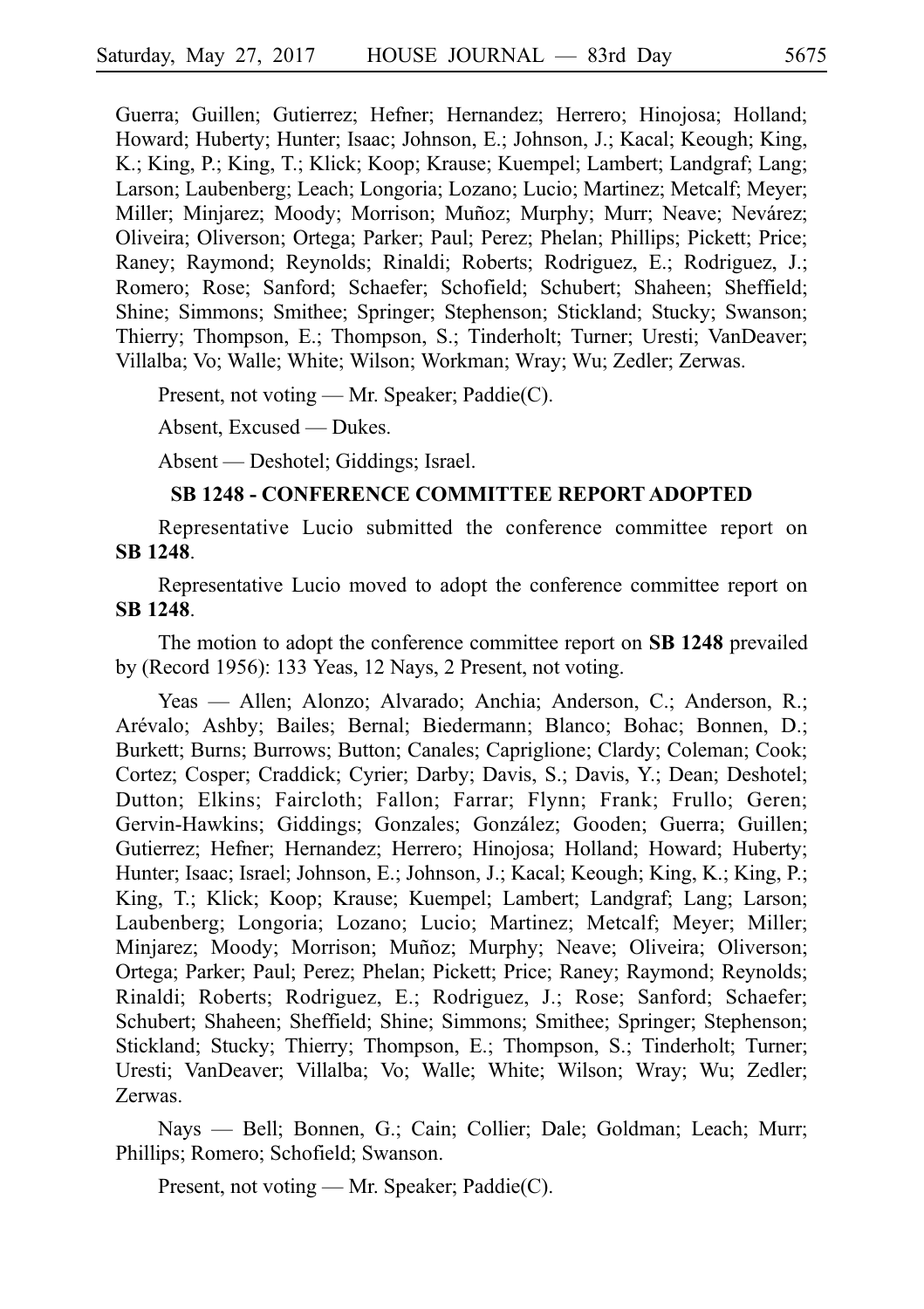Guerra; Guillen; Gutierrez; Hefner; Hernandez; Herrero; Hinojosa; Holland; Howard; Huberty; Hunter; Isaac; Johnson, E.; Johnson, J.; Kacal; Keough; King, K.; King, P.; King, T.; Klick; Koop; Krause; Kuempel; Lambert; Landgraf; Lang; Larson; Laubenberg; Leach; Longoria; Lozano; Lucio; Martinez; Metcalf; Meyer; Miller; Minjarez; Moody; Morrison; Muñoz; Murphy; Murr; Neave; Nevárez; Oliveira; Oliverson; Ortega; Parker; Paul; Perez; Phelan; Phillips; Pickett; Price; Raney; Raymond; Reynolds; Rinaldi; Roberts; Rodriguez, E.; Rodriguez, J.; Romero; Rose; Sanford; Schaefer; Schofield; Schubert; Shaheen; Sheffield; Shine; Simmons; Smithee; Springer; Stephenson; Stickland; Stucky; Swanson; Thierry; Thompson, E.; Thompson, S.; Tinderholt; Turner; Uresti; VanDeaver; Villalba; Vo; Walle; White; Wilson; Workman; Wray; Wu; Zedler; Zerwas.

Present, not voting — Mr. Speaker; Paddie(C).

Absent, Excused — Dukes.

Absent — Deshotel; Giddings; Israel.

**SB 1248 - CONFERENCE COMMITTEE REPORT ADOPTED**

Representative Lucio submitted the conference committee report on **SB 1248**.

Representative Lucio moved to adopt the conference committee report on **SB 1248**.

The motion to adopt the conference committee report on **SB 1248** prevailed by (Record 1956): 133 Yeas, 12 Nays, 2 Present, not voting.

Yeas — Allen; Alonzo; Alvarado; Anchia; Anderson, C.; Anderson, R.; Arévalo; Ashby; Bailes; Bernal; Biedermann; Blanco; Bohac; Bonnen, D.; Burkett; Burns; Burrows; Button; Canales; Capriglione; Clardy; Coleman; Cook; Cortez; Cosper; Craddick; Cyrier; Darby; Davis, S.; Davis, Y.; Dean; Deshotel; Dutton; Elkins; Faircloth; Fallon; Farrar; Flynn; Frank; Frullo; Geren; Gervin-Hawkins; Giddings; Gonzales; González; Gooden; Guerra; Guillen; Gutierrez; Hefner; Hernandez; Herrero; Hinojosa; Holland; Howard; Huberty; Hunter; Isaac; Israel; Johnson, E.; Johnson, J.; Kacal; Keough; King, K.; King, P.; King, T.; Klick; Koop; Krause; Kuempel; Lambert; Landgraf; Lang; Larson; Laubenberg; Longoria; Lozano; Lucio; Martinez; Metcalf; Meyer; Miller; Minjarez; Moody; Morrison; Muñoz; Murphy; Neave; Oliveira; Oliverson; Ortega; Parker; Paul; Perez; Phelan; Pickett; Price; Raney; Raymond; Reynolds; Rinaldi; Roberts; Rodriguez, E.; Rodriguez, J.; Rose; Sanford; Schaefer; Schubert; Shaheen; Sheffield; Shine; Simmons; Smithee; Springer; Stephenson; Stickland; Stucky; Thierry; Thompson, E.; Thompson, S.; Tinderholt; Turner; Uresti; VanDeaver; Villalba; Vo; Walle; White; Wilson; Wray; Wu; Zedler; Zerwas.

Nays — Bell; Bonnen, G.; Cain; Collier; Dale; Goldman; Leach; Murr; Phillips; Romero; Schofield; Swanson.

Present, not voting — Mr. Speaker; Paddie(C).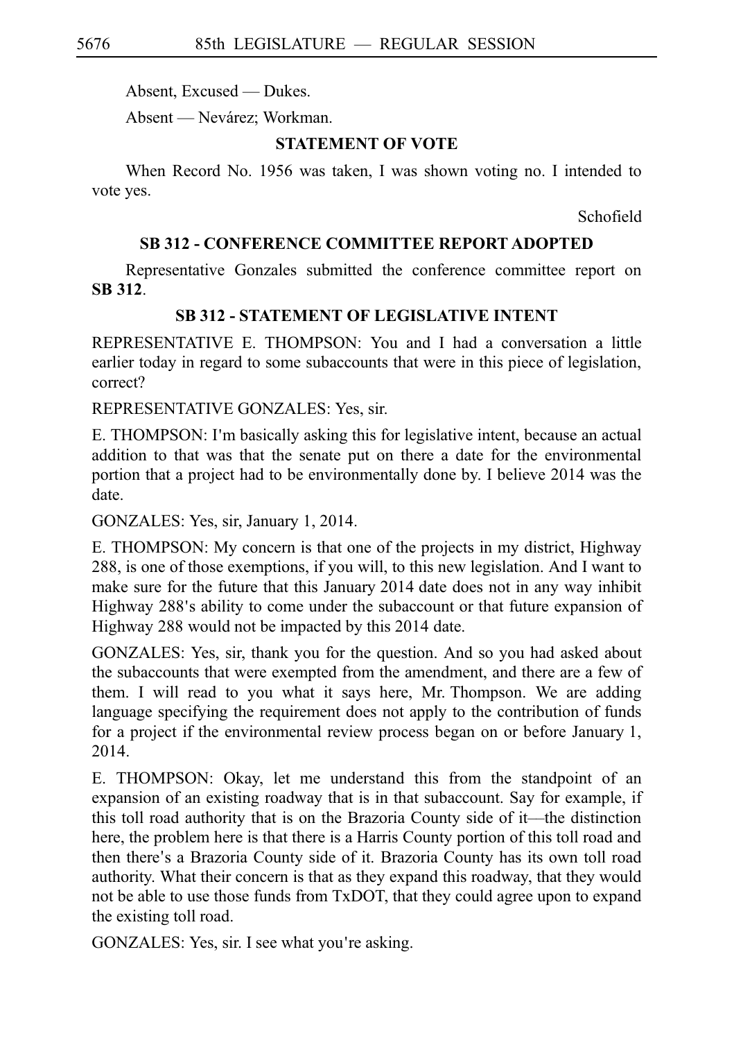Absent, Excused — Dukes.

Absent — Nevárez; Workman.

### STATEMENT OF VOTE

When Record No. 1956 was taken, I was shown voting no. I intended to vote yes.

Schofield

### SB 312 - CONFERENCE COMMITTEE REPORT ADOPTED

Representative Gonzales submitted the conference committee report on **SB 312**.

### SB 312 - STATEMENT OF LEGISLATIVE INTENT

REPRESENTATIVE E. THOMPSON: You and I had a conversation a little earlier today in regard to some subaccounts that were in this piece of legislation, correct?

REPRESENTATIVE GONZALES: Yes, sir.

E. THOMPSON: I'm basically asking this for legislative intent, because an actual addition to that was that the senate put on there a date for the environmental portion that a project had to be environmentally done by. I believe 2014 was the date.

GONZALES: Yes, sir, January 1, 2014.

E. THOMPSON: My concern is that one of the projects in my district, Highway 288, is one of those exemptions, if you will, to this new legislation. And I want to make sure for the future that this January 2014 date does not in any way inhibit Highway 288's ability to come under the subaccount or that future expansion of Highway 288 would not be impacted by this 2014 date.

GONZALES: Yes, sir, thank you for the question. And so you had asked about the subaccounts that were exempted from the amendment, and there are a few of them. I will read to you what it says here, Mr. Thompson. We are adding language specifying the requirement does not apply to the contribution of funds for a project if the environmental review process began on or before January 1, 2014.

E. THOMPSON: Okay, let me understand this from the standpoint of an expansion of an existing roadway that is in that subaccount. Say for example, if this toll road authority that is on the Brazoria County side of it—the distinction here, the problem here is that there is a Harris County portion of this toll road and then there's a Brazoria County side of it. Brazoria County has its own toll road authority. What their concern is that as they expand this roadway, that they would not be able to use those funds from TxDOT, that they could agree upon to expand the existing toll road.

GONZALES: Yes, sir. I see what you're asking.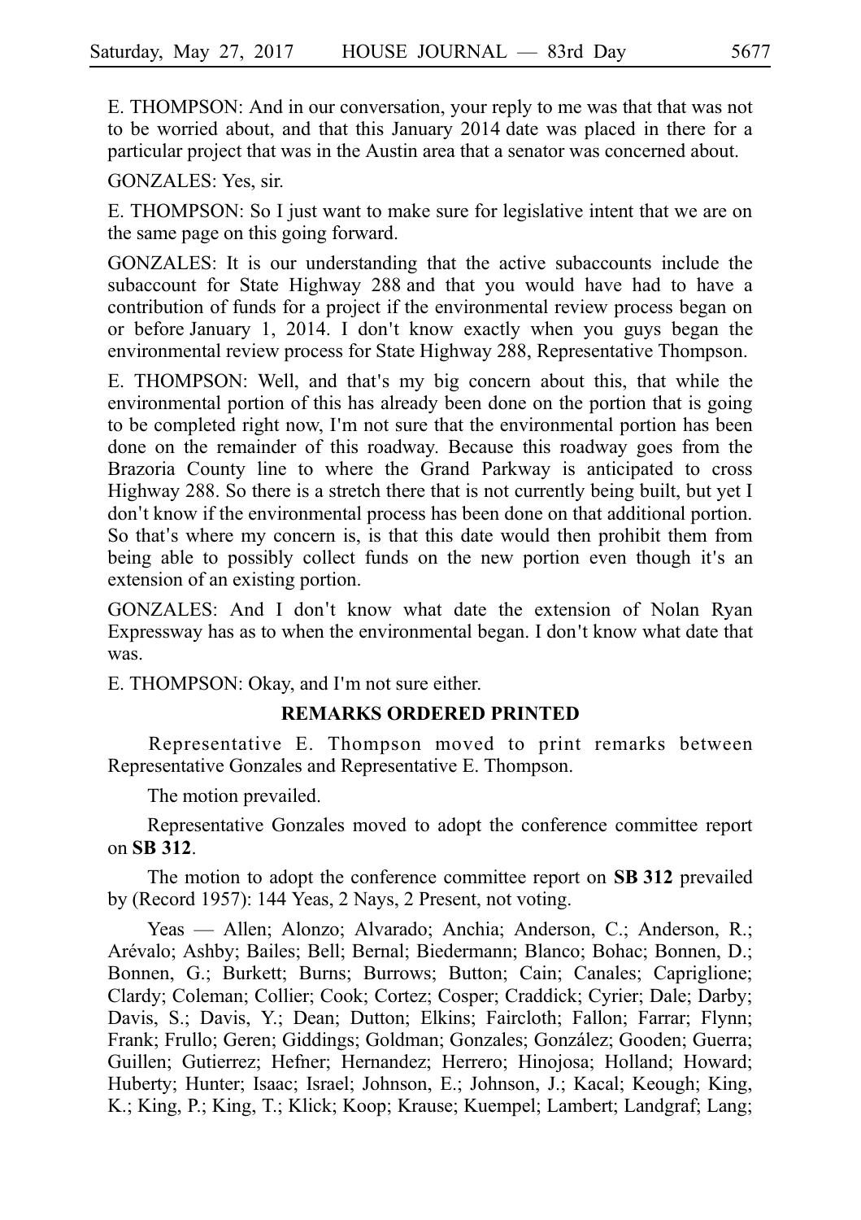E. THOMPSON: And in our conversation, your reply to me was that that was not to be worried about, and that this January 2014 date was placed in there for a particular project that was in the Austin area that a senator was concerned about.

GONZALES: Yes, sir.

E. THOMPSON: So I just want to make sure for legislative intent that we are on the same page on this going forward.

GONZALES: It is our understanding that the active subaccounts include the subaccount for State Highway 288 and that you would have had to have a contribution of funds for a project if the environmental review process began on or before January 1, 2014. I don't know exactly when you guys began the environmental review process for State Highway 288, Representative Thompson.

E. THOMPSON: Well, and that's my big concern about this, that while the environmental portion of this has already been done on the portion that is going to be completed right now, I'm not sure that the environmental portion has been done on the remainder of this roadway. Because this roadway goes from the Brazoria County line to where the Grand Parkway is anticipated to cross Highway 288. So there is a stretch there that is not currently being built, but yet I don't know if the environmental process has been done on that additional portion. So that's where my concern is, is that this date would then prohibit them from being able to possibly collect funds on the new portion even though it's an extension of an existing portion.

GONZALES: And I don't know what date the extension of Nolan Ryan Expressway has as to when the environmental began. I don't know what date that was.

E. THOMPSON: Okay, and I'm not sure either.

## REMARKS ORDERED PRINTED

Representative E. Thompson moved to print remarks between Representative Gonzales and Representative E. Thompson.

The motion prevailed.

Representative Gonzales moved to adopt the conference committee report on **SB 312**.

The motion to adopt the conference committee report on **SB 312** prevailed by (Record 1957): 144 Yeas, 2 Nays, 2 Present, not voting.

Yeas — Allen; Alonzo; Alvarado; Anchia; Anderson, C.; Anderson, R.; Arévalo; Ashby; Bailes; Bell; Bernal; Biedermann; Blanco; Bohac; Bonnen, D.; Bonnen, G.; Burkett; Burns; Burrows; Button; Cain; Canales; Capriglione; Clardy; Coleman; Collier; Cook; Cortez; Cosper; Craddick; Cyrier; Dale; Darby; Davis, S.; Davis, Y.; Dean; Dutton; Elkins; Faircloth; Fallon; Farrar; Flynn; Frank; Frullo; Geren; Giddings; Goldman; Gonzales; González; Gooden; Guerra; Guillen; Gutierrez; Hefner; Hernandez; Herrero; Hinojosa; Holland; Howard; Huberty; Hunter; Isaac; Israel; Johnson, E.; Johnson, J.; Kacal; Keough; King, K.; King, P.; King, T.; Klick; Koop; Krause; Kuempel; Lambert; Landgraf; Lang;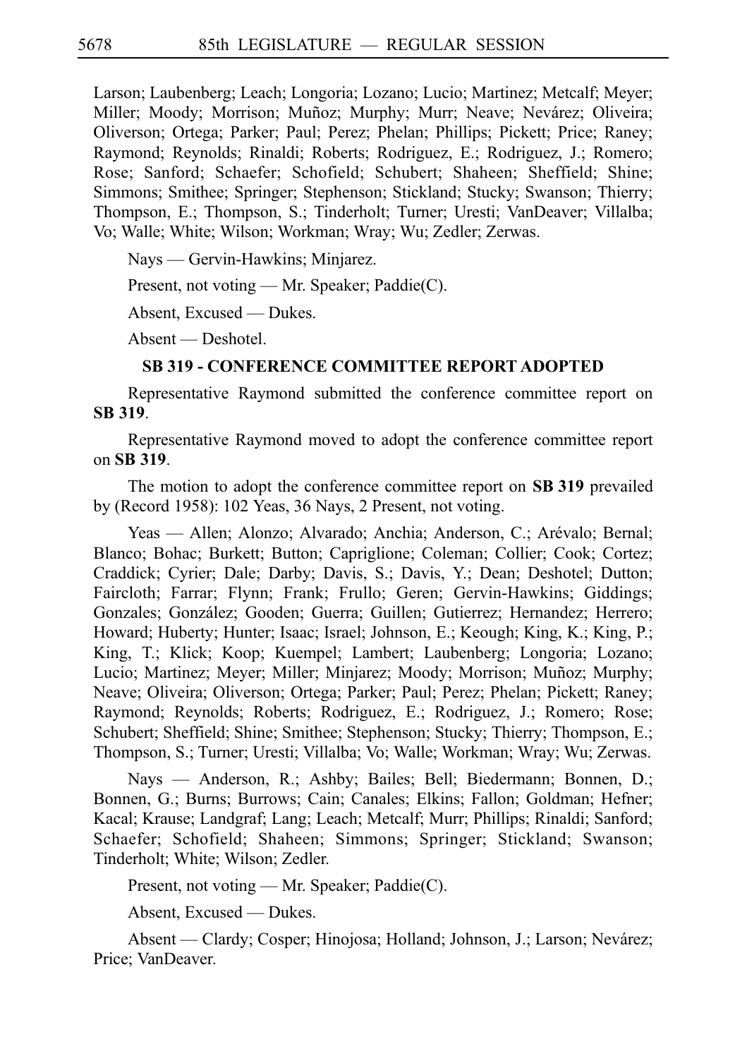Larson; Laubenberg; Leach; Longoria; Lozano; Lucio; Martinez; Metcalf; Meyer; Miller; Moody; Morrison; Muñoz; Murphy; Murr; Neave; Nevárez; Oliveira; Oliverson; Ortega; Parker; Paul; Perez; Phelan; Phillips; Pickett; Price; Raney; Raymond; Reynolds; Rinaldi; Roberts; Rodriguez, E.; Rodriguez, J.; Romero; Rose; Sanford; Schaefer; Schofield; Schubert; Shaheen; Sheffield; Shine; Simmons; Smithee; Springer; Stephenson; Stickland; Stucky; Swanson; Thierry; Thompson, E.; Thompson, S.; Tinderholt; Turner; Uresti; VanDeaver; Villalba; Vo; Walle; White; Wilson; Workman; Wray; Wu; Zedler; Zerwas.

Nays — Gervin-Hawkins; Minjarez.

Present, not voting — Mr. Speaker; Paddie(C).

Absent, Excused — Dukes.

Absent — Deshotel.

**SB 319 - CONFERENCE COMMITTEE REPORT ADOPTED**

Representative Raymond submitted the conference committee report on **SB 319**.

Representative Raymond moved to adopt the conference committee report on **SB 319**.

The motion to adopt the conference committee report on **SB 319** prevailed by (Record 1958): 102 Yeas, 36 Nays, 2 Present, not voting.

Yeas — Allen; Alonzo; Alvarado; Anchia; Anderson, C.; Arévalo; Bernal; Blanco; Bohac; Burkett; Button; Capriglione; Coleman; Collier; Cook; Cortez; Craddick; Cyrier; Dale; Darby; Davis, S.; Davis, Y.; Dean; Deshotel; Dutton; Faircloth; Farrar; Flynn; Frank; Frullo; Geren; Gervin-Hawkins; Giddings; Gonzales; González; Gooden; Guerra; Guillen; Gutierrez; Hernandez; Herrero; Howard; Huberty; Hunter; Isaac; Israel; Johnson, E.; Keough; King, K.; King, P.; King, T.; Klick; Koop; Kuempel; Lambert; Laubenberg; Longoria; Lozano; Lucio; Martinez; Meyer; Miller; Minjarez; Moody; Morrison; Muñoz; Murphy; Neave; Oliveira; Oliverson; Ortega; Parker; Paul; Perez; Phelan; Pickett; Raney; Raymond; Reynolds; Roberts; Rodriguez, E.; Rodriguez, J.; Romero; Rose; Schubert; Sheffield; Shine; Smithee; Stephenson; Stucky; Thierry; Thompson, E.; Thompson, S.; Turner; Uresti; Villalba; Vo; Walle; Workman; Wray; Wu; Zerwas.

Nays — Anderson, R.; Ashby; Bailes; Bell; Biedermann; Bonnen, D.; Bonnen, G.; Burns; Burrows; Cain; Canales; Elkins; Fallon; Goldman; Hefner; Kacal; Krause; Landgraf; Lang; Leach; Metcalf; Murr; Phillips; Rinaldi; Sanford; Schaefer; Schofield; Shaheen; Simmons; Springer; Stickland; Swanson; Tinderholt; White; Wilson; Zedler.

Present, not voting — Mr. Speaker; Paddie(C).

Absent, Excused — Dukes.

Absent — Clardy; Cosper; Hinojosa; Holland; Johnson, J.; Larson; Nevárez; Price; VanDeaver.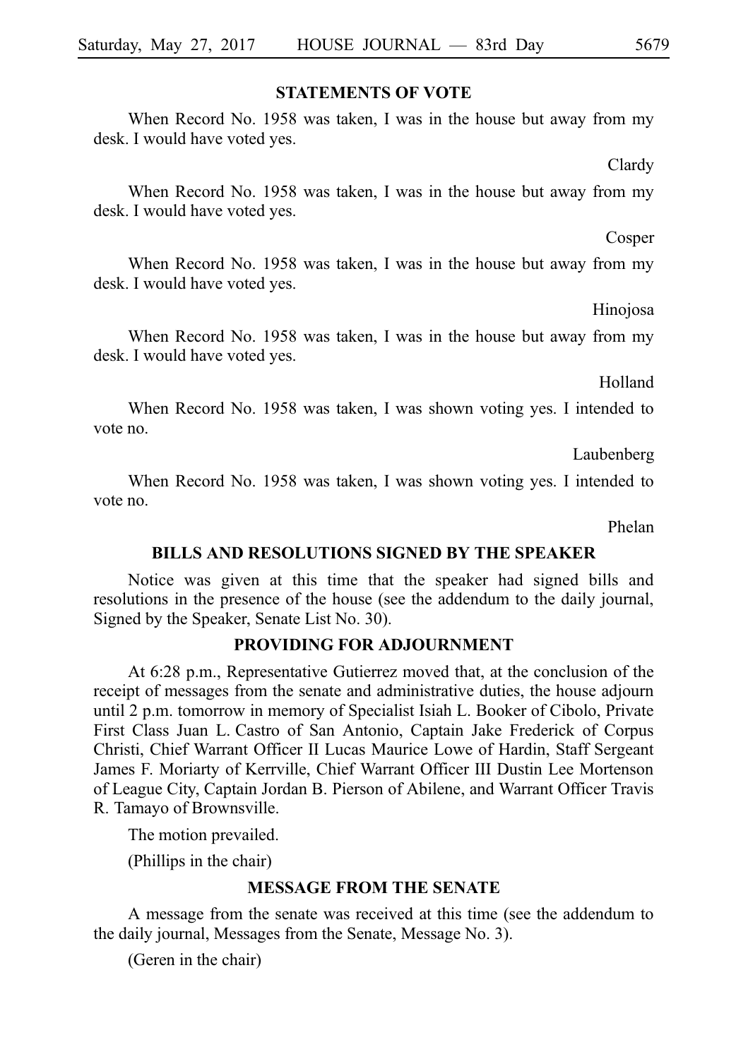## STATEMENTS OF VOTE

When Record No. 1958 was taken, I was in the house but away from my desk. I would have voted yes.

Clardy

When Record No. 1958 was taken, I was in the house but away from my desk. I would have voted yes.

Cosper

When Record No. 1958 was taken, I was in the house but away from my desk. I would have voted yes.

Hinojosa

When Record No. 1958 was taken, I was in the house but away from my desk. I would have voted yes.

Holland

When Record No. 1958 was taken, I was shown voting yes. I intended to vote no.

Laubenberg

When Record No. 1958 was taken, I was shown voting yes. I intended to vote no.

Phelan

## BILLS AND RESOLUTIONS SIGNED BY THE SPEAKER

Notice was given at this time that the speaker had signed bills and resolutions in the presence of the house (see the addendum to the daily journal, Signed by the Speaker, Senate List No. 30).

## PROVIDING FOR ADJOURNMENT

At 6:28 p.m., Representative Gutierrez moved that, at the conclusion of the receipt of messages from the senate and administrative duties, the house adjourn until 2 p.m. tomorrow in memory of Specialist Isiah L. Booker of Cibolo, Private First Class Juan L. Castro of San Antonio, Captain Jake Frederick of Corpus Christi, Chief Warrant Officer II Lucas Maurice Lowe of Hardin, Staff Sergeant James F. Moriarty of Kerrville, Chief Warrant Officer III Dustin Lee Mortenson of League City, Captain Jordan B. Pierson of Abilene, and Warrant Officer Travis R. Tamayo of Brownsville.

The motion prevailed.

(Phillips in the chair)

## MESSAGE FROM THE SENATE

A message from the senate was received at this time (see the addendum to the daily journal, Messages from the Senate, Message No. 3).

(Geren in the chair)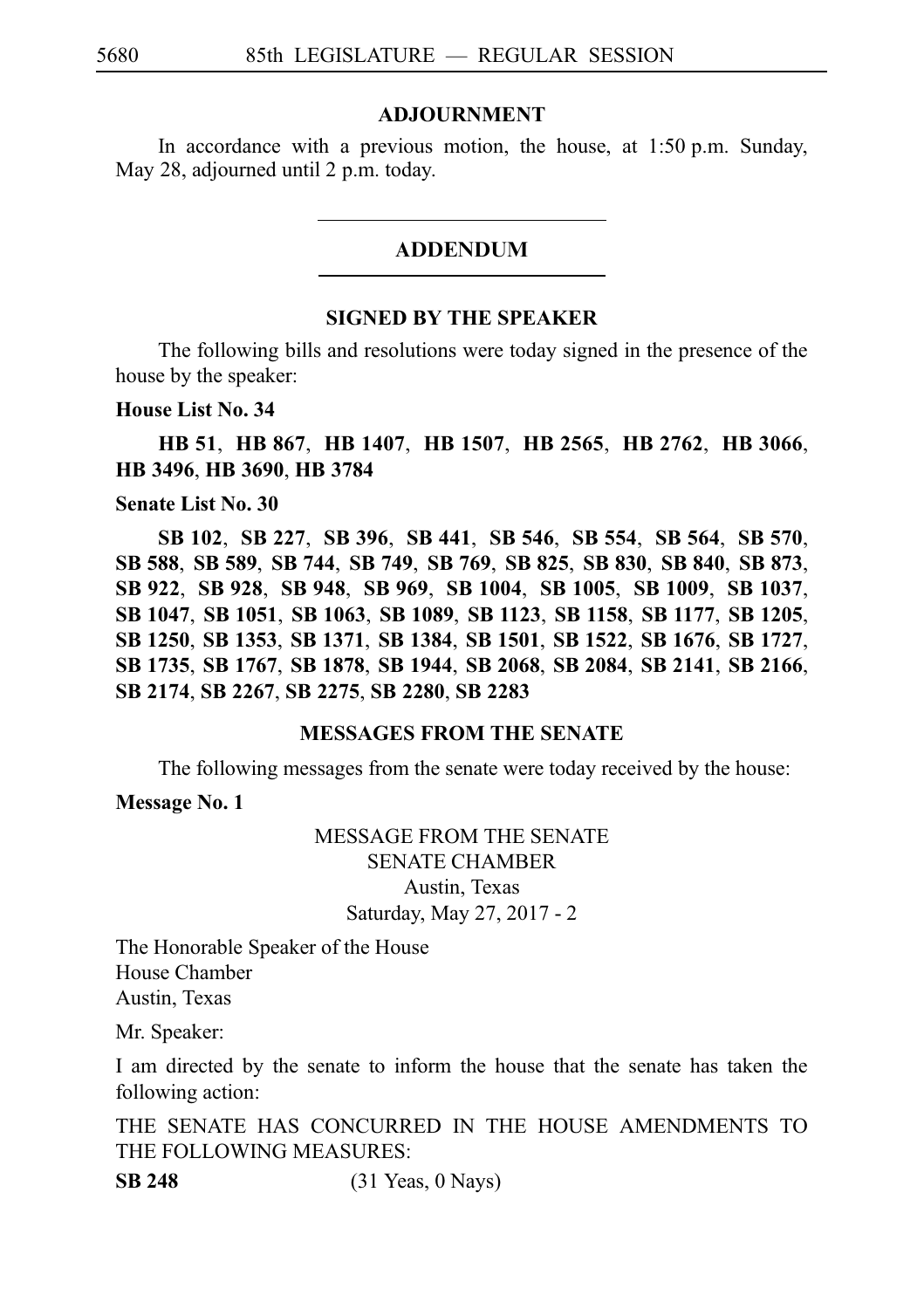## ADJOURNMENT

In accordance with a previous motion, the house, at 1:50 p.m. Sunday, May 28, adjourned until 2 p.m. today.

---

## ADDENDUM

---

### SIGNED BY THE SPEAKER

The following bills and resolutions were today signed in the presence of the house by the speaker:

**House List No. 34**

**HB 51**, **HB 867**, **HB 1407**, **HB 1507**, **HB 2565**, **HB 2762**, **HB 3066**, **HB 3496**, **HB 3690**, **HB 3784**

**Senate List No. 30**

**SB 102**, **SB 227**, **SB 396**, **SB 441**, **SB 546**, **SB 554**, **SB 564**, **SB 570**, **SB 588**, **SB 589**, **SB 744**, **SB 749**, **SB 769**, **SB 825**, **SB 830**, **SB 840**, **SB 873**, **SB 922**, **SB 928**, **SB 948**, **SB 969**, **SB 1004**, **SB 1005**, **SB 1009**, **SB 1037**, **SB 1047**, **SB 1051**, **SB 1063**, **SB 1089**, **SB 1123**, **SB 1158**, **SB 1177**, **SB 1205**, **SB 1250**, **SB 1353**, **SB 1371**, **SB 1384**, **SB 1501**, **SB 1522**, **SB 1676**, **SB 1727**, **SB 1735**, **SB 1767**, **SB 1878**, **SB 1944**, **SB 2068**, **SB 2084**, **SB 2141**, **SB 2166**, **SB 2174**, **SB 2267**, **SB 2275**, **SB 2280**, **SB 2283**

### MESSAGES FROM THE SENATE

The following messages from the senate were today received by the house:

**Message No. 1**

MESSAGE FROM THE SENATE
SENATE CHAMBER
Austin, Texas
Saturday, May 27, 2017 - 2

The Honorable Speaker of the House
House Chamber
Austin, Texas

Mr. Speaker:

I am directed by the senate to inform the house that the senate has taken the following action:

THE SENATE HAS CONCURRED IN THE HOUSE AMENDMENTS TO THE FOLLOWING MEASURES:

**SB 248** (31 Yeas, 0 Nays)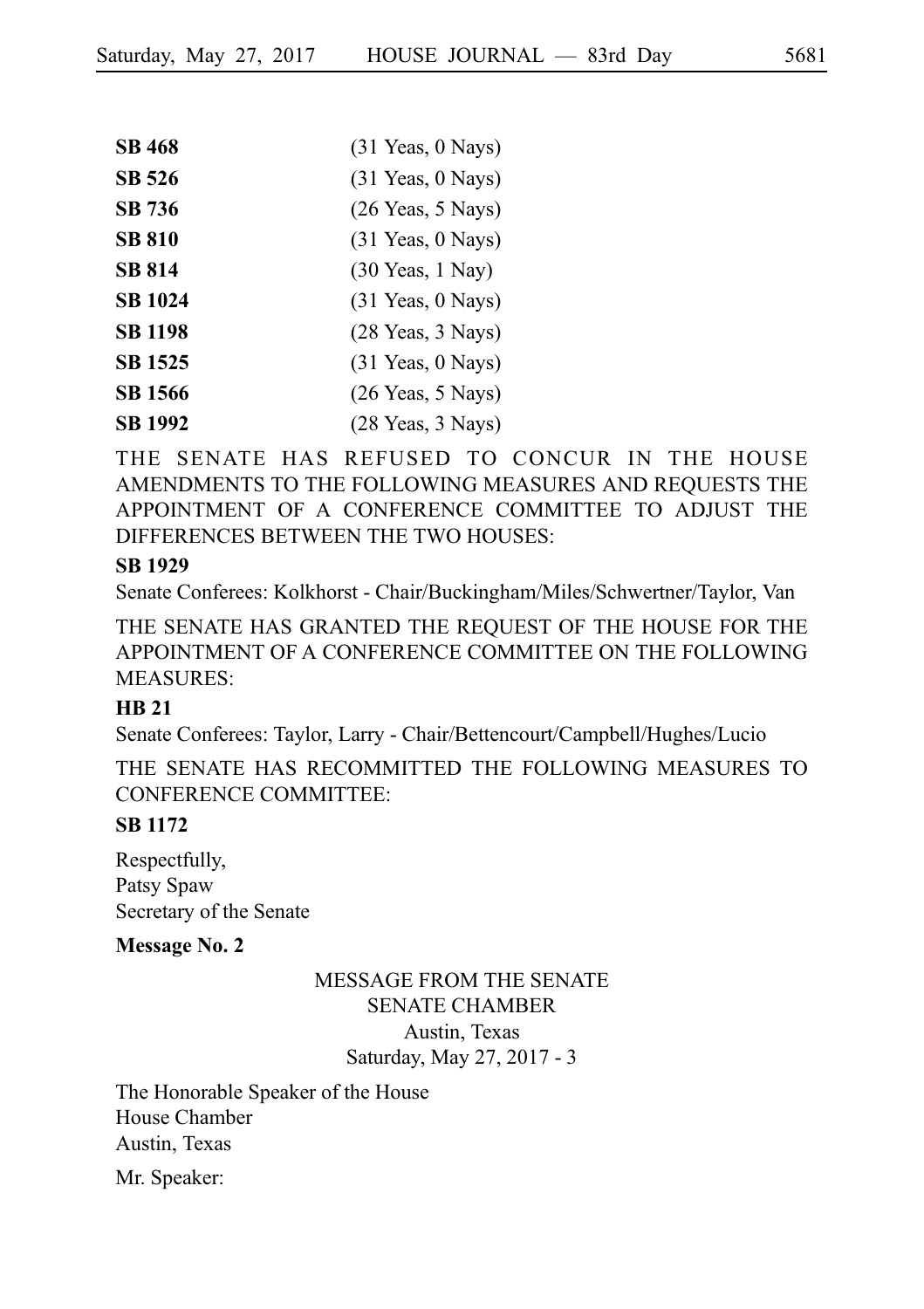| | |
|---|---|
| **SB 468** | (31 Yeas, 0 Nays) |
| **SB 526** | (31 Yeas, 0 Nays) |
| **SB 736** | (26 Yeas, 5 Nays) |
| **SB 810** | (31 Yeas, 0 Nays) |
| **SB 814** | (30 Yeas, 1 Nay) |
| **SB 1024** | (31 Yeas, 0 Nays) |
| **SB 1198** | (28 Yeas, 3 Nays) |
| **SB 1525** | (31 Yeas, 0 Nays) |
| **SB 1566** | (26 Yeas, 5 Nays) |
| **SB 1992** | (28 Yeas, 3 Nays) |

THE SENATE HAS REFUSED TO CONCUR IN THE HOUSE AMENDMENTS TO THE FOLLOWING MEASURES AND REQUESTS THE APPOINTMENT OF A CONFERENCE COMMITTEE TO ADJUST THE DIFFERENCES BETWEEN THE TWO HOUSES:

**SB 1929**

Senate Conferees: Kolkhorst - Chair/Buckingham/Miles/Schwertner/Taylor, Van

THE SENATE HAS GRANTED THE REQUEST OF THE HOUSE FOR THE APPOINTMENT OF A CONFERENCE COMMITTEE ON THE FOLLOWING MEASURES:

**HB 21**

Senate Conferees: Taylor, Larry - Chair/Bettencourt/Campbell/Hughes/Lucio

THE SENATE HAS RECOMMITTED THE FOLLOWING MEASURES TO CONFERENCE COMMITTEE:

**SB 1172**

Respectfully,
Patsy Spaw
Secretary of the Senate

**Message No. 2**

MESSAGE FROM THE SENATE
SENATE CHAMBER
Austin, Texas
Saturday, May 27, 2017 - 3

The Honorable Speaker of the House
House Chamber
Austin, Texas

Mr. Speaker: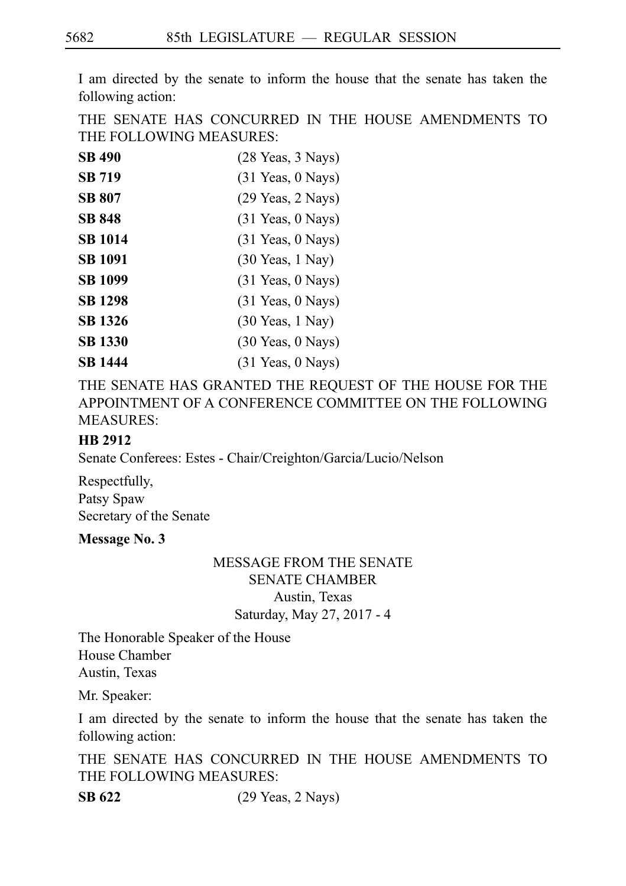I am directed by the senate to inform the house that the senate has taken the following action:

THE SENATE HAS CONCURRED IN THE HOUSE AMENDMENTS TO THE FOLLOWING MEASURES:

| | |
|---|---|
| **SB 490** | (28 Yeas, 3 Nays) |
| **SB 719** | (31 Yeas, 0 Nays) |
| **SB 807** | (29 Yeas, 2 Nays) |
| **SB 848** | (31 Yeas, 0 Nays) |
| **SB 1014** | (31 Yeas, 0 Nays) |
| **SB 1091** | (30 Yeas, 1 Nay) |
| **SB 1099** | (31 Yeas, 0 Nays) |
| **SB 1298** | (31 Yeas, 0 Nays) |
| **SB 1326** | (30 Yeas, 1 Nay) |
| **SB 1330** | (30 Yeas, 0 Nays) |
| **SB 1444** | (31 Yeas, 0 Nays) |

THE SENATE HAS GRANTED THE REQUEST OF THE HOUSE FOR THE APPOINTMENT OF A CONFERENCE COMMITTEE ON THE FOLLOWING MEASURES:

**HB 2912**

Senate Conferees: Estes - Chair/Creighton/Garcia/Lucio/Nelson

Respectfully,
Patsy Spaw
Secretary of the Senate

**Message No. 3**

MESSAGE FROM THE SENATE
SENATE CHAMBER
Austin, Texas
Saturday, May 27, 2017 - 4

The Honorable Speaker of the House
House Chamber
Austin, Texas

Mr. Speaker:

I am directed by the senate to inform the house that the senate has taken the following action:

THE SENATE HAS CONCURRED IN THE HOUSE AMENDMENTS TO THE FOLLOWING MEASURES:

| | |
|---|---|
| **SB 622** | (29 Yeas, 2 Nays) |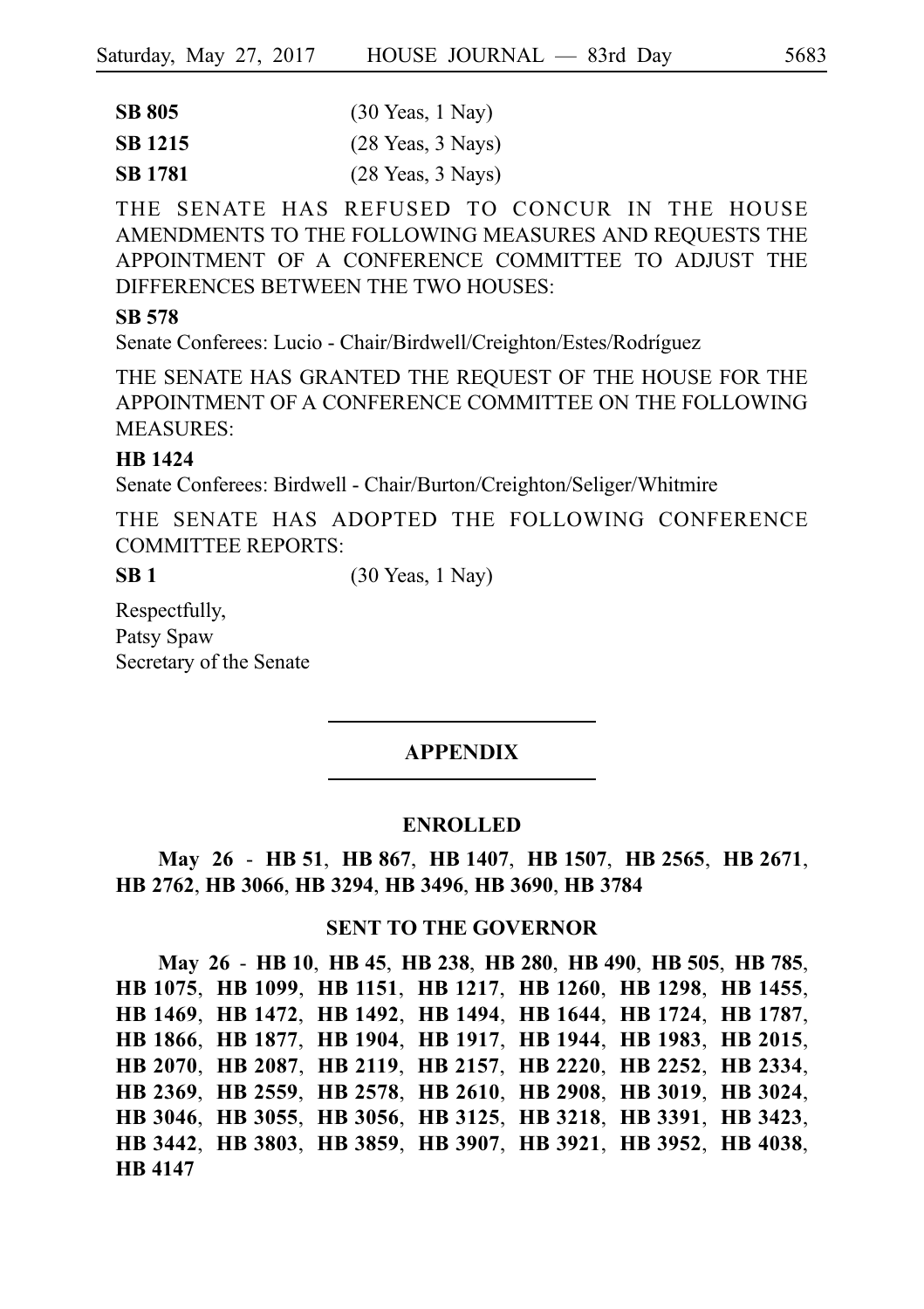| | |
|---|---|
| **SB 805** | (30 Yeas, 1 Nay) |
| **SB 1215** | (28 Yeas, 3 Nays) |
| **SB 1781** | (28 Yeas, 3 Nays) |

THE SENATE HAS REFUSED TO CONCUR IN THE HOUSE AMENDMENTS TO THE FOLLOWING MEASURES AND REQUESTS THE APPOINTMENT OF A CONFERENCE COMMITTEE TO ADJUST THE DIFFERENCES BETWEEN THE TWO HOUSES:

**SB 578**

Senate Conferees: Lucio - Chair/Birdwell/Creighton/Estes/Rodríguez

THE SENATE HAS GRANTED THE REQUEST OF THE HOUSE FOR THE APPOINTMENT OF A CONFERENCE COMMITTEE ON THE FOLLOWING MEASURES:

**HB 1424**

Senate Conferees: Birdwell - Chair/Burton/Creighton/Seliger/Whitmire

THE SENATE HAS ADOPTED THE FOLLOWING CONFERENCE COMMITTEE REPORTS:

**SB 1** (30 Yeas, 1 Nay)

Respectfully,
Patsy Spaw
Secretary of the Senate

## APPENDIX

### ENROLLED

**May 26** - **HB 51**, **HB 867**, **HB 1407**, **HB 1507**, **HB 2565**, **HB 2671**, **HB 2762**, **HB 3066**, **HB 3294**, **HB 3496**, **HB 3690**, **HB 3784**

### SENT TO THE GOVERNOR

**May 26** - **HB 10**, **HB 45**, **HB 238**, **HB 280**, **HB 490**, **HB 505**, **HB 785**, **HB 1075**, **HB 1099**, **HB 1151**, **HB 1217**, **HB 1260**, **HB 1298**, **HB 1455**, **HB 1469**, **HB 1472**, **HB 1492**, **HB 1494**, **HB 1644**, **HB 1724**, **HB 1787**, **HB 1866**, **HB 1877**, **HB 1904**, **HB 1917**, **HB 1944**, **HB 1983**, **HB 2015**, **HB 2070**, **HB 2087**, **HB 2119**, **HB 2157**, **HB 2220**, **HB 2252**, **HB 2334**, **HB 2369**, **HB 2559**, **HB 2578**, **HB 2610**, **HB 2908**, **HB 3019**, **HB 3024**, **HB 3046**, **HB 3055**, **HB 3056**, **HB 3125**, **HB 3218**, **HB 3391**, **HB 3423**, **HB 3442**, **HB 3803**, **HB 3859**, **HB 3907**, **HB 3921**, **HB 3952**, **HB 4038**, **HB 4147**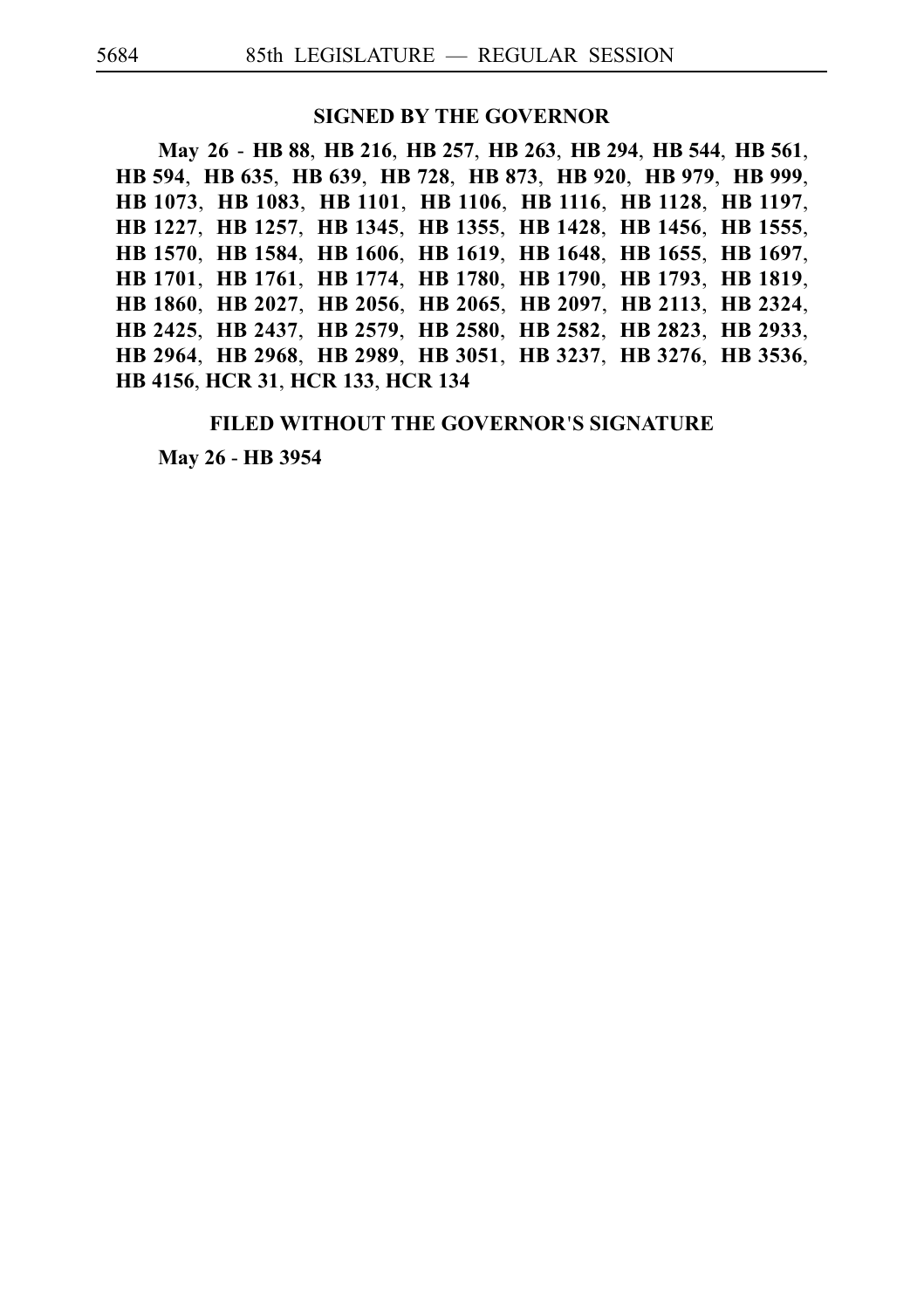## SIGNED BY THE GOVERNOR

**May 26 - HB 88, HB 216, HB 257, HB 263, HB 294, HB 544, HB 561, HB 594, HB 635, HB 639, HB 728, HB 873, HB 920, HB 979, HB 999, HB 1073, HB 1083, HB 1101, HB 1106, HB 1116, HB 1128, HB 1197, HB 1227, HB 1257, HB 1345, HB 1355, HB 1428, HB 1456, HB 1555, HB 1570, HB 1584, HB 1606, HB 1619, HB 1648, HB 1655, HB 1697, HB 1701, HB 1761, HB 1774, HB 1780, HB 1790, HB 1793, HB 1819, HB 1860, HB 2027, HB 2056, HB 2065, HB 2097, HB 2113, HB 2324, HB 2425, HB 2437, HB 2579, HB 2580, HB 2582, HB 2823, HB 2933, HB 2964, HB 2968, HB 2989, HB 3051, HB 3237, HB 3276, HB 3536, HB 4156, HCR 31, HCR 133, HCR 134**

## FILED WITHOUT THE GOVERNOR'S SIGNATURE

**May 26 - HB 3954**